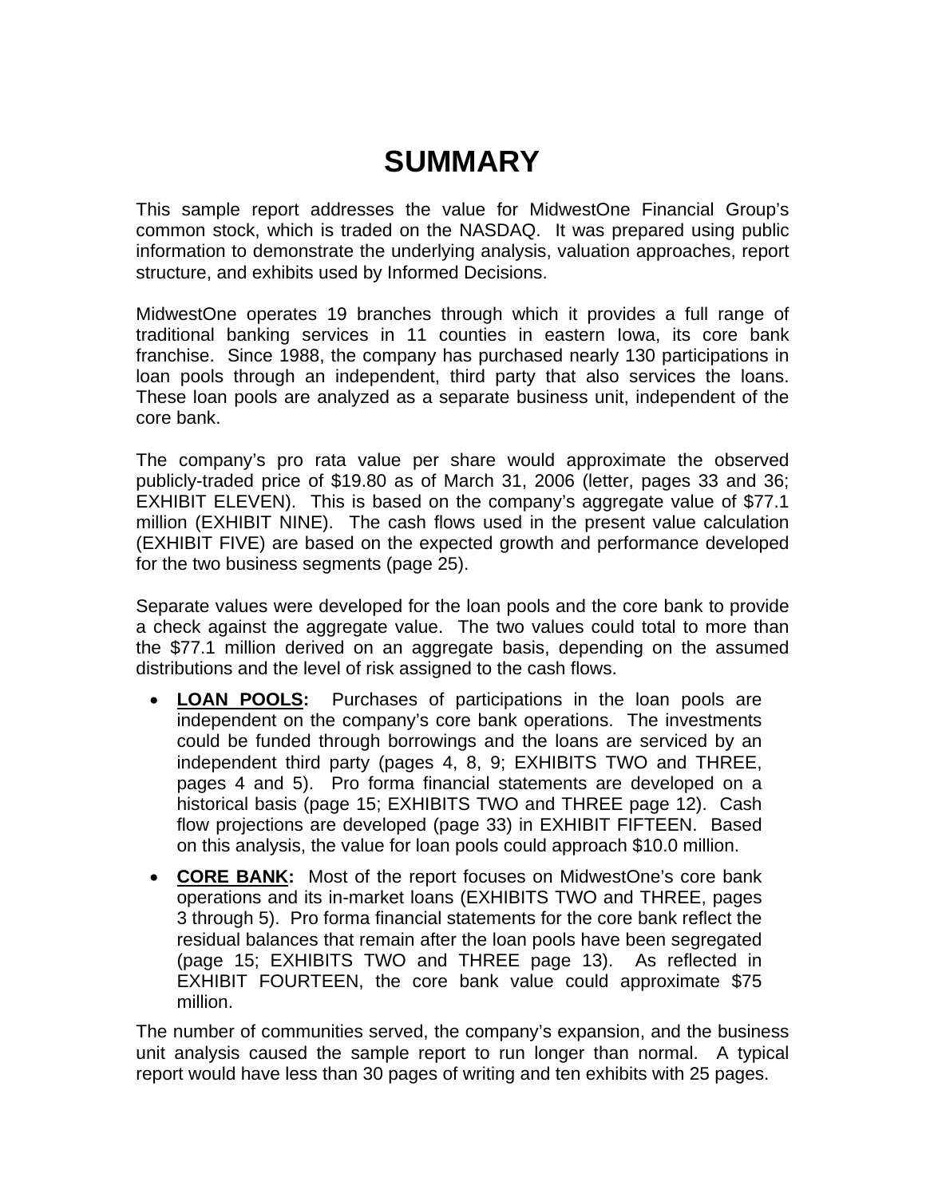# SUMMARY

This sample report addresses the value for MidwestOne Financial Group's common stock, which is traded on the NASDAQ. It was prepared using public information to demonstrate the underlying analysis, valuation approaches, report structure, and exhibits used by Informed Decisions.

MidwestOne operates 19 branches through which it provides a full range of traditional banking services in 11 counties in eastern Iowa, its core bank franchise. Since 1988, the company has purchased nearly 130 participations in loan pools through an independent, third party that also services the loans. These loan pools are analyzed as a separate business unit, independent of the core bank.

The company's pro rata value per share would approximate the observed publicly-traded price of $19.80 as of March 31, 2006 (letter, pages 33 and 36; EXHIBIT ELEVEN). This is based on the company's aggregate value of $77.1 million (EXHIBIT NINE). The cash flows used in the present value calculation (EXHIBIT FIVE) are based on the expected growth and performance developed for the two business segments (page 25).

Separate values were developed for the loan pools and the core bank to provide a check against the aggregate value. The two values could total to more than the $77.1 million derived on an aggregate basis, depending on the assumed distributions and the level of risk assigned to the cash flows.

- **LOAN POOLS:** Purchases of participations in the loan pools are independent on the company's core bank operations. The investments could be funded through borrowings and the loans are serviced by an independent third party (pages 4, 8, 9; EXHIBITS TWO and THREE, pages 4 and 5). Pro forma financial statements are developed on a historical basis (page 15; EXHIBITS TWO and THREE page 12). Cash flow projections are developed (page 33) in EXHIBIT FIFTEEN. Based on this analysis, the value for loan pools could approach $10.0 million.
- **CORE BANK:** Most of the report focuses on MidwestOne's core bank operations and its in-market loans (EXHIBITS TWO and THREE, pages 3 through 5). Pro forma financial statements for the core bank reflect the residual balances that remain after the loan pools have been segregated (page 15; EXHIBITS TWO and THREE page 13). As reflected in EXHIBIT FOURTEEN, the core bank value could approximate $75 million.

The number of communities served, the company's expansion, and the business unit analysis caused the sample report to run longer than normal. A typical report would have less than 30 pages of writing and ten exhibits with 25 pages.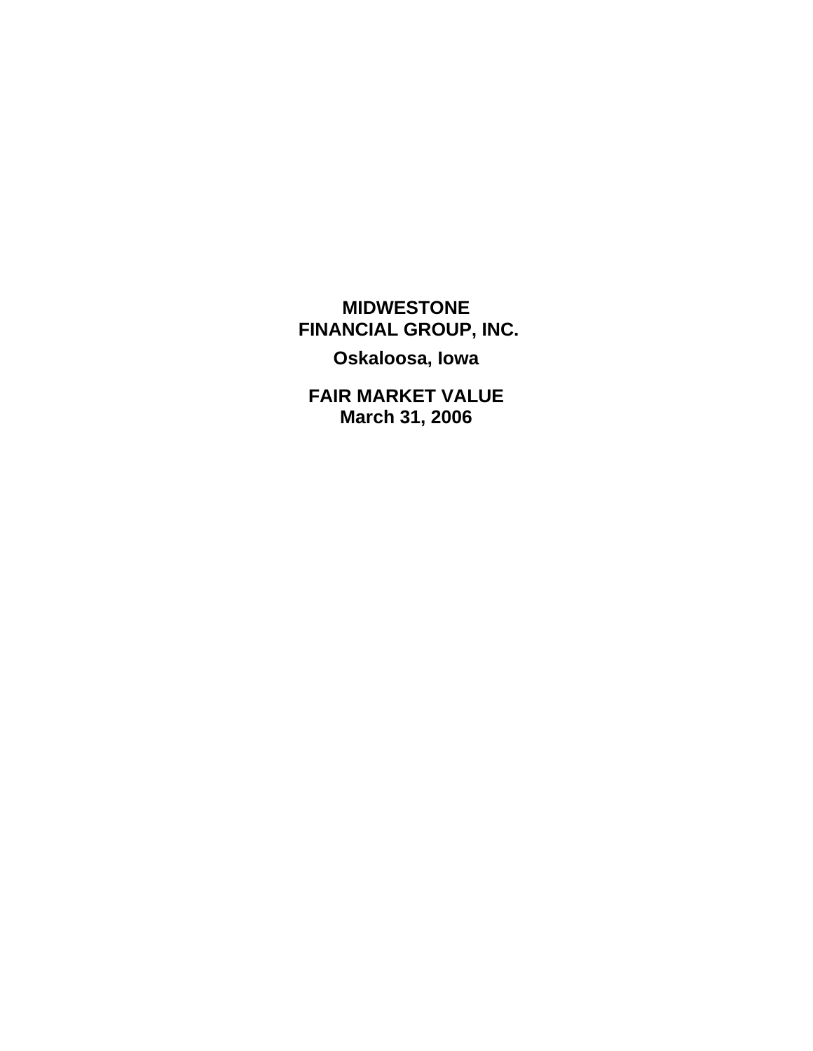# MIDWESTONE FINANCIAL GROUP, INC.

**Oskaloosa, Iowa**

**FAIR MARKET VALUE**
**March 31, 2006**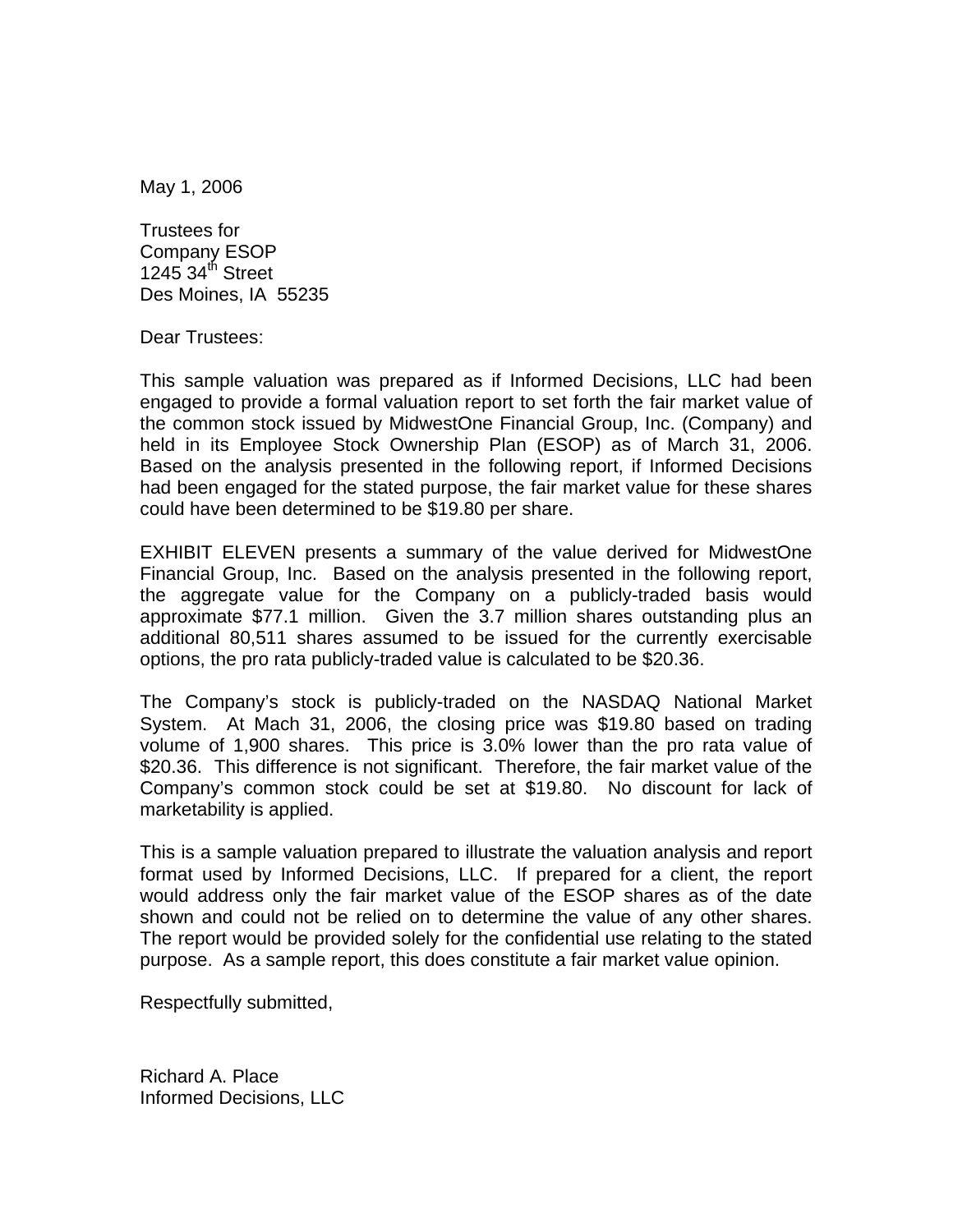May 1, 2006

Trustees for
Company ESOP
1245 34th Street
Des Moines, IA 55235

Dear Trustees:

This sample valuation was prepared as if Informed Decisions, LLC had been engaged to provide a formal valuation report to set forth the fair market value of the common stock issued by MidwestOne Financial Group, Inc. (Company) and held in its Employee Stock Ownership Plan (ESOP) as of March 31, 2006. Based on the analysis presented in the following report, if Informed Decisions had been engaged for the stated purpose, the fair market value for these shares could have been determined to be $19.80 per share.

EXHIBIT ELEVEN presents a summary of the value derived for MidwestOne Financial Group, Inc. Based on the analysis presented in the following report, the aggregate value for the Company on a publicly-traded basis would approximate $77.1 million. Given the 3.7 million shares outstanding plus an additional 80,511 shares assumed to be issued for the currently exercisable options, the pro rata publicly-traded value is calculated to be $20.36.

The Company's stock is publicly-traded on the NASDAQ National Market System. At Mach 31, 2006, the closing price was $19.80 based on trading volume of 1,900 shares. This price is 3.0% lower than the pro rata value of $20.36. This difference is not significant. Therefore, the fair market value of the Company's common stock could be set at $19.80. No discount for lack of marketability is applied.

This is a sample valuation prepared to illustrate the valuation analysis and report format used by Informed Decisions, LLC. If prepared for a client, the report would address only the fair market value of the ESOP shares as of the date shown and could not be relied on to determine the value of any other shares. The report would be provided solely for the confidential use relating to the stated purpose. As a sample report, this does constitute a fair market value opinion.

Respectfully submitted,

Richard A. Place
Informed Decisions, LLC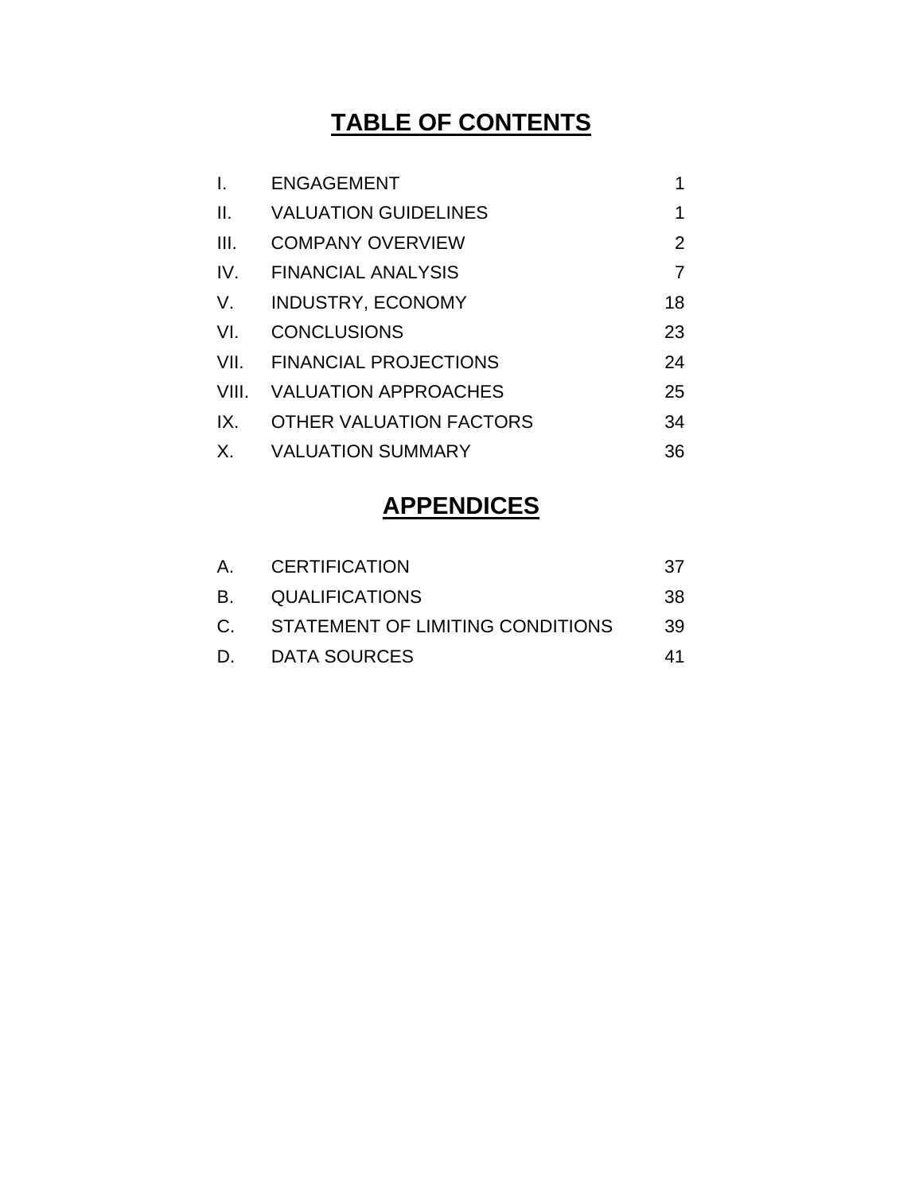# TABLE OF CONTENTS

| | | |
|---|---|---|
| I. | ENGAGEMENT | 1 |
| II. | VALUATION GUIDELINES | 1 |
| III. | COMPANY OVERVIEW | 2 |
| IV. | FINANCIAL ANALYSIS | 7 |
| V. | INDUSTRY, ECONOMY | 18 |
| VI. | CONCLUSIONS | 23 |
| VII. | FINANCIAL PROJECTIONS | 24 |
| VIII. | VALUATION APPROACHES | 25 |
| IX. | OTHER VALUATION FACTORS | 34 |
| X. | VALUATION SUMMARY | 36 |

# APPENDICES

| | | |
|---|---|---|
| A. | CERTIFICATION | 37 |
| B. | QUALIFICATIONS | 38 |
| C. | STATEMENT OF LIMITING CONDITIONS | 39 |
| D. | DATA SOURCES | 41 |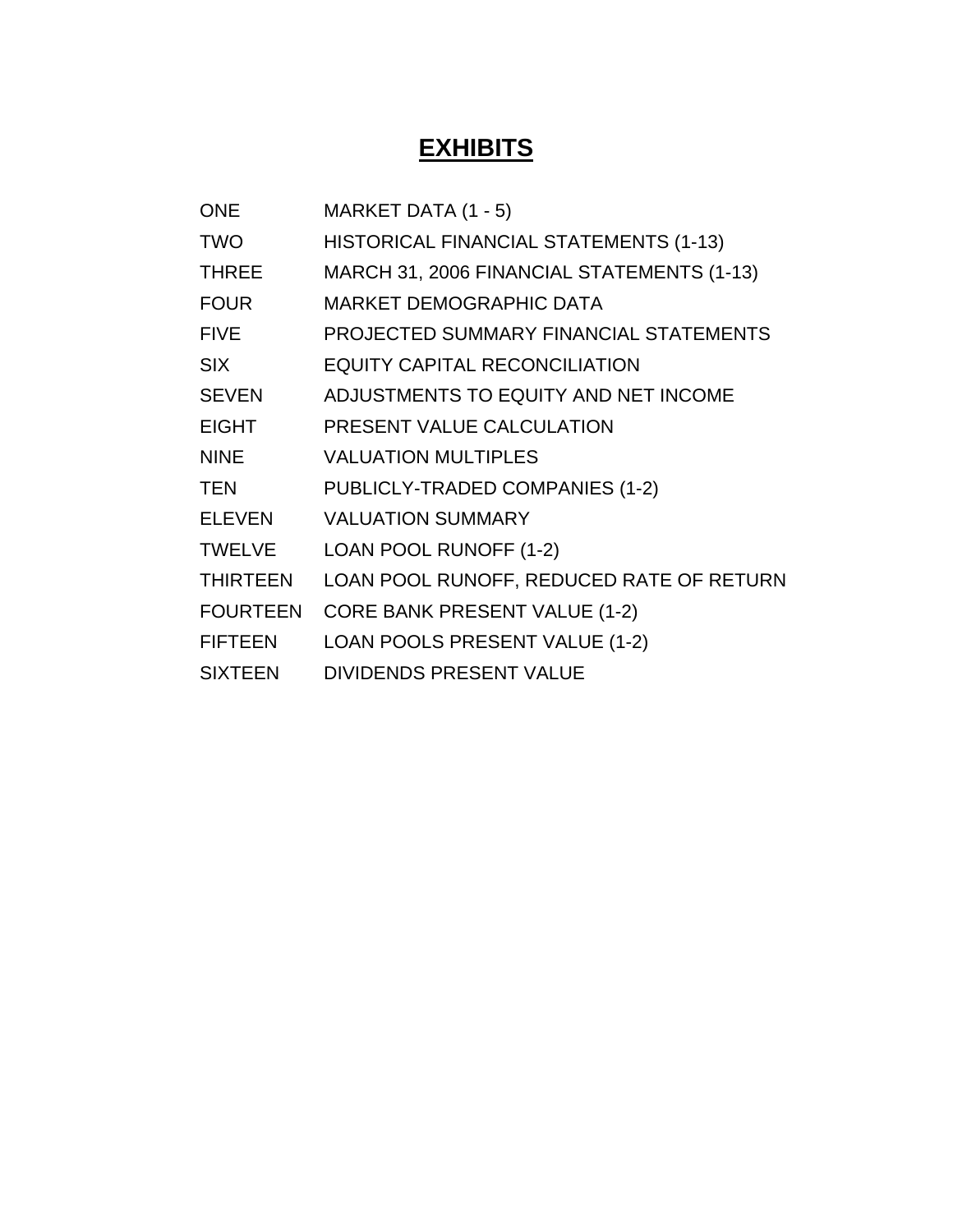# EXHIBITS

| | |
|---|---|
| ONE | MARKET DATA (1 - 5) |
| TWO | HISTORICAL FINANCIAL STATEMENTS (1-13) |
| THREE | MARCH 31, 2006 FINANCIAL STATEMENTS (1-13) |
| FOUR | MARKET DEMOGRAPHIC DATA |
| FIVE | PROJECTED SUMMARY FINANCIAL STATEMENTS |
| SIX | EQUITY CAPITAL RECONCILIATION |
| SEVEN | ADJUSTMENTS TO EQUITY AND NET INCOME |
| EIGHT | PRESENT VALUE CALCULATION |
| NINE | VALUATION MULTIPLES |
| TEN | PUBLICLY-TRADED COMPANIES (1-2) |
| ELEVEN | VALUATION SUMMARY |
| TWELVE | LOAN POOL RUNOFF (1-2) |
| THIRTEEN | LOAN POOL RUNOFF, REDUCED RATE OF RETURN |
| FOURTEEN | CORE BANK PRESENT VALUE (1-2) |
| FIFTEEN | LOAN POOLS PRESENT VALUE (1-2) |
| SIXTEEN | DIVIDENDS PRESENT VALUE |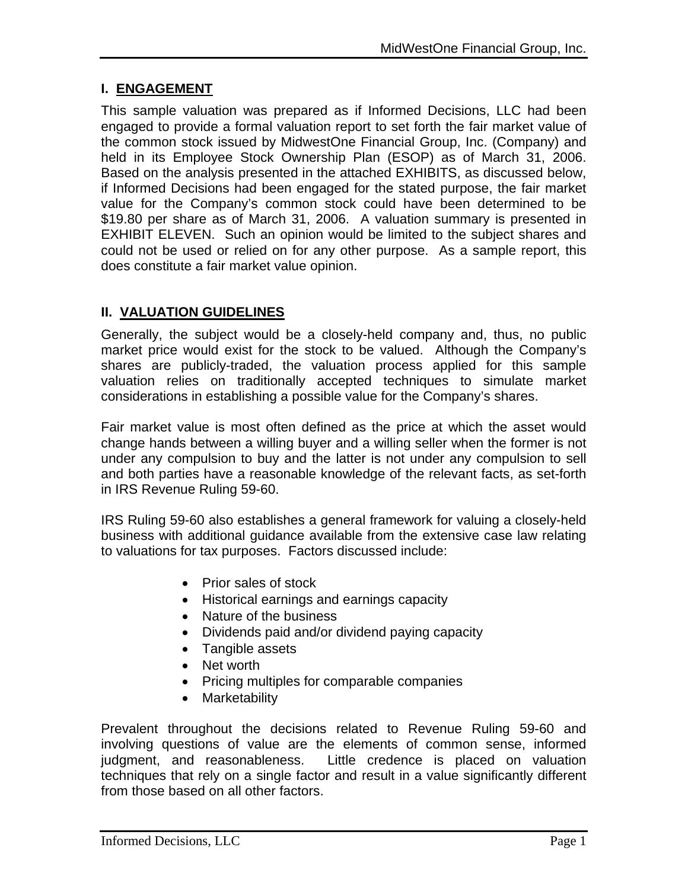## I. ENGAGEMENT

This sample valuation was prepared as if Informed Decisions, LLC had been engaged to provide a formal valuation report to set forth the fair market value of the common stock issued by MidwestOne Financial Group, Inc. (Company) and held in its Employee Stock Ownership Plan (ESOP) as of March 31, 2006. Based on the analysis presented in the attached EXHIBITS, as discussed below, if Informed Decisions had been engaged for the stated purpose, the fair market value for the Company's common stock could have been determined to be $19.80 per share as of March 31, 2006. A valuation summary is presented in EXHIBIT ELEVEN. Such an opinion would be limited to the subject shares and could not be used or relied on for any other purpose. As a sample report, this does constitute a fair market value opinion.

## II. VALUATION GUIDELINES

Generally, the subject would be a closely-held company and, thus, no public market price would exist for the stock to be valued. Although the Company's shares are publicly-traded, the valuation process applied for this sample valuation relies on traditionally accepted techniques to simulate market considerations in establishing a possible value for the Company's shares.

Fair market value is most often defined as the price at which the asset would change hands between a willing buyer and a willing seller when the former is not under any compulsion to buy and the latter is not under any compulsion to sell and both parties have a reasonable knowledge of the relevant facts, as set-forth in IRS Revenue Ruling 59-60.

IRS Ruling 59-60 also establishes a general framework for valuing a closely-held business with additional guidance available from the extensive case law relating to valuations for tax purposes. Factors discussed include:

- Prior sales of stock
- Historical earnings and earnings capacity
- Nature of the business
- Dividends paid and/or dividend paying capacity
- Tangible assets
- Net worth
- Pricing multiples for comparable companies
- Marketability

Prevalent throughout the decisions related to Revenue Ruling 59-60 and involving questions of value are the elements of common sense, informed judgment, and reasonableness. Little credence is placed on valuation techniques that rely on a single factor and result in a value significantly different from those based on all other factors.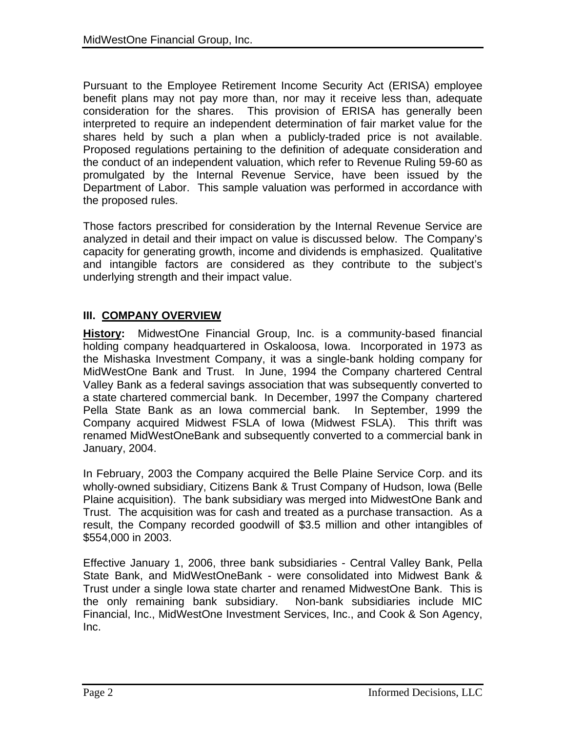Pursuant to the Employee Retirement Income Security Act (ERISA) employee benefit plans may not pay more than, nor may it receive less than, adequate consideration for the shares. This provision of ERISA has generally been interpreted to require an independent determination of fair market value for the shares held by such a plan when a publicly-traded price is not available. Proposed regulations pertaining to the definition of adequate consideration and the conduct of an independent valuation, which refer to Revenue Ruling 59-60 as promulgated by the Internal Revenue Service, have been issued by the Department of Labor. This sample valuation was performed in accordance with the proposed rules.

Those factors prescribed for consideration by the Internal Revenue Service are analyzed in detail and their impact on value is discussed below. The Company's capacity for generating growth, income and dividends is emphasized. Qualitative and intangible factors are considered as they contribute to the subject's underlying strength and their impact value.

## III. COMPANY OVERVIEW

**History:** MidwestOne Financial Group, Inc. is a community-based financial holding company headquartered in Oskaloosa, Iowa. Incorporated in 1973 as the Mishaska Investment Company, it was a single-bank holding company for MidWestOne Bank and Trust. In June, 1994 the Company chartered Central Valley Bank as a federal savings association that was subsequently converted to a state chartered commercial bank. In December, 1997 the Company chartered Pella State Bank as an Iowa commercial bank. In September, 1999 the Company acquired Midwest FSLA of Iowa (Midwest FSLA). This thrift was renamed MidWestOneBank and subsequently converted to a commercial bank in January, 2004.

In February, 2003 the Company acquired the Belle Plaine Service Corp. and its wholly-owned subsidiary, Citizens Bank & Trust Company of Hudson, Iowa (Belle Plaine acquisition). The bank subsidiary was merged into MidwestOne Bank and Trust. The acquisition was for cash and treated as a purchase transaction. As a result, the Company recorded goodwill of $3.5 million and other intangibles of $554,000 in 2003.

Effective January 1, 2006, three bank subsidiaries - Central Valley Bank, Pella State Bank, and MidWestOneBank - were consolidated into Midwest Bank & Trust under a single Iowa state charter and renamed MidwestOne Bank. This is the only remaining bank subsidiary. Non-bank subsidiaries include MIC Financial, Inc., MidWestOne Investment Services, Inc., and Cook & Son Agency, Inc.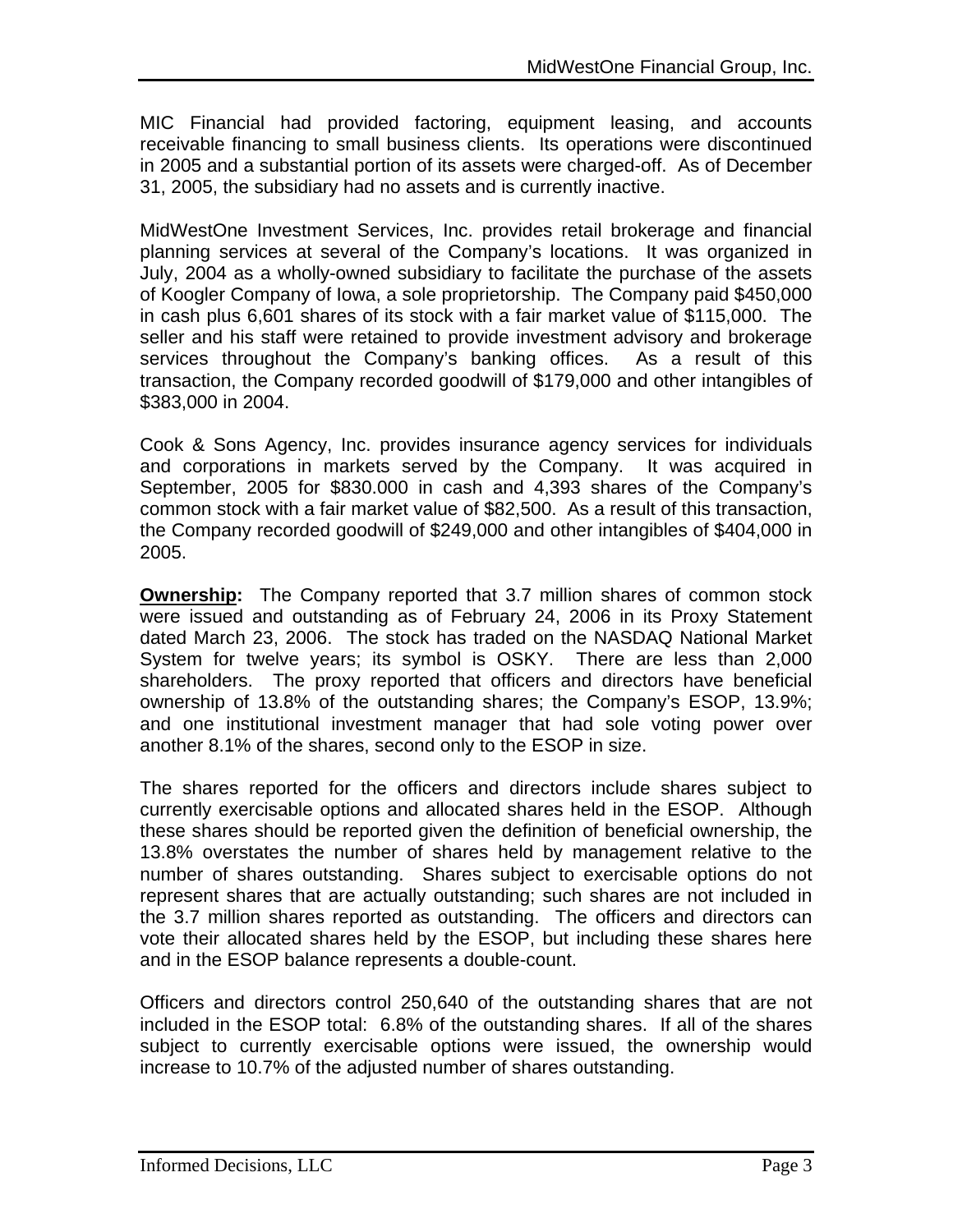MIC Financial had provided factoring, equipment leasing, and accounts receivable financing to small business clients. Its operations were discontinued in 2005 and a substantial portion of its assets were charged-off. As of December 31, 2005, the subsidiary had no assets and is currently inactive.

MidWestOne Investment Services, Inc. provides retail brokerage and financial planning services at several of the Company's locations. It was organized in July, 2004 as a wholly-owned subsidiary to facilitate the purchase of the assets of Koogler Company of Iowa, a sole proprietorship. The Company paid $450,000 in cash plus 6,601 shares of its stock with a fair market value of $115,000. The seller and his staff were retained to provide investment advisory and brokerage services throughout the Company's banking offices. As a result of this transaction, the Company recorded goodwill of $179,000 and other intangibles of $383,000 in 2004.

Cook & Sons Agency, Inc. provides insurance agency services for individuals and corporations in markets served by the Company. It was acquired in September, 2005 for $830.000 in cash and 4,393 shares of the Company's common stock with a fair market value of $82,500. As a result of this transaction, the Company recorded goodwill of $249,000 and other intangibles of $404,000 in 2005.

**Ownership:** The Company reported that 3.7 million shares of common stock were issued and outstanding as of February 24, 2006 in its Proxy Statement dated March 23, 2006. The stock has traded on the NASDAQ National Market System for twelve years; its symbol is OSKY. There are less than 2,000 shareholders. The proxy reported that officers and directors have beneficial ownership of 13.8% of the outstanding shares; the Company's ESOP, 13.9%; and one institutional investment manager that had sole voting power over another 8.1% of the shares, second only to the ESOP in size.

The shares reported for the officers and directors include shares subject to currently exercisable options and allocated shares held in the ESOP. Although these shares should be reported given the definition of beneficial ownership, the 13.8% overstates the number of shares held by management relative to the number of shares outstanding. Shares subject to exercisable options do not represent shares that are actually outstanding; such shares are not included in the 3.7 million shares reported as outstanding. The officers and directors can vote their allocated shares held by the ESOP, but including these shares here and in the ESOP balance represents a double-count.

Officers and directors control 250,640 of the outstanding shares that are not included in the ESOP total: 6.8% of the outstanding shares. If all of the shares subject to currently exercisable options were issued, the ownership would increase to 10.7% of the adjusted number of shares outstanding.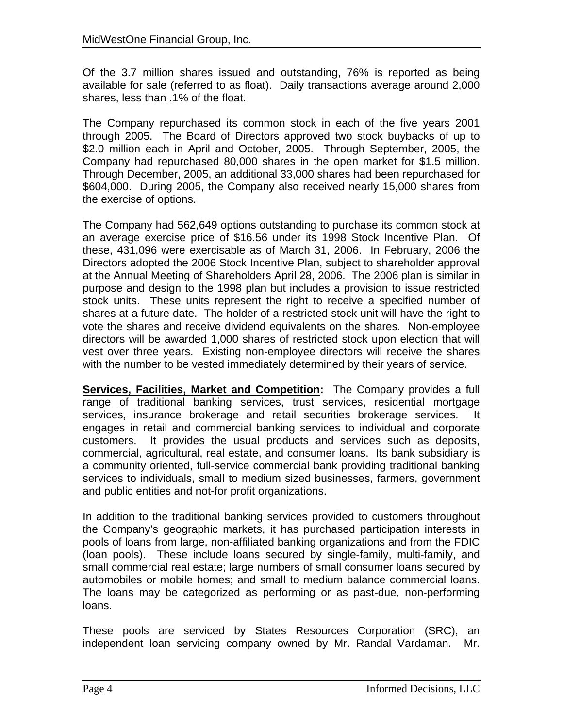Of the 3.7 million shares issued and outstanding, 76% is reported as being available for sale (referred to as float). Daily transactions average around 2,000 shares, less than .1% of the float.

The Company repurchased its common stock in each of the five years 2001 through 2005. The Board of Directors approved two stock buybacks of up to $2.0 million each in April and October, 2005. Through September, 2005, the Company had repurchased 80,000 shares in the open market for $1.5 million. Through December, 2005, an additional 33,000 shares had been repurchased for $604,000. During 2005, the Company also received nearly 15,000 shares from the exercise of options.

The Company had 562,649 options outstanding to purchase its common stock at an average exercise price of $16.56 under its 1998 Stock Incentive Plan. Of these, 431,096 were exercisable as of March 31, 2006. In February, 2006 the Directors adopted the 2006 Stock Incentive Plan, subject to shareholder approval at the Annual Meeting of Shareholders April 28, 2006. The 2006 plan is similar in purpose and design to the 1998 plan but includes a provision to issue restricted stock units. These units represent the right to receive a specified number of shares at a future date. The holder of a restricted stock unit will have the right to vote the shares and receive dividend equivalents on the shares. Non-employee directors will be awarded 1,000 shares of restricted stock upon election that will vest over three years. Existing non-employee directors will receive the shares with the number to be vested immediately determined by their years of service.

**Services, Facilities, Market and Competition:** The Company provides a full range of traditional banking services, trust services, residential mortgage services, insurance brokerage and retail securities brokerage services. It engages in retail and commercial banking services to individual and corporate customers. It provides the usual products and services such as deposits, commercial, agricultural, real estate, and consumer loans. Its bank subsidiary is a community oriented, full-service commercial bank providing traditional banking services to individuals, small to medium sized businesses, farmers, government and public entities and not-for profit organizations.

In addition to the traditional banking services provided to customers throughout the Company's geographic markets, it has purchased participation interests in pools of loans from large, non-affiliated banking organizations and from the FDIC (loan pools). These include loans secured by single-family, multi-family, and small commercial real estate; large numbers of small consumer loans secured by automobiles or mobile homes; and small to medium balance commercial loans. The loans may be categorized as performing or as past-due, non-performing loans.

These pools are serviced by States Resources Corporation (SRC), an independent loan servicing company owned by Mr. Randal Vardaman. Mr.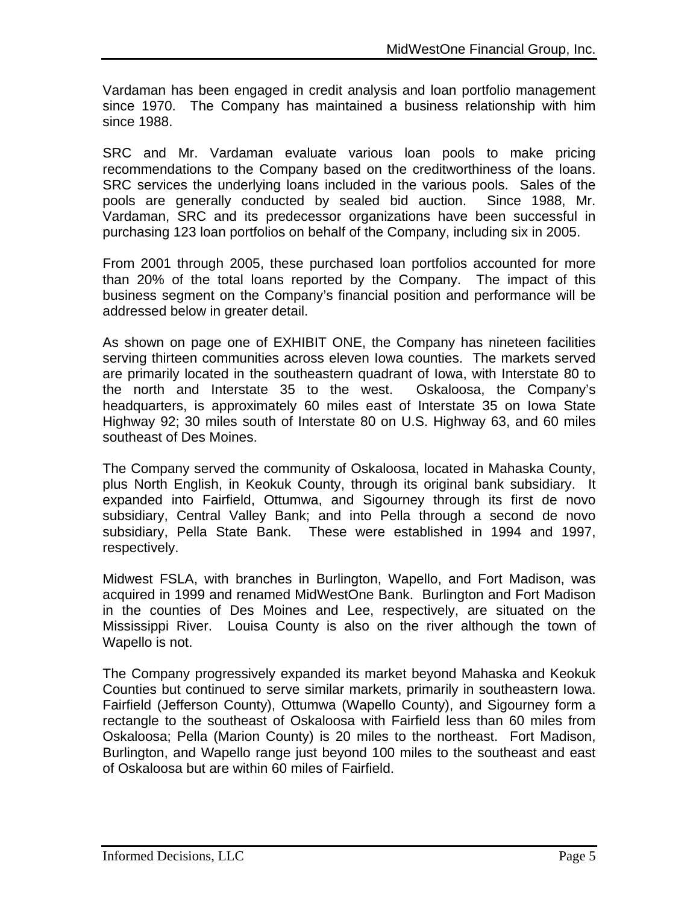Vardaman has been engaged in credit analysis and loan portfolio management since 1970. The Company has maintained a business relationship with him since 1988.

SRC and Mr. Vardaman evaluate various loan pools to make pricing recommendations to the Company based on the creditworthiness of the loans. SRC services the underlying loans included in the various pools. Sales of the pools are generally conducted by sealed bid auction. Since 1988, Mr. Vardaman, SRC and its predecessor organizations have been successful in purchasing 123 loan portfolios on behalf of the Company, including six in 2005.

From 2001 through 2005, these purchased loan portfolios accounted for more than 20% of the total loans reported by the Company. The impact of this business segment on the Company's financial position and performance will be addressed below in greater detail.

As shown on page one of EXHIBIT ONE, the Company has nineteen facilities serving thirteen communities across eleven Iowa counties. The markets served are primarily located in the southeastern quadrant of Iowa, with Interstate 80 to the north and Interstate 35 to the west. Oskaloosa, the Company's headquarters, is approximately 60 miles east of Interstate 35 on Iowa State Highway 92; 30 miles south of Interstate 80 on U.S. Highway 63, and 60 miles southeast of Des Moines.

The Company served the community of Oskaloosa, located in Mahaska County, plus North English, in Keokuk County, through its original bank subsidiary. It expanded into Fairfield, Ottumwa, and Sigourney through its first de novo subsidiary, Central Valley Bank; and into Pella through a second de novo subsidiary, Pella State Bank. These were established in 1994 and 1997, respectively.

Midwest FSLA, with branches in Burlington, Wapello, and Fort Madison, was acquired in 1999 and renamed MidWestOne Bank. Burlington and Fort Madison in the counties of Des Moines and Lee, respectively, are situated on the Mississippi River. Louisa County is also on the river although the town of Wapello is not.

The Company progressively expanded its market beyond Mahaska and Keokuk Counties but continued to serve similar markets, primarily in southeastern Iowa. Fairfield (Jefferson County), Ottumwa (Wapello County), and Sigourney form a rectangle to the southeast of Oskaloosa with Fairfield less than 60 miles from Oskaloosa; Pella (Marion County) is 20 miles to the northeast. Fort Madison, Burlington, and Wapello range just beyond 100 miles to the southeast and east of Oskaloosa but are within 60 miles of Fairfield.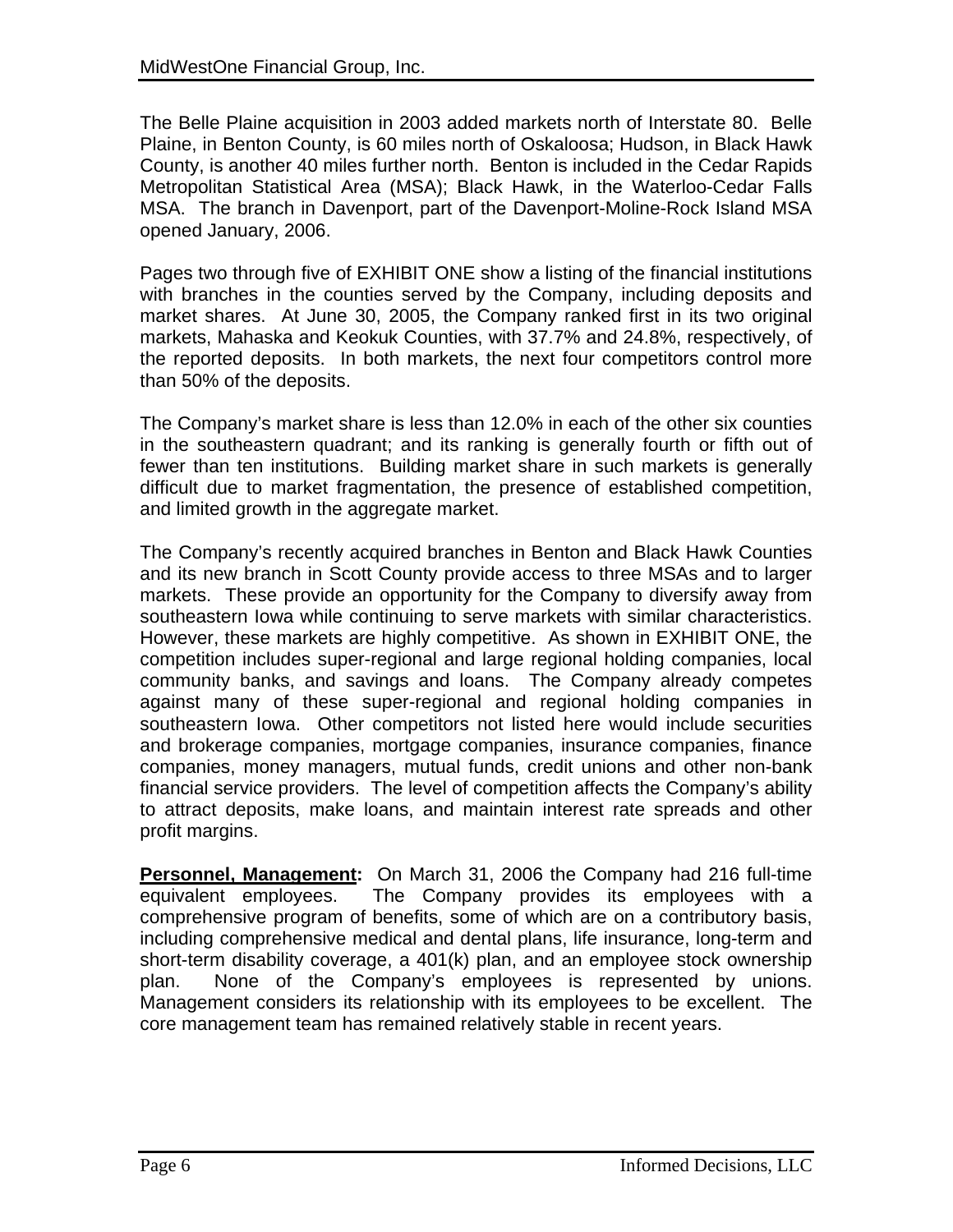The Belle Plaine acquisition in 2003 added markets north of Interstate 80. Belle Plaine, in Benton County, is 60 miles north of Oskaloosa; Hudson, in Black Hawk County, is another 40 miles further north. Benton is included in the Cedar Rapids Metropolitan Statistical Area (MSA); Black Hawk, in the Waterloo-Cedar Falls MSA. The branch in Davenport, part of the Davenport-Moline-Rock Island MSA opened January, 2006.

Pages two through five of EXHIBIT ONE show a listing of the financial institutions with branches in the counties served by the Company, including deposits and market shares. At June 30, 2005, the Company ranked first in its two original markets, Mahaska and Keokuk Counties, with 37.7% and 24.8%, respectively, of the reported deposits. In both markets, the next four competitors control more than 50% of the deposits.

The Company's market share is less than 12.0% in each of the other six counties in the southeastern quadrant; and its ranking is generally fourth or fifth out of fewer than ten institutions. Building market share in such markets is generally difficult due to market fragmentation, the presence of established competition, and limited growth in the aggregate market.

The Company's recently acquired branches in Benton and Black Hawk Counties and its new branch in Scott County provide access to three MSAs and to larger markets. These provide an opportunity for the Company to diversify away from southeastern Iowa while continuing to serve markets with similar characteristics. However, these markets are highly competitive. As shown in EXHIBIT ONE, the competition includes super-regional and large regional holding companies, local community banks, and savings and loans. The Company already competes against many of these super-regional and regional holding companies in southeastern Iowa. Other competitors not listed here would include securities and brokerage companies, mortgage companies, insurance companies, finance companies, money managers, mutual funds, credit unions and other non-bank financial service providers. The level of competition affects the Company's ability to attract deposits, make loans, and maintain interest rate spreads and other profit margins.

**Personnel, Management:** On March 31, 2006 the Company had 216 full-time equivalent employees. The Company provides its employees with a comprehensive program of benefits, some of which are on a contributory basis, including comprehensive medical and dental plans, life insurance, long-term and short-term disability coverage, a 401(k) plan, and an employee stock ownership plan. None of the Company's employees is represented by unions. Management considers its relationship with its employees to be excellent. The core management team has remained relatively stable in recent years.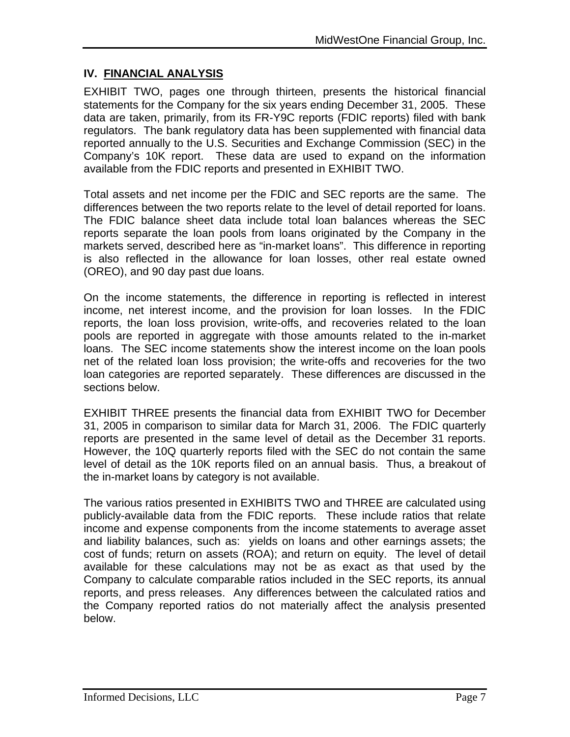## IV. FINANCIAL ANALYSIS

EXHIBIT TWO, pages one through thirteen, presents the historical financial statements for the Company for the six years ending December 31, 2005. These data are taken, primarily, from its FR-Y9C reports (FDIC reports) filed with bank regulators. The bank regulatory data has been supplemented with financial data reported annually to the U.S. Securities and Exchange Commission (SEC) in the Company's 10K report. These data are used to expand on the information available from the FDIC reports and presented in EXHIBIT TWO.

Total assets and net income per the FDIC and SEC reports are the same. The differences between the two reports relate to the level of detail reported for loans. The FDIC balance sheet data include total loan balances whereas the SEC reports separate the loan pools from loans originated by the Company in the markets served, described here as "in-market loans". This difference in reporting is also reflected in the allowance for loan losses, other real estate owned (OREO), and 90 day past due loans.

On the income statements, the difference in reporting is reflected in interest income, net interest income, and the provision for loan losses. In the FDIC reports, the loan loss provision, write-offs, and recoveries related to the loan pools are reported in aggregate with those amounts related to the in-market loans. The SEC income statements show the interest income on the loan pools net of the related loan loss provision; the write-offs and recoveries for the two loan categories are reported separately. These differences are discussed in the sections below.

EXHIBIT THREE presents the financial data from EXHIBIT TWO for December 31, 2005 in comparison to similar data for March 31, 2006. The FDIC quarterly reports are presented in the same level of detail as the December 31 reports. However, the 10Q quarterly reports filed with the SEC do not contain the same level of detail as the 10K reports filed on an annual basis. Thus, a breakout of the in-market loans by category is not available.

The various ratios presented in EXHIBITS TWO and THREE are calculated using publicly-available data from the FDIC reports. These include ratios that relate income and expense components from the income statements to average asset and liability balances, such as: yields on loans and other earnings assets; the cost of funds; return on assets (ROA); and return on equity. The level of detail available for these calculations may not be as exact as that used by the Company to calculate comparable ratios included in the SEC reports, its annual reports, and press releases. Any differences between the calculated ratios and the Company reported ratios do not materially affect the analysis presented below.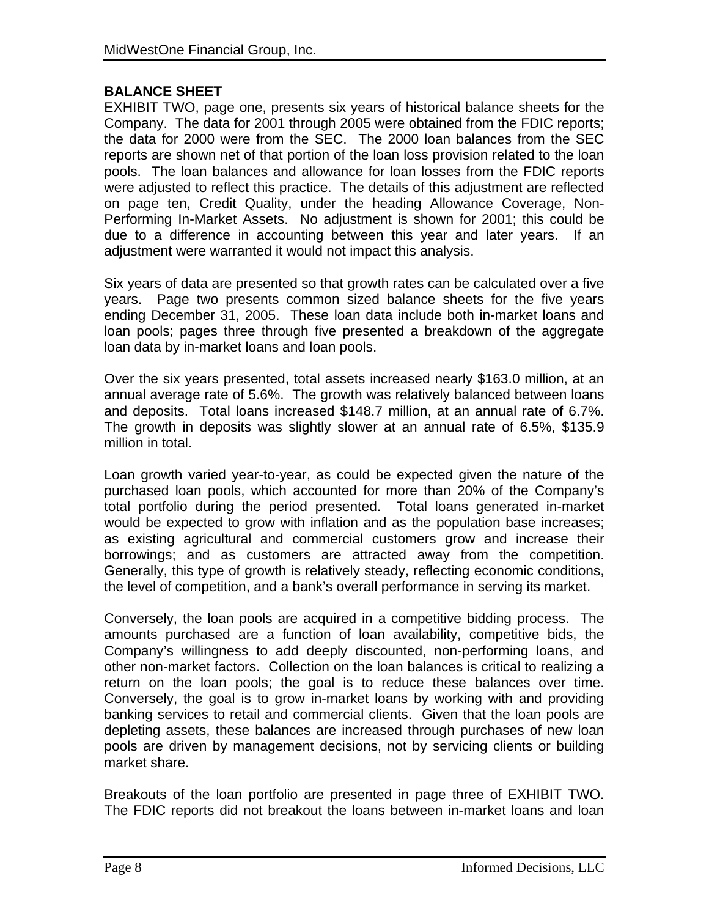## BALANCE SHEET

EXHIBIT TWO, page one, presents six years of historical balance sheets for the Company. The data for 2001 through 2005 were obtained from the FDIC reports; the data for 2000 were from the SEC. The 2000 loan balances from the SEC reports are shown net of that portion of the loan loss provision related to the loan pools. The loan balances and allowance for loan losses from the FDIC reports were adjusted to reflect this practice. The details of this adjustment are reflected on page ten, Credit Quality, under the heading Allowance Coverage, Non-Performing In-Market Assets. No adjustment is shown for 2001; this could be due to a difference in accounting between this year and later years. If an adjustment were warranted it would not impact this analysis.

Six years of data are presented so that growth rates can be calculated over a five years. Page two presents common sized balance sheets for the five years ending December 31, 2005. These loan data include both in-market loans and loan pools; pages three through five presented a breakdown of the aggregate loan data by in-market loans and loan pools.

Over the six years presented, total assets increased nearly \$163.0 million, at an annual average rate of 5.6%. The growth was relatively balanced between loans and deposits. Total loans increased \$148.7 million, at an annual rate of 6.7%. The growth in deposits was slightly slower at an annual rate of 6.5%, \$135.9 million in total.

Loan growth varied year-to-year, as could be expected given the nature of the purchased loan pools, which accounted for more than 20% of the Company's total portfolio during the period presented. Total loans generated in-market would be expected to grow with inflation and as the population base increases; as existing agricultural and commercial customers grow and increase their borrowings; and as customers are attracted away from the competition. Generally, this type of growth is relatively steady, reflecting economic conditions, the level of competition, and a bank's overall performance in serving its market.

Conversely, the loan pools are acquired in a competitive bidding process. The amounts purchased are a function of loan availability, competitive bids, the Company's willingness to add deeply discounted, non-performing loans, and other non-market factors. Collection on the loan balances is critical to realizing a return on the loan pools; the goal is to reduce these balances over time. Conversely, the goal is to grow in-market loans by working with and providing banking services to retail and commercial clients. Given that the loan pools are depleting assets, these balances are increased through purchases of new loan pools are driven by management decisions, not by servicing clients or building market share.

Breakouts of the loan portfolio are presented in page three of EXHIBIT TWO. The FDIC reports did not breakout the loans between in-market loans and loan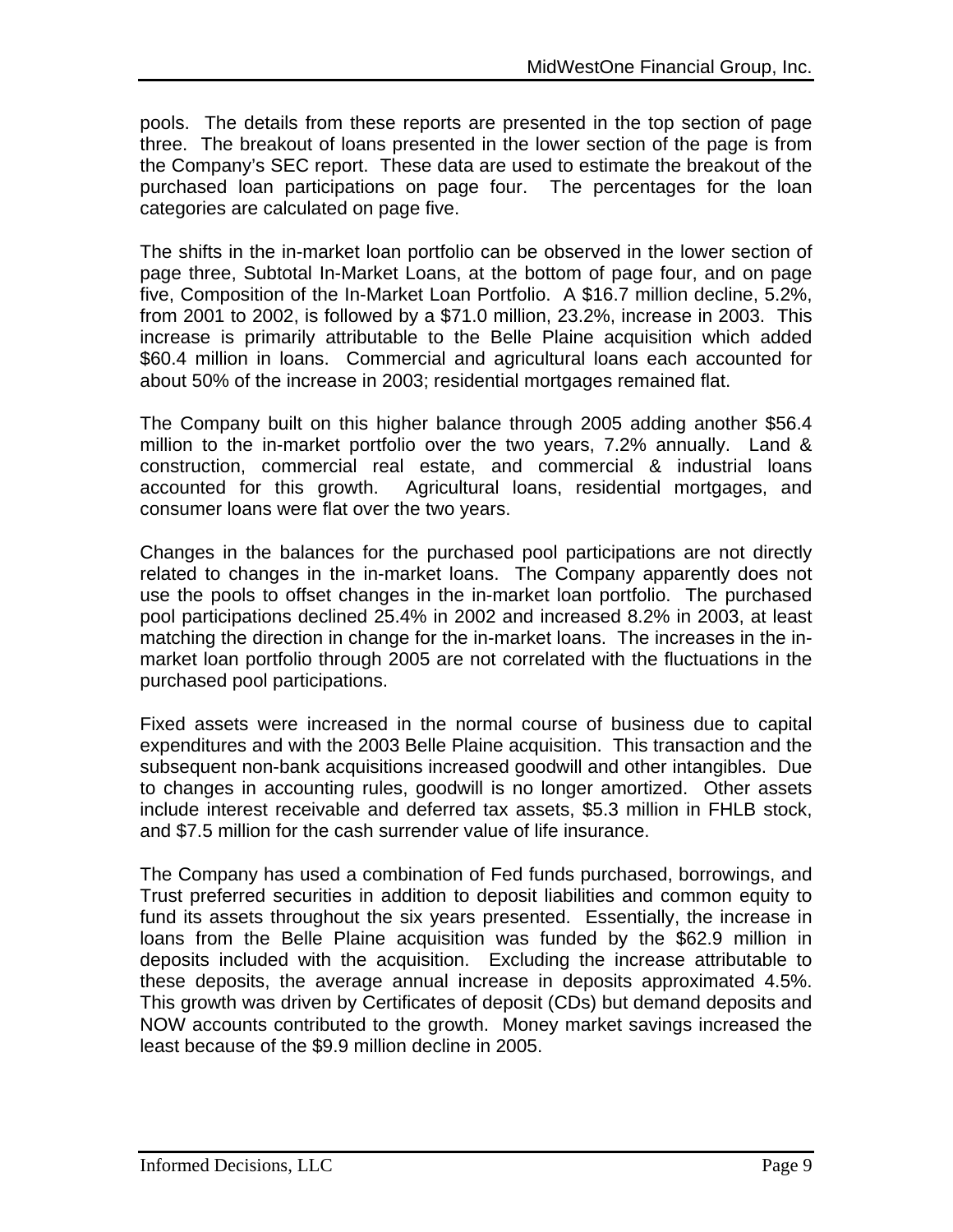pools. The details from these reports are presented in the top section of page three. The breakout of loans presented in the lower section of the page is from the Company's SEC report. These data are used to estimate the breakout of the purchased loan participations on page four. The percentages for the loan categories are calculated on page five.

The shifts in the in-market loan portfolio can be observed in the lower section of page three, Subtotal In-Market Loans, at the bottom of page four, and on page five, Composition of the In-Market Loan Portfolio. A $16.7 million decline, 5.2%, from 2001 to 2002, is followed by a $71.0 million, 23.2%, increase in 2003. This increase is primarily attributable to the Belle Plaine acquisition which added $60.4 million in loans. Commercial and agricultural loans each accounted for about 50% of the increase in 2003; residential mortgages remained flat.

The Company built on this higher balance through 2005 adding another $56.4 million to the in-market portfolio over the two years, 7.2% annually. Land & construction, commercial real estate, and commercial & industrial loans accounted for this growth. Agricultural loans, residential mortgages, and consumer loans were flat over the two years.

Changes in the balances for the purchased pool participations are not directly related to changes in the in-market loans. The Company apparently does not use the pools to offset changes in the in-market loan portfolio. The purchased pool participations declined 25.4% in 2002 and increased 8.2% in 2003, at least matching the direction in change for the in-market loans. The increases in the in-market loan portfolio through 2005 are not correlated with the fluctuations in the purchased pool participations.

Fixed assets were increased in the normal course of business due to capital expenditures and with the 2003 Belle Plaine acquisition. This transaction and the subsequent non-bank acquisitions increased goodwill and other intangibles. Due to changes in accounting rules, goodwill is no longer amortized. Other assets include interest receivable and deferred tax assets, $5.3 million in FHLB stock, and $7.5 million for the cash surrender value of life insurance.

The Company has used a combination of Fed funds purchased, borrowings, and Trust preferred securities in addition to deposit liabilities and common equity to fund its assets throughout the six years presented. Essentially, the increase in loans from the Belle Plaine acquisition was funded by the $62.9 million in deposits included with the acquisition. Excluding the increase attributable to these deposits, the average annual increase in deposits approximated 4.5%. This growth was driven by Certificates of deposit (CDs) but demand deposits and NOW accounts contributed to the growth. Money market savings increased the least because of the $9.9 million decline in 2005.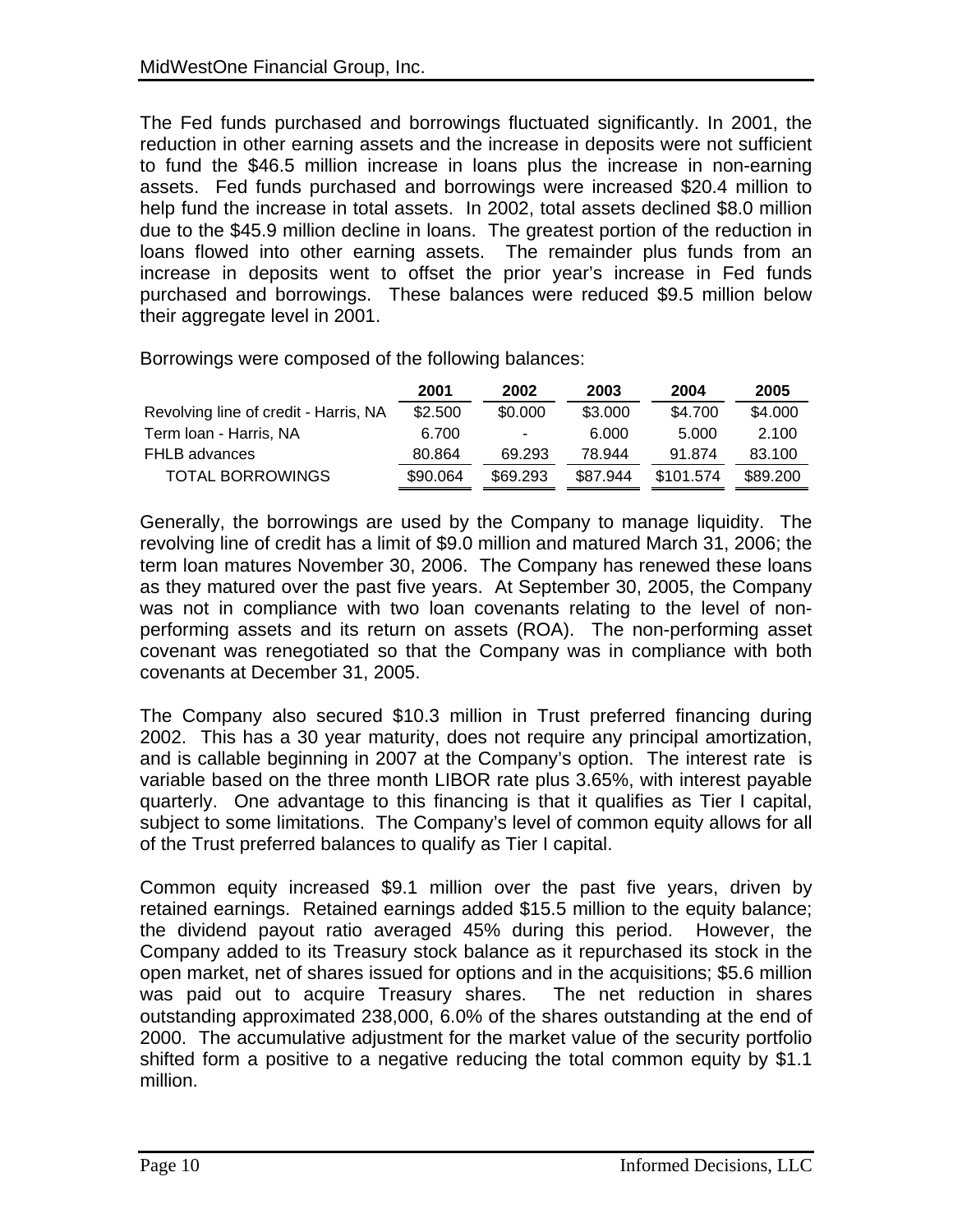The Fed funds purchased and borrowings fluctuated significantly. In 2001, the reduction in other earning assets and the increase in deposits were not sufficient to fund the $46.5 million increase in loans plus the increase in non-earning assets. Fed funds purchased and borrowings were increased $20.4 million to help fund the increase in total assets. In 2002, total assets declined $8.0 million due to the $45.9 million decline in loans. The greatest portion of the reduction in loans flowed into other earning assets. The remainder plus funds from an increase in deposits went to offset the prior year's increase in Fed funds purchased and borrowings. These balances were reduced $9.5 million below their aggregate level in 2001.

Borrowings were composed of the following balances:

| | 2001 | 2002 | 2003 | 2004 | 2005 |
|---|---|---|---|---|---|
| Revolving line of credit - Harris, NA | $2.500 | $0.000 | $3.000 | $4.700 | $4.000 |
| Term loan - Harris, NA | 6.700 | - | 6.000 | 5.000 | 2.100 |
| FHLB advances | 80.864 | 69.293 | 78.944 | 91.874 | 83.100 |
| TOTAL BORROWINGS | $90.064 | $69.293 | $87.944 | $101.574 | $89.200 |

Generally, the borrowings are used by the Company to manage liquidity. The revolving line of credit has a limit of $9.0 million and matured March 31, 2006; the term loan matures November 30, 2006. The Company has renewed these loans as they matured over the past five years. At September 30, 2005, the Company was not in compliance with two loan covenants relating to the level of non-performing assets and its return on assets (ROA). The non-performing asset covenant was renegotiated so that the Company was in compliance with both covenants at December 31, 2005.

The Company also secured $10.3 million in Trust preferred financing during 2002. This has a 30 year maturity, does not require any principal amortization, and is callable beginning in 2007 at the Company's option. The interest rate is variable based on the three month LIBOR rate plus 3.65%, with interest payable quarterly. One advantage to this financing is that it qualifies as Tier I capital, subject to some limitations. The Company's level of common equity allows for all of the Trust preferred balances to qualify as Tier I capital.

Common equity increased $9.1 million over the past five years, driven by retained earnings. Retained earnings added $15.5 million to the equity balance; the dividend payout ratio averaged 45% during this period. However, the Company added to its Treasury stock balance as it repurchased its stock in the open market, net of shares issued for options and in the acquisitions; $5.6 million was paid out to acquire Treasury shares. The net reduction in shares outstanding approximated 238,000, 6.0% of the shares outstanding at the end of 2000. The accumulative adjustment for the market value of the security portfolio shifted form a positive to a negative reducing the total common equity by $1.1 million.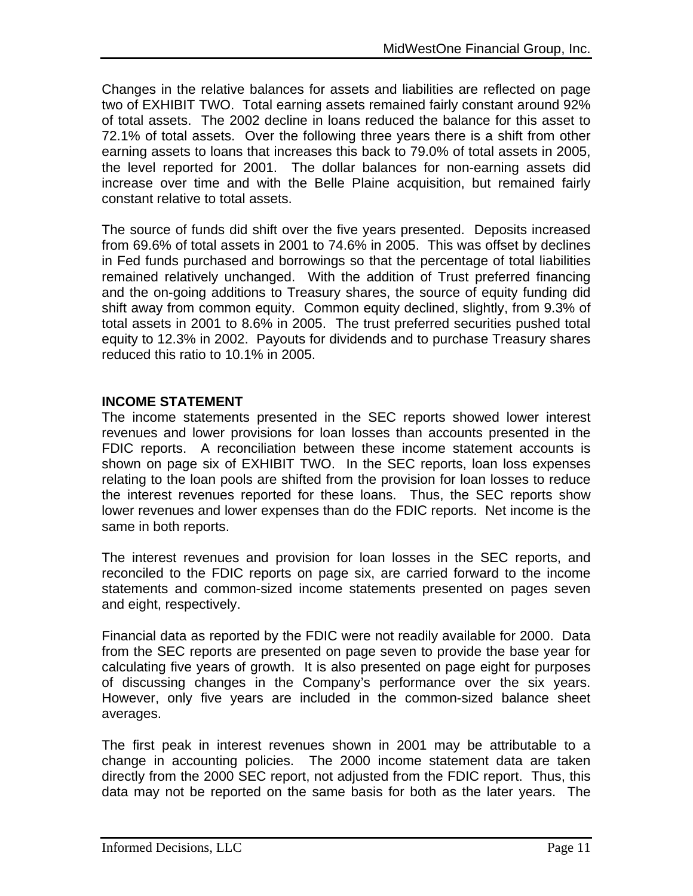Changes in the relative balances for assets and liabilities are reflected on page two of EXHIBIT TWO. Total earning assets remained fairly constant around 92% of total assets. The 2002 decline in loans reduced the balance for this asset to 72.1% of total assets. Over the following three years there is a shift from other earning assets to loans that increases this back to 79.0% of total assets in 2005, the level reported for 2001. The dollar balances for non-earning assets did increase over time and with the Belle Plaine acquisition, but remained fairly constant relative to total assets.

The source of funds did shift over the five years presented. Deposits increased from 69.6% of total assets in 2001 to 74.6% in 2005. This was offset by declines in Fed funds purchased and borrowings so that the percentage of total liabilities remained relatively unchanged. With the addition of Trust preferred financing and the on-going additions to Treasury shares, the source of equity funding did shift away from common equity. Common equity declined, slightly, from 9.3% of total assets in 2001 to 8.6% in 2005. The trust preferred securities pushed total equity to 12.3% in 2002. Payouts for dividends and to purchase Treasury shares reduced this ratio to 10.1% in 2005.

## INCOME STATEMENT

The income statements presented in the SEC reports showed lower interest revenues and lower provisions for loan losses than accounts presented in the FDIC reports. A reconciliation between these income statement accounts is shown on page six of EXHIBIT TWO. In the SEC reports, loan loss expenses relating to the loan pools are shifted from the provision for loan losses to reduce the interest revenues reported for these loans. Thus, the SEC reports show lower revenues and lower expenses than do the FDIC reports. Net income is the same in both reports.

The interest revenues and provision for loan losses in the SEC reports, and reconciled to the FDIC reports on page six, are carried forward to the income statements and common-sized income statements presented on pages seven and eight, respectively.

Financial data as reported by the FDIC were not readily available for 2000. Data from the SEC reports are presented on page seven to provide the base year for calculating five years of growth. It is also presented on page eight for purposes of discussing changes in the Company's performance over the six years. However, only five years are included in the common-sized balance sheet averages.

The first peak in interest revenues shown in 2001 may be attributable to a change in accounting policies. The 2000 income statement data are taken directly from the 2000 SEC report, not adjusted from the FDIC report. Thus, this data may not be reported on the same basis for both as the later years. The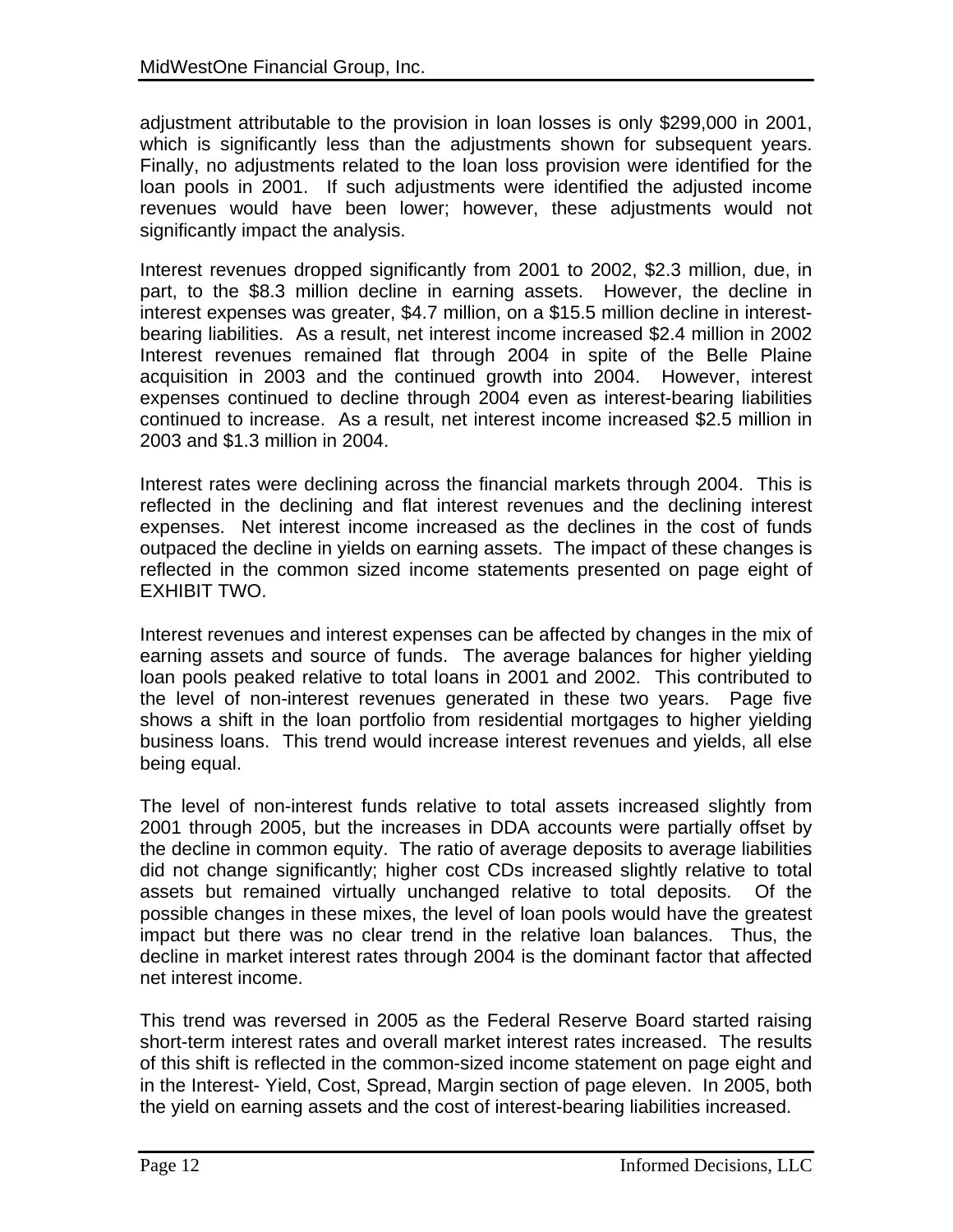adjustment attributable to the provision in loan losses is only $299,000 in 2001, which is significantly less than the adjustments shown for subsequent years. Finally, no adjustments related to the loan loss provision were identified for the loan pools in 2001. If such adjustments were identified the adjusted income revenues would have been lower; however, these adjustments would not significantly impact the analysis.

Interest revenues dropped significantly from 2001 to 2002, $2.3 million, due, in part, to the $8.3 million decline in earning assets. However, the decline in interest expenses was greater, $4.7 million, on a $15.5 million decline in interest-bearing liabilities. As a result, net interest income increased $2.4 million in 2002 Interest revenues remained flat through 2004 in spite of the Belle Plaine acquisition in 2003 and the continued growth into 2004. However, interest expenses continued to decline through 2004 even as interest-bearing liabilities continued to increase. As a result, net interest income increased $2.5 million in 2003 and $1.3 million in 2004.

Interest rates were declining across the financial markets through 2004. This is reflected in the declining and flat interest revenues and the declining interest expenses. Net interest income increased as the declines in the cost of funds outpaced the decline in yields on earning assets. The impact of these changes is reflected in the common sized income statements presented on page eight of EXHIBIT TWO.

Interest revenues and interest expenses can be affected by changes in the mix of earning assets and source of funds. The average balances for higher yielding loan pools peaked relative to total loans in 2001 and 2002. This contributed to the level of non-interest revenues generated in these two years. Page five shows a shift in the loan portfolio from residential mortgages to higher yielding business loans. This trend would increase interest revenues and yields, all else being equal.

The level of non-interest funds relative to total assets increased slightly from 2001 through 2005, but the increases in DDA accounts were partially offset by the decline in common equity. The ratio of average deposits to average liabilities did not change significantly; higher cost CDs increased slightly relative to total assets but remained virtually unchanged relative to total deposits. Of the possible changes in these mixes, the level of loan pools would have the greatest impact but there was no clear trend in the relative loan balances. Thus, the decline in market interest rates through 2004 is the dominant factor that affected net interest income.

This trend was reversed in 2005 as the Federal Reserve Board started raising short-term interest rates and overall market interest rates increased. The results of this shift is reflected in the common-sized income statement on page eight and in the Interest- Yield, Cost, Spread, Margin section of page eleven. In 2005, both the yield on earning assets and the cost of interest-bearing liabilities increased.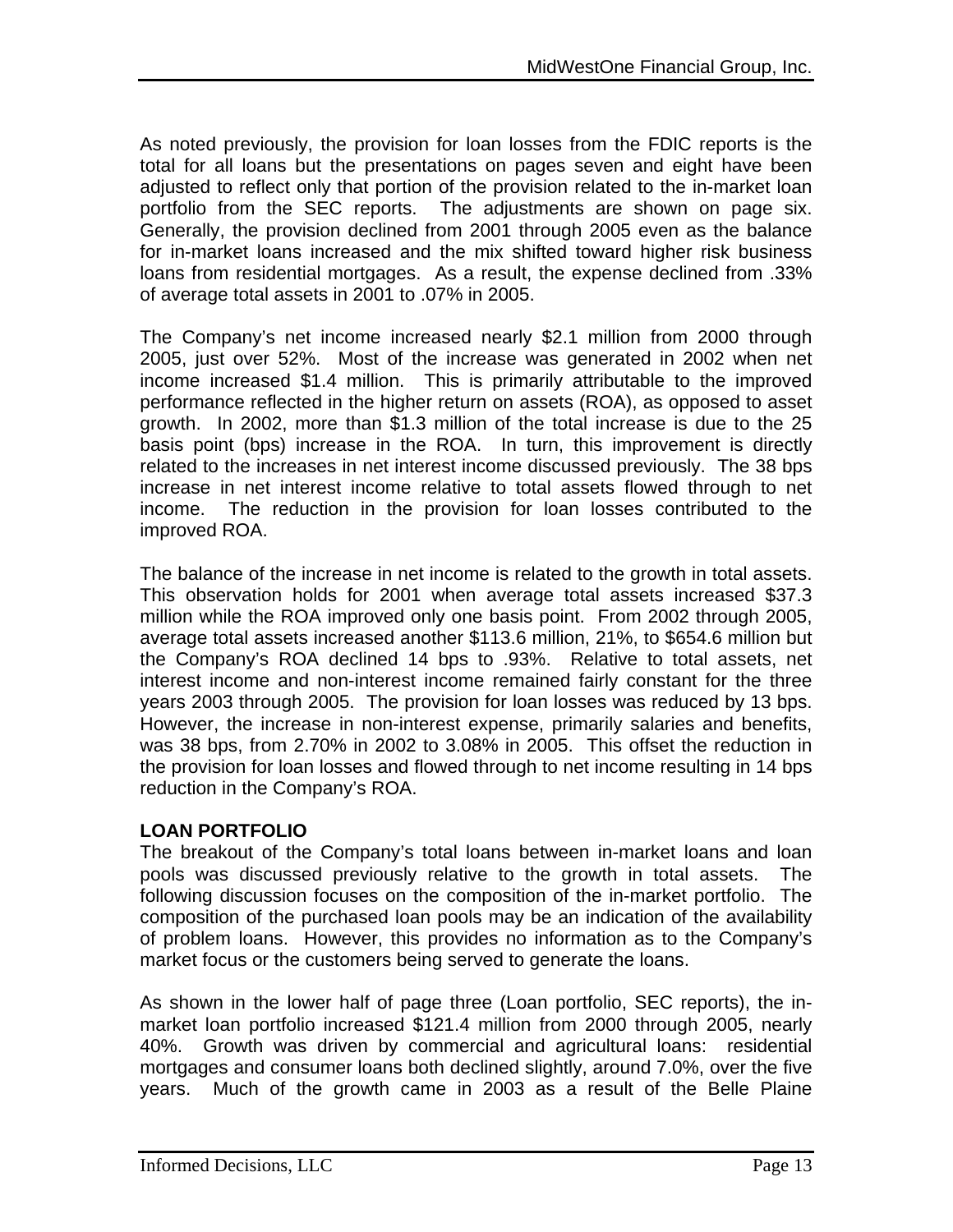As noted previously, the provision for loan losses from the FDIC reports is the total for all loans but the presentations on pages seven and eight have been adjusted to reflect only that portion of the provision related to the in-market loan portfolio from the SEC reports. The adjustments are shown on page six. Generally, the provision declined from 2001 through 2005 even as the balance for in-market loans increased and the mix shifted toward higher risk business loans from residential mortgages. As a result, the expense declined from .33% of average total assets in 2001 to .07% in 2005.

The Company's net income increased nearly $2.1 million from 2000 through 2005, just over 52%. Most of the increase was generated in 2002 when net income increased $1.4 million. This is primarily attributable to the improved performance reflected in the higher return on assets (ROA), as opposed to asset growth. In 2002, more than $1.3 million of the total increase is due to the 25 basis point (bps) increase in the ROA. In turn, this improvement is directly related to the increases in net interest income discussed previously. The 38 bps increase in net interest income relative to total assets flowed through to net income. The reduction in the provision for loan losses contributed to the improved ROA.

The balance of the increase in net income is related to the growth in total assets. This observation holds for 2001 when average total assets increased $37.3 million while the ROA improved only one basis point. From 2002 through 2005, average total assets increased another $113.6 million, 21%, to $654.6 million but the Company's ROA declined 14 bps to .93%. Relative to total assets, net interest income and non-interest income remained fairly constant for the three years 2003 through 2005. The provision for loan losses was reduced by 13 bps. However, the increase in non-interest expense, primarily salaries and benefits, was 38 bps, from 2.70% in 2002 to 3.08% in 2005. This offset the reduction in the provision for loan losses and flowed through to net income resulting in 14 bps reduction in the Company's ROA.

**LOAN PORTFOLIO**

The breakout of the Company's total loans between in-market loans and loan pools was discussed previously relative to the growth in total assets. The following discussion focuses on the composition of the in-market portfolio. The composition of the purchased loan pools may be an indication of the availability of problem loans. However, this provides no information as to the Company's market focus or the customers being served to generate the loans.

As shown in the lower half of page three (Loan portfolio, SEC reports), the in-market loan portfolio increased $121.4 million from 2000 through 2005, nearly 40%. Growth was driven by commercial and agricultural loans: residential mortgages and consumer loans both declined slightly, around 7.0%, over the five years. Much of the growth came in 2003 as a result of the Belle Plaine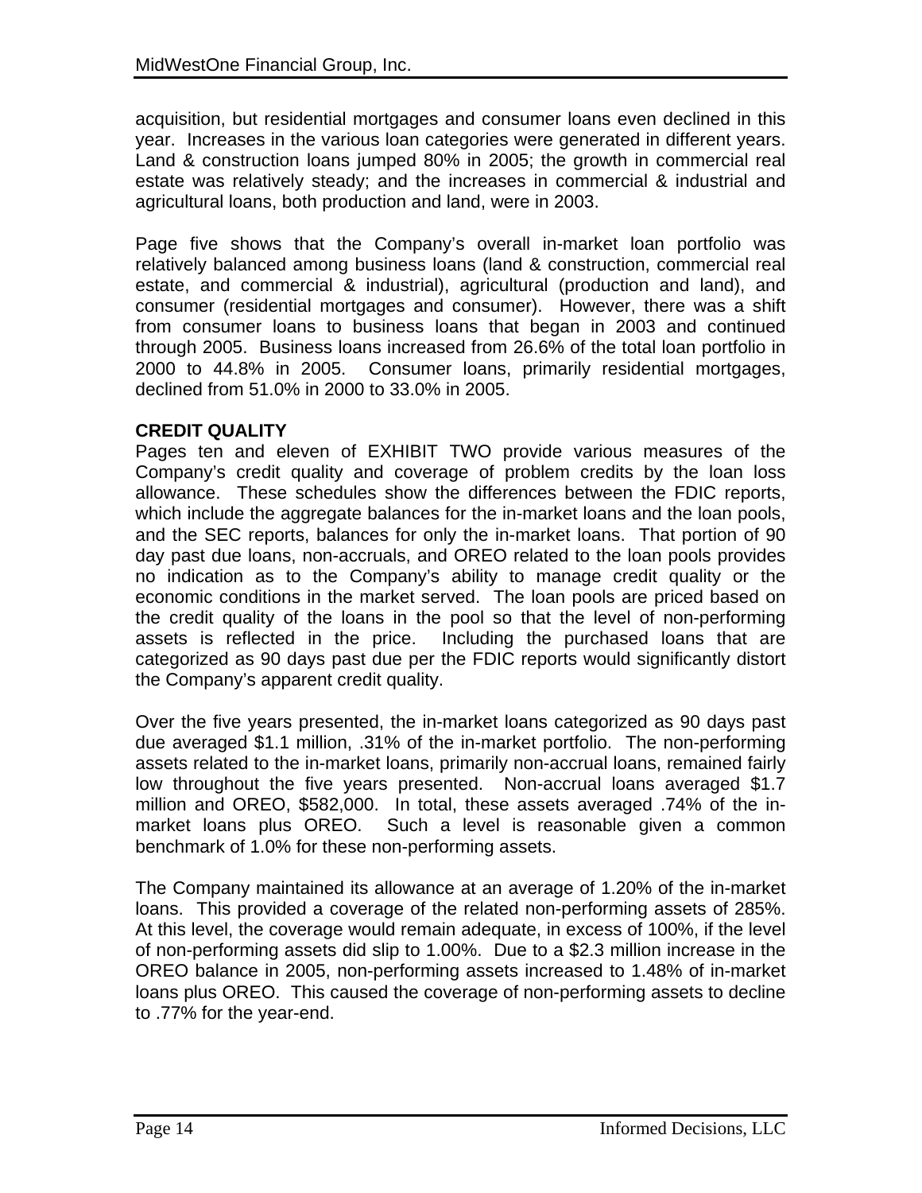acquisition, but residential mortgages and consumer loans even declined in this year. Increases in the various loan categories were generated in different years. Land & construction loans jumped 80% in 2005; the growth in commercial real estate was relatively steady; and the increases in commercial & industrial and agricultural loans, both production and land, were in 2003.

Page five shows that the Company's overall in-market loan portfolio was relatively balanced among business loans (land & construction, commercial real estate, and commercial & industrial), agricultural (production and land), and consumer (residential mortgages and consumer). However, there was a shift from consumer loans to business loans that began in 2003 and continued through 2005. Business loans increased from 26.6% of the total loan portfolio in 2000 to 44.8% in 2005. Consumer loans, primarily residential mortgages, declined from 51.0% in 2000 to 33.0% in 2005.

**CREDIT QUALITY**

Pages ten and eleven of EXHIBIT TWO provide various measures of the Company's credit quality and coverage of problem credits by the loan loss allowance. These schedules show the differences between the FDIC reports, which include the aggregate balances for the in-market loans and the loan pools, and the SEC reports, balances for only the in-market loans. That portion of 90 day past due loans, non-accruals, and OREO related to the loan pools provides no indication as to the Company's ability to manage credit quality or the economic conditions in the market served. The loan pools are priced based on the credit quality of the loans in the pool so that the level of non-performing assets is reflected in the price. Including the purchased loans that are categorized as 90 days past due per the FDIC reports would significantly distort the Company's apparent credit quality.

Over the five years presented, the in-market loans categorized as 90 days past due averaged $1.1 million, .31% of the in-market portfolio. The non-performing assets related to the in-market loans, primarily non-accrual loans, remained fairly low throughout the five years presented. Non-accrual loans averaged $1.7 million and OREO, $582,000. In total, these assets averaged .74% of the in-market loans plus OREO. Such a level is reasonable given a common benchmark of 1.0% for these non-performing assets.

The Company maintained its allowance at an average of 1.20% of the in-market loans. This provided a coverage of the related non-performing assets of 285%. At this level, the coverage would remain adequate, in excess of 100%, if the level of non-performing assets did slip to 1.00%. Due to a $2.3 million increase in the OREO balance in 2005, non-performing assets increased to 1.48% of in-market loans plus OREO. This caused the coverage of non-performing assets to decline to .77% for the year-end.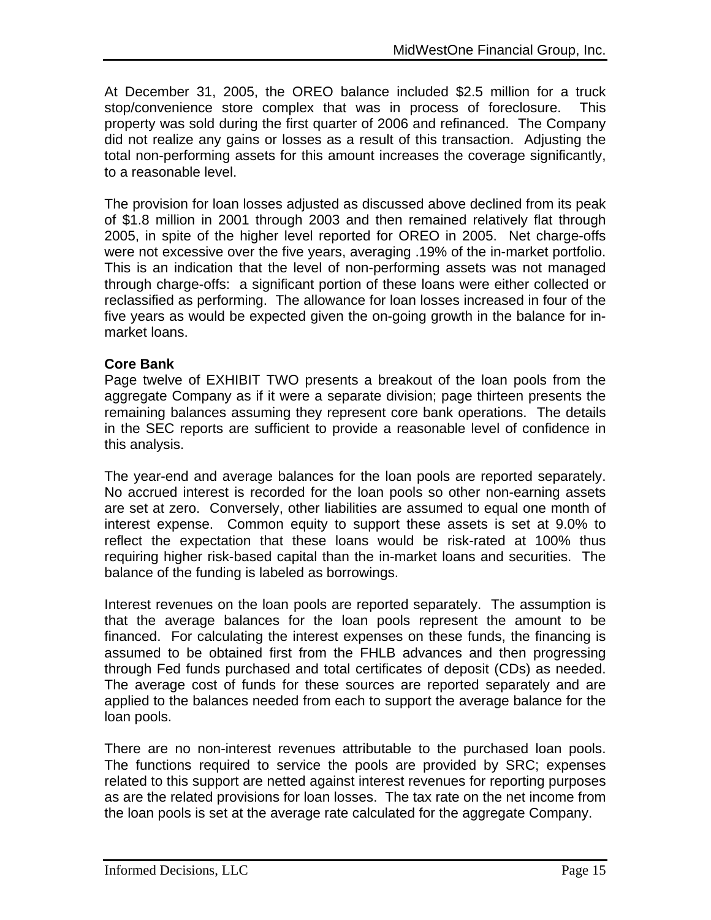At December 31, 2005, the OREO balance included $2.5 million for a truck stop/convenience store complex that was in process of foreclosure. This property was sold during the first quarter of 2006 and refinanced. The Company did not realize any gains or losses as a result of this transaction. Adjusting the total non-performing assets for this amount increases the coverage significantly, to a reasonable level.

The provision for loan losses adjusted as discussed above declined from its peak of $1.8 million in 2001 through 2003 and then remained relatively flat through 2005, in spite of the higher level reported for OREO in 2005. Net charge-offs were not excessive over the five years, averaging .19% of the in-market portfolio. This is an indication that the level of non-performing assets was not managed through charge-offs: a significant portion of these loans were either collected or reclassified as performing. The allowance for loan losses increased in four of the five years as would be expected given the on-going growth in the balance for in-market loans.

**Core Bank**

Page twelve of EXHIBIT TWO presents a breakout of the loan pools from the aggregate Company as if it were a separate division; page thirteen presents the remaining balances assuming they represent core bank operations. The details in the SEC reports are sufficient to provide a reasonable level of confidence in this analysis.

The year-end and average balances for the loan pools are reported separately. No accrued interest is recorded for the loan pools so other non-earning assets are set at zero. Conversely, other liabilities are assumed to equal one month of interest expense. Common equity to support these assets is set at 9.0% to reflect the expectation that these loans would be risk-rated at 100% thus requiring higher risk-based capital than the in-market loans and securities. The balance of the funding is labeled as borrowings.

Interest revenues on the loan pools are reported separately. The assumption is that the average balances for the loan pools represent the amount to be financed. For calculating the interest expenses on these funds, the financing is assumed to be obtained first from the FHLB advances and then progressing through Fed funds purchased and total certificates of deposit (CDs) as needed. The average cost of funds for these sources are reported separately and are applied to the balances needed from each to support the average balance for the loan pools.

There are no non-interest revenues attributable to the purchased loan pools. The functions required to service the pools are provided by SRC; expenses related to this support are netted against interest revenues for reporting purposes as are the related provisions for loan losses. The tax rate on the net income from the loan pools is set at the average rate calculated for the aggregate Company.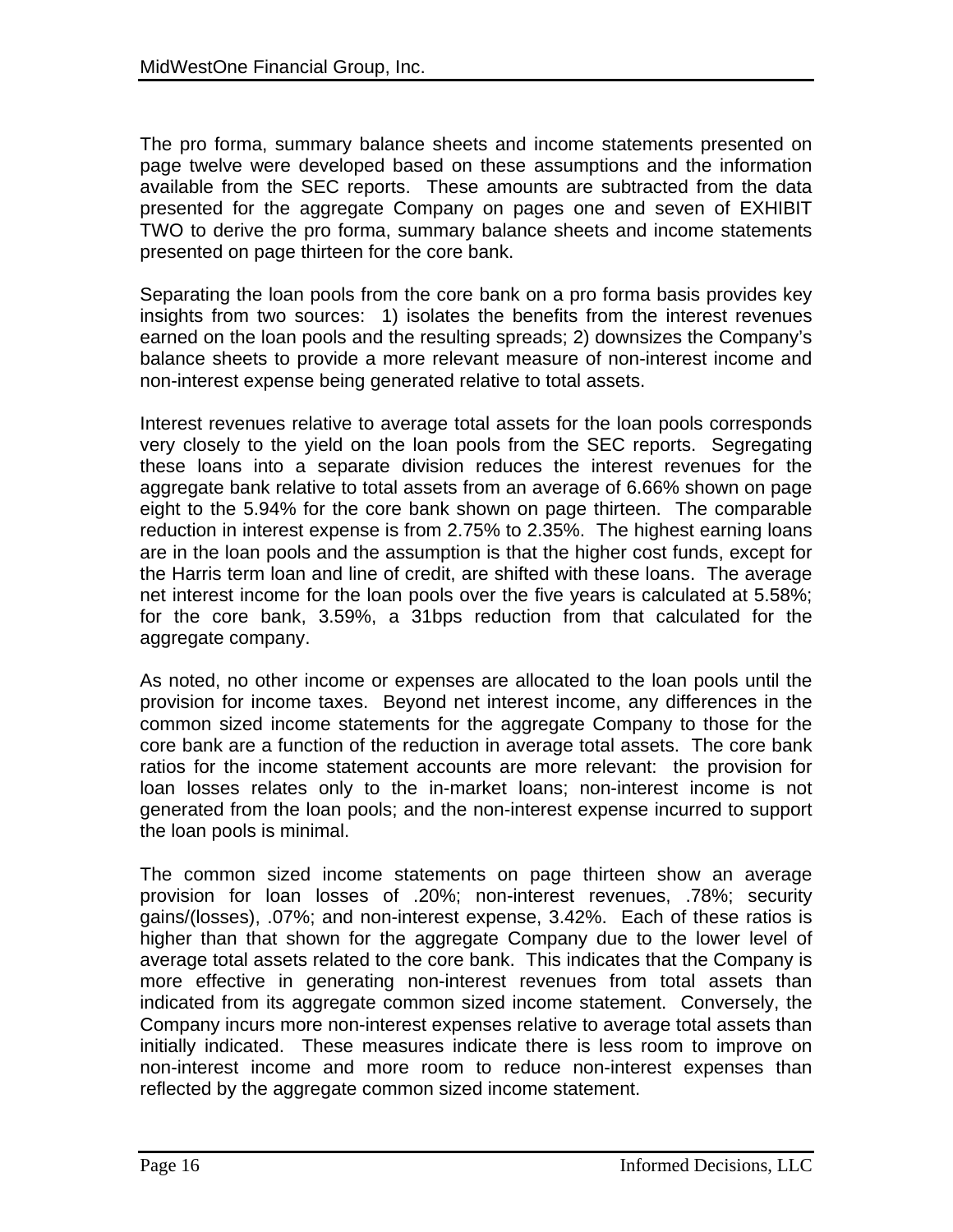The pro forma, summary balance sheets and income statements presented on page twelve were developed based on these assumptions and the information available from the SEC reports. These amounts are subtracted from the data presented for the aggregate Company on pages one and seven of EXHIBIT TWO to derive the pro forma, summary balance sheets and income statements presented on page thirteen for the core bank.

Separating the loan pools from the core bank on a pro forma basis provides key insights from two sources: 1) isolates the benefits from the interest revenues earned on the loan pools and the resulting spreads; 2) downsizes the Company's balance sheets to provide a more relevant measure of non-interest income and non-interest expense being generated relative to total assets.

Interest revenues relative to average total assets for the loan pools corresponds very closely to the yield on the loan pools from the SEC reports. Segregating these loans into a separate division reduces the interest revenues for the aggregate bank relative to total assets from an average of 6.66% shown on page eight to the 5.94% for the core bank shown on page thirteen. The comparable reduction in interest expense is from 2.75% to 2.35%. The highest earning loans are in the loan pools and the assumption is that the higher cost funds, except for the Harris term loan and line of credit, are shifted with these loans. The average net interest income for the loan pools over the five years is calculated at 5.58%; for the core bank, 3.59%, a 31bps reduction from that calculated for the aggregate company.

As noted, no other income or expenses are allocated to the loan pools until the provision for income taxes. Beyond net interest income, any differences in the common sized income statements for the aggregate Company to those for the core bank are a function of the reduction in average total assets. The core bank ratios for the income statement accounts are more relevant: the provision for loan losses relates only to the in-market loans; non-interest income is not generated from the loan pools; and the non-interest expense incurred to support the loan pools is minimal.

The common sized income statements on page thirteen show an average provision for loan losses of .20%; non-interest revenues, .78%; security gains/(losses), .07%; and non-interest expense, 3.42%. Each of these ratios is higher than that shown for the aggregate Company due to the lower level of average total assets related to the core bank. This indicates that the Company is more effective in generating non-interest revenues from total assets than indicated from its aggregate common sized income statement. Conversely, the Company incurs more non-interest expenses relative to average total assets than initially indicated. These measures indicate there is less room to improve on non-interest income and more room to reduce non-interest expenses than reflected by the aggregate common sized income statement.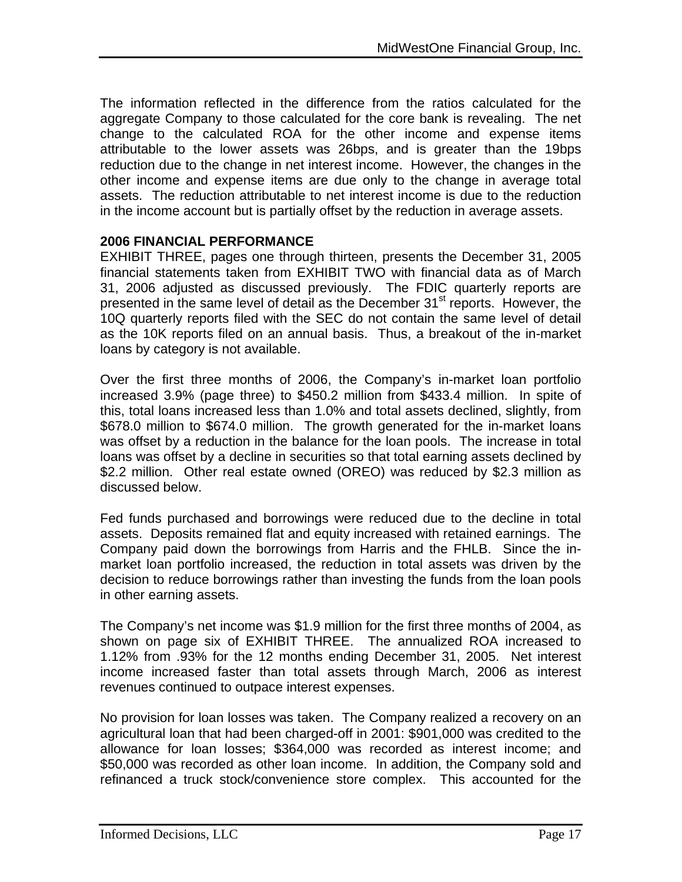The information reflected in the difference from the ratios calculated for the aggregate Company to those calculated for the core bank is revealing. The net change to the calculated ROA for the other income and expense items attributable to the lower assets was 26bps, and is greater than the 19bps reduction due to the change in net interest income. However, the changes in the other income and expense items are due only to the change in average total assets. The reduction attributable to net interest income is due to the reduction in the income account but is partially offset by the reduction in average assets.

**2006 FINANCIAL PERFORMANCE**

EXHIBIT THREE, pages one through thirteen, presents the December 31, 2005 financial statements taken from EXHIBIT TWO with financial data as of March 31, 2006 adjusted as discussed previously. The FDIC quarterly reports are presented in the same level of detail as the December 31st reports. However, the 10Q quarterly reports filed with the SEC do not contain the same level of detail as the 10K reports filed on an annual basis. Thus, a breakout of the in-market loans by category is not available.

Over the first three months of 2006, the Company's in-market loan portfolio increased 3.9% (page three) to $450.2 million from $433.4 million. In spite of this, total loans increased less than 1.0% and total assets declined, slightly, from $678.0 million to $674.0 million. The growth generated for the in-market loans was offset by a reduction in the balance for the loan pools. The increase in total loans was offset by a decline in securities so that total earning assets declined by $2.2 million. Other real estate owned (OREO) was reduced by $2.3 million as discussed below.

Fed funds purchased and borrowings were reduced due to the decline in total assets. Deposits remained flat and equity increased with retained earnings. The Company paid down the borrowings from Harris and the FHLB. Since the in-market loan portfolio increased, the reduction in total assets was driven by the decision to reduce borrowings rather than investing the funds from the loan pools in other earning assets.

The Company's net income was $1.9 million for the first three months of 2004, as shown on page six of EXHIBIT THREE. The annualized ROA increased to 1.12% from .93% for the 12 months ending December 31, 2005. Net interest income increased faster than total assets through March, 2006 as interest revenues continued to outpace interest expenses.

No provision for loan losses was taken. The Company realized a recovery on an agricultural loan that had been charged-off in 2001: $901,000 was credited to the allowance for loan losses; $364,000 was recorded as interest income; and $50,000 was recorded as other loan income. In addition, the Company sold and refinanced a truck stock/convenience store complex. This accounted for the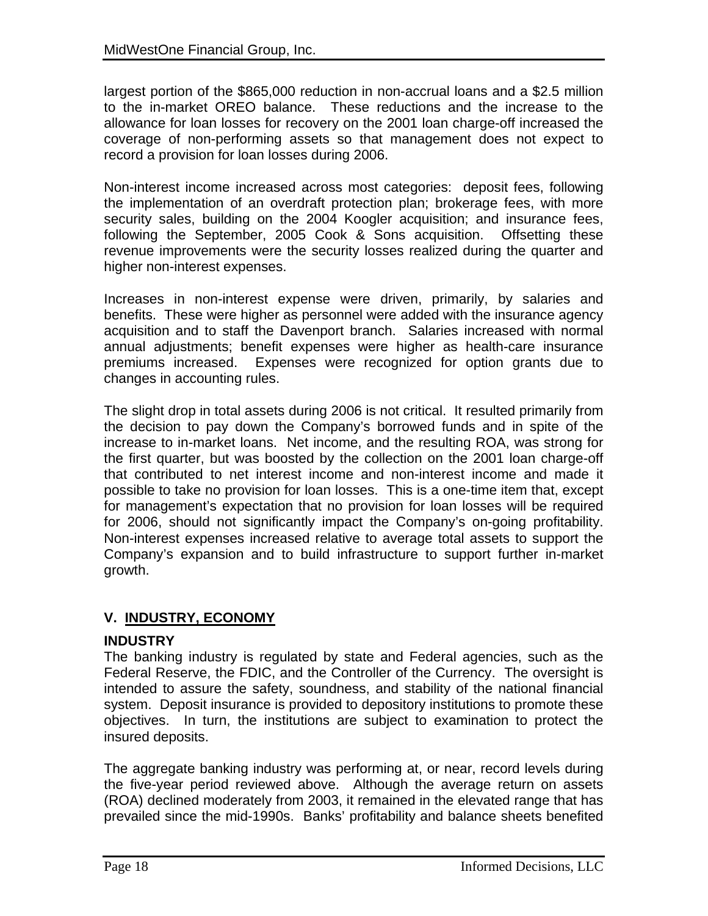largest portion of the $865,000 reduction in non-accrual loans and a $2.5 million to the in-market OREO balance. These reductions and the increase to the allowance for loan losses for recovery on the 2001 loan charge-off increased the coverage of non-performing assets so that management does not expect to record a provision for loan losses during 2006.

Non-interest income increased across most categories: deposit fees, following the implementation of an overdraft protection plan; brokerage fees, with more security sales, building on the 2004 Koogler acquisition; and insurance fees, following the September, 2005 Cook & Sons acquisition. Offsetting these revenue improvements were the security losses realized during the quarter and higher non-interest expenses.

Increases in non-interest expense were driven, primarily, by salaries and benefits. These were higher as personnel were added with the insurance agency acquisition and to staff the Davenport branch. Salaries increased with normal annual adjustments; benefit expenses were higher as health-care insurance premiums increased. Expenses were recognized for option grants due to changes in accounting rules.

The slight drop in total assets during 2006 is not critical. It resulted primarily from the decision to pay down the Company's borrowed funds and in spite of the increase to in-market loans. Net income, and the resulting ROA, was strong for the first quarter, but was boosted by the collection on the 2001 loan charge-off that contributed to net interest income and non-interest income and made it possible to take no provision for loan losses. This is a one-time item that, except for management's expectation that no provision for loan losses will be required for 2006, should not significantly impact the Company's on-going profitability. Non-interest expenses increased relative to average total assets to support the Company's expansion and to build infrastructure to support further in-market growth.

## V. INDUSTRY, ECONOMY

### INDUSTRY

The banking industry is regulated by state and Federal agencies, such as the Federal Reserve, the FDIC, and the Controller of the Currency. The oversight is intended to assure the safety, soundness, and stability of the national financial system. Deposit insurance is provided to depository institutions to promote these objectives. In turn, the institutions are subject to examination to protect the insured deposits.

The aggregate banking industry was performing at, or near, record levels during the five-year period reviewed above. Although the average return on assets (ROA) declined moderately from 2003, it remained in the elevated range that has prevailed since the mid-1990s. Banks' profitability and balance sheets benefited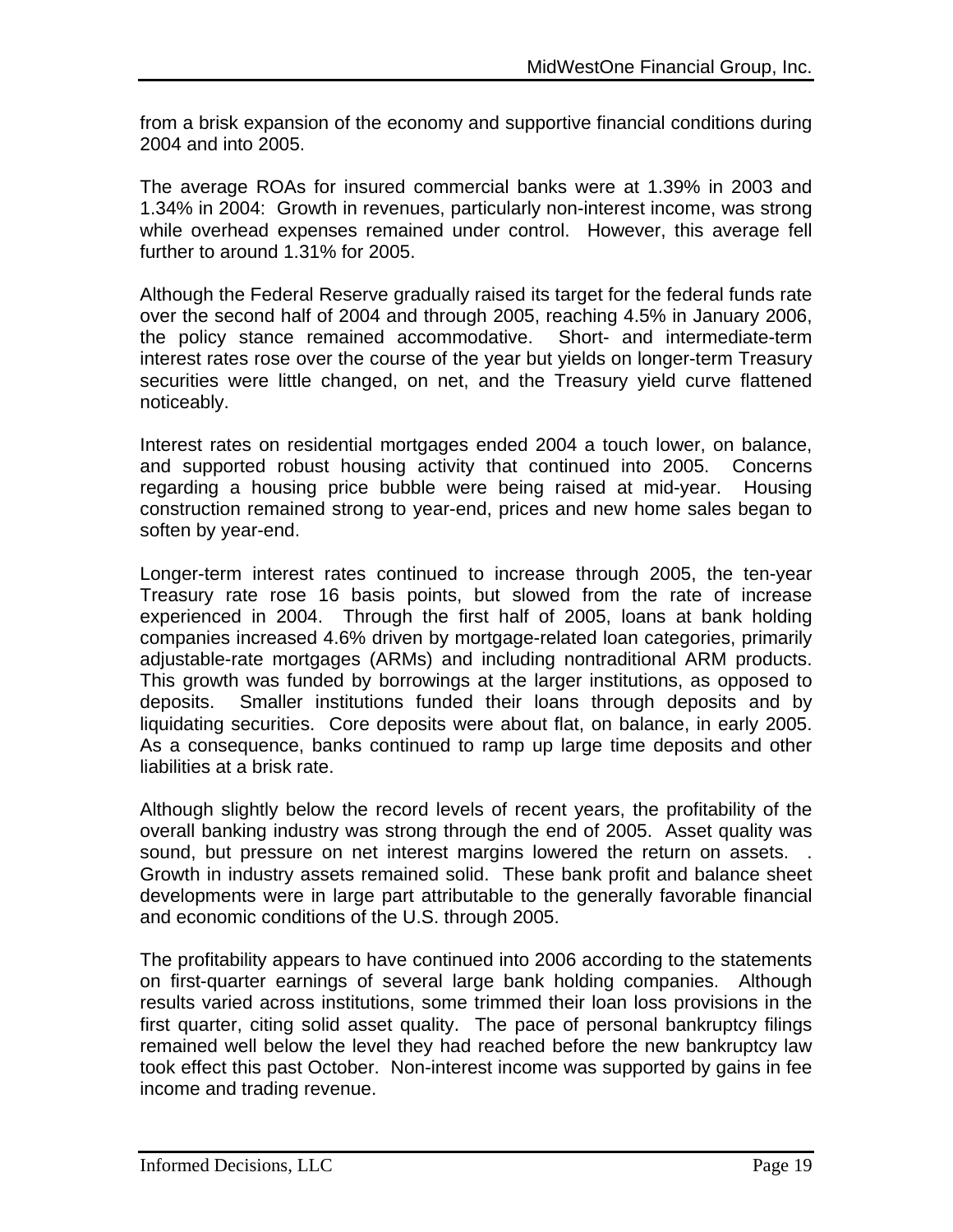from a brisk expansion of the economy and supportive financial conditions during 2004 and into 2005.

The average ROAs for insured commercial banks were at 1.39% in 2003 and 1.34% in 2004: Growth in revenues, particularly non-interest income, was strong while overhead expenses remained under control. However, this average fell further to around 1.31% for 2005.

Although the Federal Reserve gradually raised its target for the federal funds rate over the second half of 2004 and through 2005, reaching 4.5% in January 2006, the policy stance remained accommodative. Short- and intermediate-term interest rates rose over the course of the year but yields on longer-term Treasury securities were little changed, on net, and the Treasury yield curve flattened noticeably.

Interest rates on residential mortgages ended 2004 a touch lower, on balance, and supported robust housing activity that continued into 2005. Concerns regarding a housing price bubble were being raised at mid-year. Housing construction remained strong to year-end, prices and new home sales began to soften by year-end.

Longer-term interest rates continued to increase through 2005, the ten-year Treasury rate rose 16 basis points, but slowed from the rate of increase experienced in 2004. Through the first half of 2005, loans at bank holding companies increased 4.6% driven by mortgage-related loan categories, primarily adjustable-rate mortgages (ARMs) and including nontraditional ARM products. This growth was funded by borrowings at the larger institutions, as opposed to deposits. Smaller institutions funded their loans through deposits and by liquidating securities. Core deposits were about flat, on balance, in early 2005. As a consequence, banks continued to ramp up large time deposits and other liabilities at a brisk rate.

Although slightly below the record levels of recent years, the profitability of the overall banking industry was strong through the end of 2005. Asset quality was sound, but pressure on net interest margins lowered the return on assets. . Growth in industry assets remained solid. These bank profit and balance sheet developments were in large part attributable to the generally favorable financial and economic conditions of the U.S. through 2005.

The profitability appears to have continued into 2006 according to the statements on first-quarter earnings of several large bank holding companies. Although results varied across institutions, some trimmed their loan loss provisions in the first quarter, citing solid asset quality. The pace of personal bankruptcy filings remained well below the level they had reached before the new bankruptcy law took effect this past October. Non-interest income was supported by gains in fee income and trading revenue.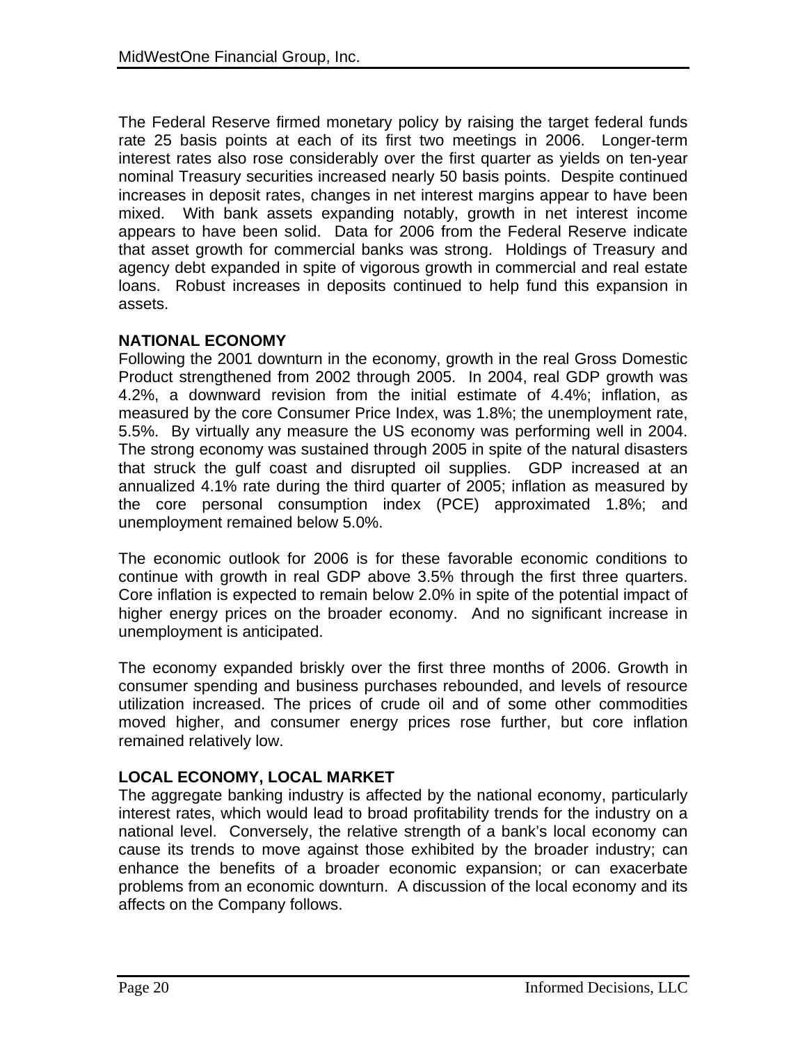The Federal Reserve firmed monetary policy by raising the target federal funds rate 25 basis points at each of its first two meetings in 2006. Longer-term interest rates also rose considerably over the first quarter as yields on ten-year nominal Treasury securities increased nearly 50 basis points. Despite continued increases in deposit rates, changes in net interest margins appear to have been mixed. With bank assets expanding notably, growth in net interest income appears to have been solid. Data for 2006 from the Federal Reserve indicate that asset growth for commercial banks was strong. Holdings of Treasury and agency debt expanded in spite of vigorous growth in commercial and real estate loans. Robust increases in deposits continued to help fund this expansion in assets.

**NATIONAL ECONOMY**

Following the 2001 downturn in the economy, growth in the real Gross Domestic Product strengthened from 2002 through 2005. In 2004, real GDP growth was 4.2%, a downward revision from the initial estimate of 4.4%; inflation, as measured by the core Consumer Price Index, was 1.8%; the unemployment rate, 5.5%. By virtually any measure the US economy was performing well in 2004. The strong economy was sustained through 2005 in spite of the natural disasters that struck the gulf coast and disrupted oil supplies. GDP increased at an annualized 4.1% rate during the third quarter of 2005; inflation as measured by the core personal consumption index (PCE) approximated 1.8%; and unemployment remained below 5.0%.

The economic outlook for 2006 is for these favorable economic conditions to continue with growth in real GDP above 3.5% through the first three quarters. Core inflation is expected to remain below 2.0% in spite of the potential impact of higher energy prices on the broader economy. And no significant increase in unemployment is anticipated.

The economy expanded briskly over the first three months of 2006. Growth in consumer spending and business purchases rebounded, and levels of resource utilization increased. The prices of crude oil and of some other commodities moved higher, and consumer energy prices rose further, but core inflation remained relatively low.

**LOCAL ECONOMY, LOCAL MARKET**

The aggregate banking industry is affected by the national economy, particularly interest rates, which would lead to broad profitability trends for the industry on a national level. Conversely, the relative strength of a bank's local economy can cause its trends to move against those exhibited by the broader industry; can enhance the benefits of a broader economic expansion; or can exacerbate problems from an economic downturn. A discussion of the local economy and its affects on the Company follows.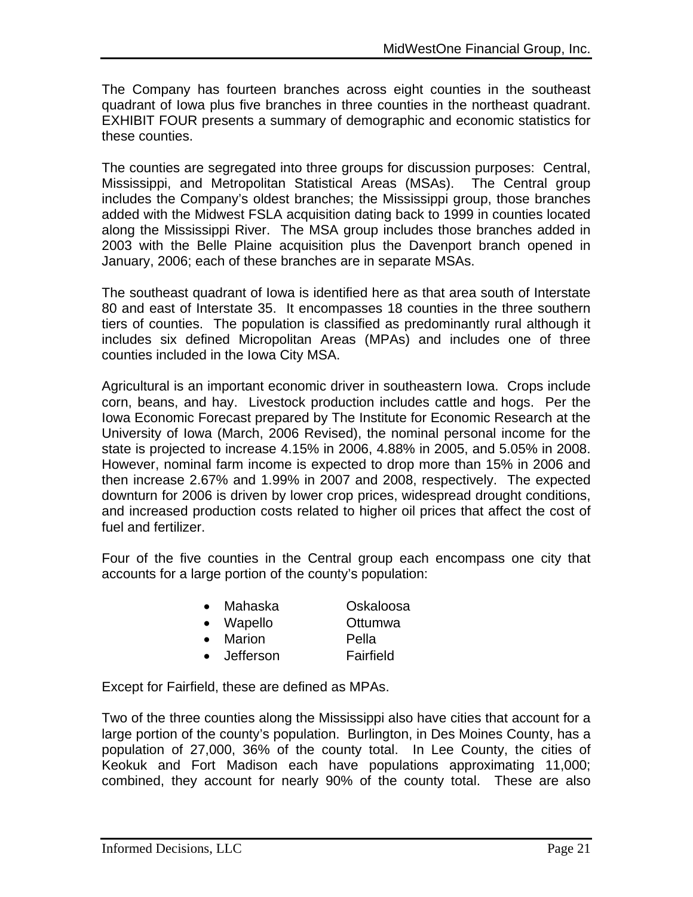The Company has fourteen branches across eight counties in the southeast quadrant of Iowa plus five branches in three counties in the northeast quadrant. EXHIBIT FOUR presents a summary of demographic and economic statistics for these counties.

The counties are segregated into three groups for discussion purposes: Central, Mississippi, and Metropolitan Statistical Areas (MSAs). The Central group includes the Company's oldest branches; the Mississippi group, those branches added with the Midwest FSLA acquisition dating back to 1999 in counties located along the Mississippi River. The MSA group includes those branches added in 2003 with the Belle Plaine acquisition plus the Davenport branch opened in January, 2006; each of these branches are in separate MSAs.

The southeast quadrant of Iowa is identified here as that area south of Interstate 80 and east of Interstate 35. It encompasses 18 counties in the three southern tiers of counties. The population is classified as predominantly rural although it includes six defined Micropolitan Areas (MPAs) and includes one of three counties included in the Iowa City MSA.

Agricultural is an important economic driver in southeastern Iowa. Crops include corn, beans, and hay. Livestock production includes cattle and hogs. Per the Iowa Economic Forecast prepared by The Institute for Economic Research at the University of Iowa (March, 2006 Revised), the nominal personal income for the state is projected to increase 4.15% in 2006, 4.88% in 2005, and 5.05% in 2008. However, nominal farm income is expected to drop more than 15% in 2006 and then increase 2.67% and 1.99% in 2007 and 2008, respectively. The expected downturn for 2006 is driven by lower crop prices, widespread drought conditions, and increased production costs related to higher oil prices that affect the cost of fuel and fertilizer.

Four of the five counties in the Central group each encompass one city that accounts for a large portion of the county's population:

- Mahaska Oskaloosa
- Wapello Ottumwa
- Marion Pella
- Jefferson Fairfield

Except for Fairfield, these are defined as MPAs.

Two of the three counties along the Mississippi also have cities that account for a large portion of the county's population. Burlington, in Des Moines County, has a population of 27,000, 36% of the county total. In Lee County, the cities of Keokuk and Fort Madison each have populations approximating 11,000; combined, they account for nearly 90% of the county total. These are also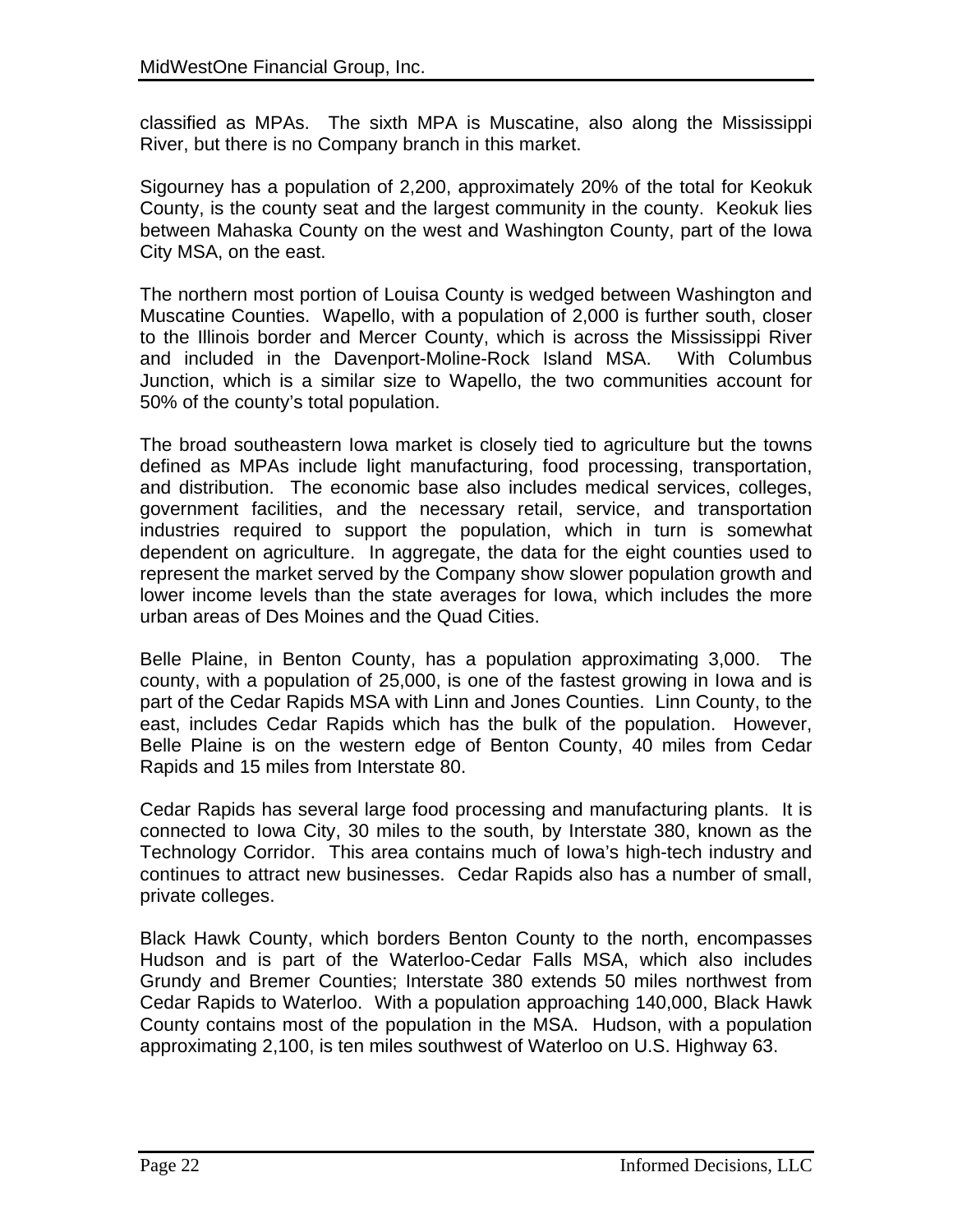classified as MPAs. The sixth MPA is Muscatine, also along the Mississippi River, but there is no Company branch in this market.

Sigourney has a population of 2,200, approximately 20% of the total for Keokuk County, is the county seat and the largest community in the county. Keokuk lies between Mahaska County on the west and Washington County, part of the Iowa City MSA, on the east.

The northern most portion of Louisa County is wedged between Washington and Muscatine Counties. Wapello, with a population of 2,000 is further south, closer to the Illinois border and Mercer County, which is across the Mississippi River and included in the Davenport-Moline-Rock Island MSA. With Columbus Junction, which is a similar size to Wapello, the two communities account for 50% of the county's total population.

The broad southeastern Iowa market is closely tied to agriculture but the towns defined as MPAs include light manufacturing, food processing, transportation, and distribution. The economic base also includes medical services, colleges, government facilities, and the necessary retail, service, and transportation industries required to support the population, which in turn is somewhat dependent on agriculture. In aggregate, the data for the eight counties used to represent the market served by the Company show slower population growth and lower income levels than the state averages for Iowa, which includes the more urban areas of Des Moines and the Quad Cities.

Belle Plaine, in Benton County, has a population approximating 3,000. The county, with a population of 25,000, is one of the fastest growing in Iowa and is part of the Cedar Rapids MSA with Linn and Jones Counties. Linn County, to the east, includes Cedar Rapids which has the bulk of the population. However, Belle Plaine is on the western edge of Benton County, 40 miles from Cedar Rapids and 15 miles from Interstate 80.

Cedar Rapids has several large food processing and manufacturing plants. It is connected to Iowa City, 30 miles to the south, by Interstate 380, known as the Technology Corridor. This area contains much of Iowa's high-tech industry and continues to attract new businesses. Cedar Rapids also has a number of small, private colleges.

Black Hawk County, which borders Benton County to the north, encompasses Hudson and is part of the Waterloo-Cedar Falls MSA, which also includes Grundy and Bremer Counties; Interstate 380 extends 50 miles northwest from Cedar Rapids to Waterloo. With a population approaching 140,000, Black Hawk County contains most of the population in the MSA. Hudson, with a population approximating 2,100, is ten miles southwest of Waterloo on U.S. Highway 63.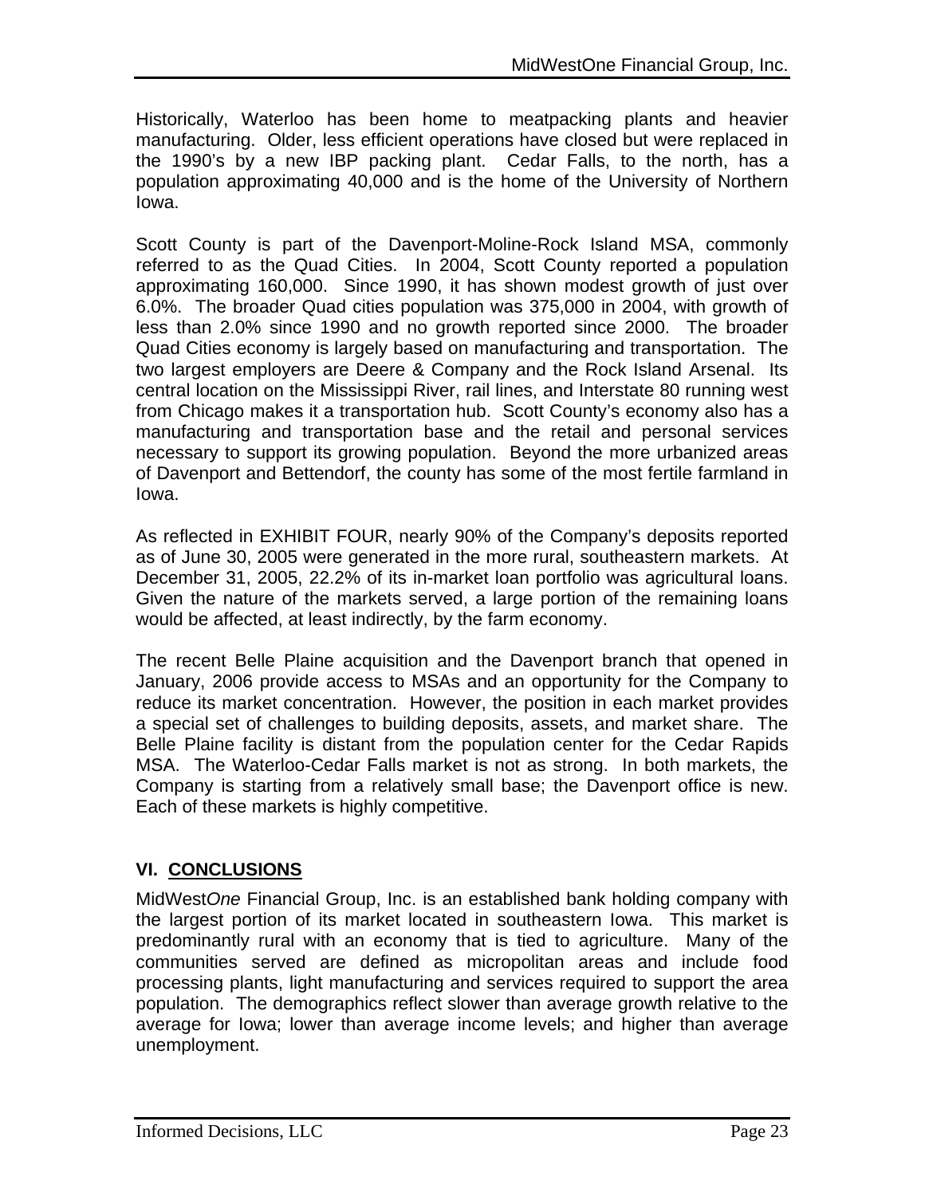Historically, Waterloo has been home to meatpacking plants and heavier manufacturing. Older, less efficient operations have closed but were replaced in the 1990's by a new IBP packing plant. Cedar Falls, to the north, has a population approximating 40,000 and is the home of the University of Northern Iowa.

Scott County is part of the Davenport-Moline-Rock Island MSA, commonly referred to as the Quad Cities. In 2004, Scott County reported a population approximating 160,000. Since 1990, it has shown modest growth of just over 6.0%. The broader Quad cities population was 375,000 in 2004, with growth of less than 2.0% since 1990 and no growth reported since 2000. The broader Quad Cities economy is largely based on manufacturing and transportation. The two largest employers are Deere & Company and the Rock Island Arsenal. Its central location on the Mississippi River, rail lines, and Interstate 80 running west from Chicago makes it a transportation hub. Scott County's economy also has a manufacturing and transportation base and the retail and personal services necessary to support its growing population. Beyond the more urbanized areas of Davenport and Bettendorf, the county has some of the most fertile farmland in Iowa.

As reflected in EXHIBIT FOUR, nearly 90% of the Company's deposits reported as of June 30, 2005 were generated in the more rural, southeastern markets. At December 31, 2005, 22.2% of its in-market loan portfolio was agricultural loans. Given the nature of the markets served, a large portion of the remaining loans would be affected, at least indirectly, by the farm economy.

The recent Belle Plaine acquisition and the Davenport branch that opened in January, 2006 provide access to MSAs and an opportunity for the Company to reduce its market concentration. However, the position in each market provides a special set of challenges to building deposits, assets, and market share. The Belle Plaine facility is distant from the population center for the Cedar Rapids MSA. The Waterloo-Cedar Falls market is not as strong. In both markets, the Company is starting from a relatively small base; the Davenport office is new. Each of these markets is highly competitive.

## VI. CONCLUSIONS

MidWest*One* Financial Group, Inc. is an established bank holding company with the largest portion of its market located in southeastern Iowa. This market is predominantly rural with an economy that is tied to agriculture. Many of the communities served are defined as micropolitan areas and include food processing plants, light manufacturing and services required to support the area population. The demographics reflect slower than average growth relative to the average for Iowa; lower than average income levels; and higher than average unemployment.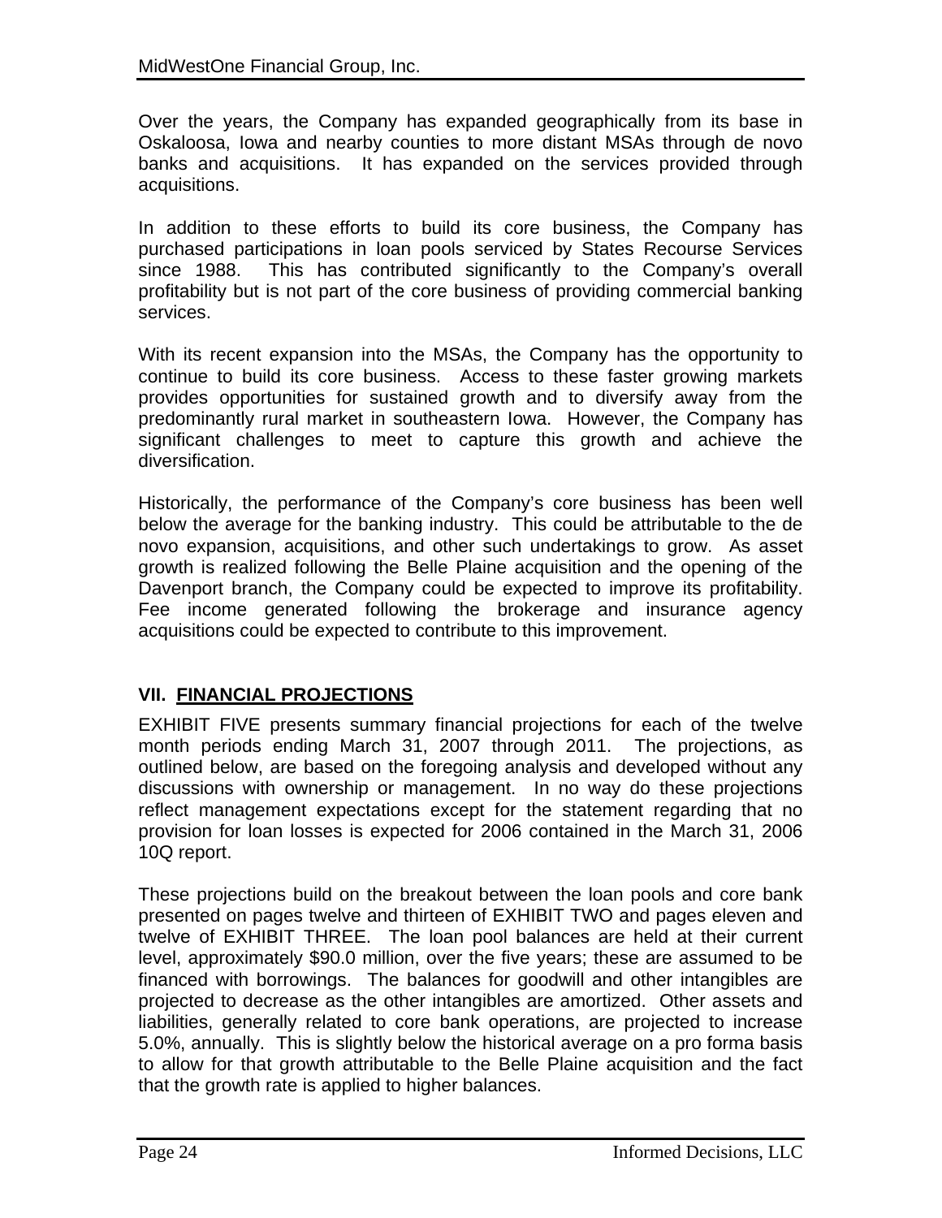Over the years, the Company has expanded geographically from its base in Oskaloosa, Iowa and nearby counties to more distant MSAs through de novo banks and acquisitions. It has expanded on the services provided through acquisitions.

In addition to these efforts to build its core business, the Company has purchased participations in loan pools serviced by States Recourse Services since 1988. This has contributed significantly to the Company's overall profitability but is not part of the core business of providing commercial banking services.

With its recent expansion into the MSAs, the Company has the opportunity to continue to build its core business. Access to these faster growing markets provides opportunities for sustained growth and to diversify away from the predominantly rural market in southeastern Iowa. However, the Company has significant challenges to meet to capture this growth and achieve the diversification.

Historically, the performance of the Company's core business has been well below the average for the banking industry. This could be attributable to the de novo expansion, acquisitions, and other such undertakings to grow. As asset growth is realized following the Belle Plaine acquisition and the opening of the Davenport branch, the Company could be expected to improve its profitability. Fee income generated following the brokerage and insurance agency acquisitions could be expected to contribute to this improvement.

## VII. FINANCIAL PROJECTIONS

EXHIBIT FIVE presents summary financial projections for each of the twelve month periods ending March 31, 2007 through 2011. The projections, as outlined below, are based on the foregoing analysis and developed without any discussions with ownership or management. In no way do these projections reflect management expectations except for the statement regarding that no provision for loan losses is expected for 2006 contained in the March 31, 2006 10Q report.

These projections build on the breakout between the loan pools and core bank presented on pages twelve and thirteen of EXHIBIT TWO and pages eleven and twelve of EXHIBIT THREE. The loan pool balances are held at their current level, approximately $90.0 million, over the five years; these are assumed to be financed with borrowings. The balances for goodwill and other intangibles are projected to decrease as the other intangibles are amortized. Other assets and liabilities, generally related to core bank operations, are projected to increase 5.0%, annually. This is slightly below the historical average on a pro forma basis to allow for that growth attributable to the Belle Plaine acquisition and the fact that the growth rate is applied to higher balances.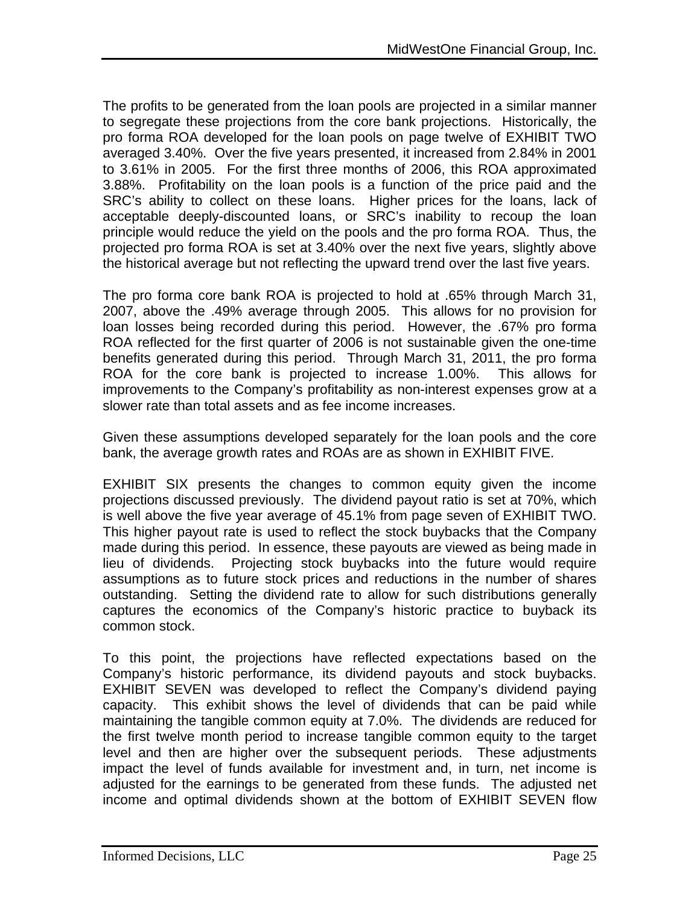The profits to be generated from the loan pools are projected in a similar manner to segregate these projections from the core bank projections. Historically, the pro forma ROA developed for the loan pools on page twelve of EXHIBIT TWO averaged 3.40%. Over the five years presented, it increased from 2.84% in 2001 to 3.61% in 2005. For the first three months of 2006, this ROA approximated 3.88%. Profitability on the loan pools is a function of the price paid and the SRC's ability to collect on these loans. Higher prices for the loans, lack of acceptable deeply-discounted loans, or SRC's inability to recoup the loan principle would reduce the yield on the pools and the pro forma ROA. Thus, the projected pro forma ROA is set at 3.40% over the next five years, slightly above the historical average but not reflecting the upward trend over the last five years.

The pro forma core bank ROA is projected to hold at .65% through March 31, 2007, above the .49% average through 2005. This allows for no provision for loan losses being recorded during this period. However, the .67% pro forma ROA reflected for the first quarter of 2006 is not sustainable given the one-time benefits generated during this period. Through March 31, 2011, the pro forma ROA for the core bank is projected to increase 1.00%. This allows for improvements to the Company's profitability as non-interest expenses grow at a slower rate than total assets and as fee income increases.

Given these assumptions developed separately for the loan pools and the core bank, the average growth rates and ROAs are as shown in EXHIBIT FIVE.

EXHIBIT SIX presents the changes to common equity given the income projections discussed previously. The dividend payout ratio is set at 70%, which is well above the five year average of 45.1% from page seven of EXHIBIT TWO. This higher payout rate is used to reflect the stock buybacks that the Company made during this period. In essence, these payouts are viewed as being made in lieu of dividends. Projecting stock buybacks into the future would require assumptions as to future stock prices and reductions in the number of shares outstanding. Setting the dividend rate to allow for such distributions generally captures the economics of the Company's historic practice to buyback its common stock.

To this point, the projections have reflected expectations based on the Company's historic performance, its dividend payouts and stock buybacks. EXHIBIT SEVEN was developed to reflect the Company's dividend paying capacity. This exhibit shows the level of dividends that can be paid while maintaining the tangible common equity at 7.0%. The dividends are reduced for the first twelve month period to increase tangible common equity to the target level and then are higher over the subsequent periods. These adjustments impact the level of funds available for investment and, in turn, net income is adjusted for the earnings to be generated from these funds. The adjusted net income and optimal dividends shown at the bottom of EXHIBIT SEVEN flow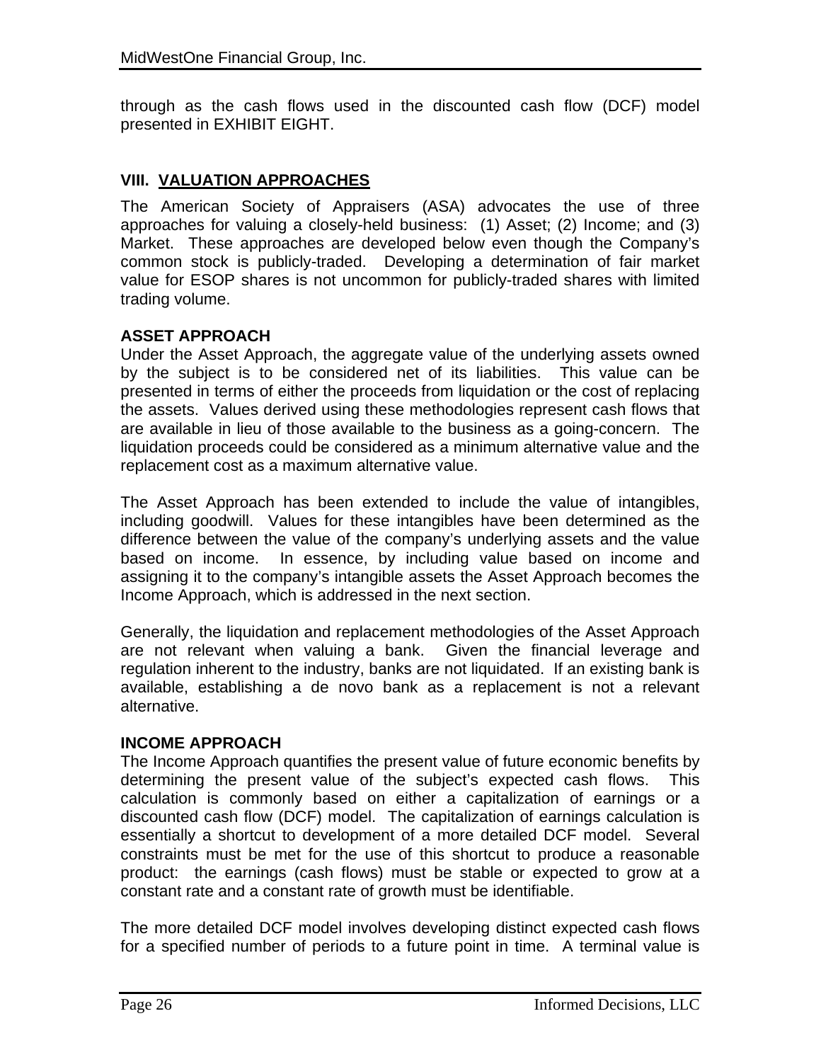through as the cash flows used in the discounted cash flow (DCF) model presented in EXHIBIT EIGHT.

## VIII. VALUATION APPROACHES

The American Society of Appraisers (ASA) advocates the use of three approaches for valuing a closely-held business: (1) Asset; (2) Income; and (3) Market. These approaches are developed below even though the Company's common stock is publicly-traded. Developing a determination of fair market value for ESOP shares is not uncommon for publicly-traded shares with limited trading volume.

### ASSET APPROACH

Under the Asset Approach, the aggregate value of the underlying assets owned by the subject is to be considered net of its liabilities. This value can be presented in terms of either the proceeds from liquidation or the cost of replacing the assets. Values derived using these methodologies represent cash flows that are available in lieu of those available to the business as a going-concern. The liquidation proceeds could be considered as a minimum alternative value and the replacement cost as a maximum alternative value.

The Asset Approach has been extended to include the value of intangibles, including goodwill. Values for these intangibles have been determined as the difference between the value of the company's underlying assets and the value based on income. In essence, by including value based on income and assigning it to the company's intangible assets the Asset Approach becomes the Income Approach, which is addressed in the next section.

Generally, the liquidation and replacement methodologies of the Asset Approach are not relevant when valuing a bank. Given the financial leverage and regulation inherent to the industry, banks are not liquidated. If an existing bank is available, establishing a de novo bank as a replacement is not a relevant alternative.

### INCOME APPROACH

The Income Approach quantifies the present value of future economic benefits by determining the present value of the subject's expected cash flows. This calculation is commonly based on either a capitalization of earnings or a discounted cash flow (DCF) model. The capitalization of earnings calculation is essentially a shortcut to development of a more detailed DCF model. Several constraints must be met for the use of this shortcut to produce a reasonable product: the earnings (cash flows) must be stable or expected to grow at a constant rate and a constant rate of growth must be identifiable.

The more detailed DCF model involves developing distinct expected cash flows for a specified number of periods to a future point in time. A terminal value is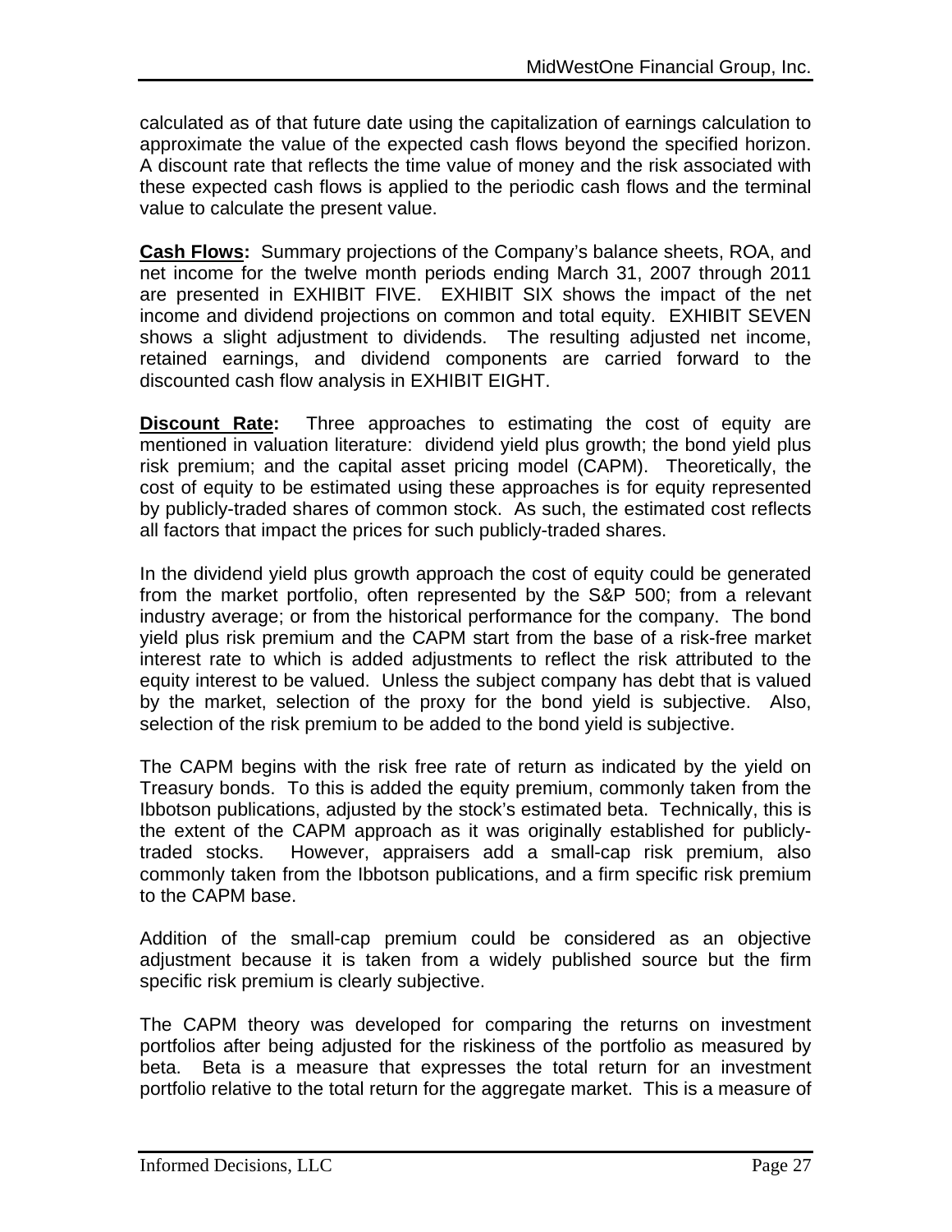calculated as of that future date using the capitalization of earnings calculation to approximate the value of the expected cash flows beyond the specified horizon. A discount rate that reflects the time value of money and the risk associated with these expected cash flows is applied to the periodic cash flows and the terminal value to calculate the present value.

**Cash Flows:** Summary projections of the Company's balance sheets, ROA, and net income for the twelve month periods ending March 31, 2007 through 2011 are presented in EXHIBIT FIVE. EXHIBIT SIX shows the impact of the net income and dividend projections on common and total equity. EXHIBIT SEVEN shows a slight adjustment to dividends. The resulting adjusted net income, retained earnings, and dividend components are carried forward to the discounted cash flow analysis in EXHIBIT EIGHT.

**Discount Rate:** Three approaches to estimating the cost of equity are mentioned in valuation literature: dividend yield plus growth; the bond yield plus risk premium; and the capital asset pricing model (CAPM). Theoretically, the cost of equity to be estimated using these approaches is for equity represented by publicly-traded shares of common stock. As such, the estimated cost reflects all factors that impact the prices for such publicly-traded shares.

In the dividend yield plus growth approach the cost of equity could be generated from the market portfolio, often represented by the S&P 500; from a relevant industry average; or from the historical performance for the company. The bond yield plus risk premium and the CAPM start from the base of a risk-free market interest rate to which is added adjustments to reflect the risk attributed to the equity interest to be valued. Unless the subject company has debt that is valued by the market, selection of the proxy for the bond yield is subjective. Also, selection of the risk premium to be added to the bond yield is subjective.

The CAPM begins with the risk free rate of return as indicated by the yield on Treasury bonds. To this is added the equity premium, commonly taken from the Ibbotson publications, adjusted by the stock's estimated beta. Technically, this is the extent of the CAPM approach as it was originally established for publicly-traded stocks. However, appraisers add a small-cap risk premium, also commonly taken from the Ibbotson publications, and a firm specific risk premium to the CAPM base.

Addition of the small-cap premium could be considered as an objective adjustment because it is taken from a widely published source but the firm specific risk premium is clearly subjective.

The CAPM theory was developed for comparing the returns on investment portfolios after being adjusted for the riskiness of the portfolio as measured by beta. Beta is a measure that expresses the total return for an investment portfolio relative to the total return for the aggregate market. This is a measure of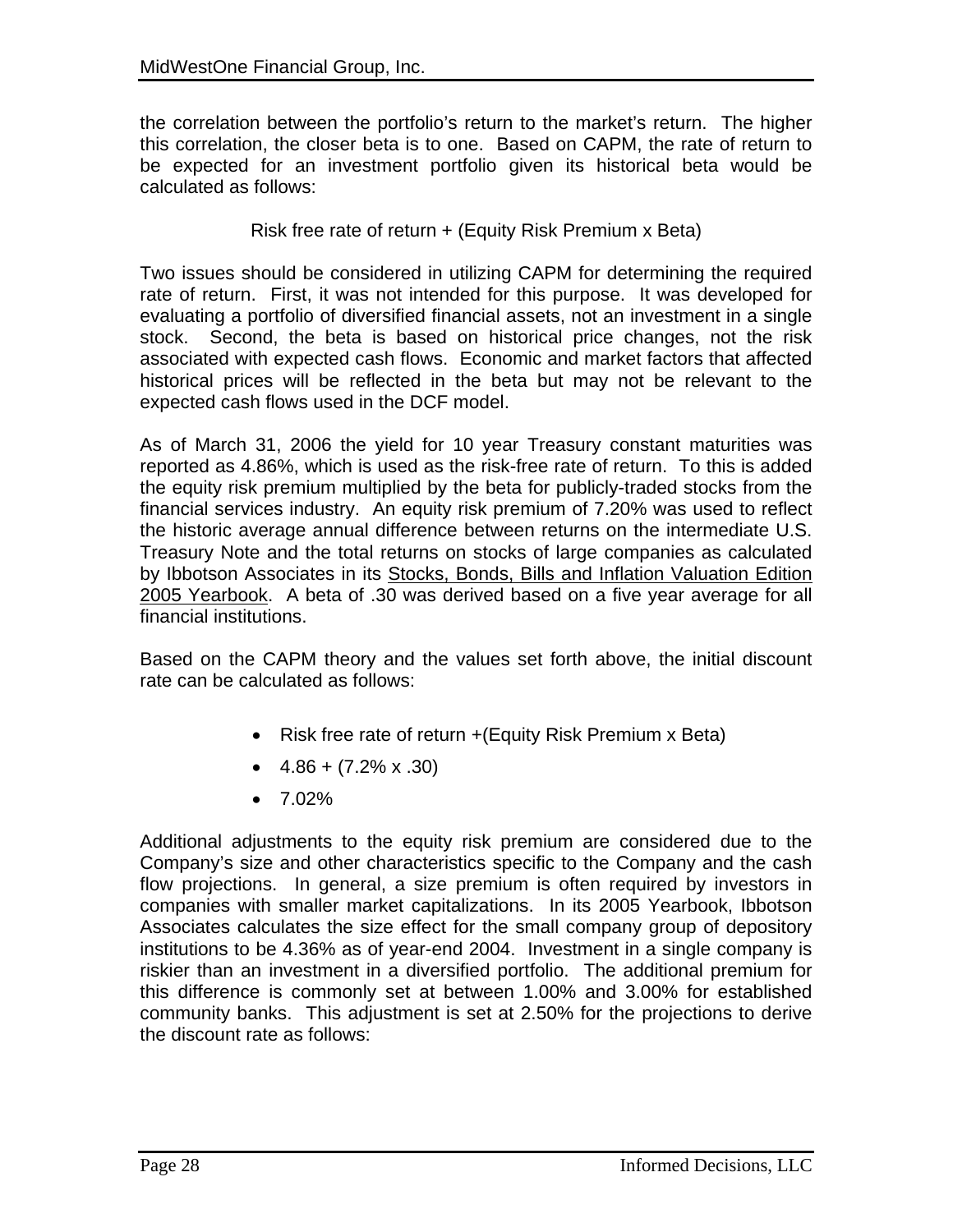the correlation between the portfolio's return to the market's return. The higher this correlation, the closer beta is to one. Based on CAPM, the rate of return to be expected for an investment portfolio given its historical beta would be calculated as follows:

Risk free rate of return + (Equity Risk Premium x Beta)

Two issues should be considered in utilizing CAPM for determining the required rate of return. First, it was not intended for this purpose. It was developed for evaluating a portfolio of diversified financial assets, not an investment in a single stock. Second, the beta is based on historical price changes, not the risk associated with expected cash flows. Economic and market factors that affected historical prices will be reflected in the beta but may not be relevant to the expected cash flows used in the DCF model.

As of March 31, 2006 the yield for 10 year Treasury constant maturities was reported as 4.86%, which is used as the risk-free rate of return. To this is added the equity risk premium multiplied by the beta for publicly-traded stocks from the financial services industry. An equity risk premium of 7.20% was used to reflect the historic average annual difference between returns on the intermediate U.S. Treasury Note and the total returns on stocks of large companies as calculated by Ibbotson Associates in its <u>Stocks, Bonds, Bills and Inflation Valuation Edition 2005 Yearbook</u>. A beta of .30 was derived based on a five year average for all financial institutions.

Based on the CAPM theory and the values set forth above, the initial discount rate can be calculated as follows:

- Risk free rate of return +(Equity Risk Premium x Beta)
- 4.86 + (7.2% x .30)
- 7.02%

Additional adjustments to the equity risk premium are considered due to the Company's size and other characteristics specific to the Company and the cash flow projections. In general, a size premium is often required by investors in companies with smaller market capitalizations. In its 2005 Yearbook, Ibbotson Associates calculates the size effect for the small company group of depository institutions to be 4.36% as of year-end 2004. Investment in a single company is riskier than an investment in a diversified portfolio. The additional premium for this difference is commonly set at between 1.00% and 3.00% for established community banks. This adjustment is set at 2.50% for the projections to derive the discount rate as follows: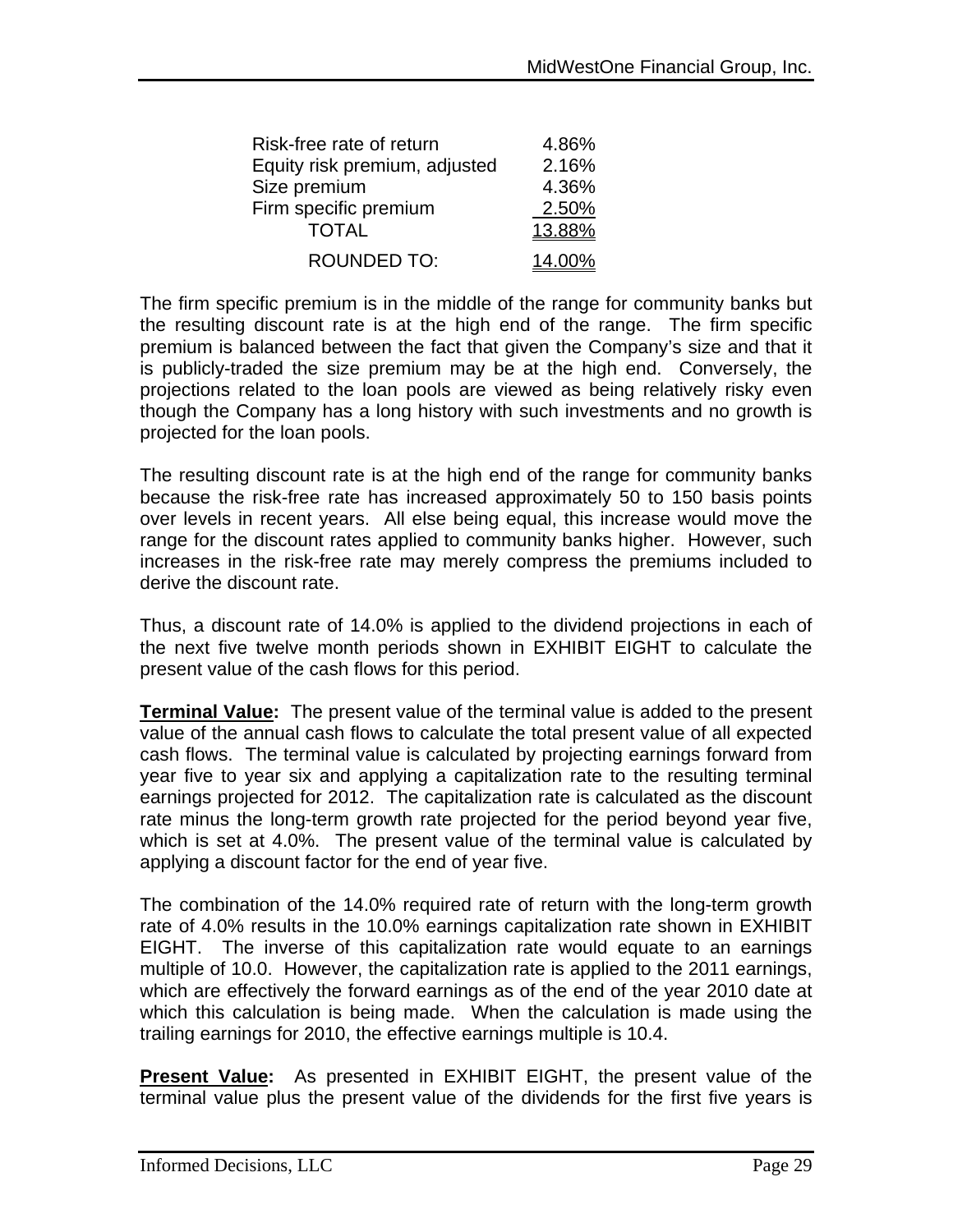| | |
|---|---|
| Risk-free rate of return | 4.86% |
| Equity risk premium, adjusted | 2.16% |
| Size premium | 4.36% |
| Firm specific premium | 2.50% |
| TOTAL | 13.88% |
| ROUNDED TO: | 14.00% |

The firm specific premium is in the middle of the range for community banks but the resulting discount rate is at the high end of the range. The firm specific premium is balanced between the fact that given the Company's size and that it is publicly-traded the size premium may be at the high end. Conversely, the projections related to the loan pools are viewed as being relatively risky even though the Company has a long history with such investments and no growth is projected for the loan pools.

The resulting discount rate is at the high end of the range for community banks because the risk-free rate has increased approximately 50 to 150 basis points over levels in recent years. All else being equal, this increase would move the range for the discount rates applied to community banks higher. However, such increases in the risk-free rate may merely compress the premiums included to derive the discount rate.

Thus, a discount rate of 14.0% is applied to the dividend projections in each of the next five twelve month periods shown in EXHIBIT EIGHT to calculate the present value of the cash flows for this period.

**Terminal Value:** The present value of the terminal value is added to the present value of the annual cash flows to calculate the total present value of all expected cash flows. The terminal value is calculated by projecting earnings forward from year five to year six and applying a capitalization rate to the resulting terminal earnings projected for 2012. The capitalization rate is calculated as the discount rate minus the long-term growth rate projected for the period beyond year five, which is set at 4.0%. The present value of the terminal value is calculated by applying a discount factor for the end of year five.

The combination of the 14.0% required rate of return with the long-term growth rate of 4.0% results in the 10.0% earnings capitalization rate shown in EXHIBIT EIGHT. The inverse of this capitalization rate would equate to an earnings multiple of 10.0. However, the capitalization rate is applied to the 2011 earnings, which are effectively the forward earnings as of the end of the year 2010 date at which this calculation is being made. When the calculation is made using the trailing earnings for 2010, the effective earnings multiple is 10.4.

**Present Value:** As presented in EXHIBIT EIGHT, the present value of the terminal value plus the present value of the dividends for the first five years is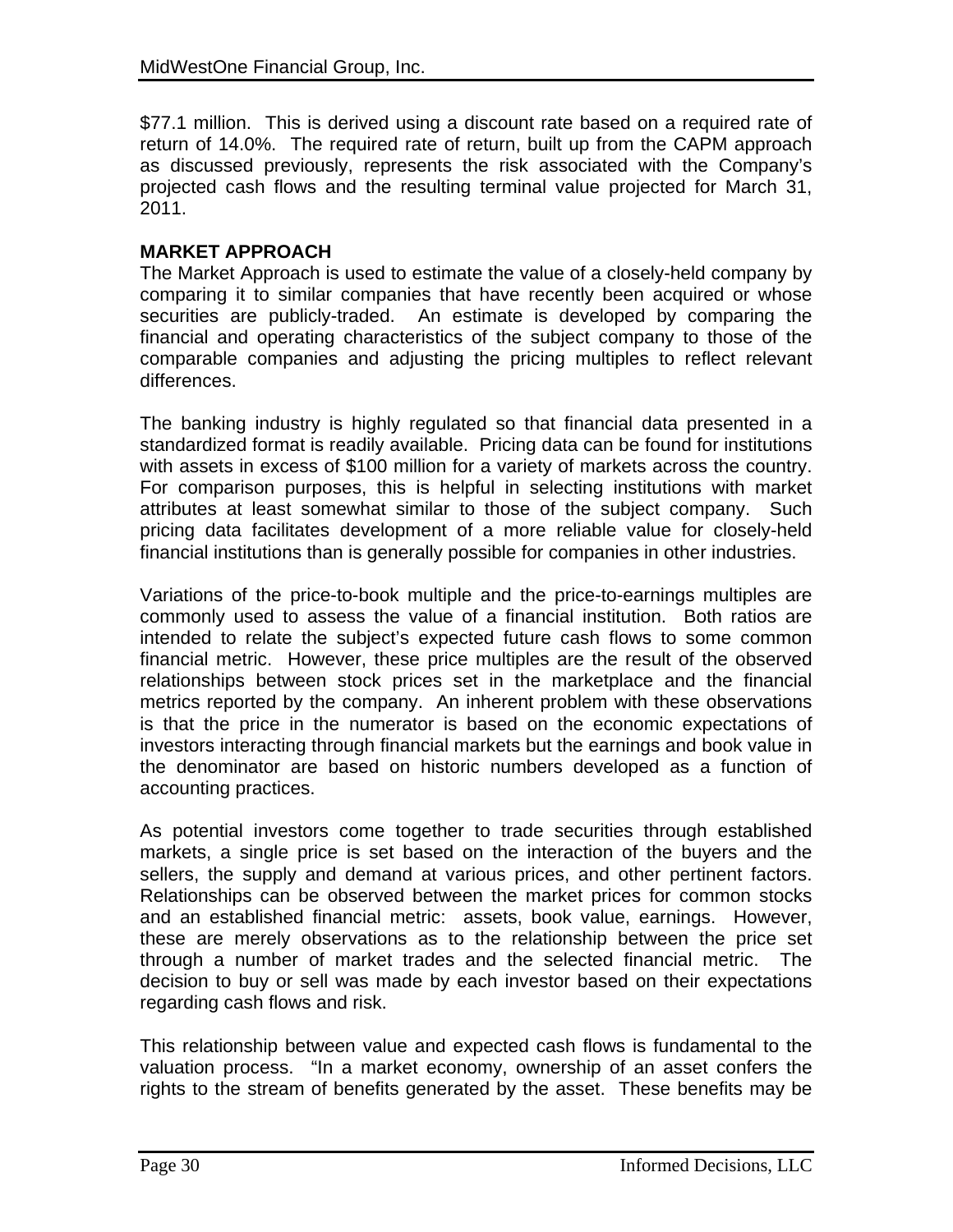$77.1 million. This is derived using a discount rate based on a required rate of return of 14.0%. The required rate of return, built up from the CAPM approach as discussed previously, represents the risk associated with the Company's projected cash flows and the resulting terminal value projected for March 31, 2011.

**MARKET APPROACH**

The Market Approach is used to estimate the value of a closely-held company by comparing it to similar companies that have recently been acquired or whose securities are publicly-traded. An estimate is developed by comparing the financial and operating characteristics of the subject company to those of the comparable companies and adjusting the pricing multiples to reflect relevant differences.

The banking industry is highly regulated so that financial data presented in a standardized format is readily available. Pricing data can be found for institutions with assets in excess of $100 million for a variety of markets across the country. For comparison purposes, this is helpful in selecting institutions with market attributes at least somewhat similar to those of the subject company. Such pricing data facilitates development of a more reliable value for closely-held financial institutions than is generally possible for companies in other industries.

Variations of the price-to-book multiple and the price-to-earnings multiples are commonly used to assess the value of a financial institution. Both ratios are intended to relate the subject's expected future cash flows to some common financial metric. However, these price multiples are the result of the observed relationships between stock prices set in the marketplace and the financial metrics reported by the company. An inherent problem with these observations is that the price in the numerator is based on the economic expectations of investors interacting through financial markets but the earnings and book value in the denominator are based on historic numbers developed as a function of accounting practices.

As potential investors come together to trade securities through established markets, a single price is set based on the interaction of the buyers and the sellers, the supply and demand at various prices, and other pertinent factors. Relationships can be observed between the market prices for common stocks and an established financial metric: assets, book value, earnings. However, these are merely observations as to the relationship between the price set through a number of market trades and the selected financial metric. The decision to buy or sell was made by each investor based on their expectations regarding cash flows and risk.

This relationship between value and expected cash flows is fundamental to the valuation process. "In a market economy, ownership of an asset confers the rights to the stream of benefits generated by the asset. These benefits may be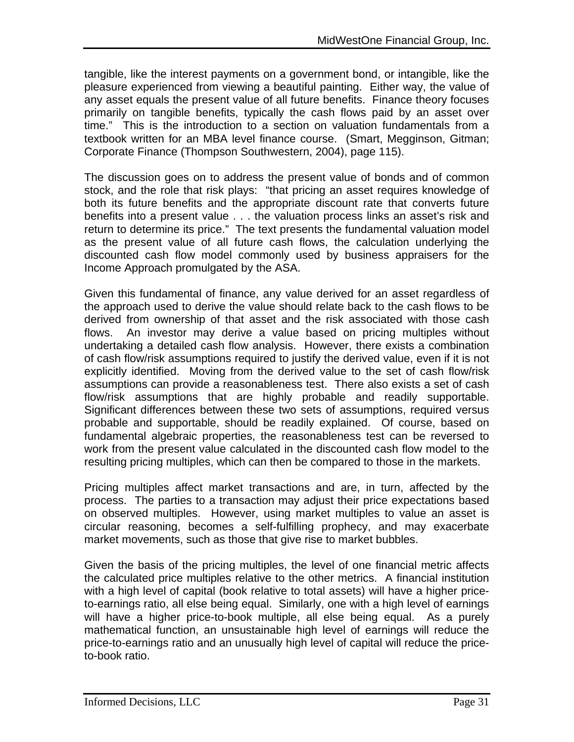tangible, like the interest payments on a government bond, or intangible, like the pleasure experienced from viewing a beautiful painting. Either way, the value of any asset equals the present value of all future benefits. Finance theory focuses primarily on tangible benefits, typically the cash flows paid by an asset over time." This is the introduction to a section on valuation fundamentals from a textbook written for an MBA level finance course. (Smart, Megginson, Gitman; Corporate Finance (Thompson Southwestern, 2004), page 115).

The discussion goes on to address the present value of bonds and of common stock, and the role that risk plays: "that pricing an asset requires knowledge of both its future benefits and the appropriate discount rate that converts future benefits into a present value . . . the valuation process links an asset's risk and return to determine its price." The text presents the fundamental valuation model as the present value of all future cash flows, the calculation underlying the discounted cash flow model commonly used by business appraisers for the Income Approach promulgated by the ASA.

Given this fundamental of finance, any value derived for an asset regardless of the approach used to derive the value should relate back to the cash flows to be derived from ownership of that asset and the risk associated with those cash flows. An investor may derive a value based on pricing multiples without undertaking a detailed cash flow analysis. However, there exists a combination of cash flow/risk assumptions required to justify the derived value, even if it is not explicitly identified. Moving from the derived value to the set of cash flow/risk assumptions can provide a reasonableness test. There also exists a set of cash flow/risk assumptions that are highly probable and readily supportable. Significant differences between these two sets of assumptions, required versus probable and supportable, should be readily explained. Of course, based on fundamental algebraic properties, the reasonableness test can be reversed to work from the present value calculated in the discounted cash flow model to the resulting pricing multiples, which can then be compared to those in the markets.

Pricing multiples affect market transactions and are, in turn, affected by the process. The parties to a transaction may adjust their price expectations based on observed multiples. However, using market multiples to value an asset is circular reasoning, becomes a self-fulfilling prophecy, and may exacerbate market movements, such as those that give rise to market bubbles.

Given the basis of the pricing multiples, the level of one financial metric affects the calculated price multiples relative to the other metrics. A financial institution with a high level of capital (book relative to total assets) will have a higher price-to-earnings ratio, all else being equal. Similarly, one with a high level of earnings will have a higher price-to-book multiple, all else being equal. As a purely mathematical function, an unsustainable high level of earnings will reduce the price-to-earnings ratio and an unusually high level of capital will reduce the price-to-book ratio.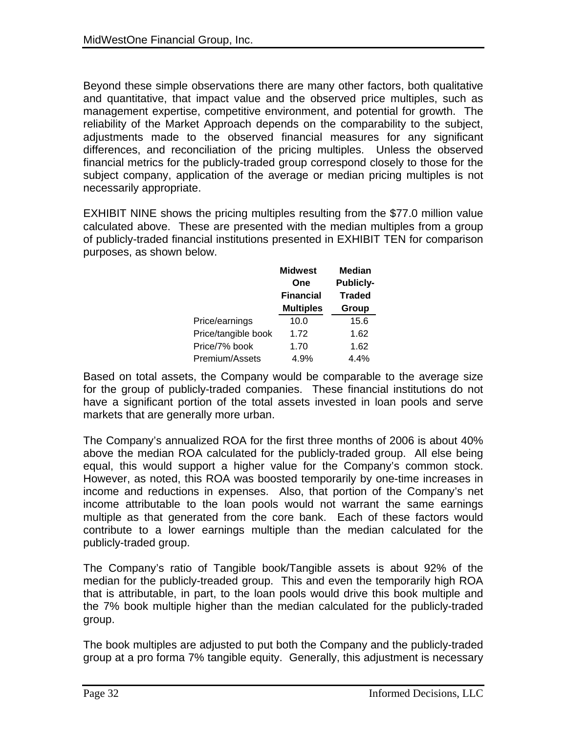Beyond these simple observations there are many other factors, both qualitative and quantitative, that impact value and the observed price multiples, such as management expertise, competitive environment, and potential for growth. The reliability of the Market Approach depends on the comparability to the subject, adjustments made to the observed financial measures for any significant differences, and reconciliation of the pricing multiples. Unless the observed financial metrics for the publicly-traded group correspond closely to those for the subject company, application of the average or median pricing multiples is not necessarily appropriate.

EXHIBIT NINE shows the pricing multiples resulting from the $77.0 million value calculated above. These are presented with the median multiples from a group of publicly-traded financial institutions presented in EXHIBIT TEN for comparison purposes, as shown below.

| | Midwest One Financial Multiples | Median Publicly-Traded Group |
|---|---|---|
| Price/earnings | 10.0 | 15.6 |
| Price/tangible book | 1.72 | 1.62 |
| Price/7% book | 1.70 | 1.62 |
| Premium/Assets | 4.9% | 4.4% |

Based on total assets, the Company would be comparable to the average size for the group of publicly-traded companies. These financial institutions do not have a significant portion of the total assets invested in loan pools and serve markets that are generally more urban.

The Company's annualized ROA for the first three months of 2006 is about 40% above the median ROA calculated for the publicly-traded group. All else being equal, this would support a higher value for the Company's common stock. However, as noted, this ROA was boosted temporarily by one-time increases in income and reductions in expenses. Also, that portion of the Company's net income attributable to the loan pools would not warrant the same earnings multiple as that generated from the core bank. Each of these factors would contribute to a lower earnings multiple than the median calculated for the publicly-traded group.

The Company's ratio of Tangible book/Tangible assets is about 92% of the median for the publicly-treaded group. This and even the temporarily high ROA that is attributable, in part, to the loan pools would drive this book multiple and the 7% book multiple higher than the median calculated for the publicly-traded group.

The book multiples are adjusted to put both the Company and the publicly-traded group at a pro forma 7% tangible equity. Generally, this adjustment is necessary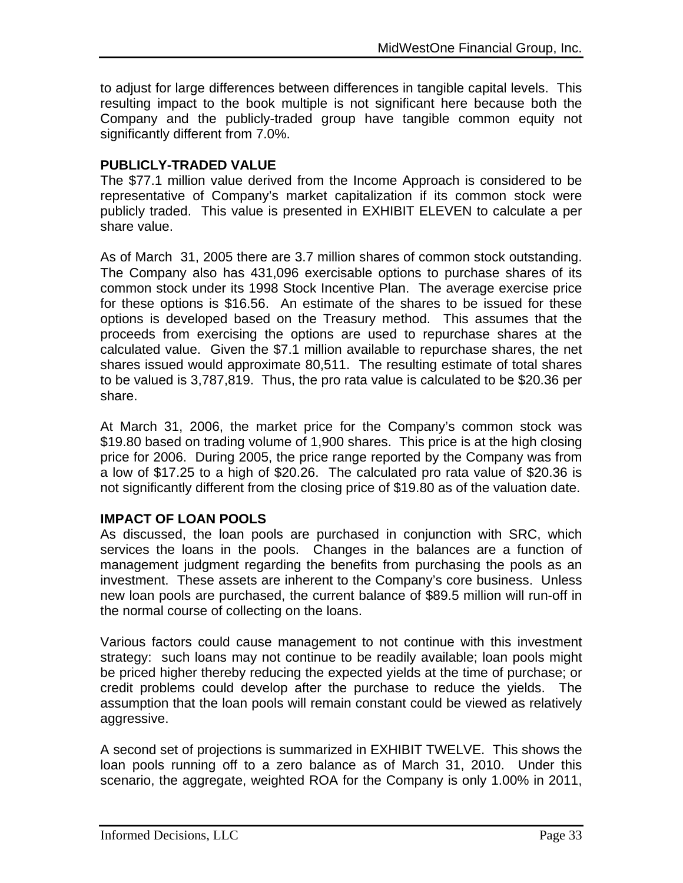to adjust for large differences between differences in tangible capital levels. This resulting impact to the book multiple is not significant here because both the Company and the publicly-traded group have tangible common equity not significantly different from 7.0%.

**PUBLICLY-TRADED VALUE**

The $77.1 million value derived from the Income Approach is considered to be representative of Company's market capitalization if its common stock were publicly traded. This value is presented in EXHIBIT ELEVEN to calculate a per share value.

As of March 31, 2005 there are 3.7 million shares of common stock outstanding. The Company also has 431,096 exercisable options to purchase shares of its common stock under its 1998 Stock Incentive Plan. The average exercise price for these options is $16.56. An estimate of the shares to be issued for these options is developed based on the Treasury method. This assumes that the proceeds from exercising the options are used to repurchase shares at the calculated value. Given the $7.1 million available to repurchase shares, the net shares issued would approximate 80,511. The resulting estimate of total shares to be valued is 3,787,819. Thus, the pro rata value is calculated to be $20.36 per share.

At March 31, 2006, the market price for the Company's common stock was $19.80 based on trading volume of 1,900 shares. This price is at the high closing price for 2006. During 2005, the price range reported by the Company was from a low of $17.25 to a high of $20.26. The calculated pro rata value of $20.36 is not significantly different from the closing price of $19.80 as of the valuation date.

**IMPACT OF LOAN POOLS**

As discussed, the loan pools are purchased in conjunction with SRC, which services the loans in the pools. Changes in the balances are a function of management judgment regarding the benefits from purchasing the pools as an investment. These assets are inherent to the Company's core business. Unless new loan pools are purchased, the current balance of $89.5 million will run-off in the normal course of collecting on the loans.

Various factors could cause management to not continue with this investment strategy: such loans may not continue to be readily available; loan pools might be priced higher thereby reducing the expected yields at the time of purchase; or credit problems could develop after the purchase to reduce the yields. The assumption that the loan pools will remain constant could be viewed as relatively aggressive.

A second set of projections is summarized in EXHIBIT TWELVE. This shows the loan pools running off to a zero balance as of March 31, 2010. Under this scenario, the aggregate, weighted ROA for the Company is only 1.00% in 2011,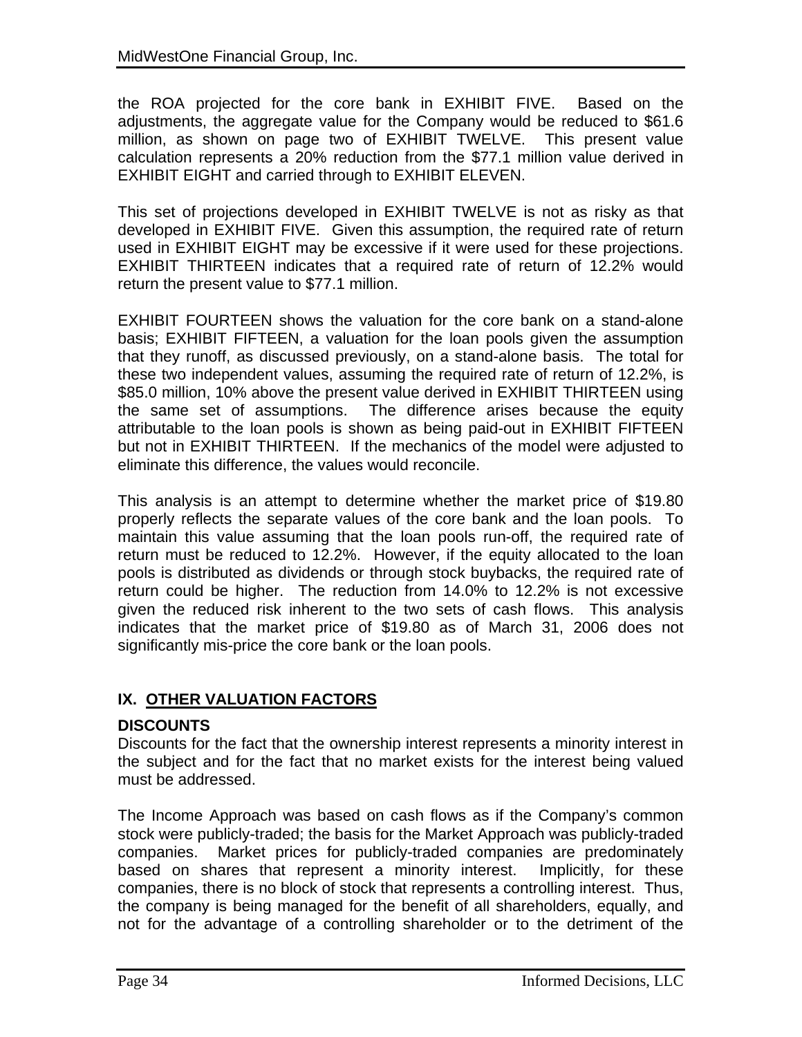the ROA projected for the core bank in EXHIBIT FIVE. Based on the adjustments, the aggregate value for the Company would be reduced to $61.6 million, as shown on page two of EXHIBIT TWELVE. This present value calculation represents a 20% reduction from the $77.1 million value derived in EXHIBIT EIGHT and carried through to EXHIBIT ELEVEN.

This set of projections developed in EXHIBIT TWELVE is not as risky as that developed in EXHIBIT FIVE. Given this assumption, the required rate of return used in EXHIBIT EIGHT may be excessive if it were used for these projections. EXHIBIT THIRTEEN indicates that a required rate of return of 12.2% would return the present value to $77.1 million.

EXHIBIT FOURTEEN shows the valuation for the core bank on a stand-alone basis; EXHIBIT FIFTEEN, a valuation for the loan pools given the assumption that they runoff, as discussed previously, on a stand-alone basis. The total for these two independent values, assuming the required rate of return of 12.2%, is $85.0 million, 10% above the present value derived in EXHIBIT THIRTEEN using the same set of assumptions. The difference arises because the equity attributable to the loan pools is shown as being paid-out in EXHIBIT FIFTEEN but not in EXHIBIT THIRTEEN. If the mechanics of the model were adjusted to eliminate this difference, the values would reconcile.

This analysis is an attempt to determine whether the market price of $19.80 properly reflects the separate values of the core bank and the loan pools. To maintain this value assuming that the loan pools run-off, the required rate of return must be reduced to 12.2%. However, if the equity allocated to the loan pools is distributed as dividends or through stock buybacks, the required rate of return could be higher. The reduction from 14.0% to 12.2% is not excessive given the reduced risk inherent to the two sets of cash flows. This analysis indicates that the market price of $19.80 as of March 31, 2006 does not significantly mis-price the core bank or the loan pools.

## IX. OTHER VALUATION FACTORS

### DISCOUNTS

Discounts for the fact that the ownership interest represents a minority interest in the subject and for the fact that no market exists for the interest being valued must be addressed.

The Income Approach was based on cash flows as if the Company's common stock were publicly-traded; the basis for the Market Approach was publicly-traded companies. Market prices for publicly-traded companies are predominately based on shares that represent a minority interest. Implicitly, for these companies, there is no block of stock that represents a controlling interest. Thus, the company is being managed for the benefit of all shareholders, equally, and not for the advantage of a controlling shareholder or to the detriment of the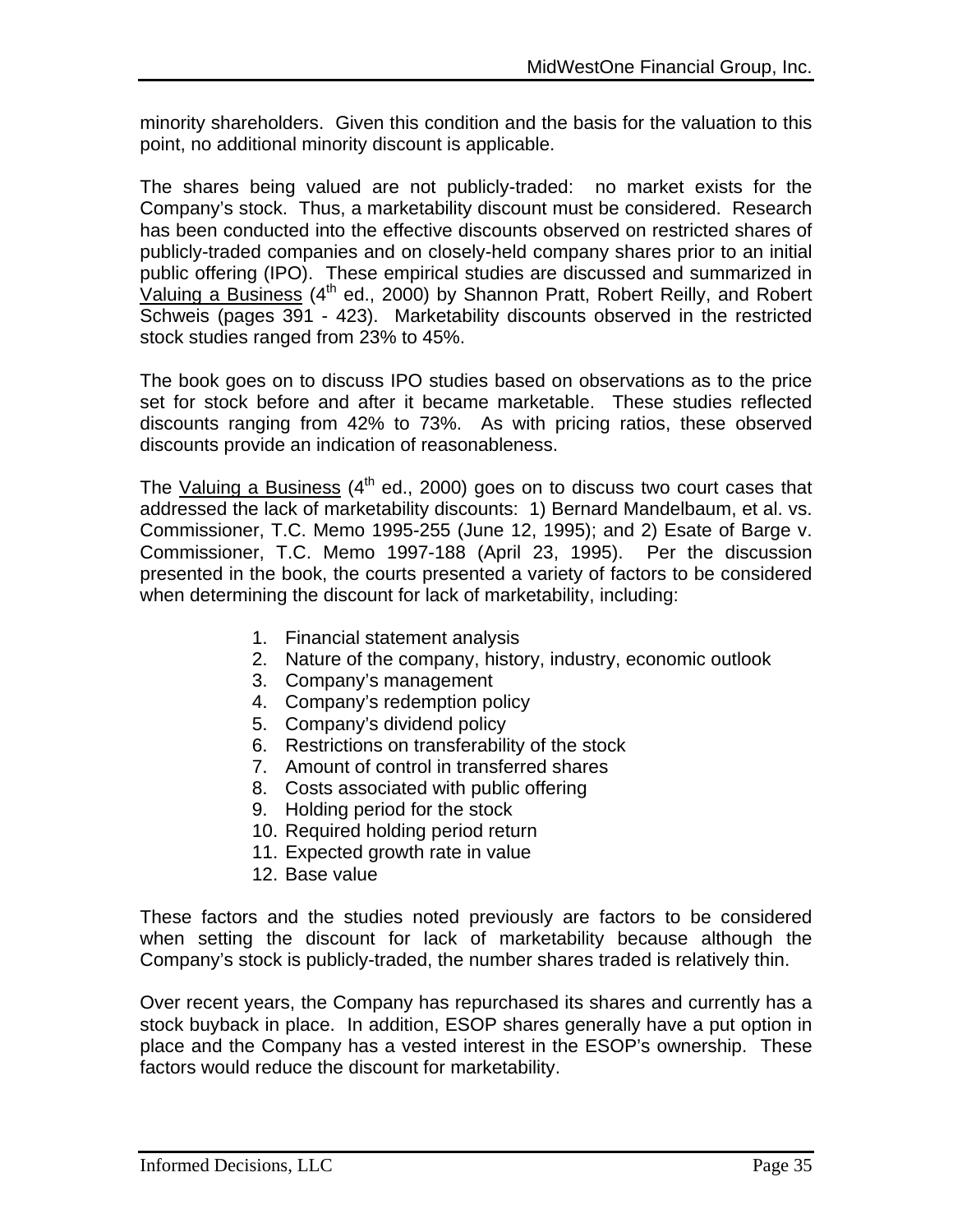minority shareholders. Given this condition and the basis for the valuation to this point, no additional minority discount is applicable.

The shares being valued are not publicly-traded: no market exists for the Company's stock. Thus, a marketability discount must be considered. Research has been conducted into the effective discounts observed on restricted shares of publicly-traded companies and on closely-held company shares prior to an initial public offering (IPO). These empirical studies are discussed and summarized in Valuing a Business (4th ed., 2000) by Shannon Pratt, Robert Reilly, and Robert Schweis (pages 391 - 423). Marketability discounts observed in the restricted stock studies ranged from 23% to 45%.

The book goes on to discuss IPO studies based on observations as to the price set for stock before and after it became marketable. These studies reflected discounts ranging from 42% to 73%. As with pricing ratios, these observed discounts provide an indication of reasonableness.

The Valuing a Business (4th ed., 2000) goes on to discuss two court cases that addressed the lack of marketability discounts: 1) Bernard Mandelbaum, et al. vs. Commissioner, T.C. Memo 1995-255 (June 12, 1995); and 2) Esate of Barge v. Commissioner, T.C. Memo 1997-188 (April 23, 1995). Per the discussion presented in the book, the courts presented a variety of factors to be considered when determining the discount for lack of marketability, including:

1. Financial statement analysis
2. Nature of the company, history, industry, economic outlook
3. Company's management
4. Company's redemption policy
5. Company's dividend policy
6. Restrictions on transferability of the stock
7. Amount of control in transferred shares
8. Costs associated with public offering
9. Holding period for the stock
10. Required holding period return
11. Expected growth rate in value
12. Base value

These factors and the studies noted previously are factors to be considered when setting the discount for lack of marketability because although the Company's stock is publicly-traded, the number shares traded is relatively thin.

Over recent years, the Company has repurchased its shares and currently has a stock buyback in place. In addition, ESOP shares generally have a put option in place and the Company has a vested interest in the ESOP's ownership. These factors would reduce the discount for marketability.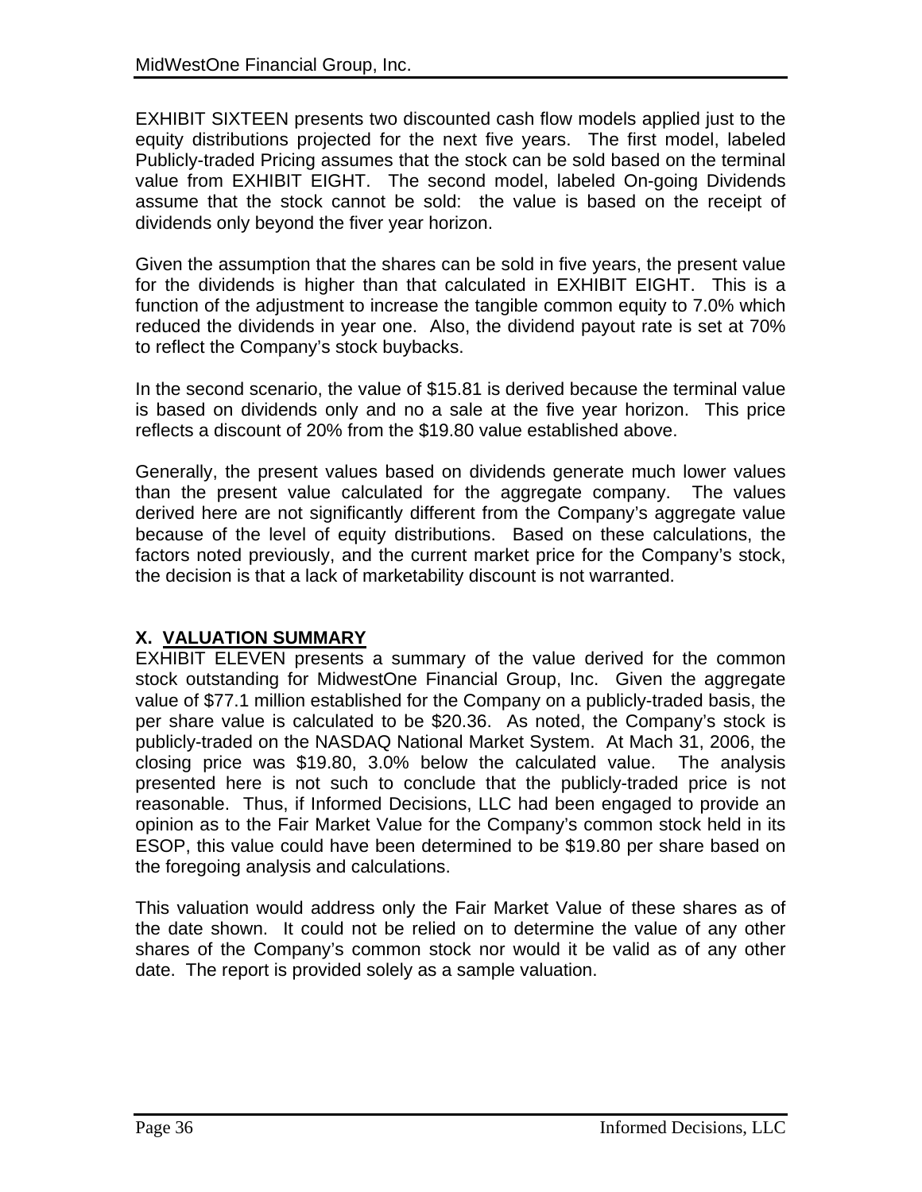EXHIBIT SIXTEEN presents two discounted cash flow models applied just to the equity distributions projected for the next five years. The first model, labeled Publicly-traded Pricing assumes that the stock can be sold based on the terminal value from EXHIBIT EIGHT. The second model, labeled On-going Dividends assume that the stock cannot be sold: the value is based on the receipt of dividends only beyond the fiver year horizon.

Given the assumption that the shares can be sold in five years, the present value for the dividends is higher than that calculated in EXHIBIT EIGHT. This is a function of the adjustment to increase the tangible common equity to 7.0% which reduced the dividends in year one. Also, the dividend payout rate is set at 70% to reflect the Company's stock buybacks.

In the second scenario, the value of $15.81 is derived because the terminal value is based on dividends only and no a sale at the five year horizon. This price reflects a discount of 20% from the $19.80 value established above.

Generally, the present values based on dividends generate much lower values than the present value calculated for the aggregate company. The values derived here are not significantly different from the Company's aggregate value because of the level of equity distributions. Based on these calculations, the factors noted previously, and the current market price for the Company's stock, the decision is that a lack of marketability discount is not warranted.

## X. VALUATION SUMMARY

EXHIBIT ELEVEN presents a summary of the value derived for the common stock outstanding for MidwestOne Financial Group, Inc. Given the aggregate value of $77.1 million established for the Company on a publicly-traded basis, the per share value is calculated to be $20.36. As noted, the Company's stock is publicly-traded on the NASDAQ National Market System. At Mach 31, 2006, the closing price was $19.80, 3.0% below the calculated value. The analysis presented here is not such to conclude that the publicly-traded price is not reasonable. Thus, if Informed Decisions, LLC had been engaged to provide an opinion as to the Fair Market Value for the Company's common stock held in its ESOP, this value could have been determined to be $19.80 per share based on the foregoing analysis and calculations.

This valuation would address only the Fair Market Value of these shares as of the date shown. It could not be relied on to determine the value of any other shares of the Company's common stock nor would it be valid as of any other date. The report is provided solely as a sample valuation.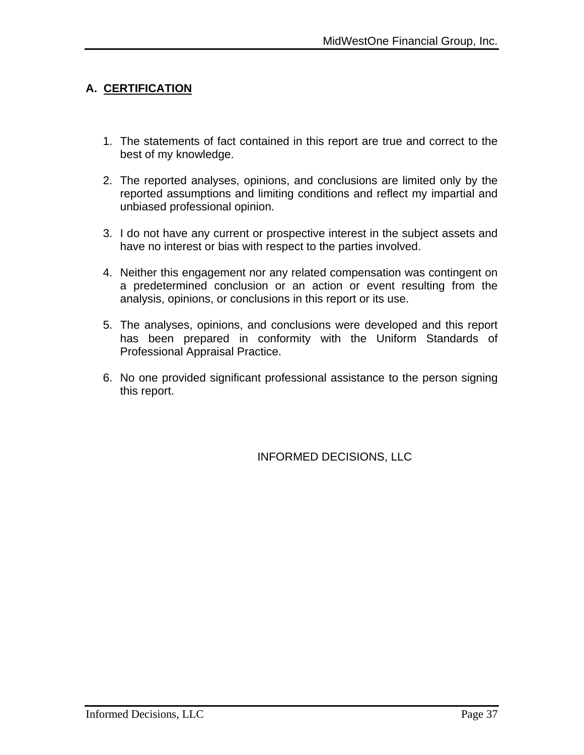## A. CERTIFICATION

1. The statements of fact contained in this report are true and correct to the best of my knowledge.

2. The reported analyses, opinions, and conclusions are limited only by the reported assumptions and limiting conditions and reflect my impartial and unbiased professional opinion.

3. I do not have any current or prospective interest in the subject assets and have no interest or bias with respect to the parties involved.

4. Neither this engagement nor any related compensation was contingent on a predetermined conclusion or an action or event resulting from the analysis, opinions, or conclusions in this report or its use.

5. The analyses, opinions, and conclusions were developed and this report has been prepared in conformity with the Uniform Standards of Professional Appraisal Practice.

6. No one provided significant professional assistance to the person signing this report.

INFORMED DECISIONS, LLC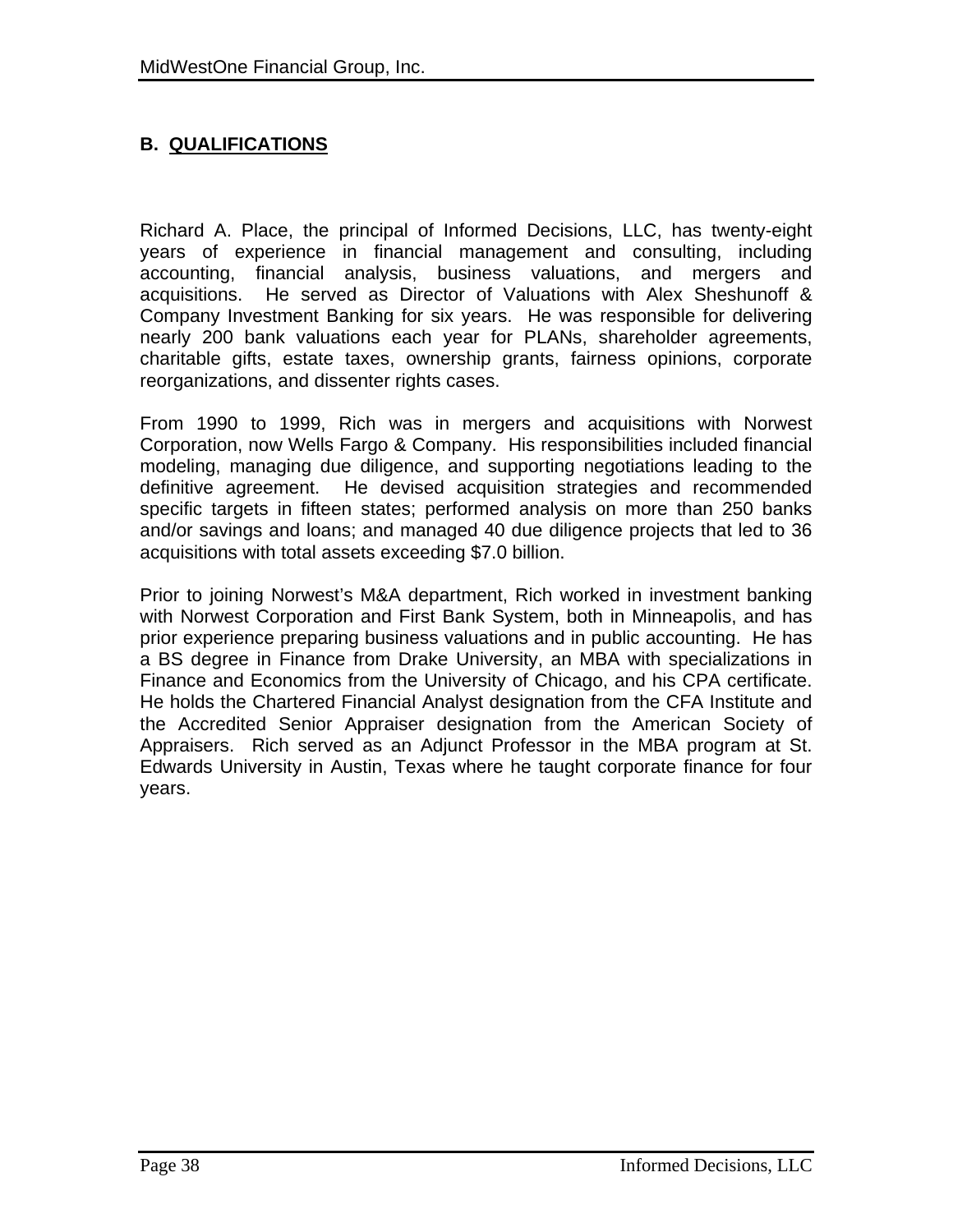## B. QUALIFICATIONS

Richard A. Place, the principal of Informed Decisions, LLC, has twenty-eight years of experience in financial management and consulting, including accounting, financial analysis, business valuations, and mergers and acquisitions. He served as Director of Valuations with Alex Sheshunoff & Company Investment Banking for six years. He was responsible for delivering nearly 200 bank valuations each year for PLANs, shareholder agreements, charitable gifts, estate taxes, ownership grants, fairness opinions, corporate reorganizations, and dissenter rights cases.

From 1990 to 1999, Rich was in mergers and acquisitions with Norwest Corporation, now Wells Fargo & Company. His responsibilities included financial modeling, managing due diligence, and supporting negotiations leading to the definitive agreement. He devised acquisition strategies and recommended specific targets in fifteen states; performed analysis on more than 250 banks and/or savings and loans; and managed 40 due diligence projects that led to 36 acquisitions with total assets exceeding $7.0 billion.

Prior to joining Norwest's M&A department, Rich worked in investment banking with Norwest Corporation and First Bank System, both in Minneapolis, and has prior experience preparing business valuations and in public accounting. He has a BS degree in Finance from Drake University, an MBA with specializations in Finance and Economics from the University of Chicago, and his CPA certificate. He holds the Chartered Financial Analyst designation from the CFA Institute and the Accredited Senior Appraiser designation from the American Society of Appraisers. Rich served as an Adjunct Professor in the MBA program at St. Edwards University in Austin, Texas where he taught corporate finance for four years.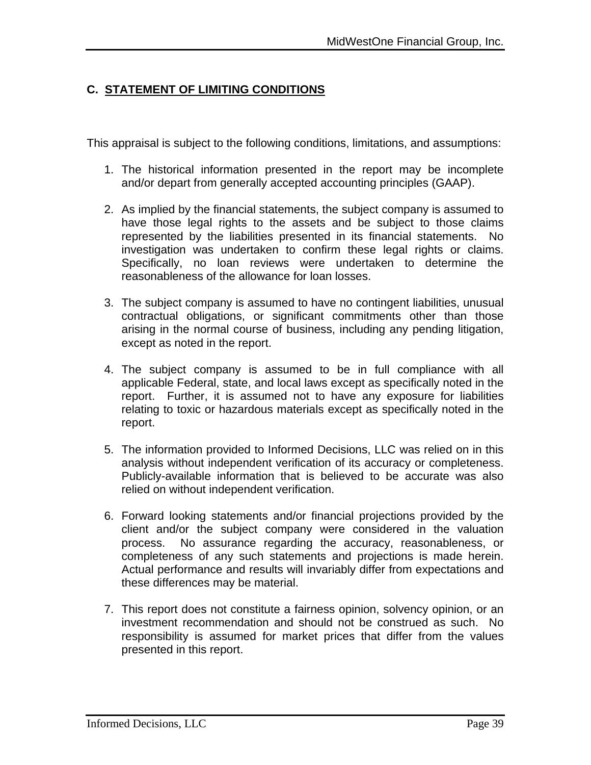## C. STATEMENT OF LIMITING CONDITIONS

This appraisal is subject to the following conditions, limitations, and assumptions:

1. The historical information presented in the report may be incomplete and/or depart from generally accepted accounting principles (GAAP).

2. As implied by the financial statements, the subject company is assumed to have those legal rights to the assets and be subject to those claims represented by the liabilities presented in its financial statements. No investigation was undertaken to confirm these legal rights or claims. Specifically, no loan reviews were undertaken to determine the reasonableness of the allowance for loan losses.

3. The subject company is assumed to have no contingent liabilities, unusual contractual obligations, or significant commitments other than those arising in the normal course of business, including any pending litigation, except as noted in the report.

4. The subject company is assumed to be in full compliance with all applicable Federal, state, and local laws except as specifically noted in the report. Further, it is assumed not to have any exposure for liabilities relating to toxic or hazardous materials except as specifically noted in the report.

5. The information provided to Informed Decisions, LLC was relied on in this analysis without independent verification of its accuracy or completeness. Publicly-available information that is believed to be accurate was also relied on without independent verification.

6. Forward looking statements and/or financial projections provided by the client and/or the subject company were considered in the valuation process. No assurance regarding the accuracy, reasonableness, or completeness of any such statements and projections is made herein. Actual performance and results will invariably differ from expectations and these differences may be material.

7. This report does not constitute a fairness opinion, solvency opinion, or an investment recommendation and should not be construed as such. No responsibility is assumed for market prices that differ from the values presented in this report.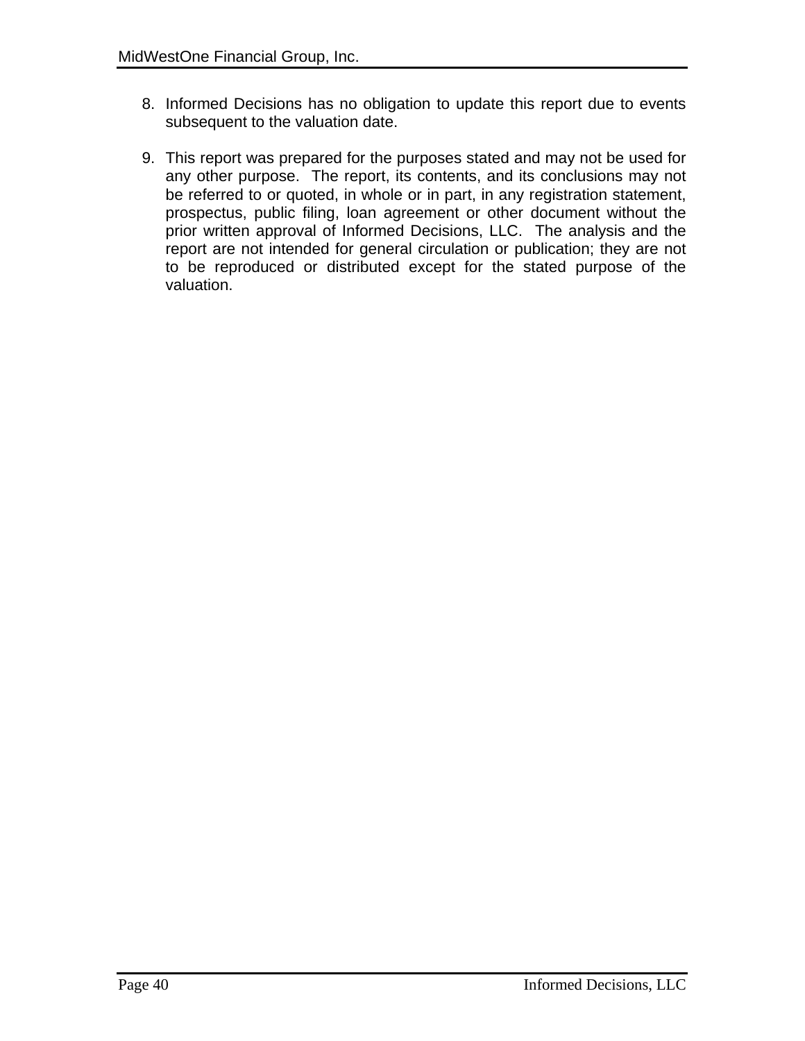8. Informed Decisions has no obligation to update this report due to events subsequent to the valuation date.

9. This report was prepared for the purposes stated and may not be used for any other purpose. The report, its contents, and its conclusions may not be referred to or quoted, in whole or in part, in any registration statement, prospectus, public filing, loan agreement or other document without the prior written approval of Informed Decisions, LLC. The analysis and the report are not intended for general circulation or publication; they are not to be reproduced or distributed except for the stated purpose of the valuation.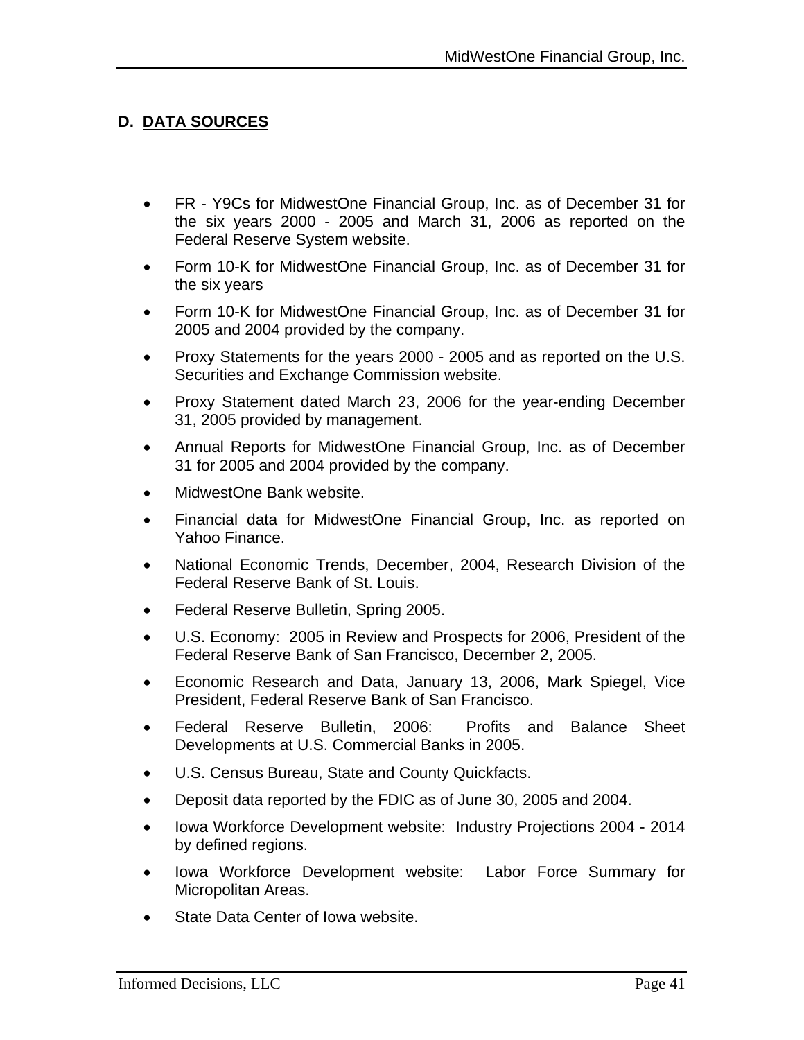## D. DATA SOURCES

- FR - Y9Cs for MidwestOne Financial Group, Inc. as of December 31 for the six years 2000 - 2005 and March 31, 2006 as reported on the Federal Reserve System website.
- Form 10-K for MidwestOne Financial Group, Inc. as of December 31 for the six years
- Form 10-K for MidwestOne Financial Group, Inc. as of December 31 for 2005 and 2004 provided by the company.
- Proxy Statements for the years 2000 - 2005 and as reported on the U.S. Securities and Exchange Commission website.
- Proxy Statement dated March 23, 2006 for the year-ending December 31, 2005 provided by management.
- Annual Reports for MidwestOne Financial Group, Inc. as of December 31 for 2005 and 2004 provided by the company.
- MidwestOne Bank website.
- Financial data for MidwestOne Financial Group, Inc. as reported on Yahoo Finance.
- National Economic Trends, December, 2004, Research Division of the Federal Reserve Bank of St. Louis.
- Federal Reserve Bulletin, Spring 2005.
- U.S. Economy: 2005 in Review and Prospects for 2006, President of the Federal Reserve Bank of San Francisco, December 2, 2005.
- Economic Research and Data, January 13, 2006, Mark Spiegel, Vice President, Federal Reserve Bank of San Francisco.
- Federal Reserve Bulletin, 2006: Profits and Balance Sheet Developments at U.S. Commercial Banks in 2005.
- U.S. Census Bureau, State and County Quickfacts.
- Deposit data reported by the FDIC as of June 30, 2005 and 2004.
- Iowa Workforce Development website: Industry Projections 2004 - 2014 by defined regions.
- Iowa Workforce Development website: Labor Force Summary for Micropolitan Areas.
- State Data Center of Iowa website.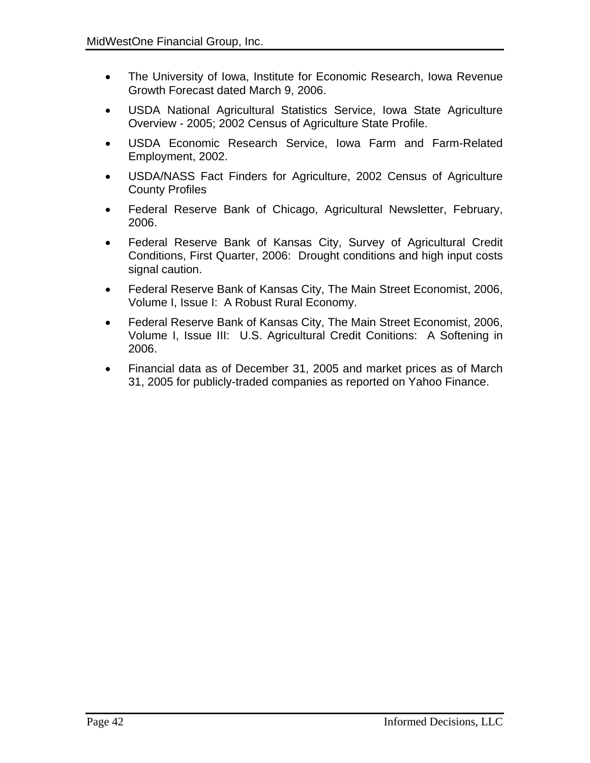- The University of Iowa, Institute for Economic Research, Iowa Revenue Growth Forecast dated March 9, 2006.
- USDA National Agricultural Statistics Service, Iowa State Agriculture Overview - 2005; 2002 Census of Agriculture State Profile.
- USDA Economic Research Service, Iowa Farm and Farm-Related Employment, 2002.
- USDA/NASS Fact Finders for Agriculture, 2002 Census of Agriculture County Profiles
- Federal Reserve Bank of Chicago, Agricultural Newsletter, February, 2006.
- Federal Reserve Bank of Kansas City, Survey of Agricultural Credit Conditions, First Quarter, 2006: Drought conditions and high input costs signal caution.
- Federal Reserve Bank of Kansas City, The Main Street Economist, 2006, Volume I, Issue I: A Robust Rural Economy.
- Federal Reserve Bank of Kansas City, The Main Street Economist, 2006, Volume I, Issue III: U.S. Agricultural Credit Conitions: A Softening in 2006.
- Financial data as of December 31, 2005 and market prices as of March 31, 2005 for publicly-traded companies as reported on Yahoo Finance.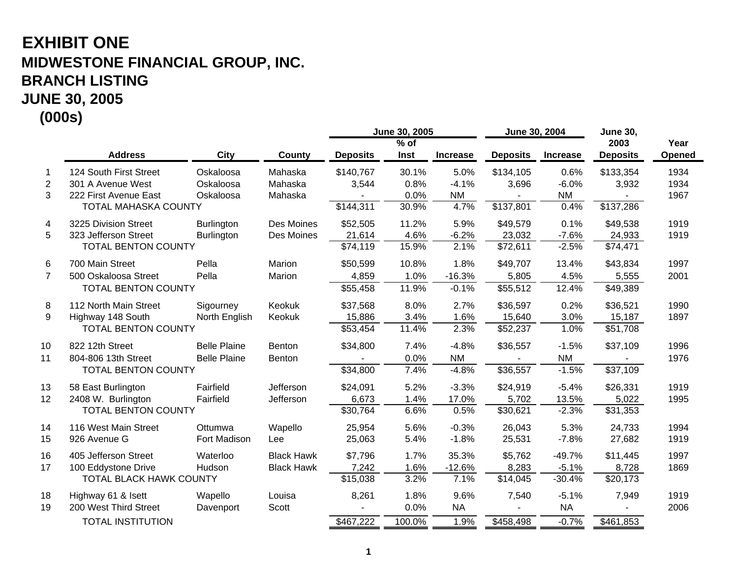# EXHIBIT ONE

## MIDWESTONE FINANCIAL GROUP, INC.

## BRANCH LISTING

## JUNE 30, 2005

## (000s)

| | | | | June 30, 2005 | | | June 30, 2004 | | June 30, 2003 | |
|---|---|---|---|---|---|---|---|---|---|---|
| | Address | City | County | Deposits | % of Inst | Increase | Deposits | Increase | Deposits | Year Opened |
| 1 | 124 South First Street | Oskaloosa | Mahaska | $140,767 | 30.1% | 5.0% | $134,105 | 0.6% | $133,354 | 1934 |
| 2 | 301 A Avenue West | Oskaloosa | Mahaska | 3,544 | 0.8% | -4.1% | 3,696 | -6.0% | 3,932 | 1934 |
| 3 | 222 First Avenue East | Oskaloosa | Mahaska | - | 0.0% | NM | - | NM | - | 1967 |
| | TOTAL MAHASKA COUNTY | | | $144,311 | 30.9% | 4.7% | $137,801 | 0.4% | $137,286 | |
| 4 | 3225 Division Street | Burlington | Des Moines | $52,505 | 11.2% | 5.9% | $49,579 | 0.1% | $49,538 | 1919 |
| 5 | 323 Jefferson Street | Burlington | Des Moines | 21,614 | 4.6% | -6.2% | 23,032 | -7.6% | 24,933 | 1919 |
| | TOTAL BENTON COUNTY | | | $74,119 | 15.9% | 2.1% | $72,611 | -2.5% | $74,471 | |
| 6 | 700 Main Street | Pella | Marion | $50,599 | 10.8% | 1.8% | $49,707 | 13.4% | $43,834 | 1997 |
| 7 | 500 Oskaloosa Street | Pella | Marion | 4,859 | 1.0% | -16.3% | 5,805 | 4.5% | 5,555 | 2001 |
| | TOTAL BENTON COUNTY | | | $55,458 | 11.9% | -0.1% | $55,512 | 12.4% | $49,389 | |
| 8 | 112 North Main Street | Sigourney | Keokuk | $37,568 | 8.0% | 2.7% | $36,597 | 0.2% | $36,521 | 1990 |
| 9 | Highway 148 South | North English | Keokuk | 15,886 | 3.4% | 1.6% | 15,640 | 3.0% | 15,187 | 1897 |
| | TOTAL BENTON COUNTY | | | $53,454 | 11.4% | 2.3% | $52,237 | 1.0% | $51,708 | |
| 10 | 822 12th Street | Belle Plaine | Benton | $34,800 | 7.4% | -4.8% | $36,557 | -1.5% | $37,109 | 1996 |
| 11 | 804-806 13th Street | Belle Plaine | Benton | - | 0.0% | NM | - | NM | - | 1976 |
| | TOTAL BENTON COUNTY | | | $34,800 | 7.4% | -4.8% | $36,557 | -1.5% | $37,109 | |
| 13 | 58 East Burlington | Fairfield | Jefferson | $24,091 | 5.2% | -3.3% | $24,919 | -5.4% | $26,331 | 1919 |
| 12 | 2408 W. Burlington | Fairfield | Jefferson | 6,673 | 1.4% | 17.0% | 5,702 | 13.5% | 5,022 | 1995 |
| | TOTAL BENTON COUNTY | | | $30,764 | 6.6% | 0.5% | $30,621 | -2.3% | $31,353 | |
| 14 | 116 West Main Street | Ottumwa | Wapello | 25,954 | 5.6% | -0.3% | 26,043 | 5.3% | 24,733 | 1994 |
| 15 | 926 Avenue G | Fort Madison | Lee | 25,063 | 5.4% | -1.8% | 25,531 | -7.8% | 27,682 | 1919 |
| 16 | 405 Jefferson Street | Waterloo | Black Hawk | $7,796 | 1.7% | 35.3% | $5,762 | -49.7% | $11,445 | 1997 |
| 17 | 100 Eddystone Drive | Hudson | Black Hawk | 7,242 | 1.6% | -12.6% | 8,283 | -5.1% | 8,728 | 1869 |
| | TOTAL BLACK HAWK COUNTY | | | $15,038 | 3.2% | 7.1% | $14,045 | -30.4% | $20,173 | |
| 18 | Highway 61 & Isett | Wapello | Louisa | 8,261 | 1.8% | 9.6% | 7,540 | -5.1% | 7,949 | 1919 |
| 19 | 200 West Third Street | Davenport | Scott | - | 0.0% | NA | - | NA | - | 2006 |
| | TOTAL INSTITUTION | | | $467,222 | 100.0% | 1.9% | $458,498 | -0.7% | $461,853 | |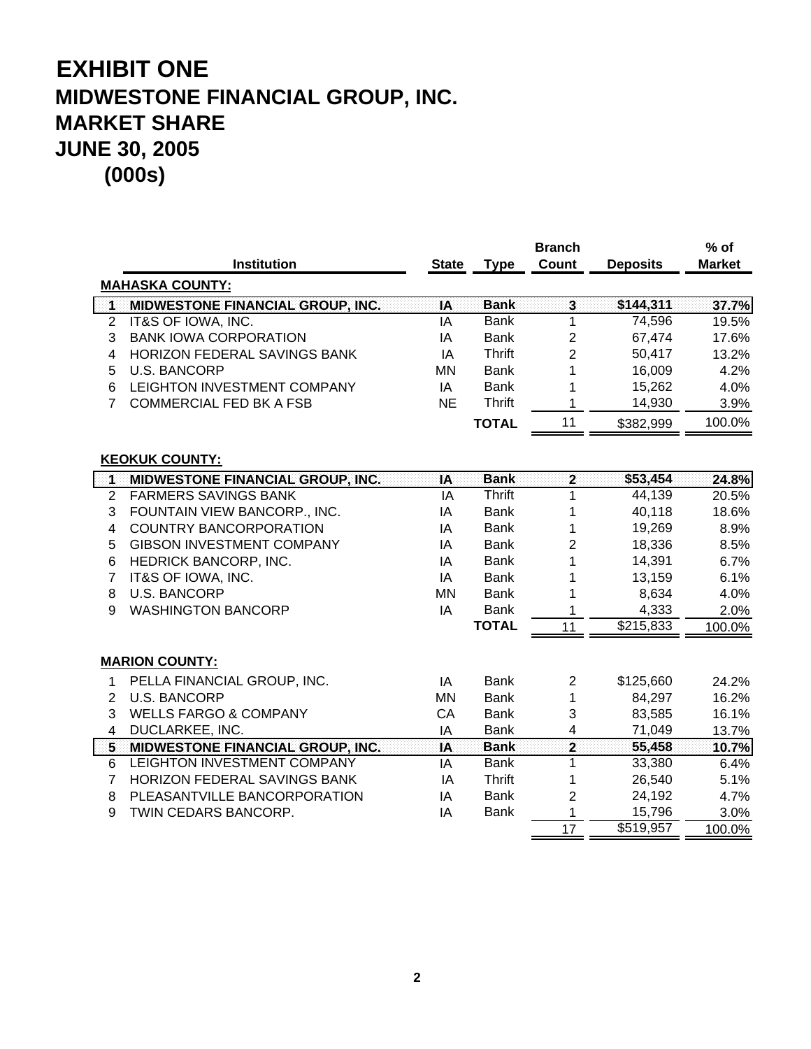# EXHIBIT ONE

## MIDWESTONE FINANCIAL GROUP, INC.
## MARKET SHARE
## JUNE 30, 2005
## (000s)

| | Institution | State | Type | Branch Count | Deposits | % of Market |
|---|---|---|---|---|---|---|
| | **MAHASKA COUNTY:** | | | | | |
| **1** | **MIDWESTONE FINANCIAL GROUP, INC.** | **IA** | **Bank** | **3** | **$144,311** | **37.7%** |
| 2 | IT&S OF IOWA, INC. | IA | Bank | 1 | 74,596 | 19.5% |
| 3 | BANK IOWA CORPORATION | IA | Bank | 2 | 67,474 | 17.6% |
| 4 | HORIZON FEDERAL SAVINGS BANK | IA | Thrift | 2 | 50,417 | 13.2% |
| 5 | U.S. BANCORP | MN | Bank | 1 | 16,009 | 4.2% |
| 6 | LEIGHTON INVESTMENT COMPANY | IA | Bank | 1 | 15,262 | 4.0% |
| 7 | COMMERCIAL FED BK A FSB | NE | Thrift | 1 | 14,930 | 3.9% |
| | | | **TOTAL** | 11 | $382,999 | 100.0% |
| | **KEOKUK COUNTY:** | | | | | |
| **1** | **MIDWESTONE FINANCIAL GROUP, INC.** | **IA** | **Bank** | **2** | **$53,454** | **24.8%** |
| 2 | FARMERS SAVINGS BANK | IA | Thrift | 1 | 44,139 | 20.5% |
| 3 | FOUNTAIN VIEW BANCORP., INC. | IA | Bank | 1 | 40,118 | 18.6% |
| 4 | COUNTRY BANCORPORATION | IA | Bank | 1 | 19,269 | 8.9% |
| 5 | GIBSON INVESTMENT COMPANY | IA | Bank | 2 | 18,336 | 8.5% |
| 6 | HEDRICK BANCORP, INC. | IA | Bank | 1 | 14,391 | 6.7% |
| 7 | IT&S OF IOWA, INC. | IA | Bank | 1 | 13,159 | 6.1% |
| 8 | U.S. BANCORP | MN | Bank | 1 | 8,634 | 4.0% |
| 9 | WASHINGTON BANCORP | IA | Bank | 1 | 4,333 | 2.0% |
| | | | **TOTAL** | 11 | $215,833 | 100.0% |
| | **MARION COUNTY:** | | | | | |
| 1 | PELLA FINANCIAL GROUP, INC. | IA | Bank | 2 | $125,660 | 24.2% |
| 2 | U.S. BANCORP | MN | Bank | 1 | 84,297 | 16.2% |
| 3 | WELLS FARGO & COMPANY | CA | Bank | 3 | 83,585 | 16.1% |
| 4 | DUCLARKEE, INC. | IA | Bank | 4 | 71,049 | 13.7% |
| **5** | **MIDWESTONE FINANCIAL GROUP, INC.** | **IA** | **Bank** | **2** | **55,458** | **10.7%** |
| 6 | LEIGHTON INVESTMENT COMPANY | IA | Bank | 1 | 33,380 | 6.4% |
| 7 | HORIZON FEDERAL SAVINGS BANK | IA | Thrift | 1 | 26,540 | 5.1% |
| 8 | PLEASANTVILLE BANCORPORATION | IA | Bank | 2 | 24,192 | 4.7% |
| 9 | TWIN CEDARS BANCORP. | IA | Bank | 1 | 15,796 | 3.0% |
| | | | | 17 | $519,957 | 100.0% |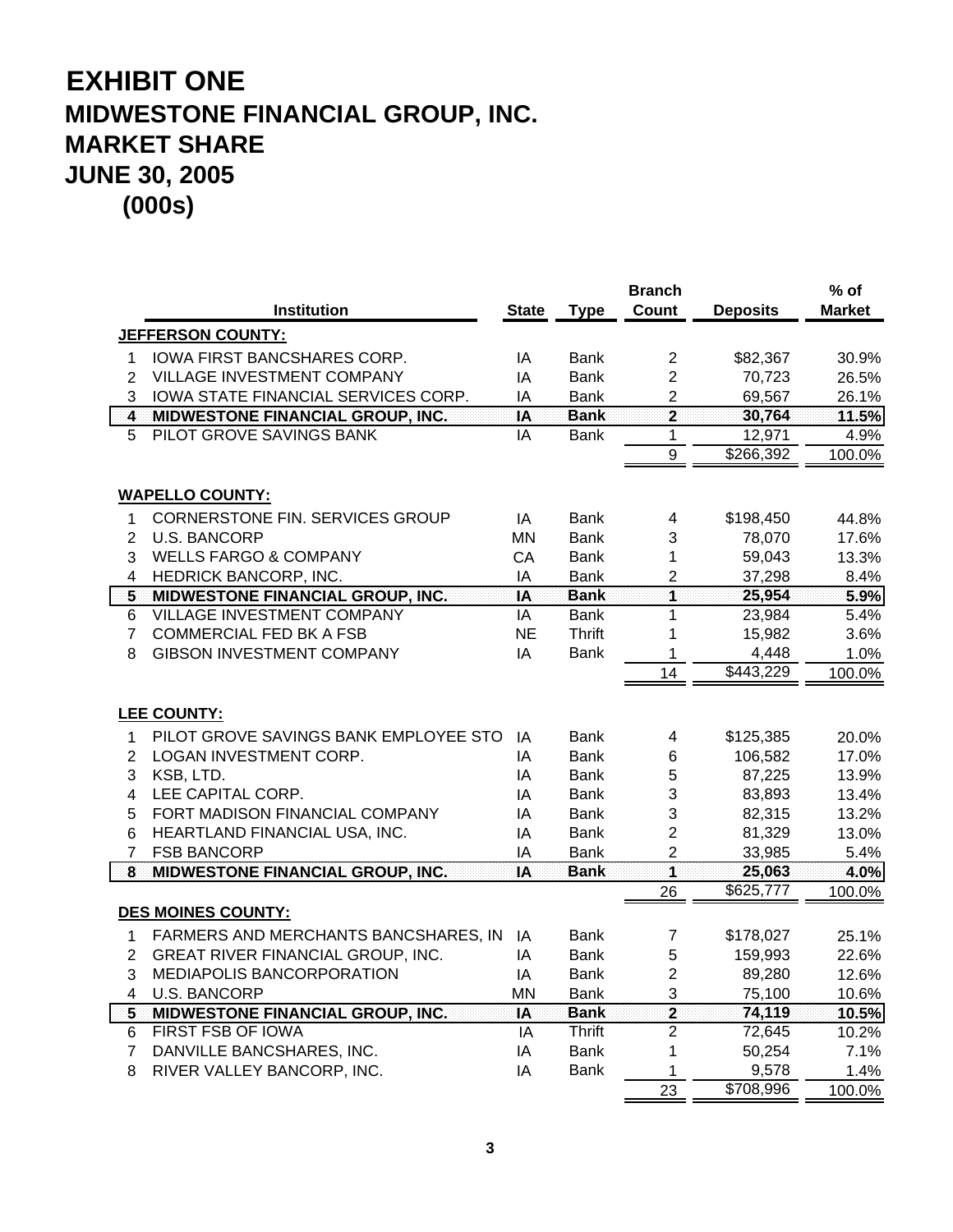# EXHIBIT ONE
## MIDWESTONE FINANCIAL GROUP, INC.
## MARKET SHARE
## JUNE 30, 2005
## (000s)

| | Institution | State | Type | Branch Count | Deposits | % of Market |
|---|---|---|---|---|---|---|
| | **JEFFERSON COUNTY:** | | | | | |
| 1 | IOWA FIRST BANCSHARES CORP. | IA | Bank | 2 | $82,367 | 30.9% |
| 2 | VILLAGE INVESTMENT COMPANY | IA | Bank | 2 | 70,723 | 26.5% |
| 3 | IOWA STATE FINANCIAL SERVICES CORP. | IA | Bank | 2 | 69,567 | 26.1% |
| **4** | **MIDWESTONE FINANCIAL GROUP, INC.** | **IA** | **Bank** | **2** | **30,764** | **11.5%** |
| 5 | PILOT GROVE SAVINGS BANK | IA | Bank | 1 | 12,971 | 4.9% |
| | | | | 9 | $266,392 | 100.0% |
| | **WAPELLO COUNTY:** | | | | | |
| 1 | CORNERSTONE FIN. SERVICES GROUP | IA | Bank | 4 | $198,450 | 44.8% |
| 2 | U.S. BANCORP | MN | Bank | 3 | 78,070 | 17.6% |
| 3 | WELLS FARGO & COMPANY | CA | Bank | 1 | 59,043 | 13.3% |
| 4 | HEDRICK BANCORP, INC. | IA | Bank | 2 | 37,298 | 8.4% |
| **5** | **MIDWESTONE FINANCIAL GROUP, INC.** | **IA** | **Bank** | **1** | **25,954** | **5.9%** |
| 6 | VILLAGE INVESTMENT COMPANY | IA | Bank | 1 | 23,984 | 5.4% |
| 7 | COMMERCIAL FED BK A FSB | NE | Thrift | 1 | 15,982 | 3.6% |
| 8 | GIBSON INVESTMENT COMPANY | IA | Bank | 1 | 4,448 | 1.0% |
| | | | | 14 | $443,229 | 100.0% |
| | **LEE COUNTY:** | | | | | |
| 1 | PILOT GROVE SAVINGS BANK EMPLOYEE STO | IA | Bank | 4 | $125,385 | 20.0% |
| 2 | LOGAN INVESTMENT CORP. | IA | Bank | 6 | 106,582 | 17.0% |
| 3 | KSB, LTD. | IA | Bank | 5 | 87,225 | 13.9% |
| 4 | LEE CAPITAL CORP. | IA | Bank | 3 | 83,893 | 13.4% |
| 5 | FORT MADISON FINANCIAL COMPANY | IA | Bank | 3 | 82,315 | 13.2% |
| 6 | HEARTLAND FINANCIAL USA, INC. | IA | Bank | 2 | 81,329 | 13.0% |
| 7 | FSB BANCORP | IA | Bank | 2 | 33,985 | 5.4% |
| **8** | **MIDWESTONE FINANCIAL GROUP, INC.** | **IA** | **Bank** | **1** | **25,063** | **4.0%** |
| | | | | 26 | $625,777 | 100.0% |
| | **DES MOINES COUNTY:** | | | | | |
| 1 | FARMERS AND MERCHANTS BANCSHARES, IN | IA | Bank | 7 | $178,027 | 25.1% |
| 2 | GREAT RIVER FINANCIAL GROUP, INC. | IA | Bank | 5 | 159,993 | 22.6% |
| 3 | MEDIAPOLIS BANCORPORATION | IA | Bank | 2 | 89,280 | 12.6% |
| 4 | U.S. BANCORP | MN | Bank | 3 | 75,100 | 10.6% |
| **5** | **MIDWESTONE FINANCIAL GROUP, INC.** | **IA** | **Bank** | **2** | **74,119** | **10.5%** |
| 6 | FIRST FSB OF IOWA | IA | Thrift | 2 | 72,645 | 10.2% |
| 7 | DANVILLE BANCSHARES, INC. | IA | Bank | 1 | 50,254 | 7.1% |
| 8 | RIVER VALLEY BANCORP, INC. | IA | Bank | 1 | 9,578 | 1.4% |
| | | | | 23 | $708,996 | 100.0% |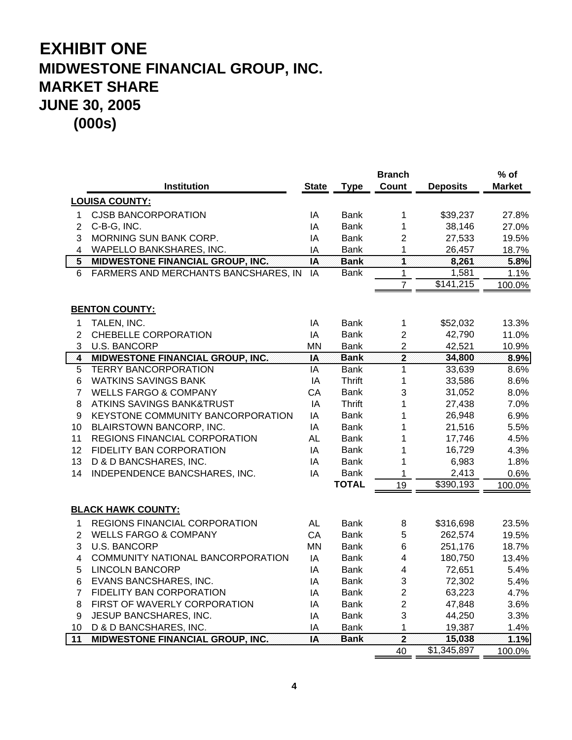# EXHIBIT ONE
## MIDWESTONE FINANCIAL GROUP, INC.
## MARKET SHARE
## JUNE 30, 2005
## (000s)

| | Institution | State | Type | Branch Count | Deposits | % of Market |
|---|---|---|---|---|---|---|
| | **LOUISA COUNTY:** | | | | | |
| 1 | CJSB BANCORPORATION | IA | Bank | 1 | $39,237 | 27.8% |
| 2 | C-B-G, INC. | IA | Bank | 1 | 38,146 | 27.0% |
| 3 | MORNING SUN BANK CORP. | IA | Bank | 2 | 27,533 | 19.5% |
| 4 | WAPELLO BANKSHARES, INC. | IA | Bank | 1 | 26,457 | 18.7% |
| **5** | **MIDWESTONE FINANCIAL GROUP, INC.** | **IA** | **Bank** | **1** | **8,261** | **5.8%** |
| 6 | FARMERS AND MERCHANTS BANCSHARES, IN | IA | Bank | 1 | 1,581 | 1.1% |
| | | | | 7 | $141,215 | 100.0% |
| | **BENTON COUNTY:** | | | | | |
| 1 | TALEN, INC. | IA | Bank | 1 | $52,032 | 13.3% |
| 2 | CHEBELLE CORPORATION | IA | Bank | 2 | 42,790 | 11.0% |
| 3 | U.S. BANCORP | MN | Bank | 2 | 42,521 | 10.9% |
| **4** | **MIDWESTONE FINANCIAL GROUP, INC.** | **IA** | **Bank** | **2** | **34,800** | **8.9%** |
| 5 | TERRY BANCORPORATION | IA | Bank | 1 | 33,639 | 8.6% |
| 6 | WATKINS SAVINGS BANK | IA | Thrift | 1 | 33,586 | 8.6% |
| 7 | WELLS FARGO & COMPANY | CA | Bank | 3 | 31,052 | 8.0% |
| 8 | ATKINS SAVINGS BANK&TRUST | IA | Thrift | 1 | 27,438 | 7.0% |
| 9 | KEYSTONE COMMUNITY BANCORPORATION | IA | Bank | 1 | 26,948 | 6.9% |
| 10 | BLAIRSTOWN BANCORP, INC. | IA | Bank | 1 | 21,516 | 5.5% |
| 11 | REGIONS FINANCIAL CORPORATION | AL | Bank | 1 | 17,746 | 4.5% |
| 12 | FIDELITY BAN CORPORATION | IA | Bank | 1 | 16,729 | 4.3% |
| 13 | D & D BANCSHARES, INC. | IA | Bank | 1 | 6,983 | 1.8% |
| 14 | INDEPENDENCE BANCSHARES, INC. | IA | Bank | 1 | 2,413 | 0.6% |
| | | | **TOTAL** | 19 | $390,193 | 100.0% |
| | **BLACK HAWK COUNTY:** | | | | | |
| 1 | REGIONS FINANCIAL CORPORATION | AL | Bank | 8 | $316,698 | 23.5% |
| 2 | WELLS FARGO & COMPANY | CA | Bank | 5 | 262,574 | 19.5% |
| 3 | U.S. BANCORP | MN | Bank | 6 | 251,176 | 18.7% |
| 4 | COMMUNITY NATIONAL BANCORPORATION | IA | Bank | 4 | 180,750 | 13.4% |
| 5 | LINCOLN BANCORP | IA | Bank | 4 | 72,651 | 5.4% |
| 6 | EVANS BANCSHARES, INC. | IA | Bank | 3 | 72,302 | 5.4% |
| 7 | FIDELITY BAN CORPORATION | IA | Bank | 2 | 63,223 | 4.7% |
| 8 | FIRST OF WAVERLY CORPORATION | IA | Bank | 2 | 47,848 | 3.6% |
| 9 | JESUP BANCSHARES, INC. | IA | Bank | 3 | 44,250 | 3.3% |
| 10 | D & D BANCSHARES, INC. | IA | Bank | 1 | 19,387 | 1.4% |
| **11** | **MIDWESTONE FINANCIAL GROUP, INC.** | **IA** | **Bank** | **2** | **15,038** | **1.1%** |
| | | | | 40 | $1,345,897 | 100.0% |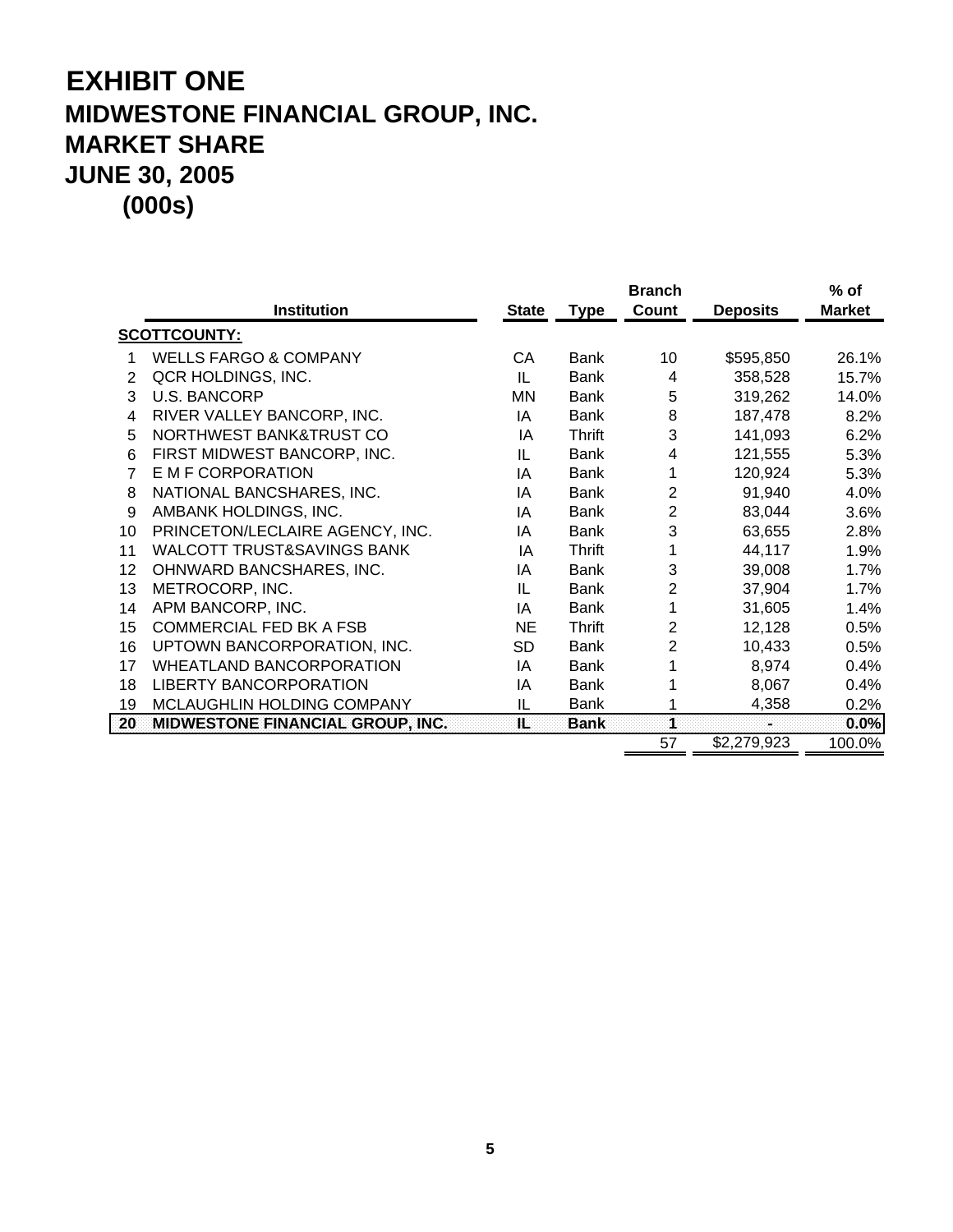# EXHIBIT ONE
## MIDWESTONE FINANCIAL GROUP, INC.
## MARKET SHARE
## JUNE 30, 2005
## (000s)

| | Institution | State | Type | Branch Count | Deposits | % of Market |
|---|---|---|---|---|---|---|
| | **SCOTTCOUNTY:** | | | | | |
| 1 | WELLS FARGO & COMPANY | CA | Bank | 10 | $595,850 | 26.1% |
| 2 | QCR HOLDINGS, INC. | IL | Bank | 4 | 358,528 | 15.7% |
| 3 | U.S. BANCORP | MN | Bank | 5 | 319,262 | 14.0% |
| 4 | RIVER VALLEY BANCORP, INC. | IA | Bank | 8 | 187,478 | 8.2% |
| 5 | NORTHWEST BANK&TRUST CO | IA | Thrift | 3 | 141,093 | 6.2% |
| 6 | FIRST MIDWEST BANCORP, INC. | IL | Bank | 4 | 121,555 | 5.3% |
| 7 | E M F CORPORATION | IA | Bank | 1 | 120,924 | 5.3% |
| 8 | NATIONAL BANCSHARES, INC. | IA | Bank | 2 | 91,940 | 4.0% |
| 9 | AMBANK HOLDINGS, INC. | IA | Bank | 2 | 83,044 | 3.6% |
| 10 | PRINCETON/LECLAIRE AGENCY, INC. | IA | Bank | 3 | 63,655 | 2.8% |
| 11 | WALCOTT TRUST&SAVINGS BANK | IA | Thrift | 1 | 44,117 | 1.9% |
| 12 | OHNWARD BANCSHARES, INC. | IA | Bank | 3 | 39,008 | 1.7% |
| 13 | METROCORP, INC. | IL | Bank | 2 | 37,904 | 1.7% |
| 14 | APM BANCORP, INC. | IA | Bank | 1 | 31,605 | 1.4% |
| 15 | COMMERCIAL FED BK A FSB | NE | Thrift | 2 | 12,128 | 0.5% |
| 16 | UPTOWN BANCORPORATION, INC. | SD | Bank | 2 | 10,433 | 0.5% |
| 17 | WHEATLAND BANCORPORATION | IA | Bank | 1 | 8,974 | 0.4% |
| 18 | LIBERTY BANCORPORATION | IA | Bank | 1 | 8,067 | 0.4% |
| 19 | MCLAUGHLIN HOLDING COMPANY | IL | Bank | 1 | 4,358 | 0.2% |
| **20** | **MIDWESTONE FINANCIAL GROUP, INC.** | **IL** | **Bank** | **1** | **-** | **0.0%** |
| | | | | 57 | $2,279,923 | 100.0% |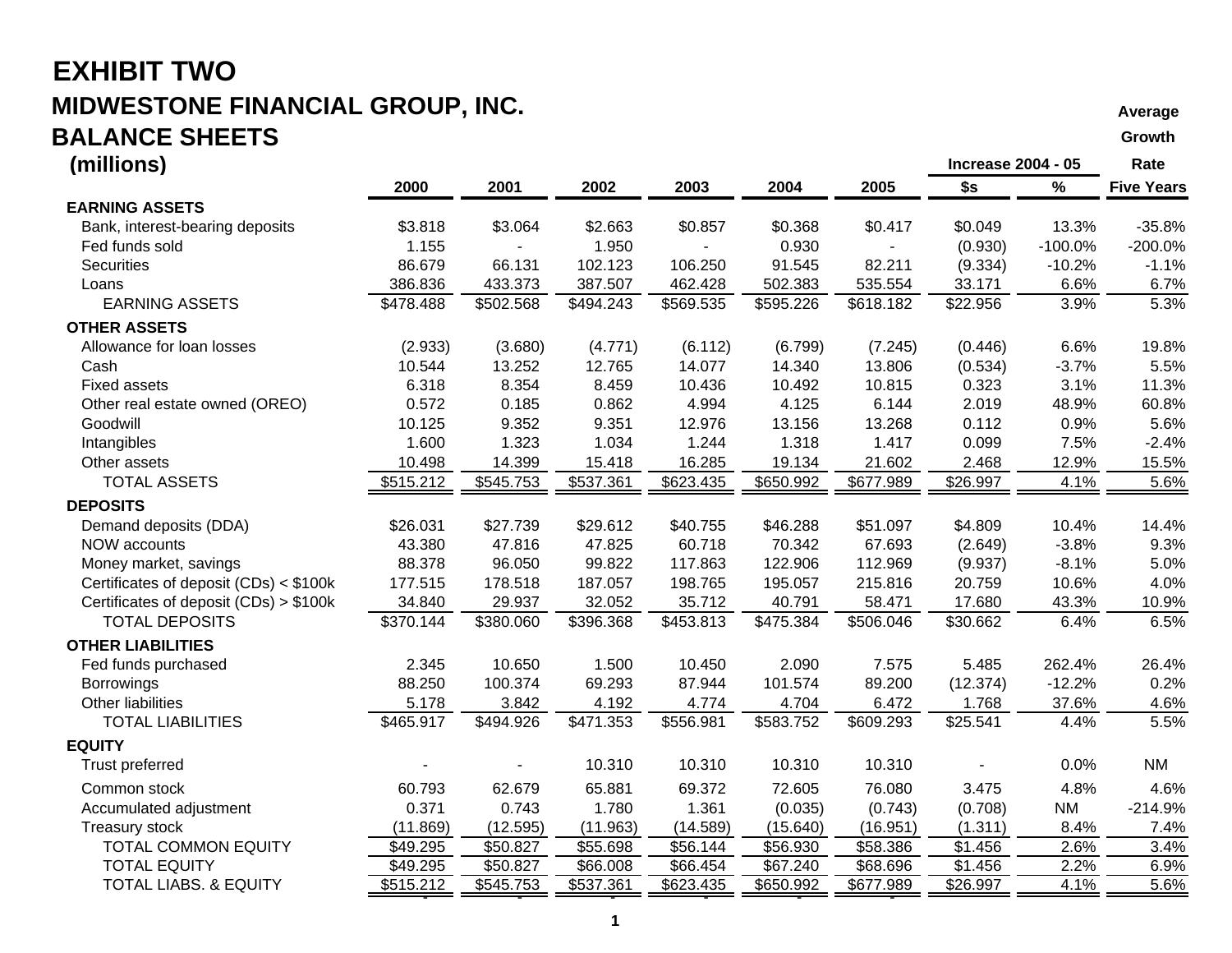# EXHIBIT TWO

## MIDWESTONE FINANCIAL GROUP, INC.

## BALANCE SHEETS

**(millions)**

| | 2000 | 2001 | 2002 | 2003 | 2004 | 2005 | Increase 2004 - 05 $s | Increase 2004 - 05 % | Average Growth Rate Five Years |
|---|---|---|---|---|---|---|---|---|---|
| **EARNING ASSETS** | | | | | | | | | |
| Bank, interest-bearing deposits | $3.818 | $3.064 | $2.663 | $0.857 | $0.368 | $0.417 | $0.049 | 13.3% | -35.8% |
| Fed funds sold | 1.155 | - | 1.950 | - | 0.930 | - | (0.930) | -100.0% | -200.0% |
| Securities | 86.679 | 66.131 | 102.123 | 106.250 | 91.545 | 82.211 | (9.334) | -10.2% | -1.1% |
| Loans | 386.836 | 433.373 | 387.507 | 462.428 | 502.383 | 535.554 | 33.171 | 6.6% | 6.7% |
| EARNING ASSETS | $478.488 | $502.568 | $494.243 | $569.535 | $595.226 | $618.182 | $22.956 | 3.9% | 5.3% |
| **OTHER ASSETS** | | | | | | | | | |
| Allowance for loan losses | (2.933) | (3.680) | (4.771) | (6.112) | (6.799) | (7.245) | (0.446) | 6.6% | 19.8% |
| Cash | 10.544 | 13.252 | 12.765 | 14.077 | 14.340 | 13.806 | (0.534) | -3.7% | 5.5% |
| Fixed assets | 6.318 | 8.354 | 8.459 | 10.436 | 10.492 | 10.815 | 0.323 | 3.1% | 11.3% |
| Other real estate owned (OREO) | 0.572 | 0.185 | 0.862 | 4.994 | 4.125 | 6.144 | 2.019 | 48.9% | 60.8% |
| Goodwill | 10.125 | 9.352 | 9.351 | 12.976 | 13.156 | 13.268 | 0.112 | 0.9% | 5.6% |
| Intangibles | 1.600 | 1.323 | 1.034 | 1.244 | 1.318 | 1.417 | 0.099 | 7.5% | -2.4% |
| Other assets | 10.498 | 14.399 | 15.418 | 16.285 | 19.134 | 21.602 | 2.468 | 12.9% | 15.5% |
| TOTAL ASSETS | $515.212 | $545.753 | $537.361 | $623.435 | $650.992 | $677.989 | $26.997 | 4.1% | 5.6% |
| **DEPOSITS** | | | | | | | | | |
| Demand deposits (DDA) | $26.031 | $27.739 | $29.612 | $40.755 | $46.288 | $51.097 | $4.809 | 10.4% | 14.4% |
| NOW accounts | 43.380 | 47.816 | 47.825 | 60.718 | 70.342 | 67.693 | (2.649) | -3.8% | 9.3% |
| Money market, savings | 88.378 | 96.050 | 99.822 | 117.863 | 122.906 | 112.969 | (9.937) | -8.1% | 5.0% |
| Certificates of deposit (CDs) < $100k | 177.515 | 178.518 | 187.057 | 198.765 | 195.057 | 215.816 | 20.759 | 10.6% | 4.0% |
| Certificates of deposit (CDs) > $100k | 34.840 | 29.937 | 32.052 | 35.712 | 40.791 | 58.471 | 17.680 | 43.3% | 10.9% |
| TOTAL DEPOSITS | $370.144 | $380.060 | $396.368 | $453.813 | $475.384 | $506.046 | $30.662 | 6.4% | 6.5% |
| **OTHER LIABILITIES** | | | | | | | | | |
| Fed funds purchased | 2.345 | 10.650 | 1.500 | 10.450 | 2.090 | 7.575 | 5.485 | 262.4% | 26.4% |
| Borrowings | 88.250 | 100.374 | 69.293 | 87.944 | 101.574 | 89.200 | (12.374) | -12.2% | 0.2% |
| Other liabilities | 5.178 | 3.842 | 4.192 | 4.774 | 4.704 | 6.472 | 1.768 | 37.6% | 4.6% |
| TOTAL LIABILITIES | $465.917 | $494.926 | $471.353 | $556.981 | $583.752 | $609.293 | $25.541 | 4.4% | 5.5% |
| **EQUITY** | | | | | | | | | |
| Trust preferred | - | - | 10.310 | 10.310 | 10.310 | 10.310 | - | 0.0% | NM |
| Common stock | 60.793 | 62.679 | 65.881 | 69.372 | 72.605 | 76.080 | 3.475 | 4.8% | 4.6% |
| Accumulated adjustment | 0.371 | 0.743 | 1.780 | 1.361 | (0.035) | (0.743) | (0.708) | NM | -214.9% |
| Treasury stock | (11.869) | (12.595) | (11.963) | (14.589) | (15.640) | (16.951) | (1.311) | 8.4% | 7.4% |
| TOTAL COMMON EQUITY | $49.295 | $50.827 | $55.698 | $56.144 | $56.930 | $58.386 | $1.456 | 2.6% | 3.4% |
| TOTAL EQUITY | $49.295 | $50.827 | $66.008 | $66.454 | $67.240 | $68.696 | $1.456 | 2.2% | 6.9% |
| TOTAL LIABS. & EQUITY | $515.212 | $545.753 | $537.361 | $623.435 | $650.992 | $677.989 | $26.997 | 4.1% | 5.6% |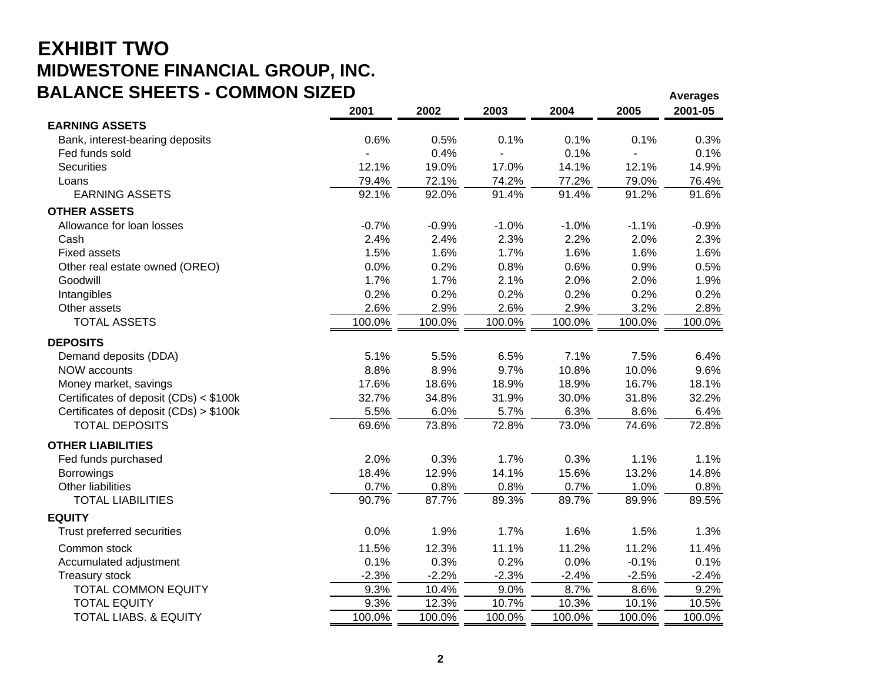# EXHIBIT TWO

## MIDWESTONE FINANCIAL GROUP, INC.

## BALANCE SHEETS - COMMON SIZED

| | 2001 | 2002 | 2003 | 2004 | 2005 | Averages 2001-05 |
|---|---|---|---|---|---|---|
| **EARNING ASSETS** | | | | | | |
| Bank, interest-bearing deposits | 0.6% | 0.5% | 0.1% | 0.1% | 0.1% | 0.3% |
| Fed funds sold | - | 0.4% | - | 0.1% | - | 0.1% |
| Securities | 12.1% | 19.0% | 17.0% | 14.1% | 12.1% | 14.9% |
| Loans | 79.4% | 72.1% | 74.2% | 77.2% | 79.0% | 76.4% |
| EARNING ASSETS | 92.1% | 92.0% | 91.4% | 91.4% | 91.2% | 91.6% |
| **OTHER ASSETS** | | | | | | |
| Allowance for loan losses | -0.7% | -0.9% | -1.0% | -1.0% | -1.1% | -0.9% |
| Cash | 2.4% | 2.4% | 2.3% | 2.2% | 2.0% | 2.3% |
| Fixed assets | 1.5% | 1.6% | 1.7% | 1.6% | 1.6% | 1.6% |
| Other real estate owned (OREO) | 0.0% | 0.2% | 0.8% | 0.6% | 0.9% | 0.5% |
| Goodwill | 1.7% | 1.7% | 2.1% | 2.0% | 2.0% | 1.9% |
| Intangibles | 0.2% | 0.2% | 0.2% | 0.2% | 0.2% | 0.2% |
| Other assets | 2.6% | 2.9% | 2.6% | 2.9% | 3.2% | 2.8% |
| TOTAL ASSETS | 100.0% | 100.0% | 100.0% | 100.0% | 100.0% | 100.0% |
| **DEPOSITS** | | | | | | |
| Demand deposits (DDA) | 5.1% | 5.5% | 6.5% | 7.1% | 7.5% | 6.4% |
| NOW accounts | 8.8% | 8.9% | 9.7% | 10.8% | 10.0% | 9.6% |
| Money market, savings | 17.6% | 18.6% | 18.9% | 18.9% | 16.7% | 18.1% |
| Certificates of deposit (CDs) < $100k | 32.7% | 34.8% | 31.9% | 30.0% | 31.8% | 32.2% |
| Certificates of deposit (CDs) > $100k | 5.5% | 6.0% | 5.7% | 6.3% | 8.6% | 6.4% |
| TOTAL DEPOSITS | 69.6% | 73.8% | 72.8% | 73.0% | 74.6% | 72.8% |
| **OTHER LIABILITIES** | | | | | | |
| Fed funds purchased | 2.0% | 0.3% | 1.7% | 0.3% | 1.1% | 1.1% |
| Borrowings | 18.4% | 12.9% | 14.1% | 15.6% | 13.2% | 14.8% |
| Other liabilities | 0.7% | 0.8% | 0.8% | 0.7% | 1.0% | 0.8% |
| TOTAL LIABILITIES | 90.7% | 87.7% | 89.3% | 89.7% | 89.9% | 89.5% |
| **EQUITY** | | | | | | |
| Trust preferred securities | 0.0% | 1.9% | 1.7% | 1.6% | 1.5% | 1.3% |
| Common stock | 11.5% | 12.3% | 11.1% | 11.2% | 11.2% | 11.4% |
| Accumulated adjustment | 0.1% | 0.3% | 0.2% | 0.0% | -0.1% | 0.1% |
| Treasury stock | -2.3% | -2.2% | -2.3% | -2.4% | -2.5% | -2.4% |
| TOTAL COMMON EQUITY | 9.3% | 10.4% | 9.0% | 8.7% | 8.6% | 9.2% |
| TOTAL EQUITY | 9.3% | 12.3% | 10.7% | 10.3% | 10.1% | 10.5% |
| TOTAL LIABS. & EQUITY | 100.0% | 100.0% | 100.0% | 100.0% | 100.0% | 100.0% |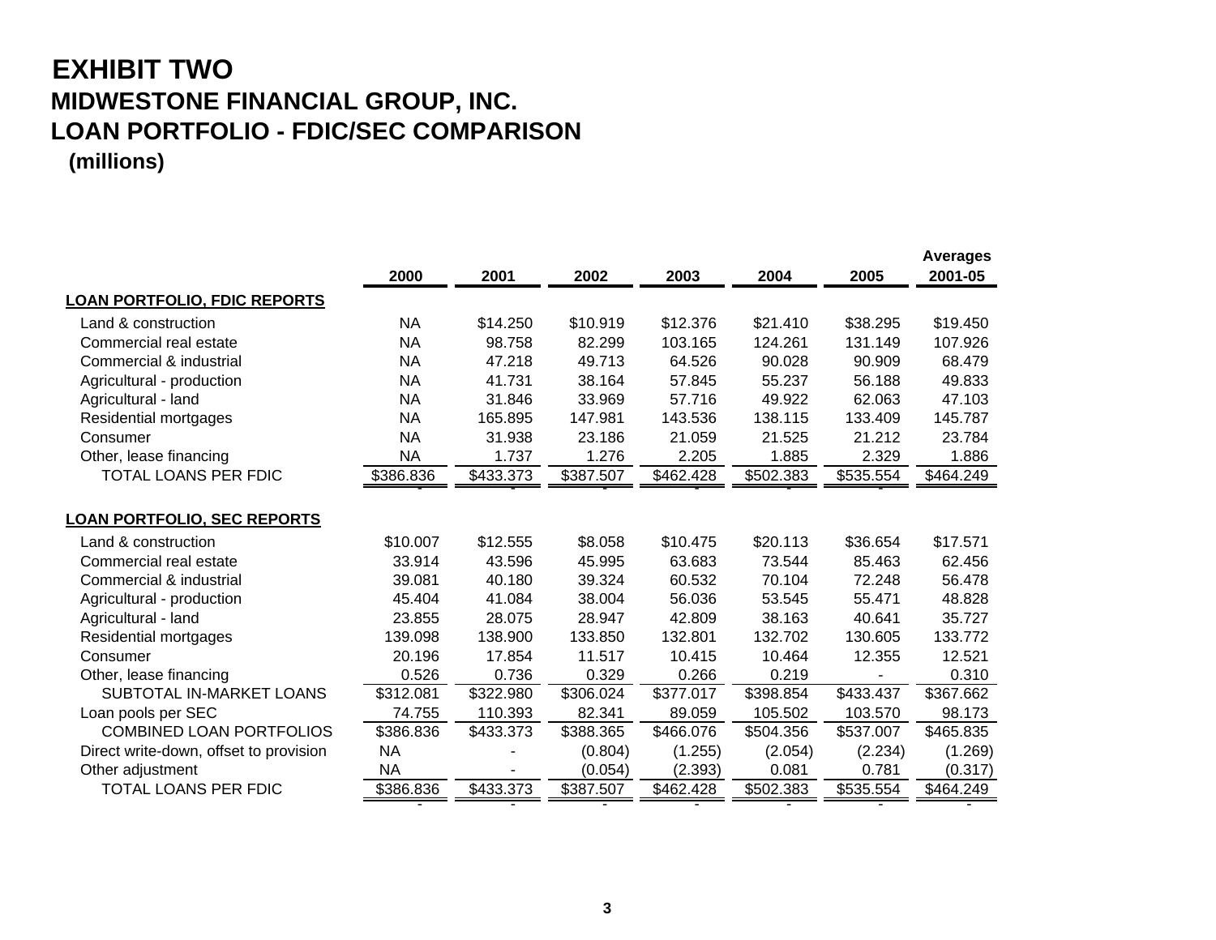# EXHIBIT TWO

## MIDWESTONE FINANCIAL GROUP, INC.

## LOAN PORTFOLIO - FDIC/SEC COMPARISON

**(millions)**

| | 2000 | 2001 | 2002 | 2003 | 2004 | 2005 | Averages 2001-05 |
|---|---|---|---|---|---|---|---|
| **LOAN PORTFOLIO, FDIC REPORTS** | | | | | | | |
| Land & construction | NA | $14.250 | $10.919 | $12.376 | $21.410 | $38.295 | $19.450 |
| Commercial real estate | NA | 98.758 | 82.299 | 103.165 | 124.261 | 131.149 | 107.926 |
| Commercial & industrial | NA | 47.218 | 49.713 | 64.526 | 90.028 | 90.909 | 68.479 |
| Agricultural - production | NA | 41.731 | 38.164 | 57.845 | 55.237 | 56.188 | 49.833 |
| Agricultural - land | NA | 31.846 | 33.969 | 57.716 | 49.922 | 62.063 | 47.103 |
| Residential mortgages | NA | 165.895 | 147.981 | 143.536 | 138.115 | 133.409 | 145.787 |
| Consumer | NA | 31.938 | 23.186 | 21.059 | 21.525 | 21.212 | 23.784 |
| Other, lease financing | NA | 1.737 | 1.276 | 2.205 | 1.885 | 2.329 | 1.886 |
| TOTAL LOANS PER FDIC | $386.836 | $433.373 | $387.507 | $462.428 | $502.383 | $535.554 | $464.249 |
| **LOAN PORTFOLIO, SEC REPORTS** | | | | | | | |
| Land & construction | $10.007 | $12.555 | $8.058 | $10.475 | $20.113 | $36.654 | $17.571 |
| Commercial real estate | 33.914 | 43.596 | 45.995 | 63.683 | 73.544 | 85.463 | 62.456 |
| Commercial & industrial | 39.081 | 40.180 | 39.324 | 60.532 | 70.104 | 72.248 | 56.478 |
| Agricultural - production | 45.404 | 41.084 | 38.004 | 56.036 | 53.545 | 55.471 | 48.828 |
| Agricultural - land | 23.855 | 28.075 | 28.947 | 42.809 | 38.163 | 40.641 | 35.727 |
| Residential mortgages | 139.098 | 138.900 | 133.850 | 132.801 | 132.702 | 130.605 | 133.772 |
| Consumer | 20.196 | 17.854 | 11.517 | 10.415 | 10.464 | 12.355 | 12.521 |
| Other, lease financing | 0.526 | 0.736 | 0.329 | 0.266 | 0.219 | - | 0.310 |
| SUBTOTAL IN-MARKET LOANS | $312.081 | $322.980 | $306.024 | $377.017 | $398.854 | $433.437 | $367.662 |
| Loan pools per SEC | 74.755 | 110.393 | 82.341 | 89.059 | 105.502 | 103.570 | 98.173 |
| COMBINED LOAN PORTFOLIOS | $386.836 | $433.373 | $388.365 | $466.076 | $504.356 | $537.007 | $465.835 |
| Direct write-down, offset to provision | NA | - | (0.804) | (1.255) | (2.054) | (2.234) | (1.269) |
| Other adjustment | NA | - | (0.054) | (2.393) | 0.081 | 0.781 | (0.317) |
| TOTAL LOANS PER FDIC | $386.836 | $433.373 | $387.507 | $462.428 | $502.383 | $535.554 | $464.249 |
| | - | - | - | - | - | - | - |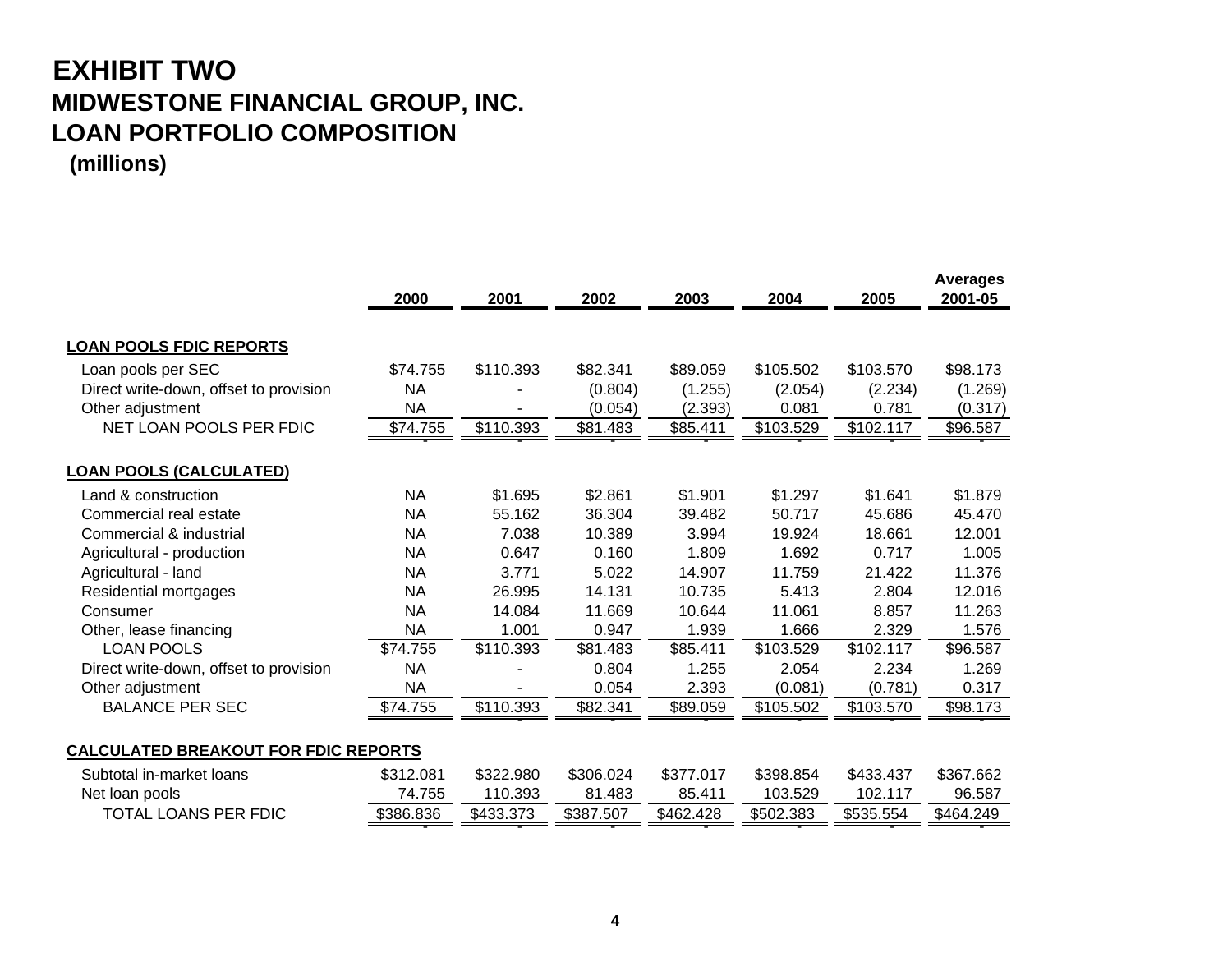# EXHIBIT TWO
## MIDWESTONE FINANCIAL GROUP, INC.
## LOAN PORTFOLIO COMPOSITION
**(millions)**

| | 2000 | 2001 | 2002 | 2003 | 2004 | 2005 | Averages 2001-05 |
|---|---|---|---|---|---|---|---|
| **LOAN POOLS FDIC REPORTS** | | | | | | | |
| Loan pools per SEC | $74.755 | $110.393 | $82.341 | $89.059 | $105.502 | $103.570 | $98.173 |
| Direct write-down, offset to provision | NA | - | (0.804) | (1.255) | (2.054) | (2.234) | (1.269) |
| Other adjustment | NA | - | (0.054) | (2.393) | 0.081 | 0.781 | (0.317) |
| NET LOAN POOLS PER FDIC | $74.755 | $110.393 | $81.483 | $85.411 | $103.529 | $102.117 | $96.587 |
| **LOAN POOLS (CALCULATED)** | | | | | | | |
| Land & construction | NA | $1.695 | $2.861 | $1.901 | $1.297 | $1.641 | $1.879 |
| Commercial real estate | NA | 55.162 | 36.304 | 39.482 | 50.717 | 45.686 | 45.470 |
| Commercial & industrial | NA | 7.038 | 10.389 | 3.994 | 19.924 | 18.661 | 12.001 |
| Agricultural - production | NA | 0.647 | 0.160 | 1.809 | 1.692 | 0.717 | 1.005 |
| Agricultural - land | NA | 3.771 | 5.022 | 14.907 | 11.759 | 21.422 | 11.376 |
| Residential mortgages | NA | 26.995 | 14.131 | 10.735 | 5.413 | 2.804 | 12.016 |
| Consumer | NA | 14.084 | 11.669 | 10.644 | 11.061 | 8.857 | 11.263 |
| Other, lease financing | NA | 1.001 | 0.947 | 1.939 | 1.666 | 2.329 | 1.576 |
| LOAN POOLS | $74.755 | $110.393 | $81.483 | $85.411 | $103.529 | $102.117 | $96.587 |
| Direct write-down, offset to provision | NA | - | 0.804 | 1.255 | 2.054 | 2.234 | 1.269 |
| Other adjustment | NA | - | 0.054 | 2.393 | (0.081) | (0.781) | 0.317 |
| BALANCE PER SEC | $74.755 | $110.393 | $82.341 | $89.059 | $105.502 | $103.570 | $98.173 |
| **CALCULATED BREAKOUT FOR FDIC REPORTS** | | | | | | | |
| Subtotal in-market loans | $312.081 | $322.980 | $306.024 | $377.017 | $398.854 | $433.437 | $367.662 |
| Net loan pools | 74.755 | 110.393 | 81.483 | 85.411 | 103.529 | 102.117 | 96.587 |
| TOTAL LOANS PER FDIC | $386.836 | $433.373 | $387.507 | $462.428 | $502.383 | $535.554 | $464.249 |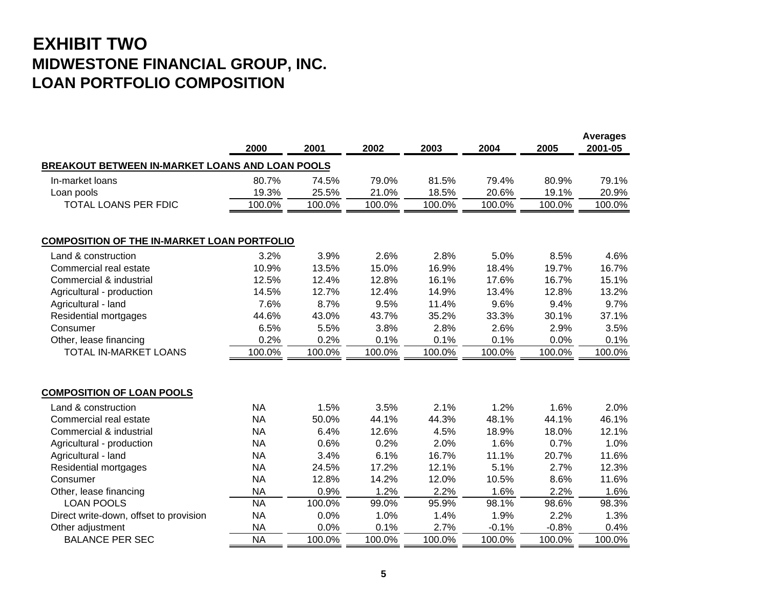# EXHIBIT TWO

## MIDWESTONE FINANCIAL GROUP, INC.

## LOAN PORTFOLIO COMPOSITION

| | 2000 | 2001 | 2002 | 2003 | 2004 | 2005 | Averages 2001-05 |
|---|---|---|---|---|---|---|---|
| **BREAKOUT BETWEEN IN-MARKET LOANS AND LOAN POOLS** | | | | | | | |
| In-market loans | 80.7% | 74.5% | 79.0% | 81.5% | 79.4% | 80.9% | 79.1% |
| Loan pools | 19.3% | 25.5% | 21.0% | 18.5% | 20.6% | 19.1% | 20.9% |
| TOTAL LOANS PER FDIC | 100.0% | 100.0% | 100.0% | 100.0% | 100.0% | 100.0% | 100.0% |
| | | | | | | | |
| **COMPOSITION OF THE IN-MARKET LOAN PORTFOLIO** | | | | | | | |
| Land & construction | 3.2% | 3.9% | 2.6% | 2.8% | 5.0% | 8.5% | 4.6% |
| Commercial real estate | 10.9% | 13.5% | 15.0% | 16.9% | 18.4% | 19.7% | 16.7% |
| Commercial & industrial | 12.5% | 12.4% | 12.8% | 16.1% | 17.6% | 16.7% | 15.1% |
| Agricultural - production | 14.5% | 12.7% | 12.4% | 14.9% | 13.4% | 12.8% | 13.2% |
| Agricultural - land | 7.6% | 8.7% | 9.5% | 11.4% | 9.6% | 9.4% | 9.7% |
| Residential mortgages | 44.6% | 43.0% | 43.7% | 35.2% | 33.3% | 30.1% | 37.1% |
| Consumer | 6.5% | 5.5% | 3.8% | 2.8% | 2.6% | 2.9% | 3.5% |
| Other, lease financing | 0.2% | 0.2% | 0.1% | 0.1% | 0.1% | 0.0% | 0.1% |
| TOTAL IN-MARKET LOANS | 100.0% | 100.0% | 100.0% | 100.0% | 100.0% | 100.0% | 100.0% |
| | | | | | | | |
| **COMPOSITION OF LOAN POOLS** | | | | | | | |
| Land & construction | NA | 1.5% | 3.5% | 2.1% | 1.2% | 1.6% | 2.0% |
| Commercial real estate | NA | 50.0% | 44.1% | 44.3% | 48.1% | 44.1% | 46.1% |
| Commercial & industrial | NA | 6.4% | 12.6% | 4.5% | 18.9% | 18.0% | 12.1% |
| Agricultural - production | NA | 0.6% | 0.2% | 2.0% | 1.6% | 0.7% | 1.0% |
| Agricultural - land | NA | 3.4% | 6.1% | 16.7% | 11.1% | 20.7% | 11.6% |
| Residential mortgages | NA | 24.5% | 17.2% | 12.1% | 5.1% | 2.7% | 12.3% |
| Consumer | NA | 12.8% | 14.2% | 12.0% | 10.5% | 8.6% | 11.6% |
| Other, lease financing | NA | 0.9% | 1.2% | 2.2% | 1.6% | 2.2% | 1.6% |
| LOAN POOLS | NA | 100.0% | 99.0% | 95.9% | 98.1% | 98.6% | 98.3% |
| Direct write-down, offset to provision | NA | 0.0% | 1.0% | 1.4% | 1.9% | 2.2% | 1.3% |
| Other adjustment | NA | 0.0% | 0.1% | 2.7% | -0.1% | -0.8% | 0.4% |
| BALANCE PER SEC | NA | 100.0% | 100.0% | 100.0% | 100.0% | 100.0% | 100.0% |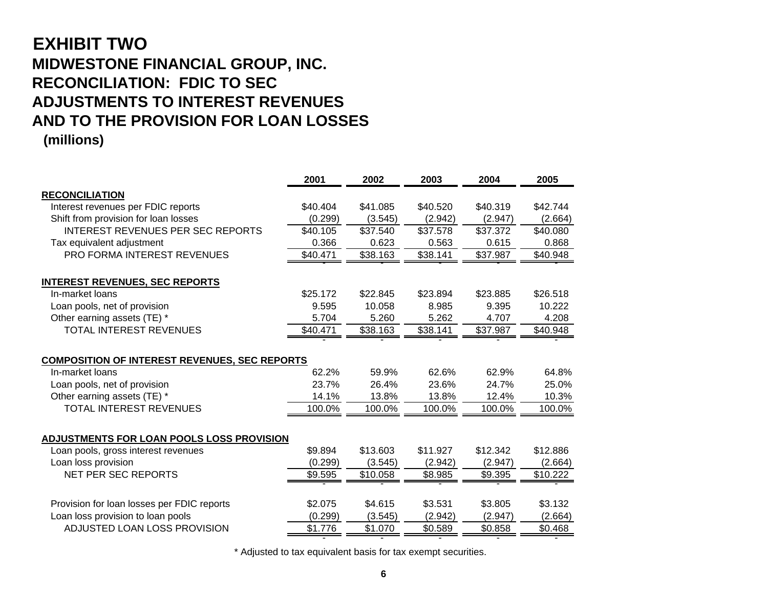# EXHIBIT TWO

## MIDWESTONE FINANCIAL GROUP, INC.
## RECONCILIATION: FDIC TO SEC
## ADJUSTMENTS TO INTEREST REVENUES
## AND TO THE PROVISION FOR LOAN LOSSES

**(millions)**

| | 2001 | 2002 | 2003 | 2004 | 2005 |
|---|---|---|---|---|---|
| **RECONCILIATION** | | | | | |
| Interest revenues per FDIC reports | $40.404 | $41.085 | $40.520 | $40.319 | $42.744 |
| Shift from provision for loan losses | (0.299) | (3.545) | (2.942) | (2.947) | (2.664) |
| INTEREST REVENUES PER SEC REPORTS | $40.105 | $37.540 | $37.578 | $37.372 | $40.080 |
| Tax equivalent adjustment | 0.366 | 0.623 | 0.563 | 0.615 | 0.868 |
| PRO FORMA INTEREST REVENUES | $40.471 | $38.163 | $38.141 | $37.987 | $40.948 |
| | - | - | - | - | - |
| **INTEREST REVENUES, SEC REPORTS** | | | | | |
| In-market loans | $25.172 | $22.845 | $23.894 | $23.885 | $26.518 |
| Loan pools, net of provision | 9.595 | 10.058 | 8.985 | 9.395 | 10.222 |
| Other earning assets (TE) * | 5.704 | 5.260 | 5.262 | 4.707 | 4.208 |
| TOTAL INTEREST REVENUES | $40.471 | $38.163 | $38.141 | $37.987 | $40.948 |
| | - | - | - | - | - |
| **COMPOSITION OF INTEREST REVENUES, SEC REPORTS** | | | | | |
| In-market loans | 62.2% | 59.9% | 62.6% | 62.9% | 64.8% |
| Loan pools, net of provision | 23.7% | 26.4% | 23.6% | 24.7% | 25.0% |
| Other earning assets (TE) * | 14.1% | 13.8% | 13.8% | 12.4% | 10.3% |
| TOTAL INTEREST REVENUES | 100.0% | 100.0% | 100.0% | 100.0% | 100.0% |
| **ADJUSTMENTS FOR LOAN POOLS LOSS PROVISION** | | | | | |
| Loan pools, gross interest revenues | $9.894 | $13.603 | $11.927 | $12.342 | $12.886 |
| Loan loss provision | (0.299) | (3.545) | (2.942) | (2.947) | (2.664) |
| NET PER SEC REPORTS | $9.595 | $10.058 | $8.985 | $9.395 | $10.222 |
| | - | - | - | - | - |
| Provision for loan losses per FDIC reports | $2.075 | $4.615 | $3.531 | $3.805 | $3.132 |
| Loan loss provision to loan pools | (0.299) | (3.545) | (2.942) | (2.947) | (2.664) |
| ADJUSTED LOAN LOSS PROVISION | $1.776 | $1.070 | $0.589 | $0.858 | $0.468 |
| | - | - | - | - | - |

\* Adjusted to tax equivalent basis for tax exempt securities.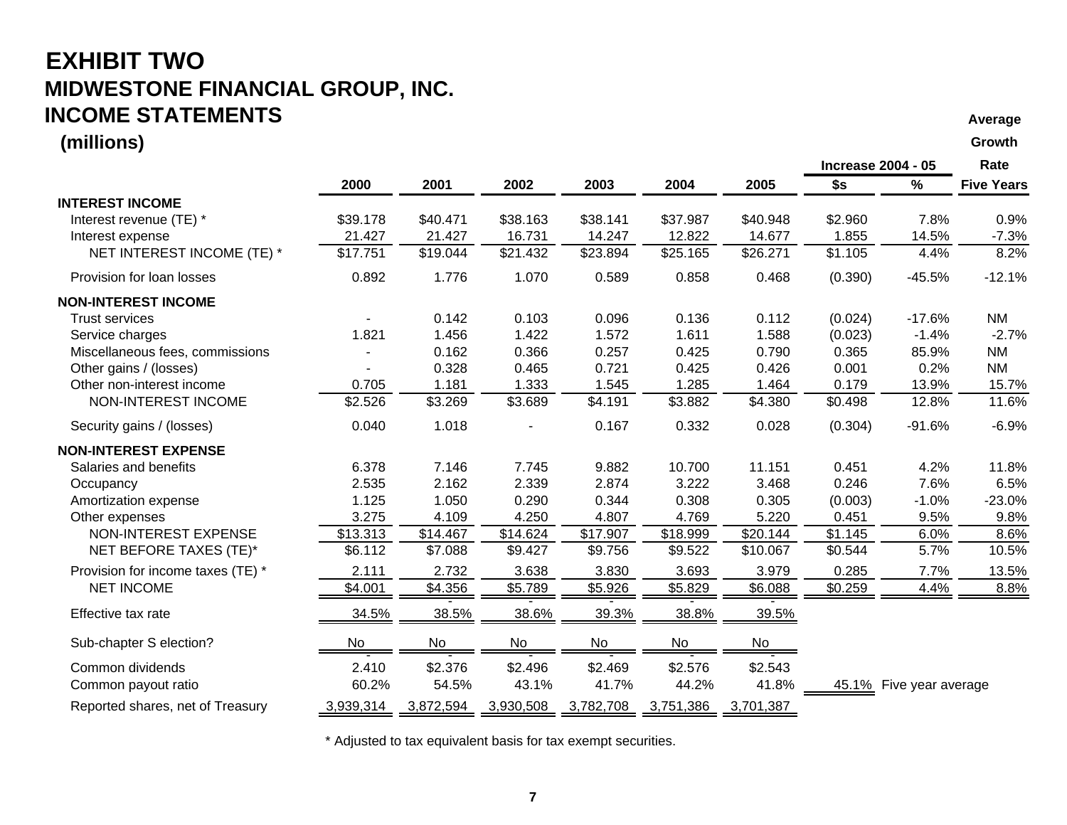# EXHIBIT TWO

## MIDWESTONE FINANCIAL GROUP, INC.

## INCOME STATEMENTS

**(millions)**

| | 2000 | 2001 | 2002 | 2003 | 2004 | 2005 | Increase 2004 - 05 $s | Increase 2004 - 05 % | Average Growth Rate Five Years |
|---|---|---|---|---|---|---|---|---|---|
| **INTEREST INCOME** | | | | | | | | | |
| Interest revenue (TE) * | $39.178 | $40.471 | $38.163 | $38.141 | $37.987 | $40.948 | $2.960 | 7.8% | 0.9% |
| Interest expense | 21.427 | 21.427 | 16.731 | 14.247 | 12.822 | 14.677 | 1.855 | 14.5% | -7.3% |
| NET INTEREST INCOME (TE) * | $17.751 | $19.044 | $21.432 | $23.894 | $25.165 | $26.271 | $1.105 | 4.4% | 8.2% |
| Provision for loan losses | 0.892 | 1.776 | 1.070 | 0.589 | 0.858 | 0.468 | (0.390) | -45.5% | -12.1% |
| **NON-INTEREST INCOME** | | | | | | | | | |
| Trust services | - | 0.142 | 0.103 | 0.096 | 0.136 | 0.112 | (0.024) | -17.6% | NM |
| Service charges | 1.821 | 1.456 | 1.422 | 1.572 | 1.611 | 1.588 | (0.023) | -1.4% | -2.7% |
| Miscellaneous fees, commissions | - | 0.162 | 0.366 | 0.257 | 0.425 | 0.790 | 0.365 | 85.9% | NM |
| Other gains / (losses) | - | 0.328 | 0.465 | 0.721 | 0.425 | 0.426 | 0.001 | 0.2% | NM |
| Other non-interest income | 0.705 | 1.181 | 1.333 | 1.545 | 1.285 | 1.464 | 0.179 | 13.9% | 15.7% |
| NON-INTEREST INCOME | $2.526 | $3.269 | $3.689 | $4.191 | $3.882 | $4.380 | $0.498 | 12.8% | 11.6% |
| Security gains / (losses) | 0.040 | 1.018 | - | 0.167 | 0.332 | 0.028 | (0.304) | -91.6% | -6.9% |
| **NON-INTEREST EXPENSE** | | | | | | | | | |
| Salaries and benefits | 6.378 | 7.146 | 7.745 | 9.882 | 10.700 | 11.151 | 0.451 | 4.2% | 11.8% |
| Occupancy | 2.535 | 2.162 | 2.339 | 2.874 | 3.222 | 3.468 | 0.246 | 7.6% | 6.5% |
| Amortization expense | 1.125 | 1.050 | 0.290 | 0.344 | 0.308 | 0.305 | (0.003) | -1.0% | -23.0% |
| Other expenses | 3.275 | 4.109 | 4.250 | 4.807 | 4.769 | 5.220 | 0.451 | 9.5% | 9.8% |
| NON-INTEREST EXPENSE | $13.313 | $14.467 | $14.624 | $17.907 | $18.999 | $20.144 | $1.145 | 6.0% | 8.6% |
| NET BEFORE TAXES (TE)* | $6.112 | $7.088 | $9.427 | $9.756 | $9.522 | $10.067 | $0.544 | 5.7% | 10.5% |
| Provision for income taxes (TE) * | 2.111 | 2.732 | 3.638 | 3.830 | 3.693 | 3.979 | 0.285 | 7.7% | 13.5% |
| NET INCOME | $4.001 | $4.356 | $5.789 | $5.926 | $5.829 | $6.088 | $0.259 | 4.4% | 8.8% |
| Effective tax rate | 34.5% | 38.5% | 38.6% | 39.3% | 38.8% | 39.5% | | | |
| Sub-chapter S election? | No | No | No | No | No | No | | | |
| Common dividends | 2.410 | $2.376 | $2.496 | $2.469 | $2.576 | $2.543 | | | |
| Common payout ratio | 60.2% | 54.5% | 43.1% | 41.7% | 44.2% | 41.8% | 45.1% | Five year average | |
| Reported shares, net of Treasury | 3,939,314 | 3,872,594 | 3,930,508 | 3,782,708 | 3,751,386 | 3,701,387 | | | |

* Adjusted to tax equivalent basis for tax exempt securities.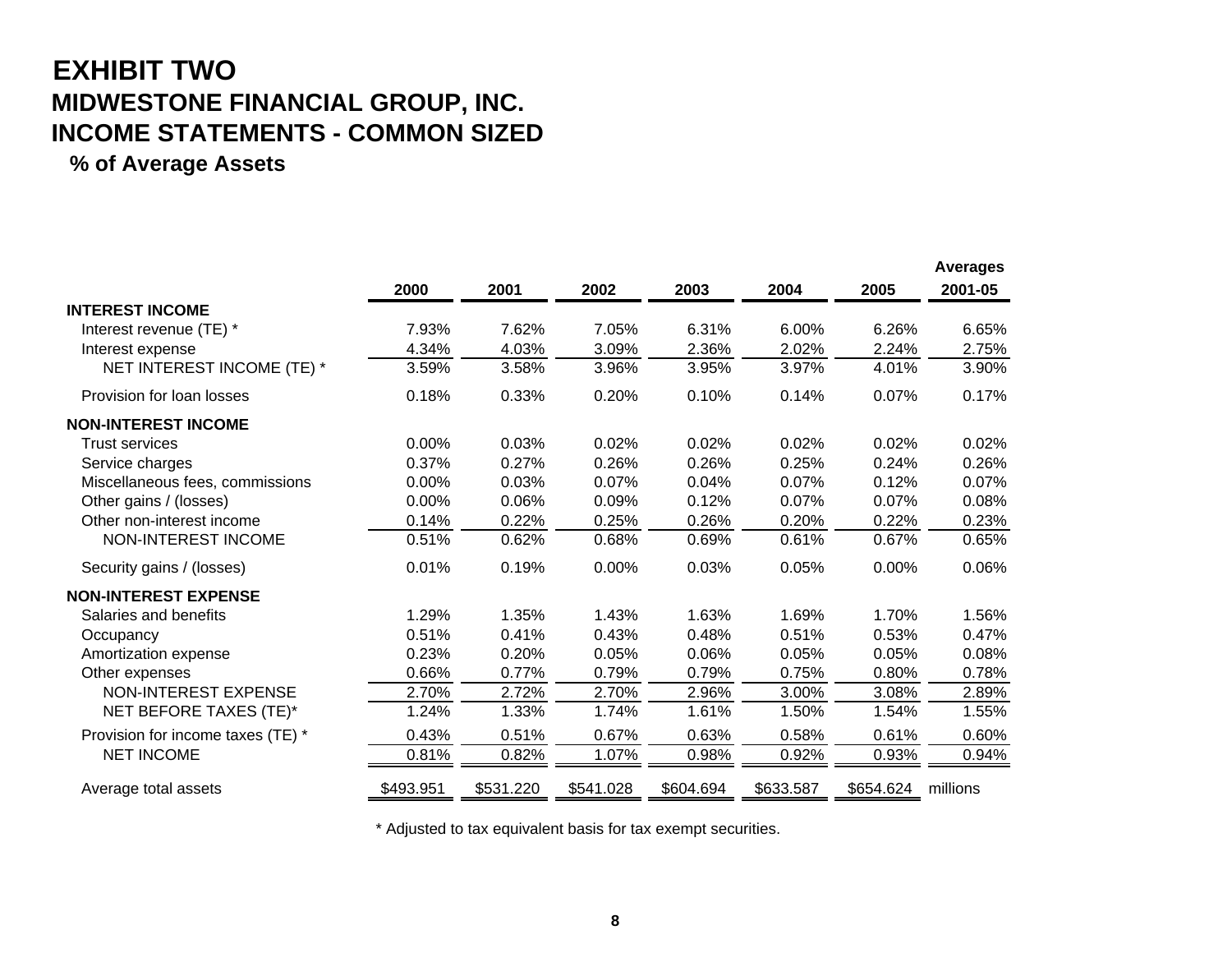# EXHIBIT TWO

## MIDWESTONE FINANCIAL GROUP, INC.

## INCOME STATEMENTS - COMMON SIZED

### % of Average Assets

| | 2000 | 2001 | 2002 | 2003 | 2004 | 2005 | Averages 2001-05 |
|---|---|---|---|---|---|---|---|
| **INTEREST INCOME** | | | | | | | |
| Interest revenue (TE) * | 7.93% | 7.62% | 7.05% | 6.31% | 6.00% | 6.26% | 6.65% |
| Interest expense | 4.34% | 4.03% | 3.09% | 2.36% | 2.02% | 2.24% | 2.75% |
| NET INTEREST INCOME (TE) * | 3.59% | 3.58% | 3.96% | 3.95% | 3.97% | 4.01% | 3.90% |
| Provision for loan losses | 0.18% | 0.33% | 0.20% | 0.10% | 0.14% | 0.07% | 0.17% |
| **NON-INTEREST INCOME** | | | | | | | |
| Trust services | 0.00% | 0.03% | 0.02% | 0.02% | 0.02% | 0.02% | 0.02% |
| Service charges | 0.37% | 0.27% | 0.26% | 0.26% | 0.25% | 0.24% | 0.26% |
| Miscellaneous fees, commissions | 0.00% | 0.03% | 0.07% | 0.04% | 0.07% | 0.12% | 0.07% |
| Other gains / (losses) | 0.00% | 0.06% | 0.09% | 0.12% | 0.07% | 0.07% | 0.08% |
| Other non-interest income | 0.14% | 0.22% | 0.25% | 0.26% | 0.20% | 0.22% | 0.23% |
| NON-INTEREST INCOME | 0.51% | 0.62% | 0.68% | 0.69% | 0.61% | 0.67% | 0.65% |
| Security gains / (losses) | 0.01% | 0.19% | 0.00% | 0.03% | 0.05% | 0.00% | 0.06% |
| **NON-INTEREST EXPENSE** | | | | | | | |
| Salaries and benefits | 1.29% | 1.35% | 1.43% | 1.63% | 1.69% | 1.70% | 1.56% |
| Occupancy | 0.51% | 0.41% | 0.43% | 0.48% | 0.51% | 0.53% | 0.47% |
| Amortization expense | 0.23% | 0.20% | 0.05% | 0.06% | 0.05% | 0.05% | 0.08% |
| Other expenses | 0.66% | 0.77% | 0.79% | 0.79% | 0.75% | 0.80% | 0.78% |
| NON-INTEREST EXPENSE | 2.70% | 2.72% | 2.70% | 2.96% | 3.00% | 3.08% | 2.89% |
| NET BEFORE TAXES (TE)* | 1.24% | 1.33% | 1.74% | 1.61% | 1.50% | 1.54% | 1.55% |
| Provision for income taxes (TE) * | 0.43% | 0.51% | 0.67% | 0.63% | 0.58% | 0.61% | 0.60% |
| NET INCOME | 0.81% | 0.82% | 1.07% | 0.98% | 0.92% | 0.93% | 0.94% |
| Average total assets | $493.951 | $531.220 | $541.028 | $604.694 | $633.587 | $654.624 | millions |

\* Adjusted to tax equivalent basis for tax exempt securities.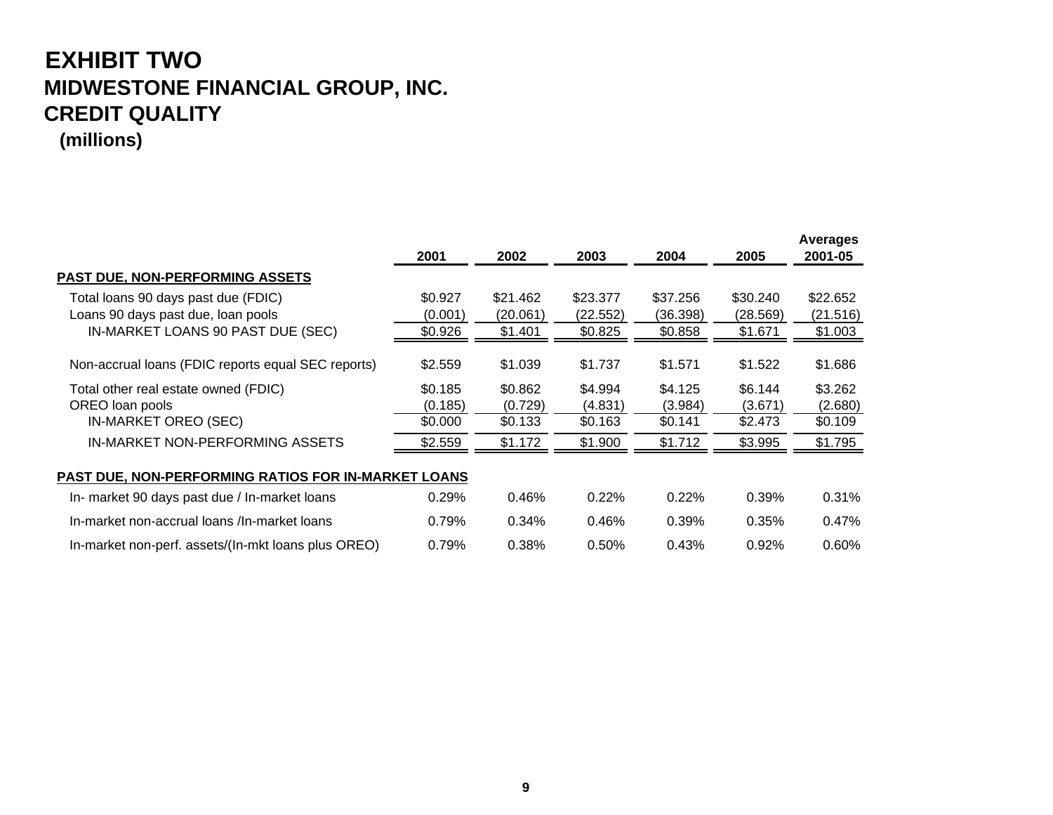# EXHIBIT TWO

## MIDWESTONE FINANCIAL GROUP, INC.

## CREDIT QUALITY

**(millions)**

| | 2001 | 2002 | 2003 | 2004 | 2005 | Averages 2001-05 |
|---|---|---|---|---|---|---|
| **PAST DUE, NON-PERFORMING ASSETS** | | | | | | |
| Total loans 90 days past due (FDIC) | $0.927 | $21.462 | $23.377 | $37.256 | $30.240 | $22.652 |
| Loans 90 days past due, loan pools | (0.001) | (20.061) | (22.552) | (36.398) | (28.569) | (21.516) |
| IN-MARKET LOANS 90 PAST DUE (SEC) | $0.926 | $1.401 | $0.825 | $0.858 | $1.671 | $1.003 |
| Non-accrual loans (FDIC reports equal SEC reports) | $2.559 | $1.039 | $1.737 | $1.571 | $1.522 | $1.686 |
| Total other real estate owned (FDIC) | $0.185 | $0.862 | $4.994 | $4.125 | $6.144 | $3.262 |
| OREO loan pools | (0.185) | (0.729) | (4.831) | (3.984) | (3.671) | (2.680) |
| IN-MARKET OREO (SEC) | $0.000 | $0.133 | $0.163 | $0.141 | $2.473 | $0.109 |
| IN-MARKET NON-PERFORMING ASSETS | $2.559 | $1.172 | $1.900 | $1.712 | $3.995 | $1.795 |
| **PAST DUE, NON-PERFORMING RATIOS FOR IN-MARKET LOANS** | | | | | | |
| In- market 90 days past due / In-market loans | 0.29% | 0.46% | 0.22% | 0.22% | 0.39% | 0.31% |
| In-market non-accrual loans /In-market loans | 0.79% | 0.34% | 0.46% | 0.39% | 0.35% | 0.47% |
| In-market non-perf. assets/(In-mkt loans plus OREO) | 0.79% | 0.38% | 0.50% | 0.43% | 0.92% | 0.60% |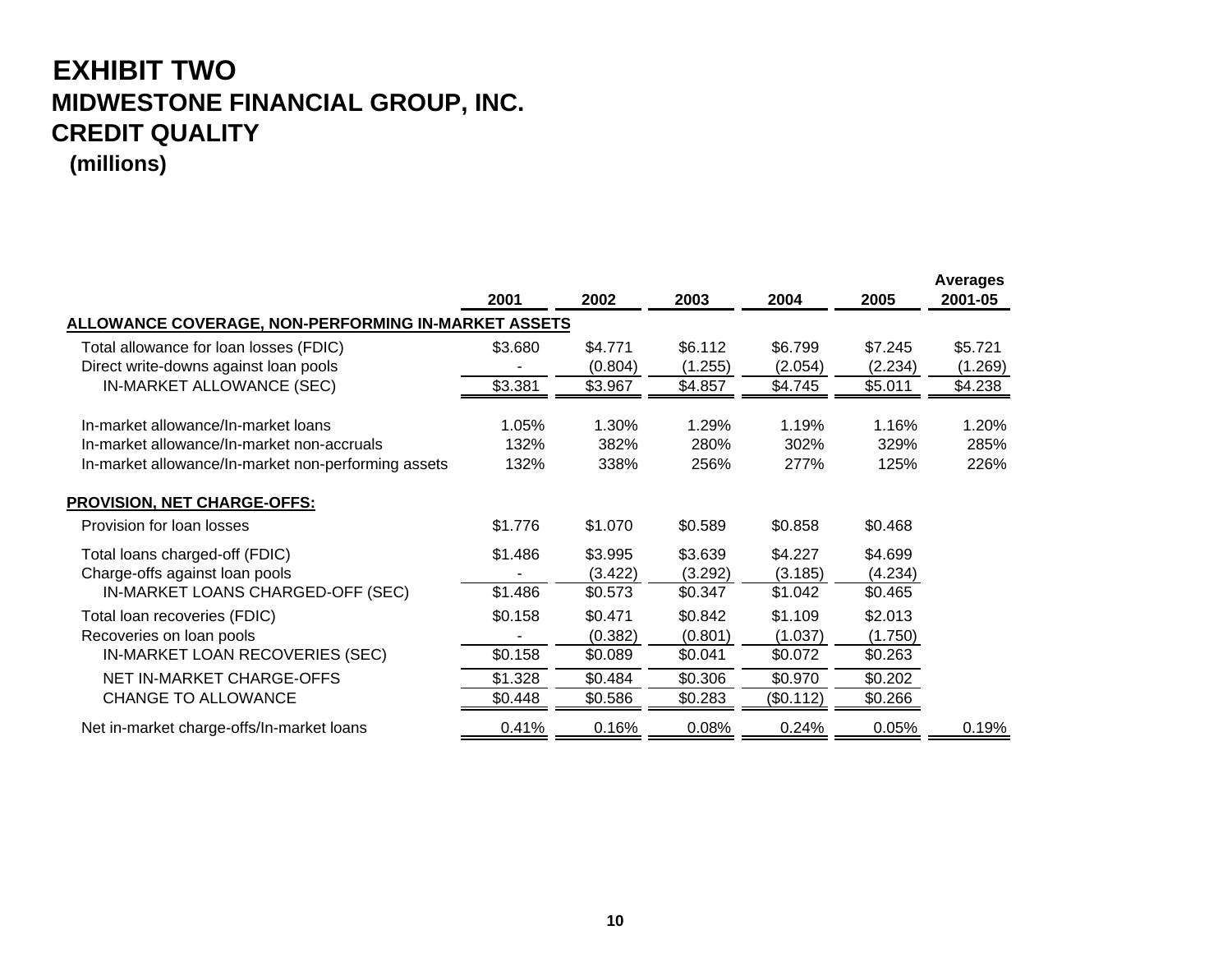# EXHIBIT TWO

## MIDWESTONE FINANCIAL GROUP, INC.

## CREDIT QUALITY

**(millions)**

| | 2001 | 2002 | 2003 | 2004 | 2005 | Averages 2001-05 |
|---|---|---|---|---|---|---|
| **ALLOWANCE COVERAGE, NON-PERFORMING IN-MARKET ASSETS** | | | | | | |
| Total allowance for loan losses (FDIC) | $3.680 | $4.771 | $6.112 | $6.799 | $7.245 | $5.721 |
| Direct write-downs against loan pools | - | (0.804) | (1.255) | (2.054) | (2.234) | (1.269) |
| IN-MARKET ALLOWANCE (SEC) | $3.381 | $3.967 | $4.857 | $4.745 | $5.011 | $4.238 |
| In-market allowance/In-market loans | 1.05% | 1.30% | 1.29% | 1.19% | 1.16% | 1.20% |
| In-market allowance/In-market non-accruals | 132% | 382% | 280% | 302% | 329% | 285% |
| In-market allowance/In-market non-performing assets | 132% | 338% | 256% | 277% | 125% | 226% |
| **PROVISION, NET CHARGE-OFFS:** | | | | | | |
| Provision for loan losses | $1.776 | $1.070 | $0.589 | $0.858 | $0.468 | |
| Total loans charged-off (FDIC) | $1.486 | $3.995 | $3.639 | $4.227 | $4.699 | |
| Charge-offs against loan pools | - | (3.422) | (3.292) | (3.185) | (4.234) | |
| IN-MARKET LOANS CHARGED-OFF (SEC) | $1.486 | $0.573 | $0.347 | $1.042 | $0.465 | |
| Total loan recoveries (FDIC) | $0.158 | $0.471 | $0.842 | $1.109 | $2.013 | |
| Recoveries on loan pools | - | (0.382) | (0.801) | (1.037) | (1.750) | |
| IN-MARKET LOAN RECOVERIES (SEC) | $0.158 | $0.089 | $0.041 | $0.072 | $0.263 | |
| NET IN-MARKET CHARGE-OFFS | $1.328 | $0.484 | $0.306 | $0.970 | $0.202 | |
| CHANGE TO ALLOWANCE | $0.448 | $0.586 | $0.283 | ($0.112) | $0.266 | |
| Net in-market charge-offs/In-market loans | 0.41% | 0.16% | 0.08% | 0.24% | 0.05% | 0.19% |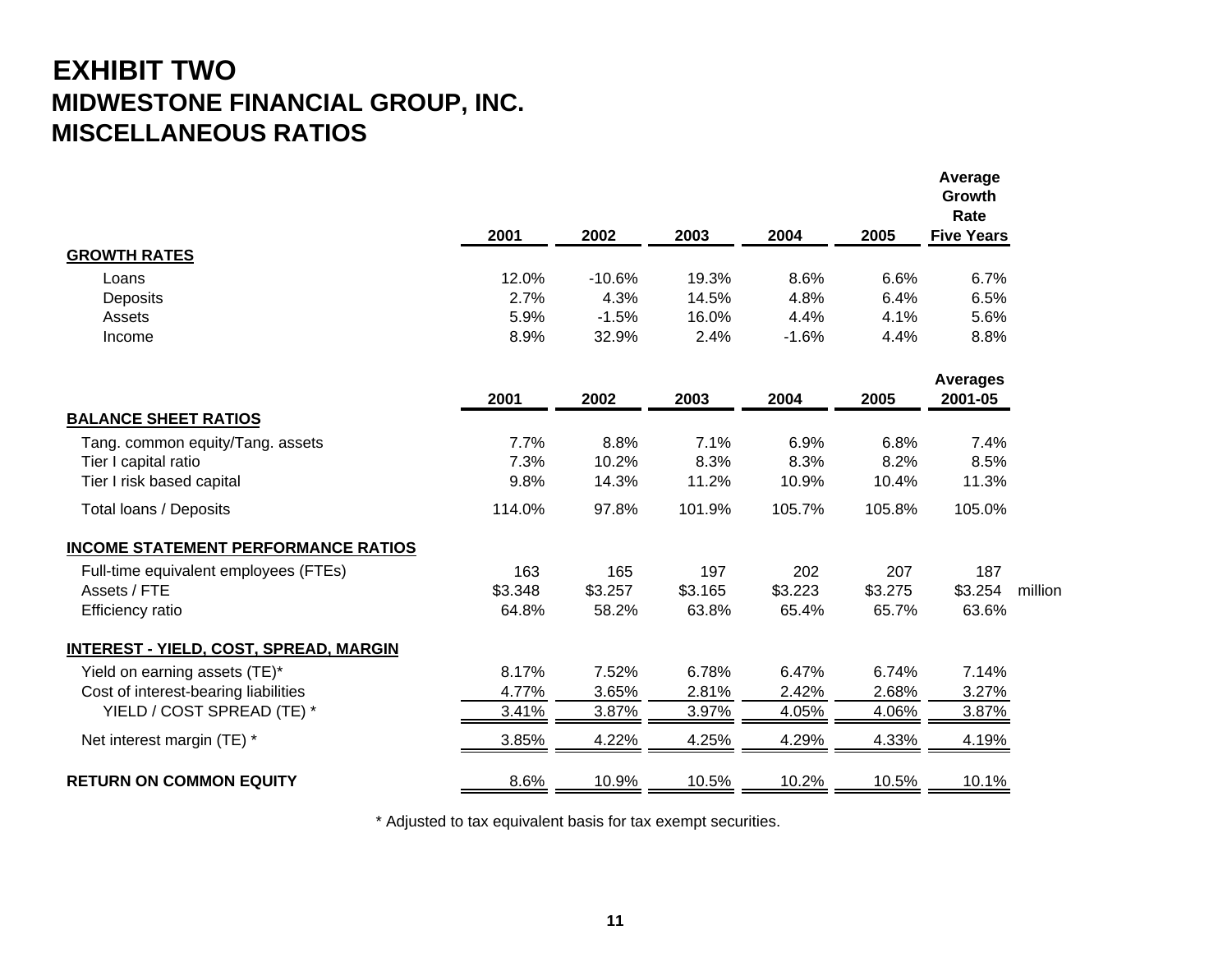# EXHIBIT TWO

## MIDWESTONE FINANCIAL GROUP, INC.

## MISCELLANEOUS RATIOS

| | 2001 | 2002 | 2003 | 2004 | 2005 | Average Growth Rate Five Years | |
|---|---|---|---|---|---|---|---|
| **GROWTH RATES** | | | | | | | |
| Loans | 12.0% | -10.6% | 19.3% | 8.6% | 6.6% | 6.7% | |
| Deposits | 2.7% | 4.3% | 14.5% | 4.8% | 6.4% | 6.5% | |
| Assets | 5.9% | -1.5% | 16.0% | 4.4% | 4.1% | 5.6% | |
| Income | 8.9% | 32.9% | 2.4% | -1.6% | 4.4% | 8.8% | |
| | **2001** | **2002** | **2003** | **2004** | **2005** | **Averages 2001-05** | |
| **BALANCE SHEET RATIOS** | | | | | | | |
| Tang. common equity/Tang. assets | 7.7% | 8.8% | 7.1% | 6.9% | 6.8% | 7.4% | |
| Tier I capital ratio | 7.3% | 10.2% | 8.3% | 8.3% | 8.2% | 8.5% | |
| Tier I risk based capital | 9.8% | 14.3% | 11.2% | 10.9% | 10.4% | 11.3% | |
| Total loans / Deposits | 114.0% | 97.8% | 101.9% | 105.7% | 105.8% | 105.0% | |
| **INCOME STATEMENT PERFORMANCE RATIOS** | | | | | | | |
| Full-time equivalent employees (FTEs) | 163 | 165 | 197 | 202 | 207 | 187 | |
| Assets / FTE | $3.348 | $3.257 | $3.165 | $3.223 | $3.275 | $3.254 | million |
| Efficiency ratio | 64.8% | 58.2% | 63.8% | 65.4% | 65.7% | 63.6% | |
| **INTEREST - YIELD, COST, SPREAD, MARGIN** | | | | | | | |
| Yield on earning assets (TE)* | 8.17% | 7.52% | 6.78% | 6.47% | 6.74% | 7.14% | |
| Cost of interest-bearing liabilities | 4.77% | 3.65% | 2.81% | 2.42% | 2.68% | 3.27% | |
| YIELD / COST SPREAD (TE) * | 3.41% | 3.87% | 3.97% | 4.05% | 4.06% | 3.87% | |
| Net interest margin (TE) * | 3.85% | 4.22% | 4.25% | 4.29% | 4.33% | 4.19% | |
| **RETURN ON COMMON EQUITY** | 8.6% | 10.9% | 10.5% | 10.2% | 10.5% | 10.1% | |

* Adjusted to tax equivalent basis for tax exempt securities.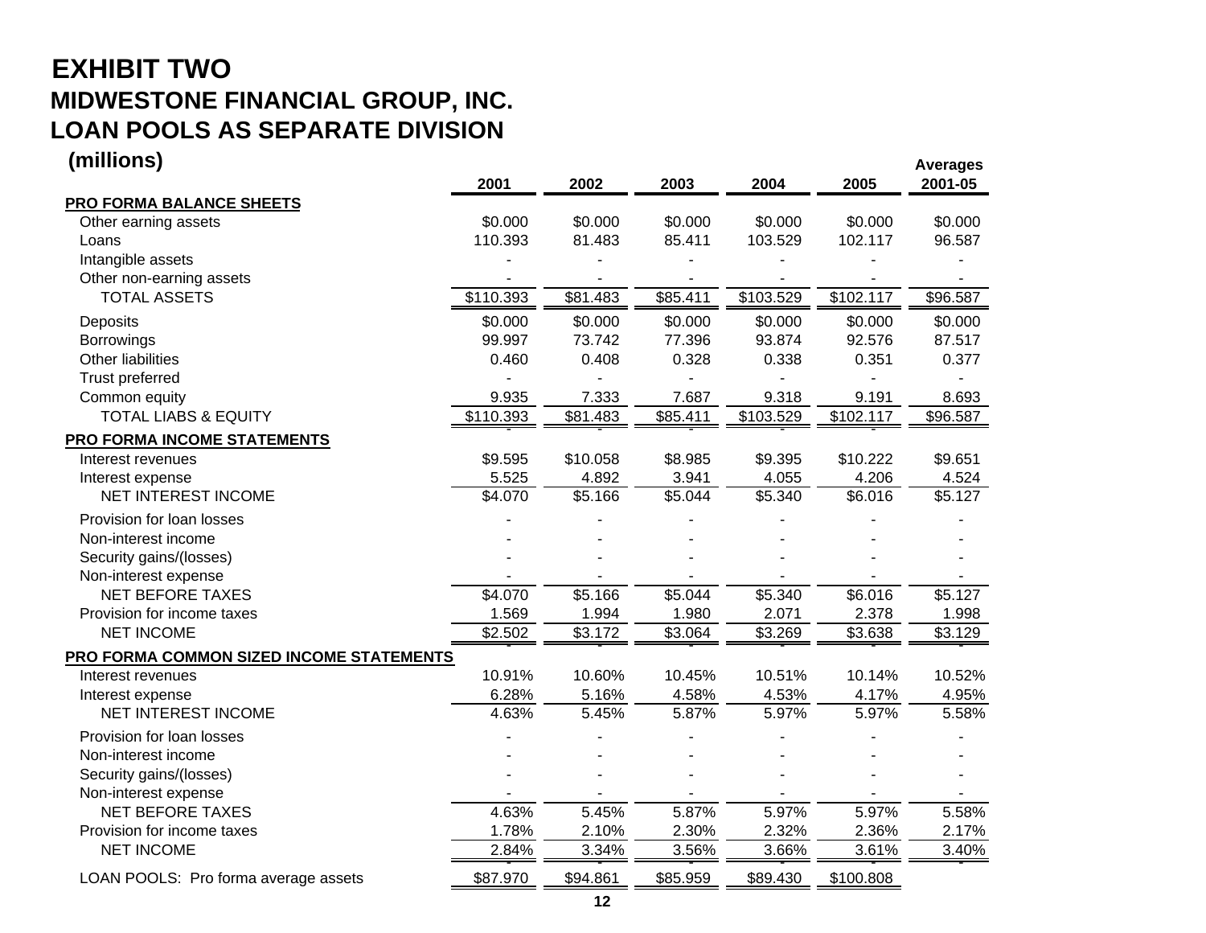# EXHIBIT TWO

## MIDWESTONE FINANCIAL GROUP, INC.

## LOAN POOLS AS SEPARATE DIVISION

**(millions)**

| | 2001 | 2002 | 2003 | 2004 | 2005 | Averages 2001-05 |
|---|---|---|---|---|---|---|
| **PRO FORMA BALANCE SHEETS** | | | | | | |
| Other earning assets | $0.000 | $0.000 | $0.000 | $0.000 | $0.000 | $0.000 |
| Loans | 110.393 | 81.483 | 85.411 | 103.529 | 102.117 | 96.587 |
| Intangible assets | - | - | - | - | - | - |
| Other non-earning assets | - | - | - | - | - | - |
| TOTAL ASSETS | $110.393 | $81.483 | $85.411 | $103.529 | $102.117 | $96.587 |
| Deposits | $0.000 | $0.000 | $0.000 | $0.000 | $0.000 | $0.000 |
| Borrowings | 99.997 | 73.742 | 77.396 | 93.874 | 92.576 | 87.517 |
| Other liabilities | 0.460 | 0.408 | 0.328 | 0.338 | 0.351 | 0.377 |
| Trust preferred | - | - | - | - | - | - |
| Common equity | 9.935 | 7.333 | 7.687 | 9.318 | 9.191 | 8.693 |
| TOTAL LIABS & EQUITY | $110.393 | $81.483 | $85.411 | $103.529 | $102.117 | $96.587 |
| **PRO FORMA INCOME STATEMENTS** | | | | | | |
| Interest revenues | $9.595 | $10.058 | $8.985 | $9.395 | $10.222 | $9.651 |
| Interest expense | 5.525 | 4.892 | 3.941 | 4.055 | 4.206 | 4.524 |
| NET INTEREST INCOME | $4.070 | $5.166 | $5.044 | $5.340 | $6.016 | $5.127 |
| Provision for loan losses | - | - | - | - | - | - |
| Non-interest income | - | - | - | - | - | - |
| Security gains/(losses) | - | - | - | - | - | - |
| Non-interest expense | - | - | - | - | - | - |
| NET BEFORE TAXES | $4.070 | $5.166 | $5.044 | $5.340 | $6.016 | $5.127 |
| Provision for income taxes | 1.569 | 1.994 | 1.980 | 2.071 | 2.378 | 1.998 |
| NET INCOME | $2.502 | $3.172 | $3.064 | $3.269 | $3.638 | $3.129 |
| **PRO FORMA COMMON SIZED INCOME STATEMENTS** | | | | | | |
| Interest revenues | 10.91% | 10.60% | 10.45% | 10.51% | 10.14% | 10.52% |
| Interest expense | 6.28% | 5.16% | 4.58% | 4.53% | 4.17% | 4.95% |
| NET INTEREST INCOME | 4.63% | 5.45% | 5.87% | 5.97% | 5.97% | 5.58% |
| Provision for loan losses | - | - | - | - | - | - |
| Non-interest income | - | - | - | - | - | - |
| Security gains/(losses) | - | - | - | - | - | - |
| Non-interest expense | - | - | - | - | - | - |
| NET BEFORE TAXES | 4.63% | 5.45% | 5.87% | 5.97% | 5.97% | 5.58% |
| Provision for income taxes | 1.78% | 2.10% | 2.30% | 2.32% | 2.36% | 2.17% |
| NET INCOME | 2.84% | 3.34% | 3.56% | 3.66% | 3.61% | 3.40% |
| LOAN POOLS: Pro forma average assets | $87.970 | $94.861 | $85.959 | $89.430 | $100.808 | |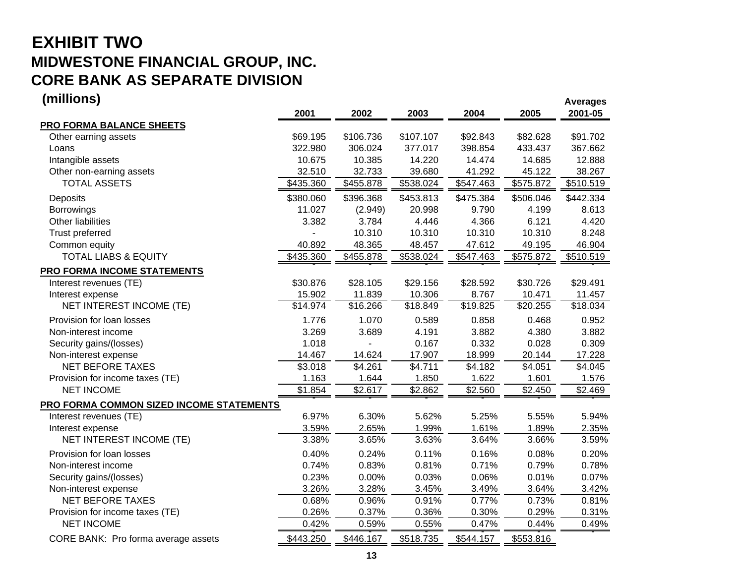# EXHIBIT TWO

## MIDWESTONE FINANCIAL GROUP, INC.

## CORE BANK AS SEPARATE DIVISION

### (millions)

| | 2001 | 2002 | 2003 | 2004 | 2005 | Averages 2001-05 |
|---|---|---|---|---|---|---|
| **PRO FORMA BALANCE SHEETS** | | | | | | |
| Other earning assets | $69.195 | $106.736 | $107.107 | $92.843 | $82.628 | $91.702 |
| Loans | 322.980 | 306.024 | 377.017 | 398.854 | 433.437 | 367.662 |
| Intangible assets | 10.675 | 10.385 | 14.220 | 14.474 | 14.685 | 12.888 |
| Other non-earning assets | 32.510 | 32.733 | 39.680 | 41.292 | 45.122 | 38.267 |
| TOTAL ASSETS | $435.360 | $455.878 | $538.024 | $547.463 | $575.872 | $510.519 |
| Deposits | $380.060 | $396.368 | $453.813 | $475.384 | $506.046 | $442.334 |
| Borrowings | 11.027 | (2.949) | 20.998 | 9.790 | 4.199 | 8.613 |
| Other liabilities | 3.382 | 3.784 | 4.446 | 4.366 | 6.121 | 4.420 |
| Trust preferred | - | 10.310 | 10.310 | 10.310 | 10.310 | 8.248 |
| Common equity | 40.892 | 48.365 | 48.457 | 47.612 | 49.195 | 46.904 |
| TOTAL LIABS & EQUITY | $435.360 | $455.878 | $538.024 | $547.463 | $575.872 | $510.519 |
| **PRO FORMA INCOME STATEMENTS** | | | | | | |
| Interest revenues (TE) | $30.876 | $28.105 | $29.156 | $28.592 | $30.726 | $29.491 |
| Interest expense | 15.902 | 11.839 | 10.306 | 8.767 | 10.471 | 11.457 |
| NET INTEREST INCOME (TE) | $14.974 | $16.266 | $18.849 | $19.825 | $20.255 | $18.034 |
| Provision for loan losses | 1.776 | 1.070 | 0.589 | 0.858 | 0.468 | 0.952 |
| Non-interest income | 3.269 | 3.689 | 4.191 | 3.882 | 4.380 | 3.882 |
| Security gains/(losses) | 1.018 | - | 0.167 | 0.332 | 0.028 | 0.309 |
| Non-interest expense | 14.467 | 14.624 | 17.907 | 18.999 | 20.144 | 17.228 |
| NET BEFORE TAXES | $3.018 | $4.261 | $4.711 | $4.182 | $4.051 | $4.045 |
| Provision for income taxes (TE) | 1.163 | 1.644 | 1.850 | 1.622 | 1.601 | 1.576 |
| NET INCOME | $1.854 | $2.617 | $2.862 | $2.560 | $2.450 | $2.469 |
| **PRO FORMA COMMON SIZED INCOME STATEMENTS** | | | | | | |
| Interest revenues (TE) | 6.97% | 6.30% | 5.62% | 5.25% | 5.55% | 5.94% |
| Interest expense | 3.59% | 2.65% | 1.99% | 1.61% | 1.89% | 2.35% |
| NET INTEREST INCOME (TE) | 3.38% | 3.65% | 3.63% | 3.64% | 3.66% | 3.59% |
| Provision for loan losses | 0.40% | 0.24% | 0.11% | 0.16% | 0.08% | 0.20% |
| Non-interest income | 0.74% | 0.83% | 0.81% | 0.71% | 0.79% | 0.78% |
| Security gains/(losses) | 0.23% | 0.00% | 0.03% | 0.06% | 0.01% | 0.07% |
| Non-interest expense | 3.26% | 3.28% | 3.45% | 3.49% | 3.64% | 3.42% |
| NET BEFORE TAXES | 0.68% | 0.96% | 0.91% | 0.77% | 0.73% | 0.81% |
| Provision for income taxes (TE) | 0.26% | 0.37% | 0.36% | 0.30% | 0.29% | 0.31% |
| NET INCOME | 0.42% | 0.59% | 0.55% | 0.47% | 0.44% | 0.49% |
| CORE BANK: Pro forma average assets | $443.250 | $446.167 | $518.735 | $544.157 | $553.816 | |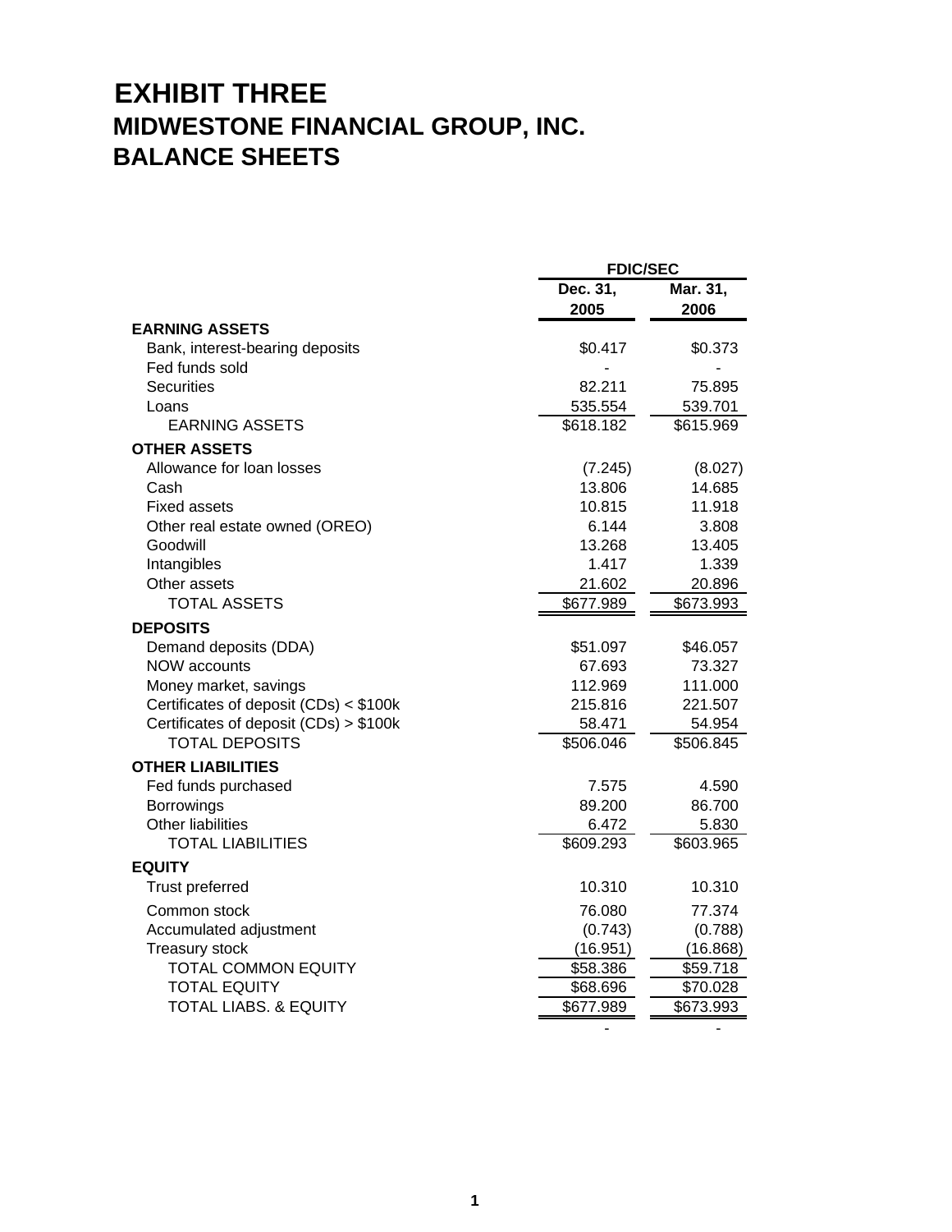# EXHIBIT THREE

## MIDWESTONE FINANCIAL GROUP, INC.

## BALANCE SHEETS

| | FDIC/SEC | |
|---|---|---|
| | Dec. 31, 2005 | Mar. 31, 2006 |
| **EARNING ASSETS** | | |
| Bank, interest-bearing deposits | $0.417 | $0.373 |
| Fed funds sold | - | - |
| Securities | 82.211 | 75.895 |
| Loans | 535.554 | 539.701 |
| EARNING ASSETS | $618.182 | $615.969 |
| **OTHER ASSETS** | | |
| Allowance for loan losses | (7.245) | (8.027) |
| Cash | 13.806 | 14.685 |
| Fixed assets | 10.815 | 11.918 |
| Other real estate owned (OREO) | 6.144 | 3.808 |
| Goodwill | 13.268 | 13.405 |
| Intangibles | 1.417 | 1.339 |
| Other assets | 21.602 | 20.896 |
| TOTAL ASSETS | $677.989 | $673.993 |
| **DEPOSITS** | | |
| Demand deposits (DDA) | $51.097 | $46.057 |
| NOW accounts | 67.693 | 73.327 |
| Money market, savings | 112.969 | 111.000 |
| Certificates of deposit (CDs) < $100k | 215.816 | 221.507 |
| Certificates of deposit (CDs) > $100k | 58.471 | 54.954 |
| TOTAL DEPOSITS | $506.046 | $506.845 |
| **OTHER LIABILITIES** | | |
| Fed funds purchased | 7.575 | 4.590 |
| Borrowings | 89.200 | 86.700 |
| Other liabilities | 6.472 | 5.830 |
| TOTAL LIABILITIES | $609.293 | $603.965 |
| **EQUITY** | | |
| Trust preferred | 10.310 | 10.310 |
| Common stock | 76.080 | 77.374 |
| Accumulated adjustment | (0.743) | (0.788) |
| Treasury stock | (16.951) | (16.868) |
| TOTAL COMMON EQUITY | $58.386 | $59.718 |
| TOTAL EQUITY | $68.696 | $70.028 |
| TOTAL LIABS. & EQUITY | $677.989 | $673.993 |
| | - | - |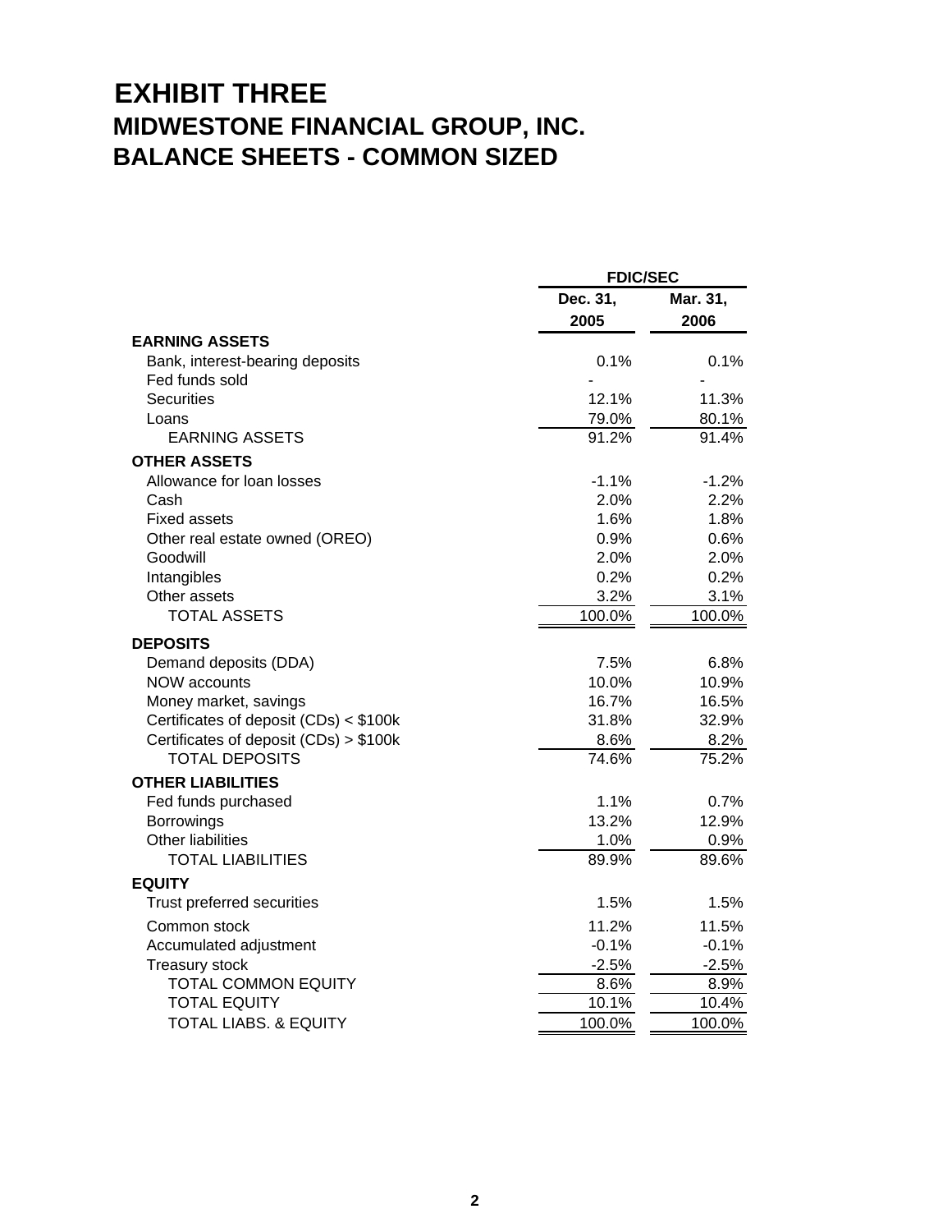# EXHIBIT THREE

## MIDWESTONE FINANCIAL GROUP, INC.

## BALANCE SHEETS - COMMON SIZED

| | FDIC/SEC | |
|---|---|---|
| | Dec. 31, 2005 | Mar. 31, 2006 |
| **EARNING ASSETS** | | |
| Bank, interest-bearing deposits | 0.1% | 0.1% |
| Fed funds sold | - | - |
| Securities | 12.1% | 11.3% |
| Loans | 79.0% | 80.1% |
| EARNING ASSETS | 91.2% | 91.4% |
| **OTHER ASSETS** | | |
| Allowance for loan losses | -1.1% | -1.2% |
| Cash | 2.0% | 2.2% |
| Fixed assets | 1.6% | 1.8% |
| Other real estate owned (OREO) | 0.9% | 0.6% |
| Goodwill | 2.0% | 2.0% |
| Intangibles | 0.2% | 0.2% |
| Other assets | 3.2% | 3.1% |
| TOTAL ASSETS | 100.0% | 100.0% |
| **DEPOSITS** | | |
| Demand deposits (DDA) | 7.5% | 6.8% |
| NOW accounts | 10.0% | 10.9% |
| Money market, savings | 16.7% | 16.5% |
| Certificates of deposit (CDs) < $100k | 31.8% | 32.9% |
| Certificates of deposit (CDs) > $100k | 8.6% | 8.2% |
| TOTAL DEPOSITS | 74.6% | 75.2% |
| **OTHER LIABILITIES** | | |
| Fed funds purchased | 1.1% | 0.7% |
| Borrowings | 13.2% | 12.9% |
| Other liabilities | 1.0% | 0.9% |
| TOTAL LIABILITIES | 89.9% | 89.6% |
| **EQUITY** | | |
| Trust preferred securities | 1.5% | 1.5% |
| Common stock | 11.2% | 11.5% |
| Accumulated adjustment | -0.1% | -0.1% |
| Treasury stock | -2.5% | -2.5% |
| TOTAL COMMON EQUITY | 8.6% | 8.9% |
| TOTAL EQUITY | 10.1% | 10.4% |
| TOTAL LIABS. & EQUITY | 100.0% | 100.0% |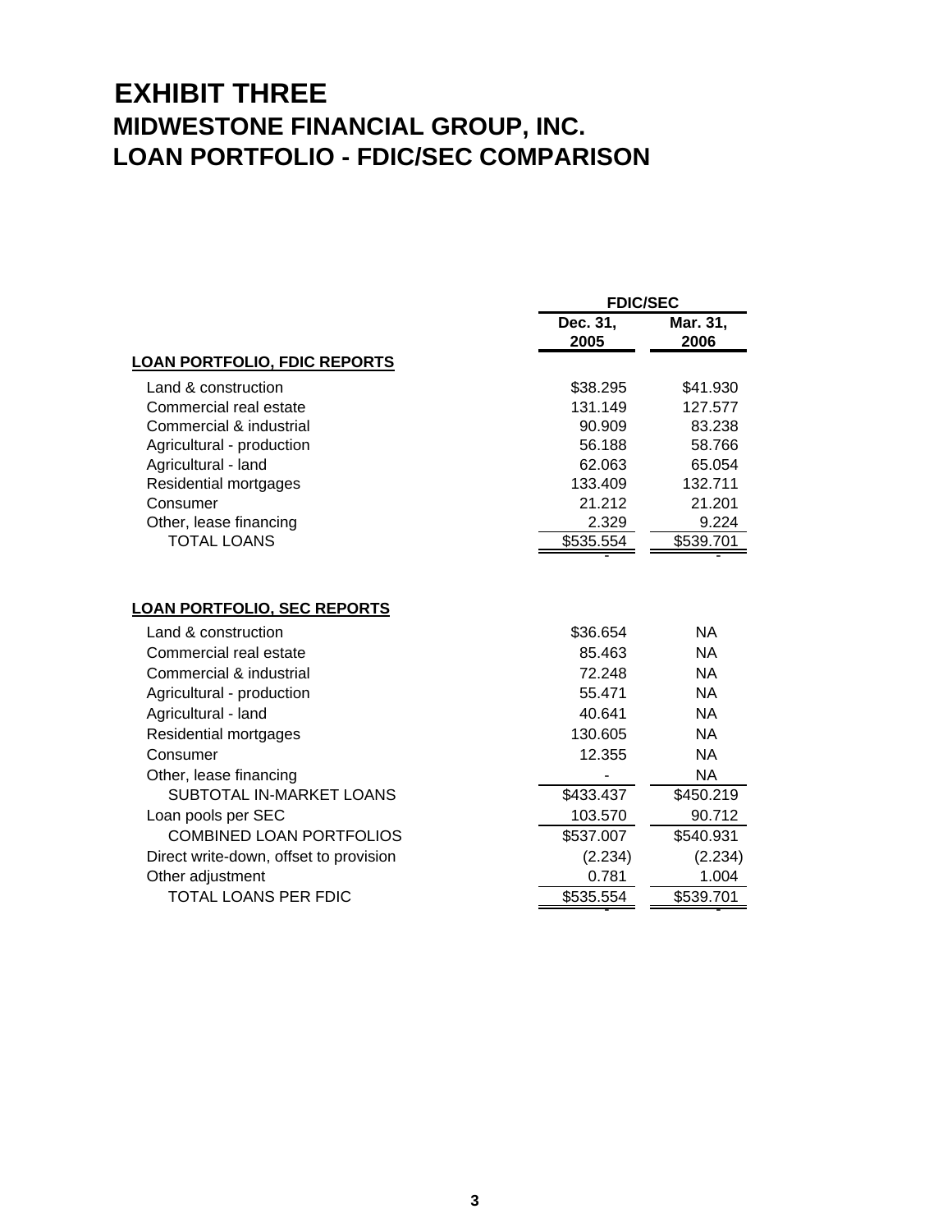# EXHIBIT THREE

## MIDWESTONE FINANCIAL GROUP, INC.

## LOAN PORTFOLIO - FDIC/SEC COMPARISON

| | FDIC/SEC | |
|---|---|---|
| | Dec. 31, 2005 | Mar. 31, 2006 |
| **LOAN PORTFOLIO, FDIC REPORTS** | | |
| Land & construction | $38.295 | $41.930 |
| Commercial real estate | 131.149 | 127.577 |
| Commercial & industrial | 90.909 | 83.238 |
| Agricultural - production | 56.188 | 58.766 |
| Agricultural - land | 62.063 | 65.054 |
| Residential mortgages | 133.409 | 132.711 |
| Consumer | 21.212 | 21.201 |
| Other, lease financing | 2.329 | 9.224 |
| TOTAL LOANS | $535.554 | $539.701 |
| | - | - |
| **LOAN PORTFOLIO, SEC REPORTS** | | |
| Land & construction | $36.654 | NA |
| Commercial real estate | 85.463 | NA |
| Commercial & industrial | 72.248 | NA |
| Agricultural - production | 55.471 | NA |
| Agricultural - land | 40.641 | NA |
| Residential mortgages | 130.605 | NA |
| Consumer | 12.355 | NA |
| Other, lease financing | - | NA |
| SUBTOTAL IN-MARKET LOANS | $433.437 | $450.219 |
| Loan pools per SEC | 103.570 | 90.712 |
| COMBINED LOAN PORTFOLIOS | $537.007 | $540.931 |
| Direct write-down, offset to provision | (2.234) | (2.234) |
| Other adjustment | 0.781 | 1.004 |
| TOTAL LOANS PER FDIC | $535.554 | $539.701 |
| | - | - |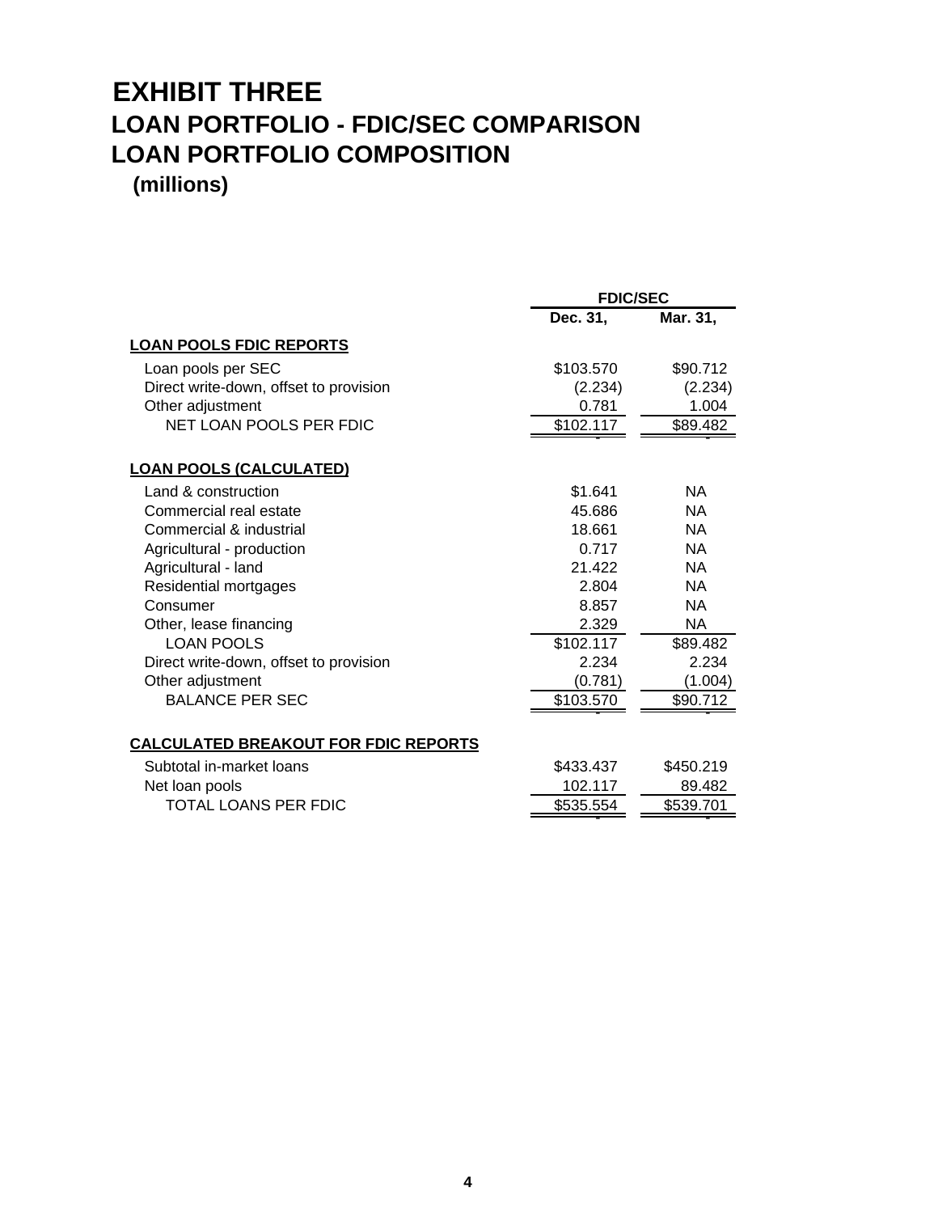# EXHIBIT THREE

## LOAN PORTFOLIO - FDIC/SEC COMPARISON

## LOAN PORTFOLIO COMPOSITION

**(millions)**

| | FDIC/SEC | |
|---|---|---|
| | **Dec. 31,** | **Mar. 31,** |
| **LOAN POOLS FDIC REPORTS** | | |
| Loan pools per SEC | $103.570 | $90.712 |
| Direct write-down, offset to provision | (2.234) | (2.234) |
| Other adjustment | 0.781 | 1.004 |
| NET LOAN POOLS PER FDIC | $102.117 | $89.482 |
| **LOAN POOLS (CALCULATED)** | | |
| Land & construction | $1.641 | NA |
| Commercial real estate | 45.686 | NA |
| Commercial & industrial | 18.661 | NA |
| Agricultural - production | 0.717 | NA |
| Agricultural - land | 21.422 | NA |
| Residential mortgages | 2.804 | NA |
| Consumer | 8.857 | NA |
| Other, lease financing | 2.329 | NA |
| LOAN POOLS | $102.117 | $89.482 |
| Direct write-down, offset to provision | 2.234 | 2.234 |
| Other adjustment | (0.781) | (1.004) |
| BALANCE PER SEC | $103.570 | $90.712 |
| **CALCULATED BREAKOUT FOR FDIC REPORTS** | | |
| Subtotal in-market loans | $433.437 | $450.219 |
| Net loan pools | 102.117 | 89.482 |
| TOTAL LOANS PER FDIC | $535.554 | $539.701 |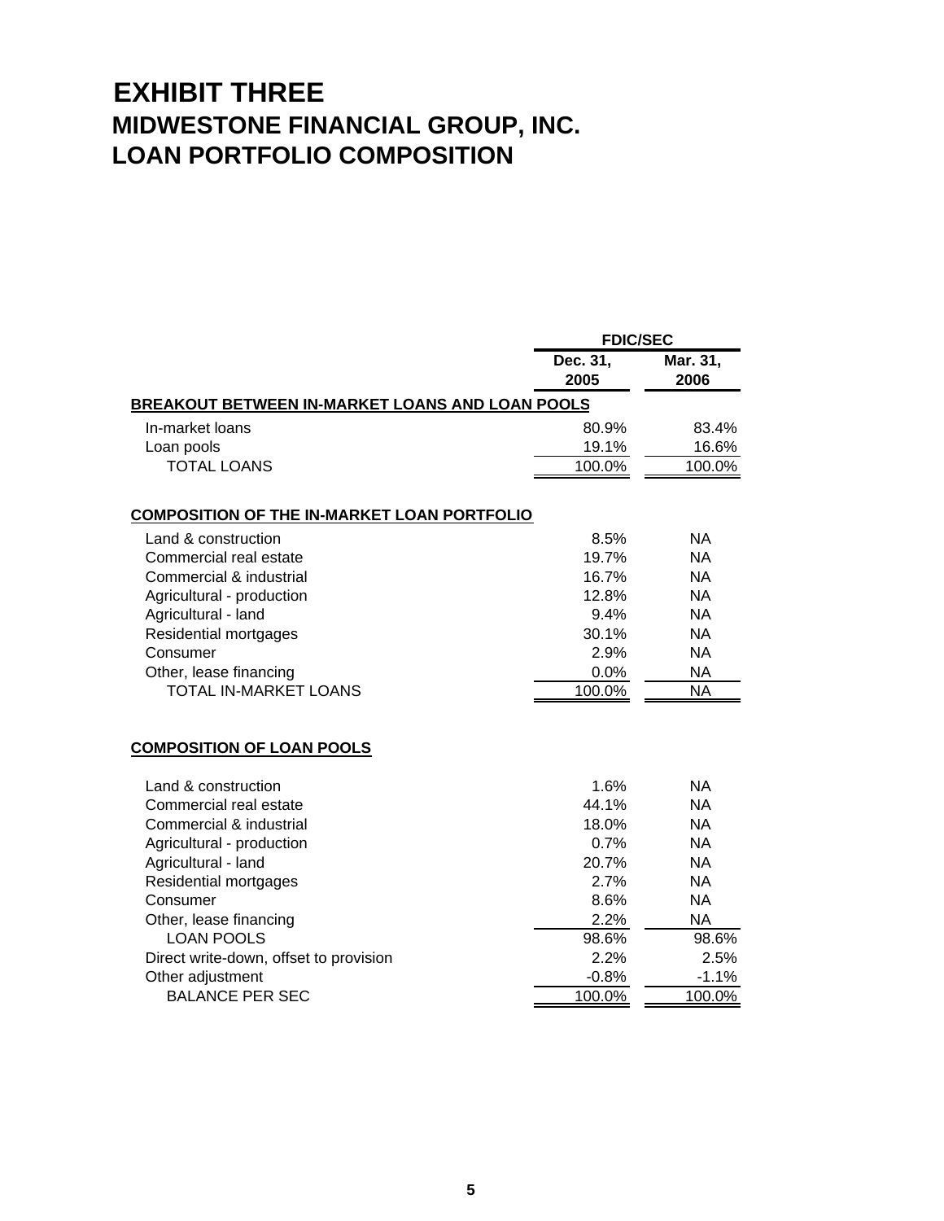# EXHIBIT THREE

## MIDWESTONE FINANCIAL GROUP, INC.

## LOAN PORTFOLIO COMPOSITION

| | FDIC/SEC | |
|---|---|---|
| | Dec. 31, 2005 | Mar. 31, 2006 |
| **BREAKOUT BETWEEN IN-MARKET LOANS AND LOAN POOLS** | | |
| In-market loans | 80.9% | 83.4% |
| Loan pools | 19.1% | 16.6% |
| TOTAL LOANS | 100.0% | 100.0% |
| | | |
| **COMPOSITION OF THE IN-MARKET LOAN PORTFOLIO** | | |
| Land & construction | 8.5% | NA |
| Commercial real estate | 19.7% | NA |
| Commercial & industrial | 16.7% | NA |
| Agricultural - production | 12.8% | NA |
| Agricultural - land | 9.4% | NA |
| Residential mortgages | 30.1% | NA |
| Consumer | 2.9% | NA |
| Other, lease financing | 0.0% | NA |
| TOTAL IN-MARKET LOANS | 100.0% | NA |
| | | |
| **COMPOSITION OF LOAN POOLS** | | |
| Land & construction | 1.6% | NA |
| Commercial real estate | 44.1% | NA |
| Commercial & industrial | 18.0% | NA |
| Agricultural - production | 0.7% | NA |
| Agricultural - land | 20.7% | NA |
| Residential mortgages | 2.7% | NA |
| Consumer | 8.6% | NA |
| Other, lease financing | 2.2% | NA |
| LOAN POOLS | 98.6% | 98.6% |
| Direct write-down, offset to provision | 2.2% | 2.5% |
| Other adjustment | -0.8% | -1.1% |
| BALANCE PER SEC | 100.0% | 100.0% |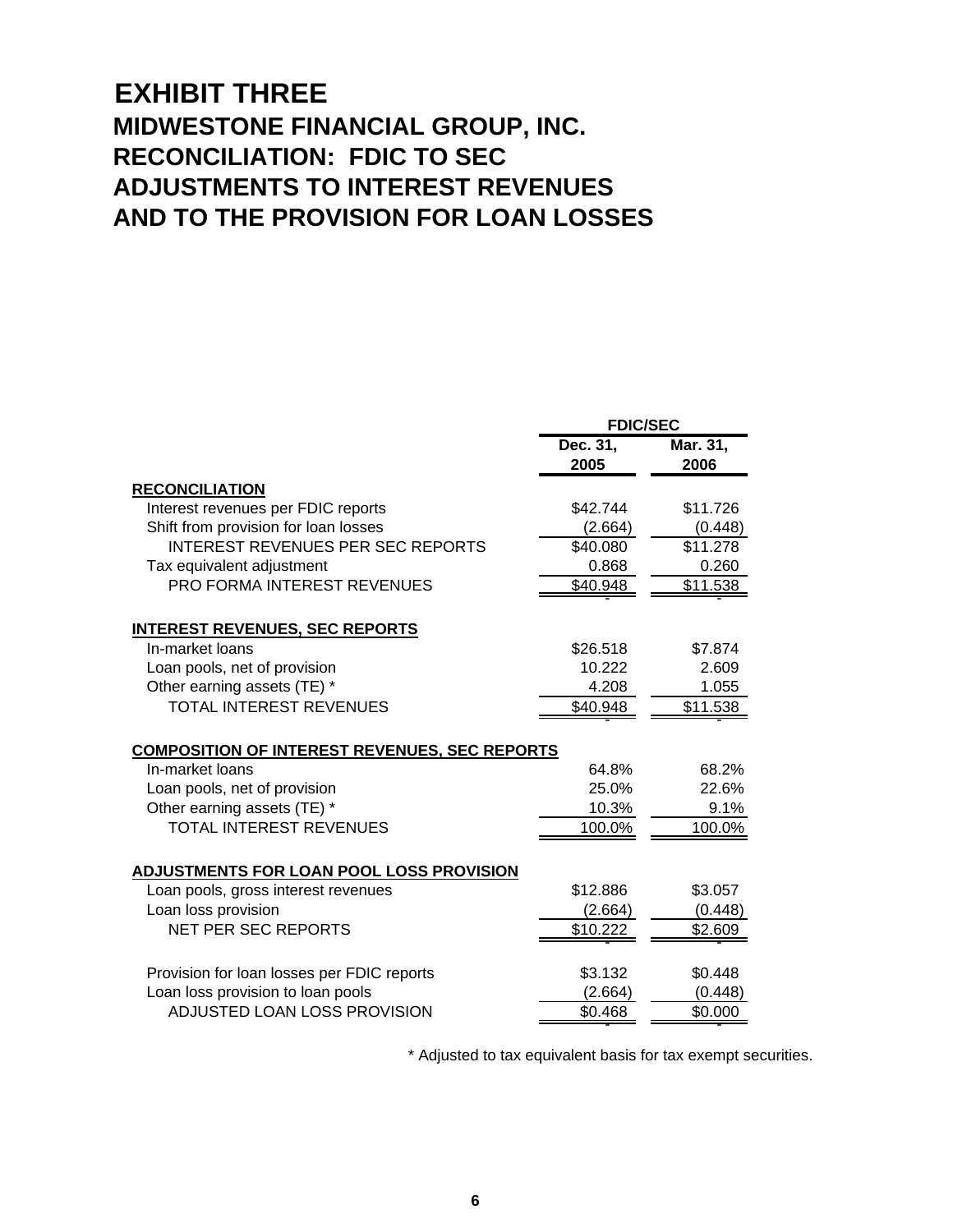# EXHIBIT THREE

## MIDWESTONE FINANCIAL GROUP, INC.
## RECONCILIATION: FDIC TO SEC
## ADJUSTMENTS TO INTEREST REVENUES
## AND TO THE PROVISION FOR LOAN LOSSES

| | FDIC/SEC | |
|---|---|---|
| | Dec. 31, 2005 | Mar. 31, 2006 |
| **RECONCILIATION** | | |
| Interest revenues per FDIC reports | $42.744 | $11.726 |
| Shift from provision for loan losses | (2.664) | (0.448) |
| INTEREST REVENUES PER SEC REPORTS | $40.080 | $11.278 |
| Tax equivalent adjustment | 0.868 | 0.260 |
| PRO FORMA INTEREST REVENUES | $40.948 | $11.538 |
| **INTEREST REVENUES, SEC REPORTS** | | |
| In-market loans | $26.518 | $7.874 |
| Loan pools, net of provision | 10.222 | 2.609 |
| Other earning assets (TE) * | 4.208 | 1.055 |
| TOTAL INTEREST REVENUES | $40.948 | $11.538 |
| **COMPOSITION OF INTEREST REVENUES, SEC REPORTS** | | |
| In-market loans | 64.8% | 68.2% |
| Loan pools, net of provision | 25.0% | 22.6% |
| Other earning assets (TE) * | 10.3% | 9.1% |
| TOTAL INTEREST REVENUES | 100.0% | 100.0% |
| **ADJUSTMENTS FOR LOAN POOL LOSS PROVISION** | | |
| Loan pools, gross interest revenues | $12.886 | $3.057 |
| Loan loss provision | (2.664) | (0.448) |
| NET PER SEC REPORTS | $10.222 | $2.609 |
| Provision for loan losses per FDIC reports | $3.132 | $0.448 |
| Loan loss provision to loan pools | (2.664) | (0.448) |
| ADJUSTED LOAN LOSS PROVISION | $0.468 | $0.000 |

\* Adjusted to tax equivalent basis for tax exempt securities.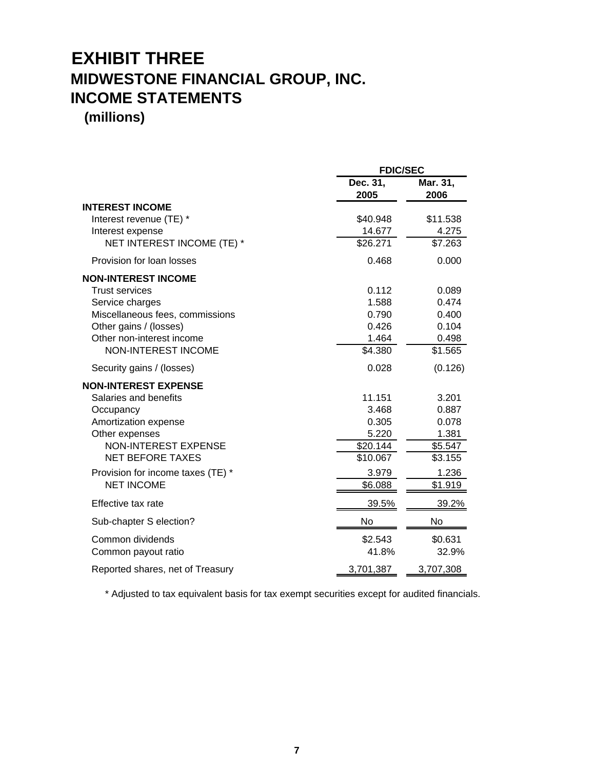# EXHIBIT THREE

# MIDWESTONE FINANCIAL GROUP, INC.

# INCOME STATEMENTS

**(millions)**

| | FDIC/SEC | |
|---|---|---|
| | **Dec. 31, 2005** | **Mar. 31, 2006** |
| **INTEREST INCOME** | | |
| Interest revenue (TE) * | $40.948 | $11.538 |
| Interest expense | 14.677 | 4.275 |
| NET INTEREST INCOME (TE) * | $26.271 | $7.263 |
| Provision for loan losses | 0.468 | 0.000 |
| **NON-INTEREST INCOME** | | |
| Trust services | 0.112 | 0.089 |
| Service charges | 1.588 | 0.474 |
| Miscellaneous fees, commissions | 0.790 | 0.400 |
| Other gains / (losses) | 0.426 | 0.104 |
| Other non-interest income | 1.464 | 0.498 |
| NON-INTEREST INCOME | $4.380 | $1.565 |
| Security gains / (losses) | 0.028 | (0.126) |
| **NON-INTEREST EXPENSE** | | |
| Salaries and benefits | 11.151 | 3.201 |
| Occupancy | 3.468 | 0.887 |
| Amortization expense | 0.305 | 0.078 |
| Other expenses | 5.220 | 1.381 |
| NON-INTEREST EXPENSE | $20.144 | $5.547 |
| NET BEFORE TAXES | $10.067 | $3.155 |
| Provision for income taxes (TE) * | 3.979 | 1.236 |
| NET INCOME | $6.088 | $1.919 |
| Effective tax rate | 39.5% | 39.2% |
| Sub-chapter S election? | No | No |
| Common dividends | $2.543 | $0.631 |
| Common payout ratio | 41.8% | 32.9% |
| Reported shares, net of Treasury | 3,701,387 | 3,707,308 |

* Adjusted to tax equivalent basis for tax exempt securities except for audited financials.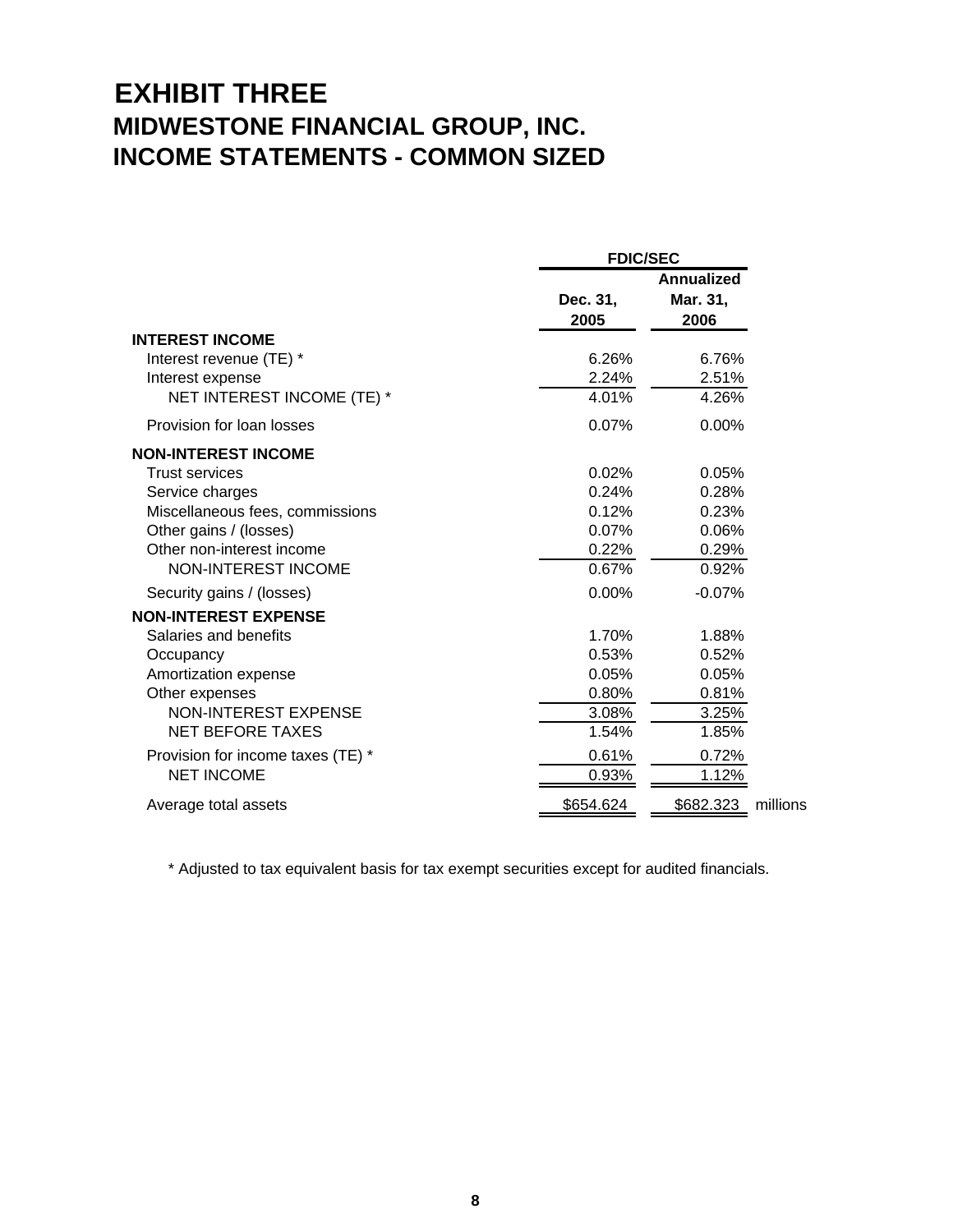# EXHIBIT THREE

## MIDWESTONE FINANCIAL GROUP, INC.

## INCOME STATEMENTS - COMMON SIZED

| | FDIC/SEC | | |
|---|---|---|---|
| | Dec. 31, 2005 | Annualized Mar. 31, 2006 | |
| **INTEREST INCOME** | | | |
| Interest revenue (TE) * | 6.26% | 6.76% | |
| Interest expense | 2.24% | 2.51% | |
| NET INTEREST INCOME (TE) * | 4.01% | 4.26% | |
| Provision for loan losses | 0.07% | 0.00% | |
| **NON-INTEREST INCOME** | | | |
| Trust services | 0.02% | 0.05% | |
| Service charges | 0.24% | 0.28% | |
| Miscellaneous fees, commissions | 0.12% | 0.23% | |
| Other gains / (losses) | 0.07% | 0.06% | |
| Other non-interest income | 0.22% | 0.29% | |
| NON-INTEREST INCOME | 0.67% | 0.92% | |
| Security gains / (losses) | 0.00% | -0.07% | |
| **NON-INTEREST EXPENSE** | | | |
| Salaries and benefits | 1.70% | 1.88% | |
| Occupancy | 0.53% | 0.52% | |
| Amortization expense | 0.05% | 0.05% | |
| Other expenses | 0.80% | 0.81% | |
| NON-INTEREST EXPENSE | 3.08% | 3.25% | |
| NET BEFORE TAXES | 1.54% | 1.85% | |
| Provision for income taxes (TE) * | 0.61% | 0.72% | |
| NET INCOME | 0.93% | 1.12% | |
| Average total assets | $654.624 | $682.323 | millions |

* Adjusted to tax equivalent basis for tax exempt securities except for audited financials.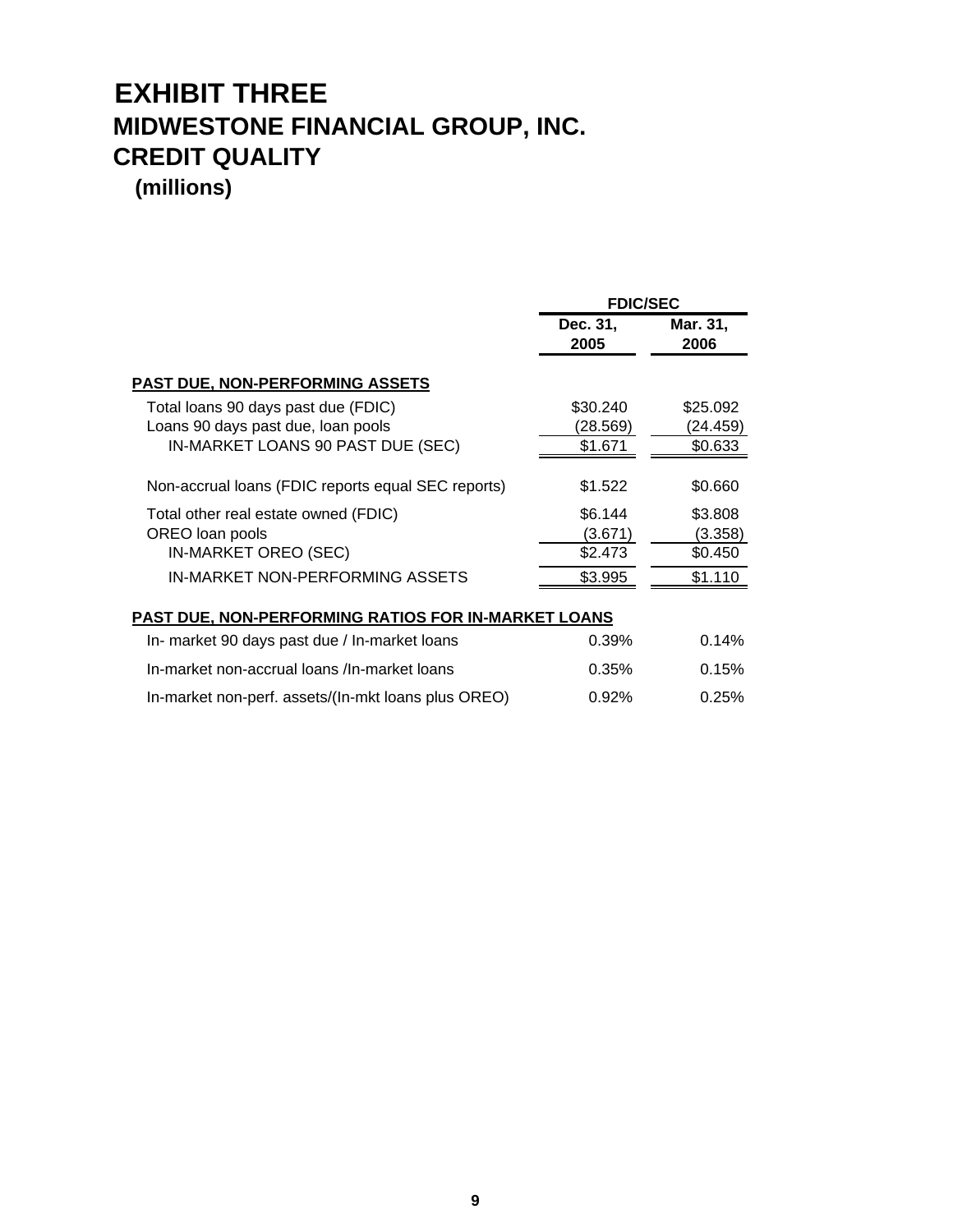# EXHIBIT THREE

## MIDWESTONE FINANCIAL GROUP, INC.

## CREDIT QUALITY

### (millions)

| | FDIC/SEC | |
|---|---|---|
| | Dec. 31, 2005 | Mar. 31, 2006 |
| **PAST DUE, NON-PERFORMING ASSETS** | | |
| Total loans 90 days past due (FDIC) | $30.240 | $25.092 |
| Loans 90 days past due, loan pools | (28.569) | (24.459) |
| IN-MARKET LOANS 90 PAST DUE (SEC) | $1.671 | $0.633 |
| Non-accrual loans (FDIC reports equal SEC reports) | $1.522 | $0.660 |
| Total other real estate owned (FDIC) | $6.144 | $3.808 |
| OREO loan pools | (3.671) | (3.358) |
| IN-MARKET OREO (SEC) | $2.473 | $0.450 |
| IN-MARKET NON-PERFORMING ASSETS | $3.995 | $1.110 |
| **PAST DUE, NON-PERFORMING RATIOS FOR IN-MARKET LOANS** | | |
| In- market 90 days past due / In-market loans | 0.39% | 0.14% |
| In-market non-accrual loans /In-market loans | 0.35% | 0.15% |
| In-market non-perf. assets/(In-mkt loans plus OREO) | 0.92% | 0.25% |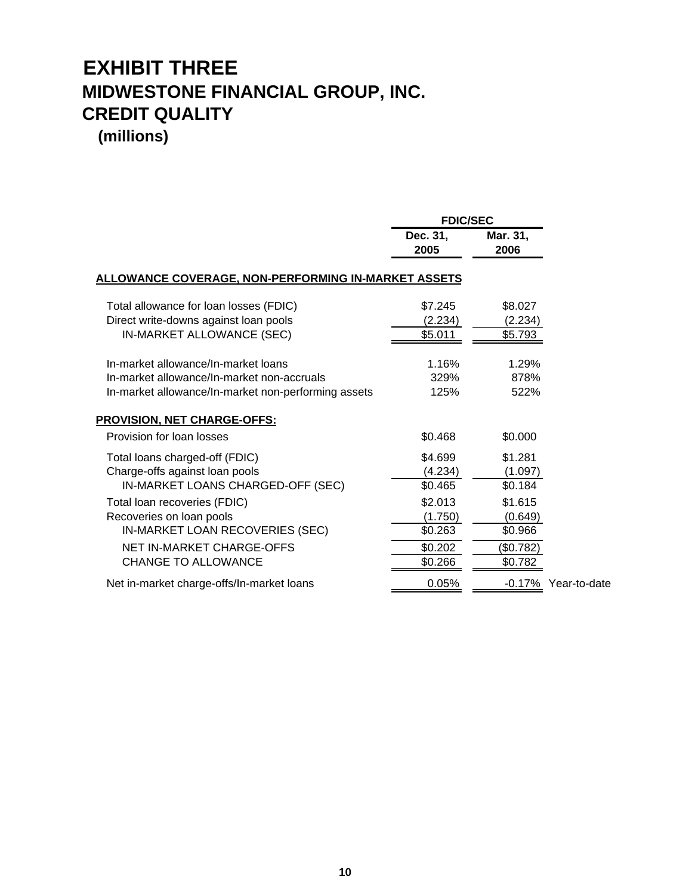# EXHIBIT THREE
## MIDWESTONE FINANCIAL GROUP, INC.
## CREDIT QUALITY
### (millions)

| | FDIC/SEC | | |
|---|---|---|---|
| | Dec. 31, 2005 | Mar. 31, 2006 | |
| **ALLOWANCE COVERAGE, NON-PERFORMING IN-MARKET ASSETS** | | | |
| Total allowance for loan losses (FDIC) | \$7.245 | \$8.027 | |
| Direct write-downs against loan pools | (2.234) | (2.234) | |
| IN-MARKET ALLOWANCE (SEC) | \$5.011 | \$5.793 | |
| In-market allowance/In-market loans | 1.16% | 1.29% | |
| In-market allowance/In-market non-accruals | 329% | 878% | |
| In-market allowance/In-market non-performing assets | 125% | 522% | |
| **PROVISION, NET CHARGE-OFFS:** | | | |
| Provision for loan losses | \$0.468 | \$0.000 | |
| Total loans charged-off (FDIC) | \$4.699 | \$1.281 | |
| Charge-offs against loan pools | (4.234) | (1.097) | |
| IN-MARKET LOANS CHARGED-OFF (SEC) | \$0.465 | \$0.184 | |
| Total loan recoveries (FDIC) | \$2.013 | \$1.615 | |
| Recoveries on loan pools | (1.750) | (0.649) | |
| IN-MARKET LOAN RECOVERIES (SEC) | \$0.263 | \$0.966 | |
| NET IN-MARKET CHARGE-OFFS | \$0.202 | (\$0.782) | |
| CHANGE TO ALLOWANCE | \$0.266 | \$0.782 | |
| Net in-market charge-offs/In-market loans | 0.05% | -0.17% | Year-to-date |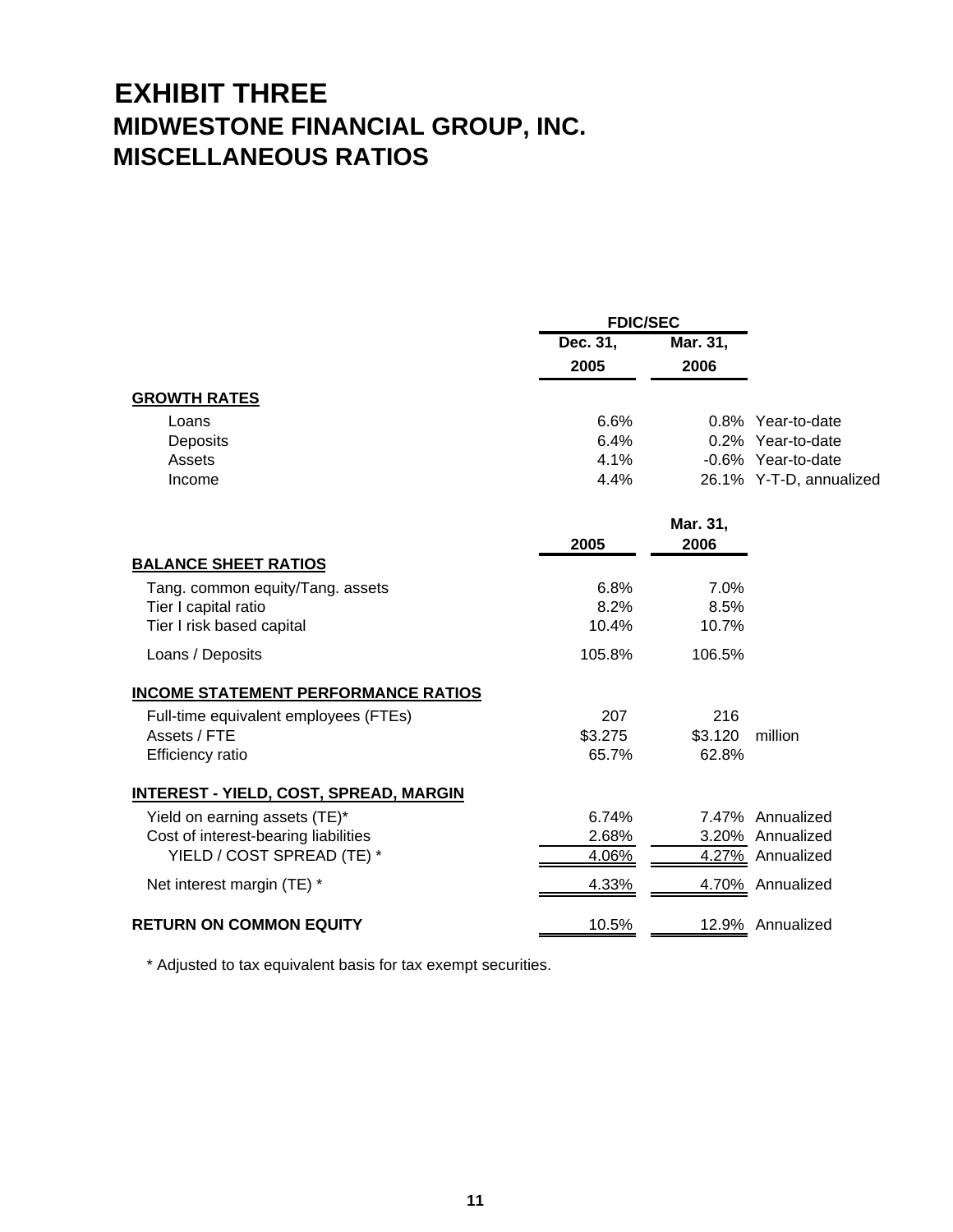# EXHIBIT THREE

## MIDWESTONE FINANCIAL GROUP, INC.

## MISCELLANEOUS RATIOS

| | FDIC/SEC | | |
|---|---|---|---|
| | Dec. 31, 2005 | Mar. 31, 2006 | |
| **GROWTH RATES** | | | |
| Loans | 6.6% | 0.8% | Year-to-date |
| Deposits | 6.4% | 0.2% | Year-to-date |
| Assets | 4.1% | -0.6% | Year-to-date |
| Income | 4.4% | 26.1% | Y-T-D, annualized |

| | 2005 | Mar. 31, 2006 | |
|---|---|---|---|
| **BALANCE SHEET RATIOS** | | | |
| Tang. common equity/Tang. assets | 6.8% | 7.0% | |
| Tier I capital ratio | 8.2% | 8.5% | |
| Tier I risk based capital | 10.4% | 10.7% | |
| Loans / Deposits | 105.8% | 106.5% | |
| **INCOME STATEMENT PERFORMANCE RATIOS** | | | |
| Full-time equivalent employees (FTEs) | 207 | 216 | |
| Assets / FTE | $3.275 | $3.120 | million |
| Efficiency ratio | 65.7% | 62.8% | |
| **INTEREST - YIELD, COST, SPREAD, MARGIN** | | | |
| Yield on earning assets (TE)* | 6.74% | 7.47% | Annualized |
| Cost of interest-bearing liabilities | 2.68% | 3.20% | Annualized |
| YIELD / COST SPREAD (TE) * | 4.06% | 4.27% | Annualized |
| Net interest margin (TE) * | 4.33% | 4.70% | Annualized |
| **RETURN ON COMMON EQUITY** | 10.5% | 12.9% | Annualized |

* Adjusted to tax equivalent basis for tax exempt securities.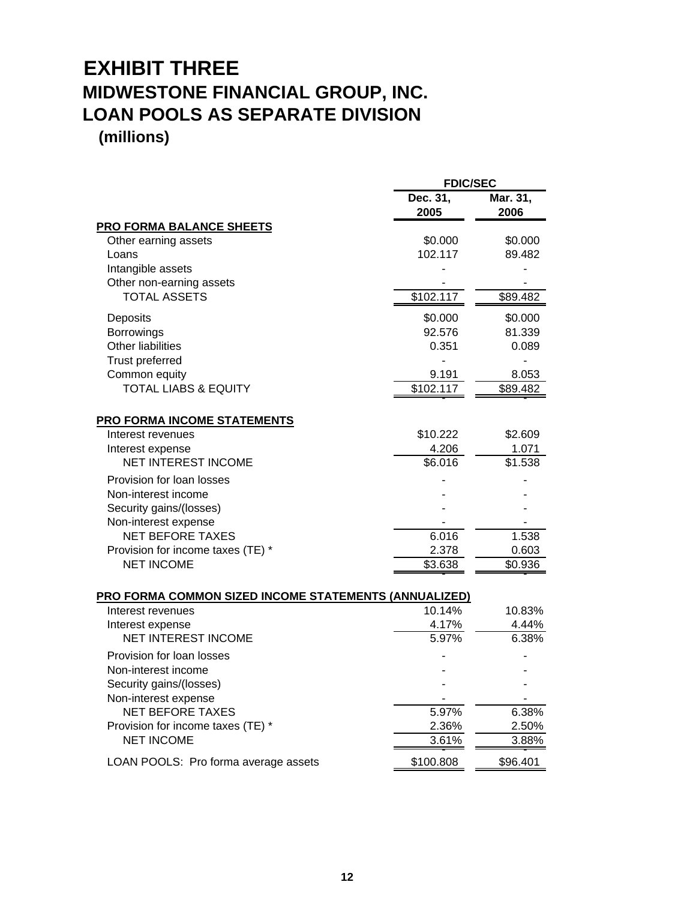# EXHIBIT THREE

## MIDWESTONE FINANCIAL GROUP, INC.

## LOAN POOLS AS SEPARATE DIVISION

### (millions)

| | FDIC/SEC | |
|---|---|---|
| | Dec. 31, 2005 | Mar. 31, 2006 |
| **PRO FORMA BALANCE SHEETS** | | |
| Other earning assets | $0.000 | $0.000 |
| Loans | 102.117 | 89.482 |
| Intangible assets | - | - |
| Other non-earning assets | - | - |
| TOTAL ASSETS | $102.117 | $89.482 |
| Deposits | $0.000 | $0.000 |
| Borrowings | 92.576 | 81.339 |
| Other liabilities | 0.351 | 0.089 |
| Trust preferred | - | - |
| Common equity | 9.191 | 8.053 |
| TOTAL LIABS & EQUITY | $102.117 | $89.482 |
| **PRO FORMA INCOME STATEMENTS** | | |
| Interest revenues | $10.222 | $2.609 |
| Interest expense | 4.206 | 1.071 |
| NET INTEREST INCOME | $6.016 | $1.538 |
| Provision for loan losses | - | - |
| Non-interest income | - | - |
| Security gains/(losses) | - | - |
| Non-interest expense | - | - |
| NET BEFORE TAXES | 6.016 | 1.538 |
| Provision for income taxes (TE) * | 2.378 | 0.603 |
| NET INCOME | $3.638 | $0.936 |
| **PRO FORMA COMMON SIZED INCOME STATEMENTS (ANNUALIZED)** | | |
| Interest revenues | 10.14% | 10.83% |
| Interest expense | 4.17% | 4.44% |
| NET INTEREST INCOME | 5.97% | 6.38% |
| Provision for loan losses | - | - |
| Non-interest income | - | - |
| Security gains/(losses) | - | - |
| Non-interest expense | - | - |
| NET BEFORE TAXES | 5.97% | 6.38% |
| Provision for income taxes (TE) * | 2.36% | 2.50% |
| NET INCOME | 3.61% | 3.88% |
| LOAN POOLS: Pro forma average assets | $100.808 | $96.401 |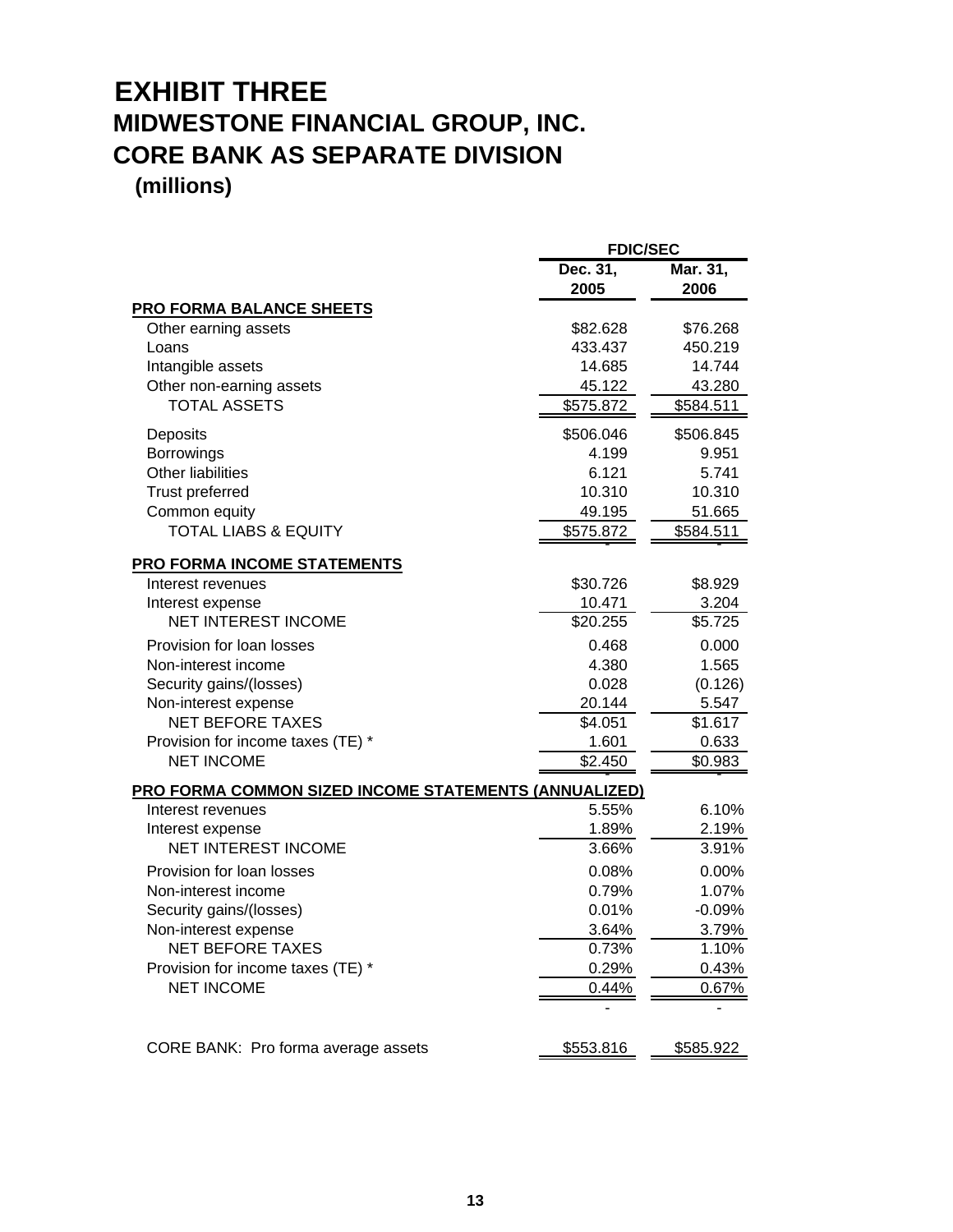# EXHIBIT THREE

## MIDWESTONE FINANCIAL GROUP, INC.

## CORE BANK AS SEPARATE DIVISION

**(millions)**

| | FDIC/SEC | |
|---|---|---|
| | **Dec. 31, 2005** | **Mar. 31, 2006** |
| **PRO FORMA BALANCE SHEETS** | | |
| Other earning assets | $82.628 | $76.268 |
| Loans | 433.437 | 450.219 |
| Intangible assets | 14.685 | 14.744 |
| Other non-earning assets | 45.122 | 43.280 |
| TOTAL ASSETS | $575.872 | $584.511 |
| Deposits | $506.046 | $506.845 |
| Borrowings | 4.199 | 9.951 |
| Other liabilities | 6.121 | 5.741 |
| Trust preferred | 10.310 | 10.310 |
| Common equity | 49.195 | 51.665 |
| TOTAL LIABS & EQUITY | $575.872 | $584.511 |
| | - | - |
| **PRO FORMA INCOME STATEMENTS** | | |
| Interest revenues | $30.726 | $8.929 |
| Interest expense | 10.471 | 3.204 |
| NET INTEREST INCOME | $20.255 | $5.725 |
| Provision for loan losses | 0.468 | 0.000 |
| Non-interest income | 4.380 | 1.565 |
| Security gains/(losses) | 0.028 | (0.126) |
| Non-interest expense | 20.144 | 5.547 |
| NET BEFORE TAXES | $4.051 | $1.617 |
| Provision for income taxes (TE) * | 1.601 | 0.633 |
| NET INCOME | $2.450 | $0.983 |
| | - | - |
| **PRO FORMA COMMON SIZED INCOME STATEMENTS (ANNUALIZED)** | | |
| Interest revenues | 5.55% | 6.10% |
| Interest expense | 1.89% | 2.19% |
| NET INTEREST INCOME | 3.66% | 3.91% |
| Provision for loan losses | 0.08% | 0.00% |
| Non-interest income | 0.79% | 1.07% |
| Security gains/(losses) | 0.01% | -0.09% |
| Non-interest expense | 3.64% | 3.79% |
| NET BEFORE TAXES | 0.73% | 1.10% |
| Provision for income taxes (TE) * | 0.29% | 0.43% |
| NET INCOME | 0.44% | 0.67% |
| | - | - |
| CORE BANK: Pro forma average assets | $553.816 | $585.922 |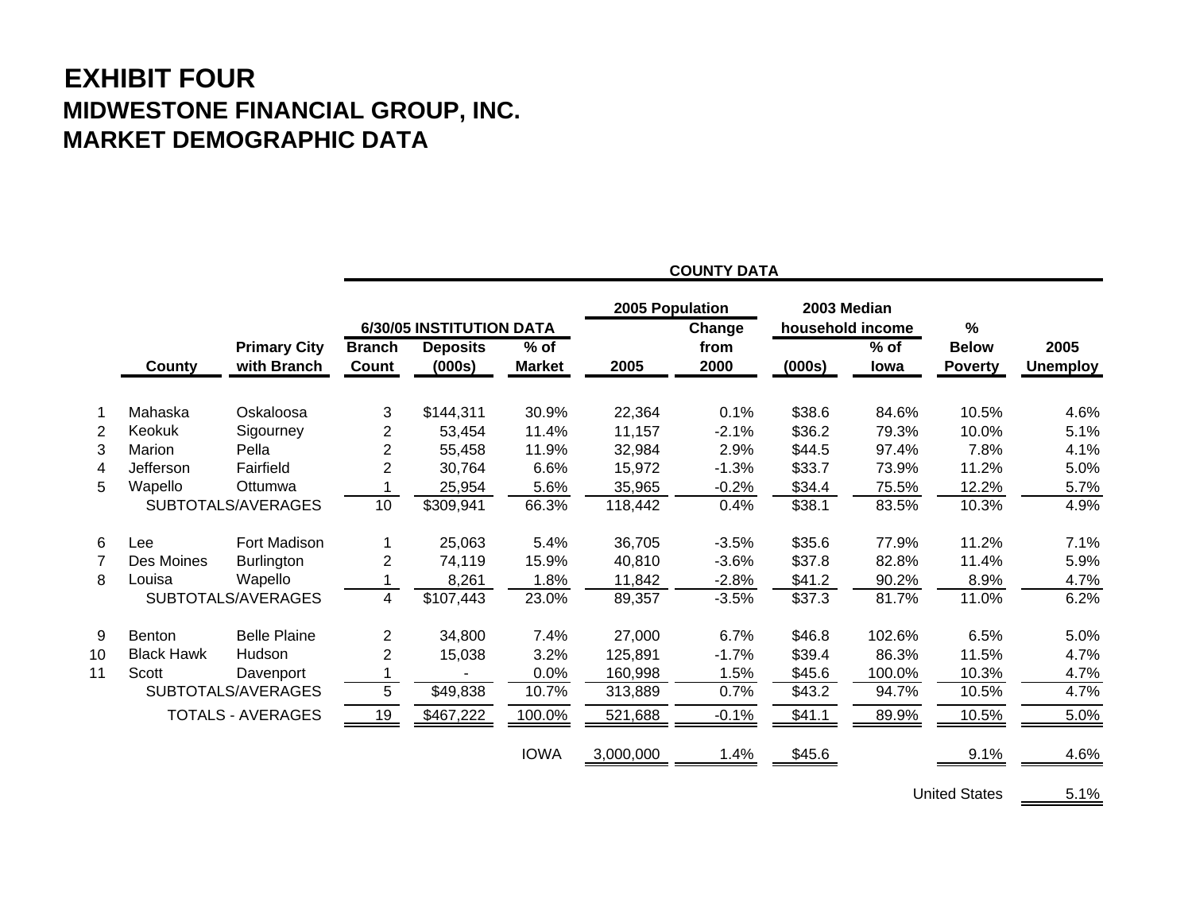# EXHIBIT FOUR

## MIDWESTONE FINANCIAL GROUP, INC.

## MARKET DEMOGRAPHIC DATA

| | | | COUNTY DATA | | | | | | | | |
|---|---|---|---|---|---|---|---|---|---|---|---|
| | | | 6/30/05 INSTITUTION DATA | | | 2005 Population | | 2003 Median household income | | | |
| | County | Primary City with Branch | Branch Count | Deposits (000s) | % of Market | 2005 | Change from 2000 | (000s) | % of Iowa | % Below Poverty | 2005 Unemploy |
| 1 | Mahaska | Oskaloosa | 3 | $144,311 | 30.9% | 22,364 | 0.1% | $38.6 | 84.6% | 10.5% | 4.6% |
| 2 | Keokuk | Sigourney | 2 | 53,454 | 11.4% | 11,157 | -2.1% | $36.2 | 79.3% | 10.0% | 5.1% |
| 3 | Marion | Pella | 2 | 55,458 | 11.9% | 32,984 | 2.9% | $44.5 | 97.4% | 7.8% | 4.1% |
| 4 | Jefferson | Fairfield | 2 | 30,764 | 6.6% | 15,972 | -1.3% | $33.7 | 73.9% | 11.2% | 5.0% |
| 5 | Wapello | Ottumwa | 1 | 25,954 | 5.6% | 35,965 | -0.2% | $34.4 | 75.5% | 12.2% | 5.7% |
| | SUBTOTALS/AVERAGES | | 10 | $309,941 | 66.3% | 118,442 | 0.4% | $38.1 | 83.5% | 10.3% | 4.9% |
| 6 | Lee | Fort Madison | 1 | 25,063 | 5.4% | 36,705 | -3.5% | $35.6 | 77.9% | 11.2% | 7.1% |
| 7 | Des Moines | Burlington | 2 | 74,119 | 15.9% | 40,810 | -3.6% | $37.8 | 82.8% | 11.4% | 5.9% |
| 8 | Louisa | Wapello | 1 | 8,261 | 1.8% | 11,842 | -2.8% | $41.2 | 90.2% | 8.9% | 4.7% |
| | SUBTOTALS/AVERAGES | | 4 | $107,443 | 23.0% | 89,357 | -3.5% | $37.3 | 81.7% | 11.0% | 6.2% |
| 9 | Benton | Belle Plaine | 2 | 34,800 | 7.4% | 27,000 | 6.7% | $46.8 | 102.6% | 6.5% | 5.0% |
| 10 | Black Hawk | Hudson | 2 | 15,038 | 3.2% | 125,891 | -1.7% | $39.4 | 86.3% | 11.5% | 4.7% |
| 11 | Scott | Davenport | 1 | - | 0.0% | 160,998 | 1.5% | $45.6 | 100.0% | 10.3% | 4.7% |
| | SUBTOTALS/AVERAGES | | 5 | $49,838 | 10.7% | 313,889 | 0.7% | $43.2 | 94.7% | 10.5% | 4.7% |
| | TOTALS - AVERAGES | | 19 | $467,222 | 100.0% | 521,688 | -0.1% | $41.1 | 89.9% | 10.5% | 5.0% |
| | | | | | IOWA | 3,000,000 | 1.4% | $45.6 | | 9.1% | 4.6% |
| | | | | | | | | | | United States | 5.1% |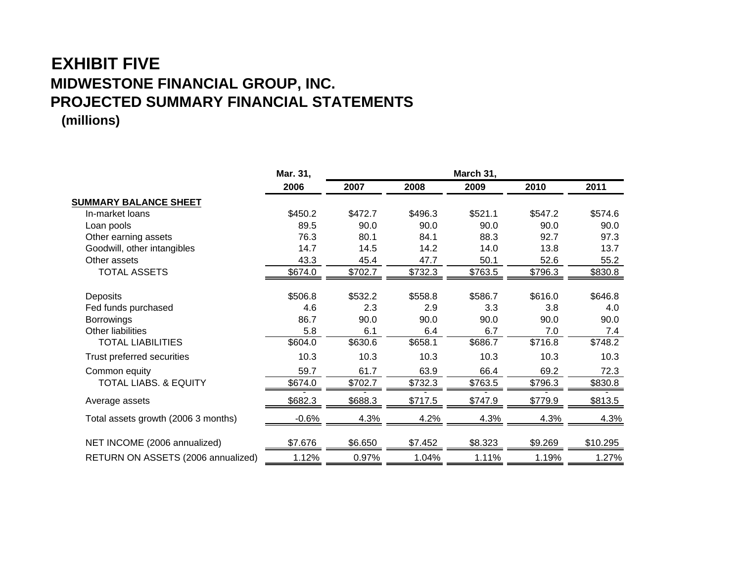# EXHIBIT FIVE

## MIDWESTONE FINANCIAL GROUP, INC.

## PROJECTED SUMMARY FINANCIAL STATEMENTS

**(millions)**

| | Mar. 31, | March 31, | | | | |
|---|---|---|---|---|---|---|
| | **2006** | **2007** | **2008** | **2009** | **2010** | **2011** |
| **SUMMARY BALANCE SHEET** | | | | | | |
| In-market loans | $450.2 | $472.7 | $496.3 | $521.1 | $547.2 | $574.6 |
| Loan pools | 89.5 | 90.0 | 90.0 | 90.0 | 90.0 | 90.0 |
| Other earning assets | 76.3 | 80.1 | 84.1 | 88.3 | 92.7 | 97.3 |
| Goodwill, other intangibles | 14.7 | 14.5 | 14.2 | 14.0 | 13.8 | 13.7 |
| Other assets | 43.3 | 45.4 | 47.7 | 50.1 | 52.6 | 55.2 |
| TOTAL ASSETS | $674.0 | $702.7 | $732.3 | $763.5 | $796.3 | $830.8 |
| Deposits | $506.8 | $532.2 | $558.8 | $586.7 | $616.0 | $646.8 |
| Fed funds purchased | 4.6 | 2.3 | 2.9 | 3.3 | 3.8 | 4.0 |
| Borrowings | 86.7 | 90.0 | 90.0 | 90.0 | 90.0 | 90.0 |
| Other liabilities | 5.8 | 6.1 | 6.4 | 6.7 | 7.0 | 7.4 |
| TOTAL LIABILITIES | $604.0 | $630.6 | $658.1 | $686.7 | $716.8 | $748.2 |
| Trust preferred securities | 10.3 | 10.3 | 10.3 | 10.3 | 10.3 | 10.3 |
| Common equity | 59.7 | 61.7 | 63.9 | 66.4 | 69.2 | 72.3 |
| TOTAL LIABS. & EQUITY | $674.0 | $702.7 | $732.3 | $763.5 | $796.3 | $830.8 |
| | - | - | - | - | - | - |
| Average assets | $682.3 | $688.3 | $717.5 | $747.9 | $779.9 | $813.5 |
| Total assets growth (2006 3 months) | -0.6% | 4.3% | 4.2% | 4.3% | 4.3% | 4.3% |
| NET INCOME (2006 annualized) | $7.676 | $6.650 | $7.452 | $8.323 | $9.269 | $10.295 |
| RETURN ON ASSETS (2006 annualized) | 1.12% | 0.97% | 1.04% | 1.11% | 1.19% | 1.27% |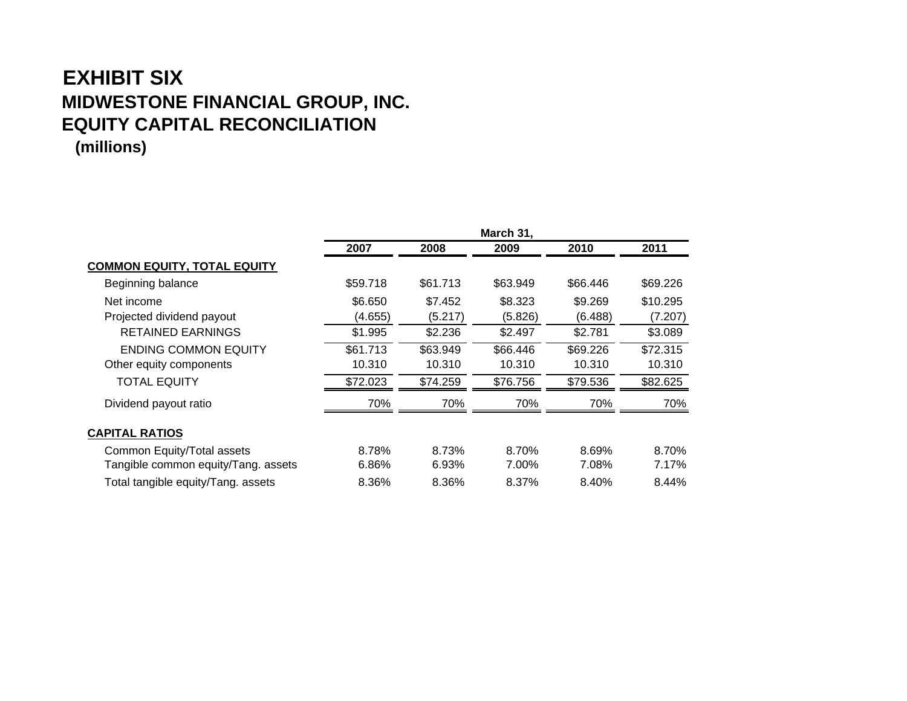# EXHIBIT SIX

## MIDWESTONE FINANCIAL GROUP, INC.

## EQUITY CAPITAL RECONCILIATION

**(millions)**

| | March 31, | | | | |
|---|---|---|---|---|---|
| | **2007** | **2008** | **2009** | **2010** | **2011** |
| **COMMON EQUITY, TOTAL EQUITY** | | | | | |
| Beginning balance | $59.718 | $61.713 | $63.949 | $66.446 | $69.226 |
| Net income | $6.650 | $7.452 | $8.323 | $9.269 | $10.295 |
| Projected dividend payout | (4.655) | (5.217) | (5.826) | (6.488) | (7.207) |
| RETAINED EARNINGS | $1.995 | $2.236 | $2.497 | $2.781 | $3.089 |
| ENDING COMMON EQUITY | $61.713 | $63.949 | $66.446 | $69.226 | $72.315 |
| Other equity components | 10.310 | 10.310 | 10.310 | 10.310 | 10.310 |
| TOTAL EQUITY | $72.023 | $74.259 | $76.756 | $79.536 | $82.625 |
| Dividend payout ratio | 70% | 70% | 70% | 70% | 70% |
| **CAPITAL RATIOS** | | | | | |
| Common Equity/Total assets | 8.78% | 8.73% | 8.70% | 8.69% | 8.70% |
| Tangible common equity/Tang. assets | 6.86% | 6.93% | 7.00% | 7.08% | 7.17% |
| Total tangible equity/Tang. assets | 8.36% | 8.36% | 8.37% | 8.40% | 8.44% |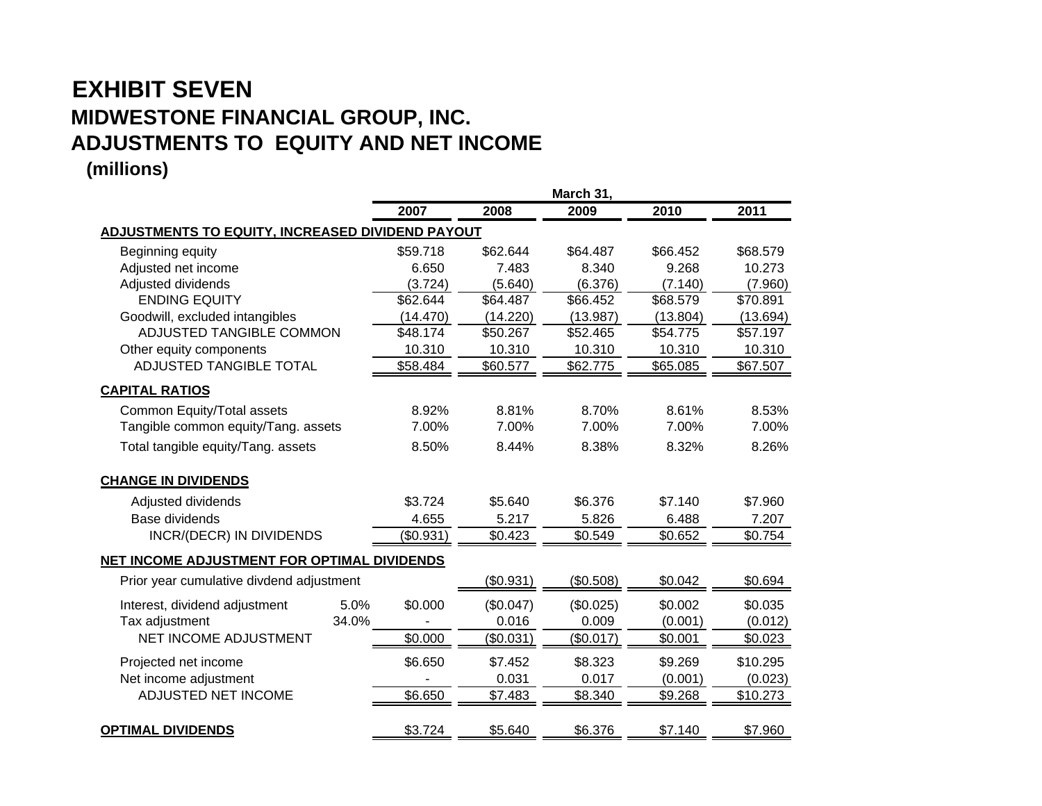# EXHIBIT SEVEN

## MIDWESTONE FINANCIAL GROUP, INC.

## ADJUSTMENTS TO EQUITY AND NET INCOME

### (millions)

| | | March 31, | | | | |
|---|---|---|---|---|---|---|
| | | 2007 | 2008 | 2009 | 2010 | 2011 |
| **ADJUSTMENTS TO EQUITY, INCREASED DIVIDEND PAYOUT** | | | | | | |
| Beginning equity | | $59.718 | $62.644 | $64.487 | $66.452 | $68.579 |
| Adjusted net income | | 6.650 | 7.483 | 8.340 | 9.268 | 10.273 |
| Adjusted dividends | | (3.724) | (5.640) | (6.376) | (7.140) | (7.960) |
| ENDING EQUITY | | $62.644 | $64.487 | $66.452 | $68.579 | $70.891 |
| Goodwill, excluded intangibles | | (14.470) | (14.220) | (13.987) | (13.804) | (13.694) |
| ADJUSTED TANGIBLE COMMON | | $48.174 | $50.267 | $52.465 | $54.775 | $57.197 |
| Other equity components | | 10.310 | 10.310 | 10.310 | 10.310 | 10.310 |
| ADJUSTED TANGIBLE TOTAL | | $58.484 | $60.577 | $62.775 | $65.085 | $67.507 |
| **CAPITAL RATIOS** | | | | | | |
| Common Equity/Total assets | | 8.92% | 8.81% | 8.70% | 8.61% | 8.53% |
| Tangible common equity/Tang. assets | | 7.00% | 7.00% | 7.00% | 7.00% | 7.00% |
| Total tangible equity/Tang. assets | | 8.50% | 8.44% | 8.38% | 8.32% | 8.26% |
| **CHANGE IN DIVIDENDS** | | | | | | |
| Adjusted dividends | | $3.724 | $5.640 | $6.376 | $7.140 | $7.960 |
| Base dividends | | 4.655 | 5.217 | 5.826 | 6.488 | 7.207 |
| INCR/(DECR) IN DIVIDENDS | | ($0.931) | $0.423 | $0.549 | $0.652 | $0.754 |
| **NET INCOME ADJUSTMENT FOR OPTIMAL DIVIDENDS** | | | | | | |
| Prior year cumulative divdend adjustment | | | ($0.931) | ($0.508) | $0.042 | $0.694 |
| Interest, dividend adjustment | 5.0% | $0.000 | ($0.047) | ($0.025) | $0.002 | $0.035 |
| Tax adjustment | 34.0% | - | 0.016 | 0.009 | (0.001) | (0.012) |
| NET INCOME ADJUSTMENT | | $0.000 | ($0.031) | ($0.017) | $0.001 | $0.023 |
| Projected net income | | $6.650 | $7.452 | $8.323 | $9.269 | $10.295 |
| Net income adjustment | | - | 0.031 | 0.017 | (0.001) | (0.023) |
| ADJUSTED NET INCOME | | $6.650 | $7.483 | $8.340 | $9.268 | $10.273 |
| **OPTIMAL DIVIDENDS** | | $3.724 | $5.640 | $6.376 | $7.140 | $7.960 |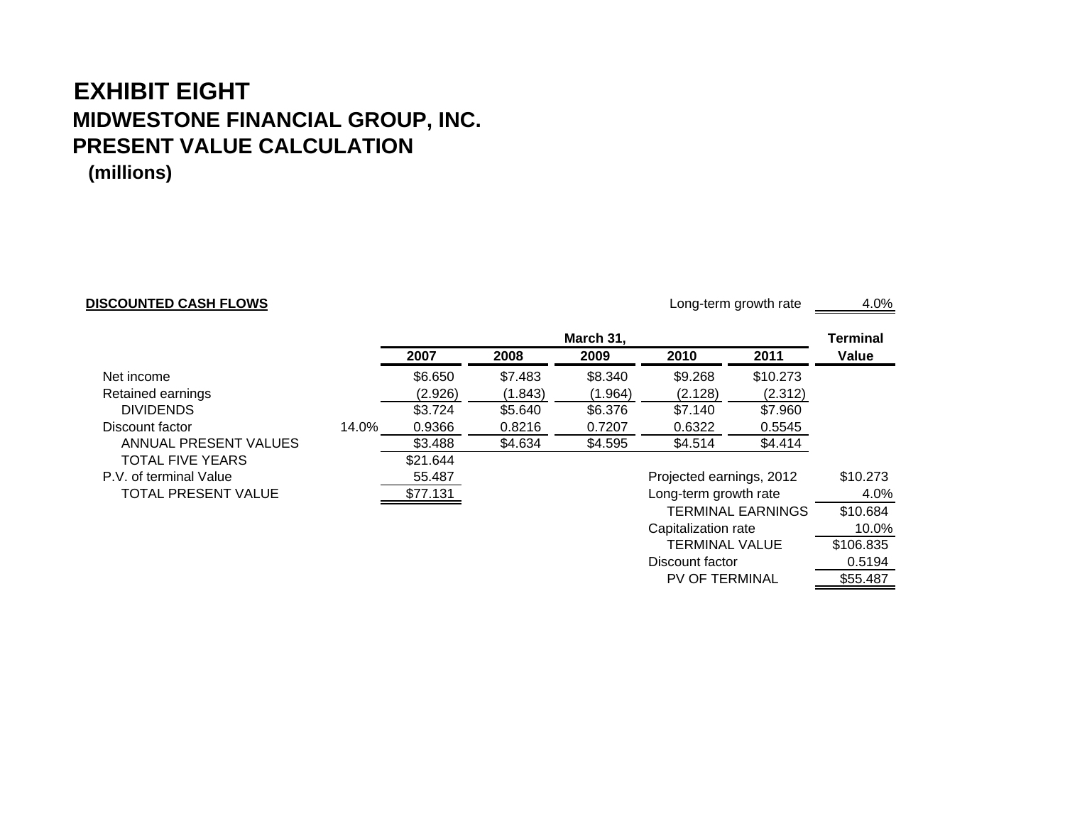# EXHIBIT EIGHT

## MIDWESTONE FINANCIAL GROUP, INC.

## PRESENT VALUE CALCULATION

### (millions)

**DISCOUNTED CASH FLOWS**

Long-term growth rate 4.0%

| | | March 31, | | | | | Terminal |
|---|---|---|---|---|---|---|---|
| | | 2007 | 2008 | 2009 | 2010 | 2011 | Value |
| Net income | | $6.650 | $7.483 | $8.340 | $9.268 | $10.273 | |
| Retained earnings | | (2.926) | (1.843) | (1.964) | (2.128) | (2.312) | |
| DIVIDENDS | | $3.724 | $5.640 | $6.376 | $7.140 | $7.960 | |
| Discount factor | 14.0% | 0.9366 | 0.8216 | 0.7207 | 0.6322 | 0.5545 | |
| ANNUAL PRESENT VALUES | | $3.488 | $4.634 | $4.595 | $4.514 | $4.414 | |
| TOTAL FIVE YEARS | | $21.644 | | | | | |
| P.V. of terminal Value | | 55.487 | | | | | |
| TOTAL PRESENT VALUE | | $77.131 | | | | | |

| | |
|---|---|
| Projected earnings, 2012 | $10.273 |
| Long-term growth rate | 4.0% |
| TERMINAL EARNINGS | $10.684 |
| Capitalization rate | 10.0% |
| TERMINAL VALUE | $106.835 |
| Discount factor | 0.5194 |
| PV OF TERMINAL | $55.487 |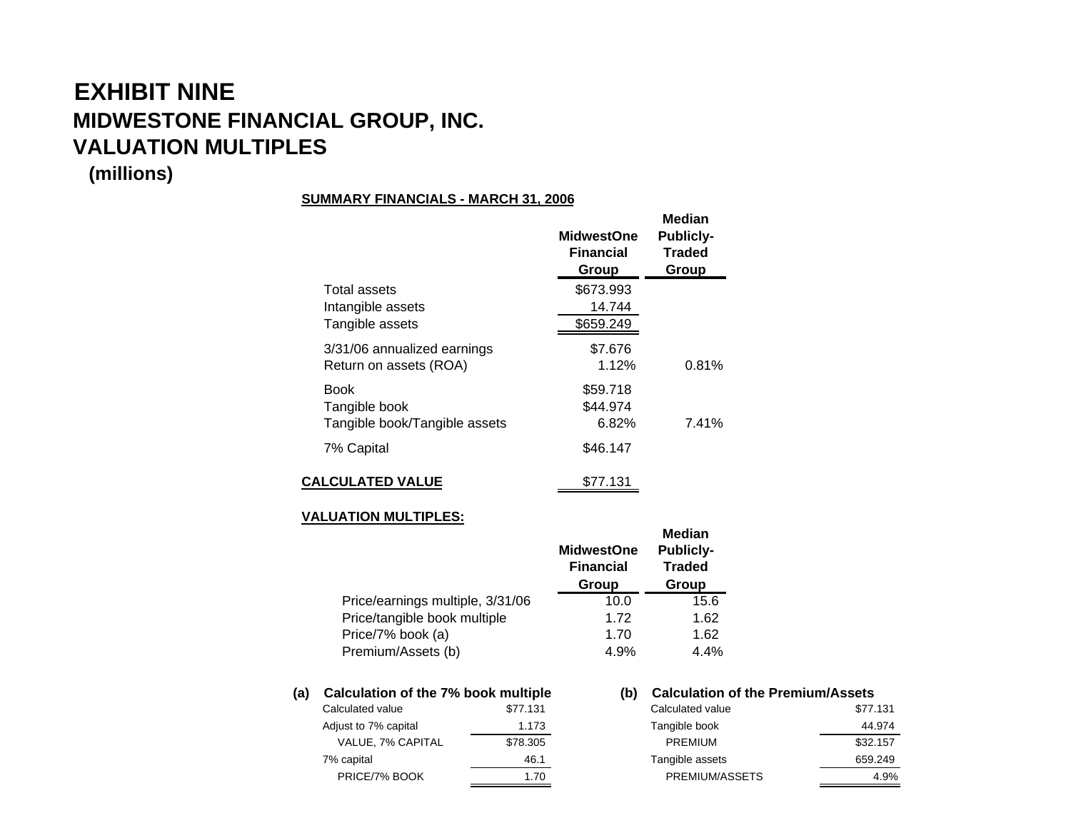# EXHIBIT NINE

## MIDWESTONE FINANCIAL GROUP, INC.

## VALUATION MULTIPLES

**(millions)**

**SUMMARY FINANCIALS - MARCH 31, 2006**

| | MidwestOne Financial Group | Median Publicly-Traded Group |
|---|---|---|
| Total assets | $673.993 | |
| Intangible assets | 14.744 | |
| Tangible assets | $659.249 | |
| 3/31/06 annualized earnings | $7.676 | |
| Return on assets (ROA) | 1.12% | 0.81% |
| Book | $59.718 | |
| Tangible book | $44.974 | |
| Tangible book/Tangible assets | 6.82% | 7.41% |
| 7% Capital | $46.147 | |
| **CALCULATED VALUE** | $77.131 | |

**VALUATION MULTIPLES:**

| | MidwestOne Financial Group | Median Publicly-Traded Group |
|---|---|---|
| Price/earnings multiple, 3/31/06 | 10.0 | 15.6 |
| Price/tangible book multiple | 1.72 | 1.62 |
| Price/7% book (a) | 1.70 | 1.62 |
| Premium/Assets (b) | 4.9% | 4.4% |

**(a) Calculation of the 7% book multiple**

| | |
|---|---|
| Calculated value | $77.131 |
| Adjust to 7% capital | 1.173 |
| VALUE, 7% CAPITAL | $78.305 |
| 7% capital | 46.1 |
| PRICE/7% BOOK | 1.70 |

**(b) Calculation of the Premium/Assets**

| | |
|---|---|
| Calculated value | $77.131 |
| Tangible book | 44.974 |
| PREMIUM | $32.157 |
| Tangible assets | 659.249 |
| PREMIUM/ASSETS | 4.9% |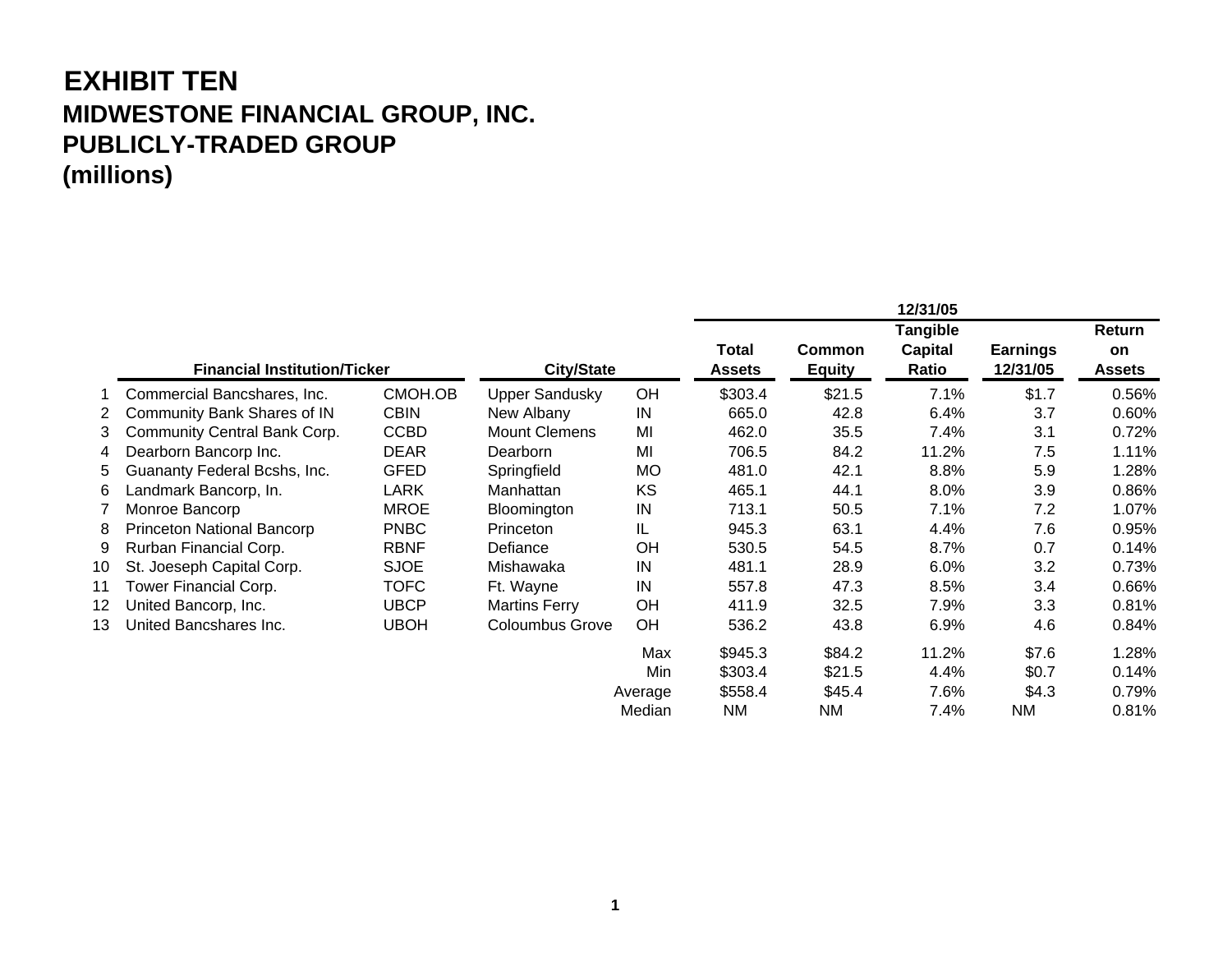# EXHIBIT TEN

## MIDWESTONE FINANCIAL GROUP, INC.
## PUBLICLY-TRADED GROUP
## (millions)

| | Financial Institution/Ticker | | City/State | | Total Assets | Common Equity | Tangible Capital Ratio | Earnings 12/31/05 | Return on Assets |
|---|---|---|---|---|---|---|---|---|---|
| | | | | | 12/31/05 | | | | |
| 1 | Commercial Bancshares, Inc. | CMOH.OB | Upper Sandusky | OH | $303.4 | $21.5 | 7.1% | $1.7 | 0.56% |
| 2 | Community Bank Shares of IN | CBIN | New Albany | IN | 665.0 | 42.8 | 6.4% | 3.7 | 0.60% |
| 3 | Community Central Bank Corp. | CCBD | Mount Clemens | MI | 462.0 | 35.5 | 7.4% | 3.1 | 0.72% |
| 4 | Dearborn Bancorp Inc. | DEAR | Dearborn | MI | 706.5 | 84.2 | 11.2% | 7.5 | 1.11% |
| 5 | Guananty Federal Bcshs, Inc. | GFED | Springfield | MO | 481.0 | 42.1 | 8.8% | 5.9 | 1.28% |
| 6 | Landmark Bancorp, In. | LARK | Manhattan | KS | 465.1 | 44.1 | 8.0% | 3.9 | 0.86% |
| 7 | Monroe Bancorp | MROE | Bloomington | IN | 713.1 | 50.5 | 7.1% | 7.2 | 1.07% |
| 8 | Princeton National Bancorp | PNBC | Princeton | IL | 945.3 | 63.1 | 4.4% | 7.6 | 0.95% |
| 9 | Rurban Financial Corp. | RBNF | Defiance | OH | 530.5 | 54.5 | 8.7% | 0.7 | 0.14% |
| 10 | St. Joeseph Capital Corp. | SJOE | Mishawaka | IN | 481.1 | 28.9 | 6.0% | 3.2 | 0.73% |
| 11 | Tower Financial Corp. | TOFC | Ft. Wayne | IN | 557.8 | 47.3 | 8.5% | 3.4 | 0.66% |
| 12 | United Bancorp, Inc. | UBCP | Martins Ferry | OH | 411.9 | 32.5 | 7.9% | 3.3 | 0.81% |
| 13 | United Bancshares Inc. | UBOH | Coloumbus Grove | OH | 536.2 | 43.8 | 6.9% | 4.6 | 0.84% |
| | | | | Max | $945.3 | $84.2 | 11.2% | $7.6 | 1.28% |
| | | | | Min | $303.4 | $21.5 | 4.4% | $0.7 | 0.14% |
| | | | | Average | $558.4 | $45.4 | 7.6% | $4.3 | 0.79% |
| | | | | Median | NM | NM | 7.4% | NM | 0.81% |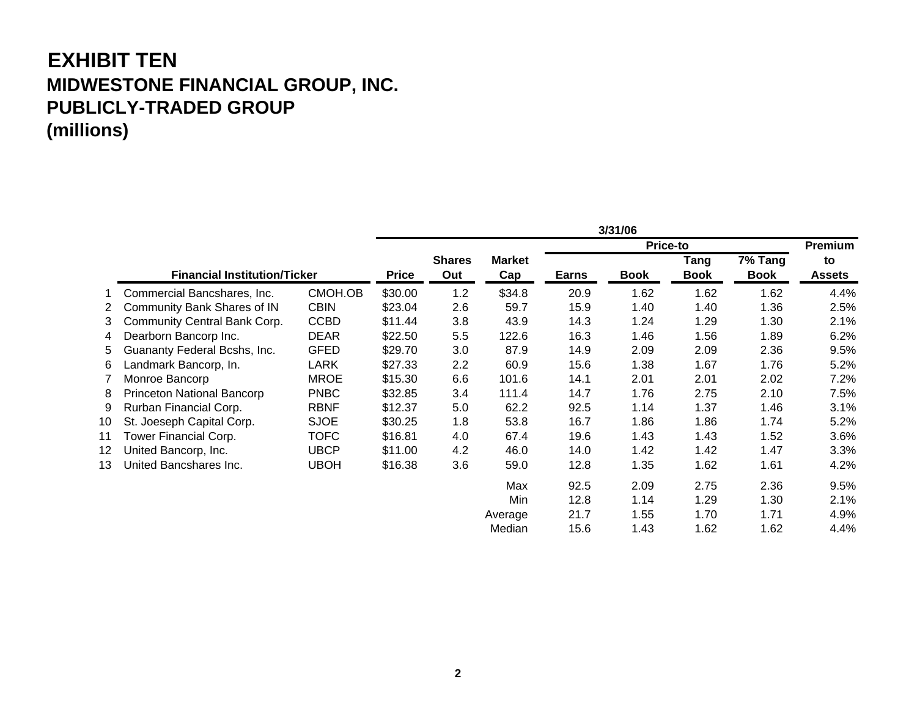# EXHIBIT TEN

## MIDWESTONE FINANCIAL GROUP, INC.
## PUBLICLY-TRADED GROUP
## (millions)

| | Financial Institution/Ticker | | Price | Shares Out | Market Cap | Price-to Earns | Price-to Book | Price-to Tang Book | Price-to 7% Tang Book | Premium to Assets |
|---|---|---|---|---|---|---|---|---|---|---|
| | | | 3/31/06 | | | | | | | |
| 1 | Commercial Bancshares, Inc. | CMOH.OB | $30.00 | 1.2 | $34.8 | 20.9 | 1.62 | 1.62 | 1.62 | 4.4% |
| 2 | Community Bank Shares of IN | CBIN | $23.04 | 2.6 | 59.7 | 15.9 | 1.40 | 1.40 | 1.36 | 2.5% |
| 3 | Community Central Bank Corp. | CCBD | $11.44 | 3.8 | 43.9 | 14.3 | 1.24 | 1.29 | 1.30 | 2.1% |
| 4 | Dearborn Bancorp Inc. | DEAR | $22.50 | 5.5 | 122.6 | 16.3 | 1.46 | 1.56 | 1.89 | 6.2% |
| 5 | Guananty Federal Bcshs, Inc. | GFED | $29.70 | 3.0 | 87.9 | 14.9 | 2.09 | 2.09 | 2.36 | 9.5% |
| 6 | Landmark Bancorp, In. | LARK | $27.33 | 2.2 | 60.9 | 15.6 | 1.38 | 1.67 | 1.76 | 5.2% |
| 7 | Monroe Bancorp | MROE | $15.30 | 6.6 | 101.6 | 14.1 | 2.01 | 2.01 | 2.02 | 7.2% |
| 8 | Princeton National Bancorp | PNBC | $32.85 | 3.4 | 111.4 | 14.7 | 1.76 | 2.75 | 2.10 | 7.5% |
| 9 | Rurban Financial Corp. | RBNF | $12.37 | 5.0 | 62.2 | 92.5 | 1.14 | 1.37 | 1.46 | 3.1% |
| 10 | St. Joeseph Capital Corp. | SJOE | $30.25 | 1.8 | 53.8 | 16.7 | 1.86 | 1.86 | 1.74 | 5.2% |
| 11 | Tower Financial Corp. | TOFC | $16.81 | 4.0 | 67.4 | 19.6 | 1.43 | 1.43 | 1.52 | 3.6% |
| 12 | United Bancorp, Inc. | UBCP | $11.00 | 4.2 | 46.0 | 14.0 | 1.42 | 1.42 | 1.47 | 3.3% |
| 13 | United Bancshares Inc. | UBOH | $16.38 | 3.6 | 59.0 | 12.8 | 1.35 | 1.62 | 1.61 | 4.2% |
| | | | | | Max | 92.5 | 2.09 | 2.75 | 2.36 | 9.5% |
| | | | | | Min | 12.8 | 1.14 | 1.29 | 1.30 | 2.1% |
| | | | | | Average | 21.7 | 1.55 | 1.70 | 1.71 | 4.9% |
| | | | | | Median | 15.6 | 1.43 | 1.62 | 1.62 | 4.4% |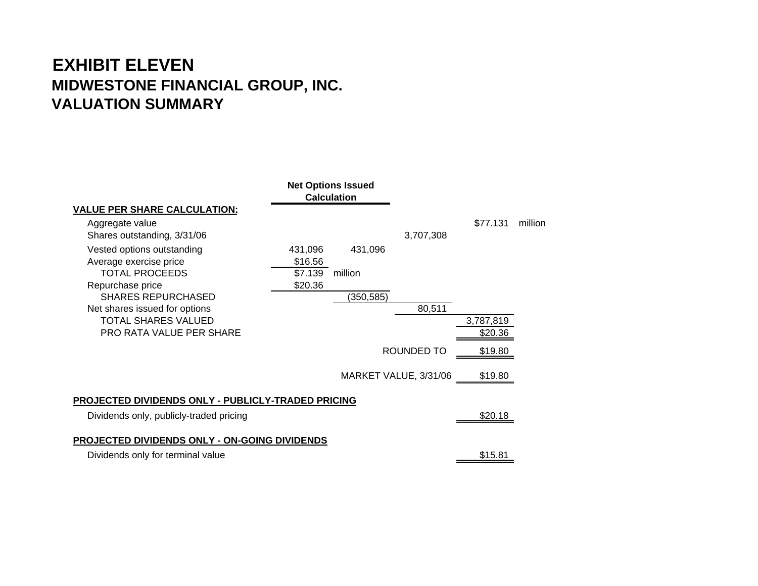# EXHIBIT ELEVEN
## MIDWESTONE FINANCIAL GROUP, INC.
## VALUATION SUMMARY

| | Net Options Issued Calculation | | | | |
|---|---|---|---|---|---|
| **VALUE PER SHARE CALCULATION:** | | | | | |
| Aggregate value | | | | $77.131 | million |
| Shares outstanding, 3/31/06 | | | 3,707,308 | | |
| Vested options outstanding | 431,096 | 431,096 | | | |
| Average exercise price | $16.56 | | | | |
| TOTAL PROCEEDS | $7.139 | million | | | |
| Repurchase price | $20.36 | | | | |
| SHARES REPURCHASED | | (350,585) | | | |
| Net shares issued for options | | | 80,511 | | |
| TOTAL SHARES VALUED | | | | 3,787,819 | |
| PRO RATA VALUE PER SHARE | | | | $20.36 | |
| | | | ROUNDED TO | $19.80 | |
| | | | MARKET VALUE, 3/31/06 | $19.80 | |

**PROJECTED DIVIDENDS ONLY - PUBLICLY-TRADED PRICING**

| | |
|---|---|
| Dividends only, publicly-traded pricing | $20.18 |

**PROJECTED DIVIDENDS ONLY - ON-GOING DIVIDENDS**

| | |
|---|---|
| Dividends only for terminal value | $15.81 |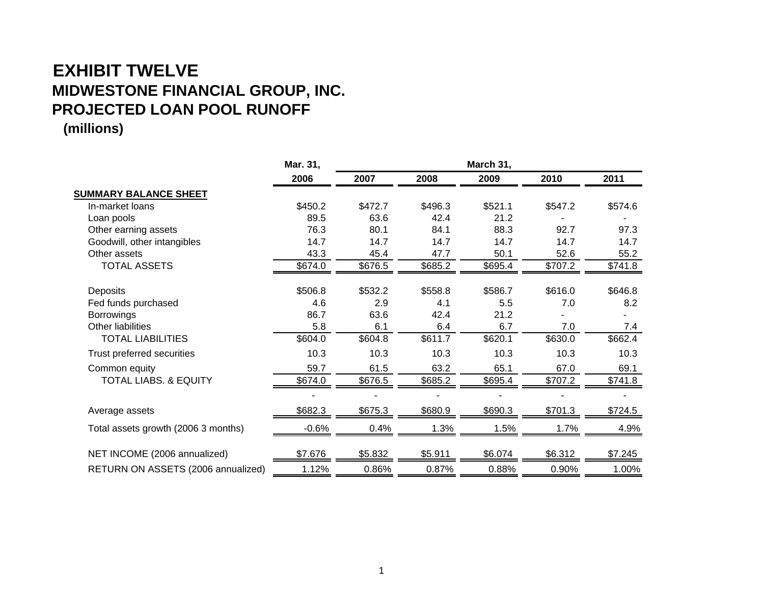# EXHIBIT TWELVE

## MIDWESTONE FINANCIAL GROUP, INC.

## PROJECTED LOAN POOL RUNOFF

**(millions)**

| | Mar. 31, | March 31, | | | | |
|---|---|---|---|---|---|---|
| | 2006 | 2007 | 2008 | 2009 | 2010 | 2011 |
| **SUMMARY BALANCE SHEET** | | | | | | |
| In-market loans | $450.2 | $472.7 | $496.3 | $521.1 | $547.2 | $574.6 |
| Loan pools | 89.5 | 63.6 | 42.4 | 21.2 | - | - |
| Other earning assets | 76.3 | 80.1 | 84.1 | 88.3 | 92.7 | 97.3 |
| Goodwill, other intangibles | 14.7 | 14.7 | 14.7 | 14.7 | 14.7 | 14.7 |
| Other assets | 43.3 | 45.4 | 47.7 | 50.1 | 52.6 | 55.2 |
| TOTAL ASSETS | $674.0 | $676.5 | $685.2 | $695.4 | $707.2 | $741.8 |
| Deposits | $506.8 | $532.2 | $558.8 | $586.7 | $616.0 | $646.8 |
| Fed funds purchased | 4.6 | 2.9 | 4.1 | 5.5 | 7.0 | 8.2 |
| Borrowings | 86.7 | 63.6 | 42.4 | 21.2 | - | - |
| Other liabilities | 5.8 | 6.1 | 6.4 | 6.7 | 7.0 | 7.4 |
| TOTAL LIABILITIES | $604.0 | $604.8 | $611.7 | $620.1 | $630.0 | $662.4 |
| Trust preferred securities | 10.3 | 10.3 | 10.3 | 10.3 | 10.3 | 10.3 |
| Common equity | 59.7 | 61.5 | 63.2 | 65.1 | 67.0 | 69.1 |
| TOTAL LIABS. & EQUITY | $674.0 | $676.5 | $685.2 | $695.4 | $707.2 | $741.8 |
| | - | - | - | - | - | - |
| Average assets | $682.3 | $675.3 | $680.9 | $690.3 | $701.3 | $724.5 |
| Total assets growth (2006 3 months) | -0.6% | 0.4% | 1.3% | 1.5% | 1.7% | 4.9% |
| NET INCOME (2006 annualized) | $7.676 | $5.832 | $5.911 | $6.074 | $6.312 | $7.245 |
| RETURN ON ASSETS (2006 annualized) | 1.12% | 0.86% | 0.87% | 0.88% | 0.90% | 1.00% |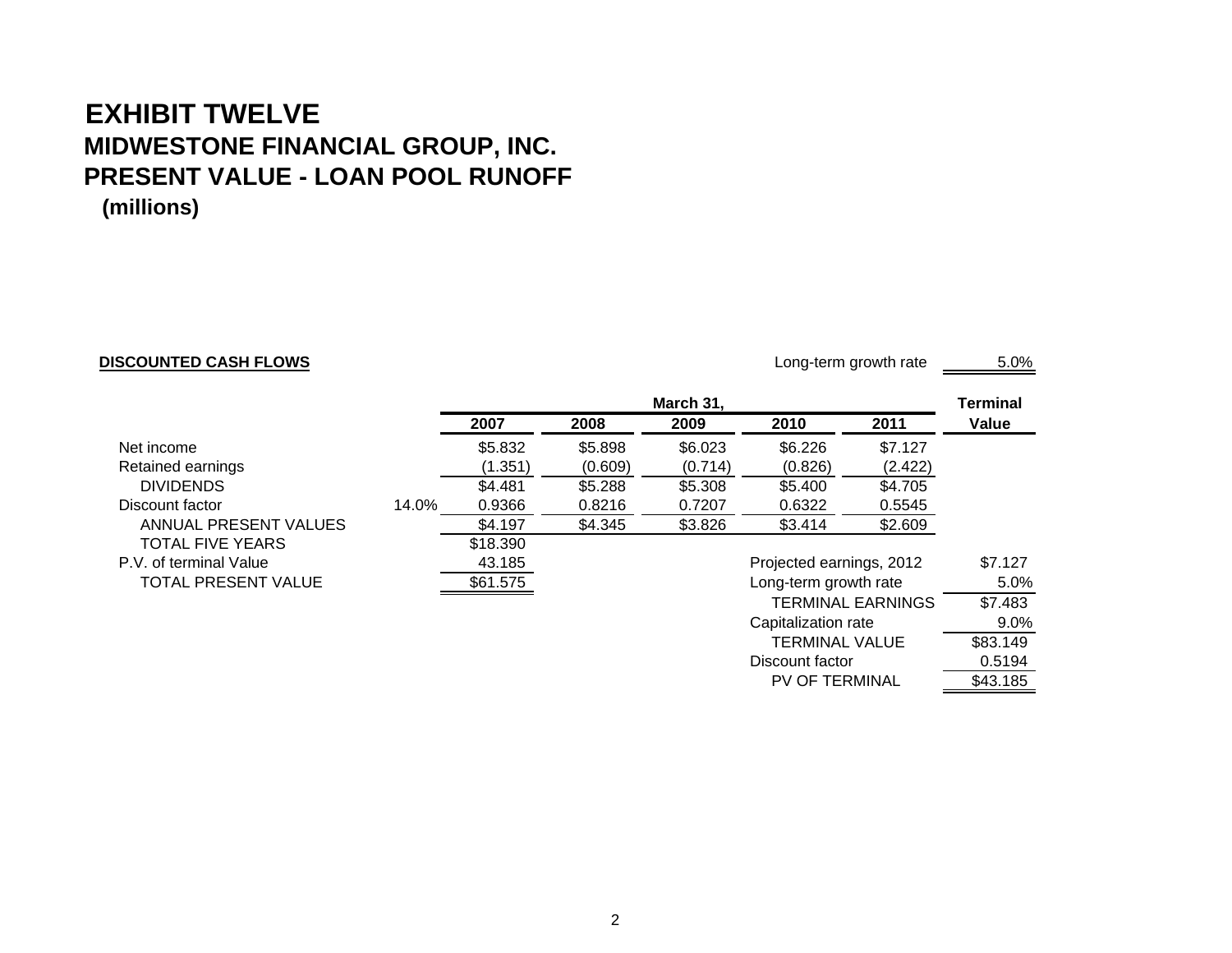# EXHIBIT TWELVE

## MIDWESTONE FINANCIAL GROUP, INC.

## PRESENT VALUE - LOAN POOL RUNOFF

**(millions)**

**DISCOUNTED CASH FLOWS**

Long-term growth rate 5.0%

| | | March 31, | | | | | Terminal |
|---|---|---|---|---|---|---|---|
| | | **2007** | **2008** | **2009** | **2010** | **2011** | **Value** |
| Net income | | $5.832 | $5.898 | $6.023 | $6.226 | $7.127 | |
| Retained earnings | | (1.351) | (0.609) | (0.714) | (0.826) | (2.422) | |
| DIVIDENDS | | $4.481 | $5.288 | $5.308 | $5.400 | $4.705 | |
| Discount factor | 14.0% | 0.9366 | 0.8216 | 0.7207 | 0.6322 | 0.5545 | |
| ANNUAL PRESENT VALUES | | $4.197 | $4.345 | $3.826 | $3.414 | $2.609 | |
| TOTAL FIVE YEARS | | $18.390 | | | | | |
| P.V. of terminal Value | | 43.185 | | | Projected earnings, 2012 | | $7.127 |
| TOTAL PRESENT VALUE | | $61.575 | | | Long-term growth rate | | 5.0% |
| | | | | | TERMINAL EARNINGS | | $7.483 |
| | | | | | Capitalization rate | | 9.0% |
| | | | | | TERMINAL VALUE | | $83.149 |
| | | | | | Discount factor | | 0.5194 |
| | | | | | PV OF TERMINAL | | $43.185 |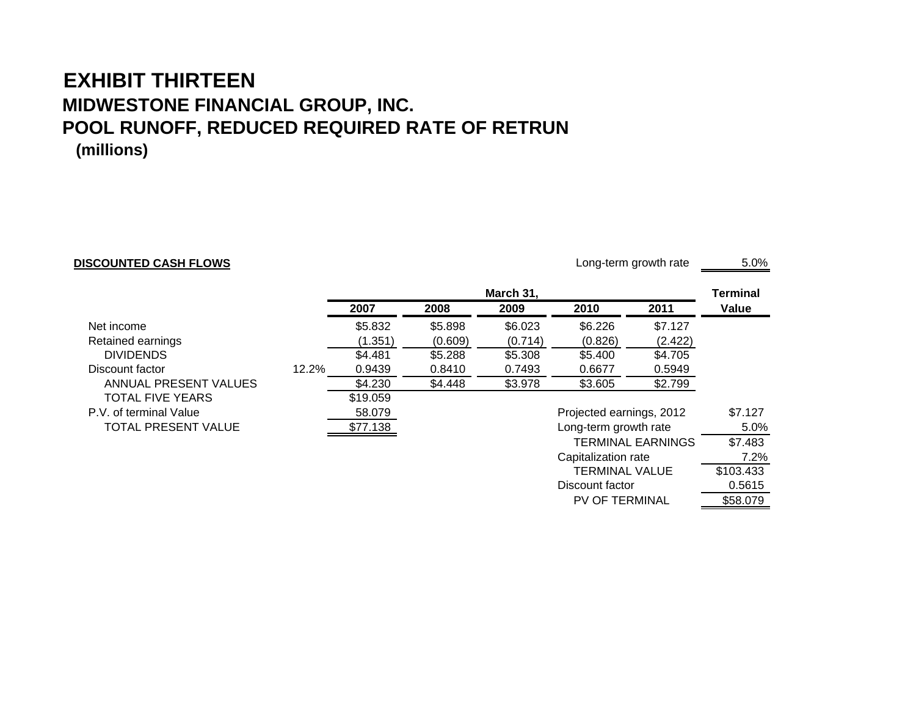# EXHIBIT THIRTEEN

## MIDWESTONE FINANCIAL GROUP, INC.

## POOL RUNOFF, REDUCED REQUIRED RATE OF RETRUN

**(millions)**

**DISCOUNTED CASH FLOWS**

Long-term growth rate 5.0%

| | | March 31, | | | | | Terminal |
|---|---|---|---|---|---|---|---|
| | | **2007** | **2008** | **2009** | **2010** | **2011** | **Value** |
| Net income | | $5.832 | $5.898 | $6.023 | $6.226 | $7.127 | |
| Retained earnings | | (1.351) | (0.609) | (0.714) | (0.826) | (2.422) | |
| DIVIDENDS | | $4.481 | $5.288 | $5.308 | $5.400 | $4.705 | |
| Discount factor | 12.2% | 0.9439 | 0.8410 | 0.7493 | 0.6677 | 0.5949 | |
| ANNUAL PRESENT VALUES | | $4.230 | $4.448 | $3.978 | $3.605 | $2.799 | |
| TOTAL FIVE YEARS | | $19.059 | | | | | |
| P.V. of terminal Value | | 58.079 | | | | | |
| TOTAL PRESENT VALUE | | $77.138 | | | | | |

| | |
|---|---|
| Projected earnings, 2012 | $7.127 |
| Long-term growth rate | 5.0% |
| TERMINAL EARNINGS | $7.483 |
| Capitalization rate | 7.2% |
| TERMINAL VALUE | $103.433 |
| Discount factor | 0.5615 |
| PV OF TERMINAL | $58.079 |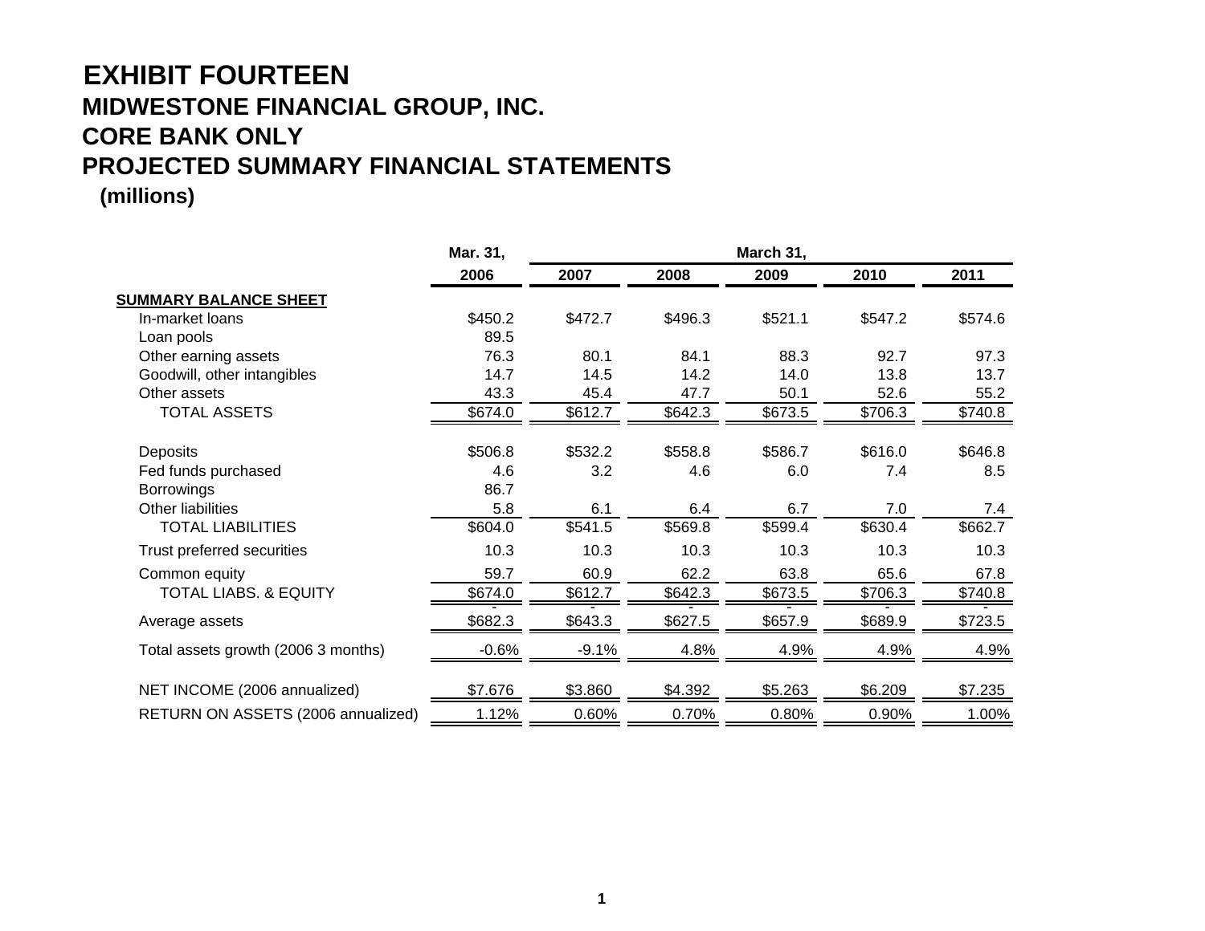# EXHIBIT FOURTEEN
## MIDWESTONE FINANCIAL GROUP, INC.
## CORE BANK ONLY
## PROJECTED SUMMARY FINANCIAL STATEMENTS
**(millions)**

| | Mar. 31, | March 31, | | | | |
|---|---|---|---|---|---|---|
| | 2006 | 2007 | 2008 | 2009 | 2010 | 2011 |
| **SUMMARY BALANCE SHEET** | | | | | | |
| In-market loans | $450.2 | $472.7 | $496.3 | $521.1 | $547.2 | $574.6 |
| Loan pools | 89.5 | | | | | |
| Other earning assets | 76.3 | 80.1 | 84.1 | 88.3 | 92.7 | 97.3 |
| Goodwill, other intangibles | 14.7 | 14.5 | 14.2 | 14.0 | 13.8 | 13.7 |
| Other assets | 43.3 | 45.4 | 47.7 | 50.1 | 52.6 | 55.2 |
| TOTAL ASSETS | $674.0 | $612.7 | $642.3 | $673.5 | $706.3 | $740.8 |
| Deposits | $506.8 | $532.2 | $558.8 | $586.7 | $616.0 | $646.8 |
| Fed funds purchased | 4.6 | 3.2 | 4.6 | 6.0 | 7.4 | 8.5 |
| Borrowings | 86.7 | | | | | |
| Other liabilities | 5.8 | 6.1 | 6.4 | 6.7 | 7.0 | 7.4 |
| TOTAL LIABILITIES | $604.0 | $541.5 | $569.8 | $599.4 | $630.4 | $662.7 |
| Trust preferred securities | 10.3 | 10.3 | 10.3 | 10.3 | 10.3 | 10.3 |
| Common equity | 59.7 | 60.9 | 62.2 | 63.8 | 65.6 | 67.8 |
| TOTAL LIABS. & EQUITY | $674.0 | $612.7 | $642.3 | $673.5 | $706.3 | $740.8 |
| | - | - | - | - | - | - |
| Average assets | $682.3 | $643.3 | $627.5 | $657.9 | $689.9 | $723.5 |
| Total assets growth (2006 3 months) | -0.6% | -9.1% | 4.8% | 4.9% | 4.9% | 4.9% |
| NET INCOME (2006 annualized) | $7.676 | $3.860 | $4.392 | $5.263 | $6.209 | $7.235 |
| RETURN ON ASSETS (2006 annualized) | 1.12% | 0.60% | 0.70% | 0.80% | 0.90% | 1.00% |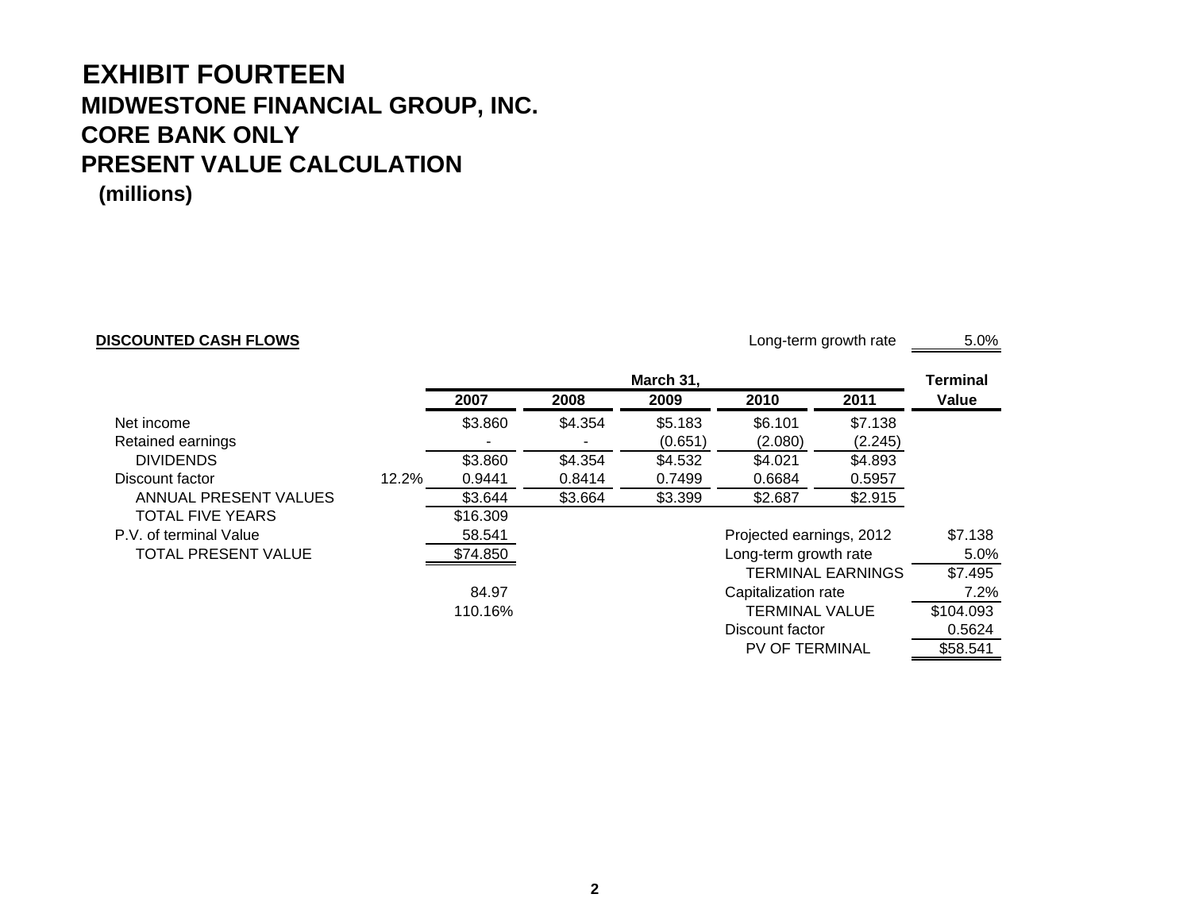# EXHIBIT FOURTEEN

## MIDWESTONE FINANCIAL GROUP, INC.

## CORE BANK ONLY

## PRESENT VALUE CALCULATION

### (millions)

**DISCOUNTED CASH FLOWS**

Long-term growth rate 5.0%

| | | March 31, | | | | | Terminal |
|---|---|---|---|---|---|---|---|
| | | 2007 | 2008 | 2009 | 2010 | 2011 | Value |
| Net income | | $3.860 | $4.354 | $5.183 | $6.101 | $7.138 | |
| Retained earnings | | - | - | (0.651) | (2.080) | (2.245) | |
| DIVIDENDS | | $3.860 | $4.354 | $4.532 | $4.021 | $4.893 | |
| Discount factor | 12.2% | 0.9441 | 0.8414 | 0.7499 | 0.6684 | 0.5957 | |
| ANNUAL PRESENT VALUES | | $3.644 | $3.664 | $3.399 | $2.687 | $2.915 | |
| TOTAL FIVE YEARS | | $16.309 | | | | | |
| P.V. of terminal Value | | 58.541 | | | Projected earnings, 2012 | | $7.138 |
| TOTAL PRESENT VALUE | | $74.850 | | | Long-term growth rate | | 5.0% |
| | | | | | TERMINAL EARNINGS | | $7.495 |
| | | 84.97 | | | Capitalization rate | | 7.2% |
| | | 110.16% | | | TERMINAL VALUE | | $104.093 |
| | | | | | Discount factor | | 0.5624 |
| | | | | | PV OF TERMINAL | | $58.541 |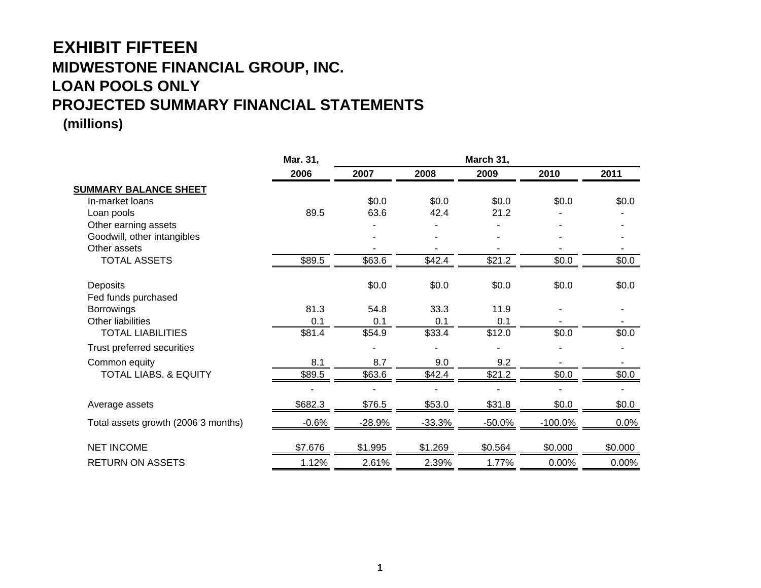# EXHIBIT FIFTEEN
## MIDWESTONE FINANCIAL GROUP, INC.
## LOAN POOLS ONLY
## PROJECTED SUMMARY FINANCIAL STATEMENTS
**(millions)**

| | Mar. 31, | March 31, | | | | |
|---|---|---|---|---|---|---|
| | 2006 | 2007 | 2008 | 2009 | 2010 | 2011 |
| **SUMMARY BALANCE SHEET** | | | | | | |
| In-market loans | | $0.0 | $0.0 | $0.0 | $0.0 | $0.0 |
| Loan pools | 89.5 | 63.6 | 42.4 | 21.2 | - | - |
| Other earning assets | | - | - | - | - | - |
| Goodwill, other intangibles | | - | - | - | - | - |
| Other assets | | - | - | - | - | - |
| TOTAL ASSETS | $89.5 | $63.6 | $42.4 | $21.2 | $0.0 | $0.0 |
| | | | | | | |
| Deposits | | $0.0 | $0.0 | $0.0 | $0.0 | $0.0 |
| Fed funds purchased | | | | | | |
| Borrowings | 81.3 | 54.8 | 33.3 | 11.9 | - | - |
| Other liabilities | 0.1 | 0.1 | 0.1 | 0.1 | - | - |
| TOTAL LIABILITIES | $81.4 | $54.9 | $33.4 | $12.0 | $0.0 | $0.0 |
| Trust preferred securities | | - | - | - | - | - |
| Common equity | 8.1 | 8.7 | 9.0 | 9.2 | - | - |
| TOTAL LIABS. & EQUITY | $89.5 | $63.6 | $42.4 | $21.2 | $0.0 | $0.0 |
| | - | - | - | - | - | - |
| Average assets | $682.3 | $76.5 | $53.0 | $31.8 | $0.0 | $0.0 |
| Total assets growth (2006 3 months) | -0.6% | -28.9% | -33.3% | -50.0% | -100.0% | 0.0% |
| | | | | | | |
| NET INCOME | $7.676 | $1.995 | $1.269 | $0.564 | $0.000 | $0.000 |
| RETURN ON ASSETS | 1.12% | 2.61% | 2.39% | 1.77% | 0.00% | 0.00% |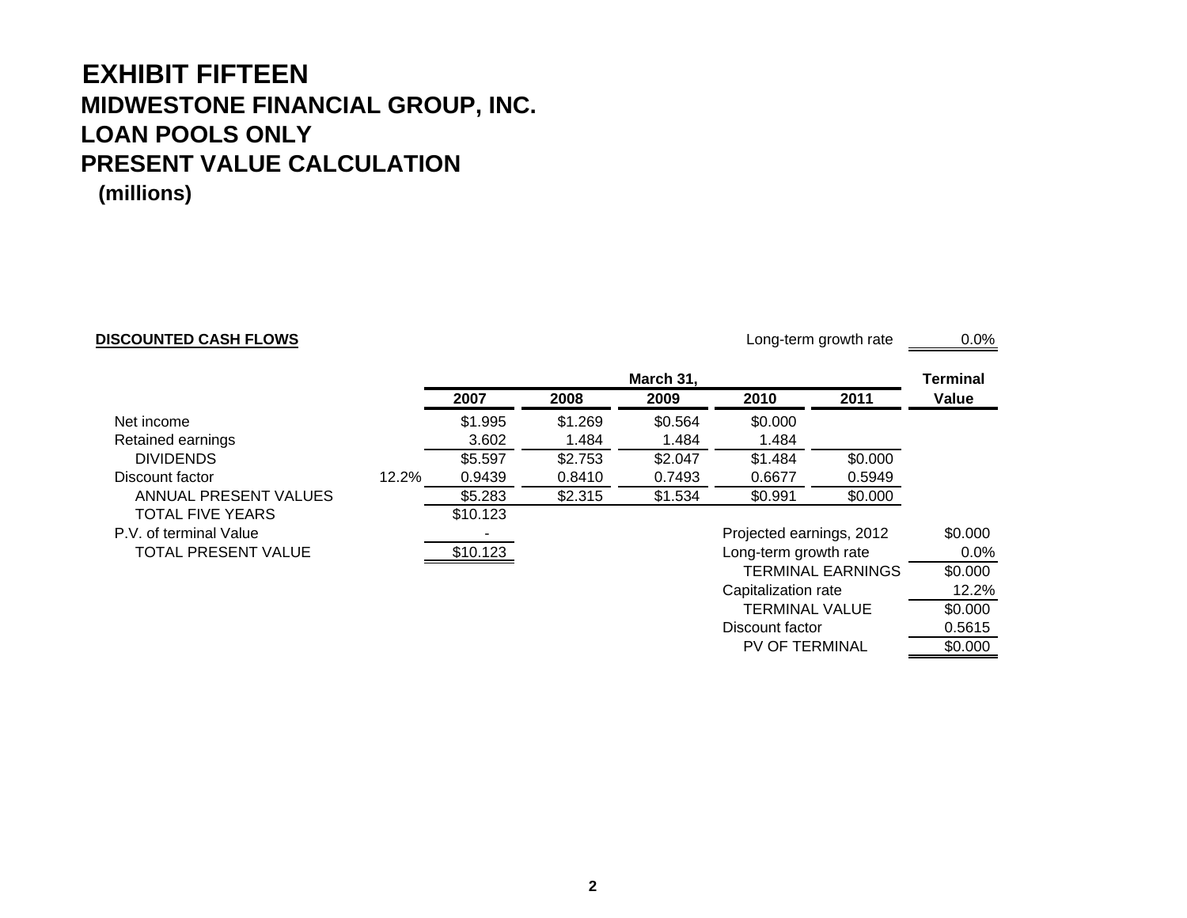# EXHIBIT FIFTEEN
## MIDWESTONE FINANCIAL GROUP, INC.
## LOAN POOLS ONLY
## PRESENT VALUE CALCULATION
### (millions)

**DISCOUNTED CASH FLOWS**

Long-term growth rate 0.0%

| | | March 31, | | | | | Terminal |
|---|---|---|---|---|---|---|---|
| | | 2007 | 2008 | 2009 | 2010 | 2011 | Value |
| Net income | | $1.995 | $1.269 | $0.564 | $0.000 | | |
| Retained earnings | | 3.602 | 1.484 | 1.484 | 1.484 | | |
| DIVIDENDS | | $5.597 | $2.753 | $2.047 | $1.484 | $0.000 | |
| Discount factor | 12.2% | 0.9439 | 0.8410 | 0.7493 | 0.6677 | 0.5949 | |
| ANNUAL PRESENT VALUES | | $5.283 | $2.315 | $1.534 | $0.991 | $0.000 | |
| TOTAL FIVE YEARS | | $10.123 | | | | | |
| P.V. of terminal Value | | - | | | Projected earnings, 2012 | | $0.000 |
| TOTAL PRESENT VALUE | | $10.123 | | | Long-term growth rate | | 0.0% |
| | | | | | TERMINAL EARNINGS | | $0.000 |
| | | | | | Capitalization rate | | 12.2% |
| | | | | | TERMINAL VALUE | | $0.000 |
| | | | | | Discount factor | | 0.5615 |
| | | | | | PV OF TERMINAL | | $0.000 |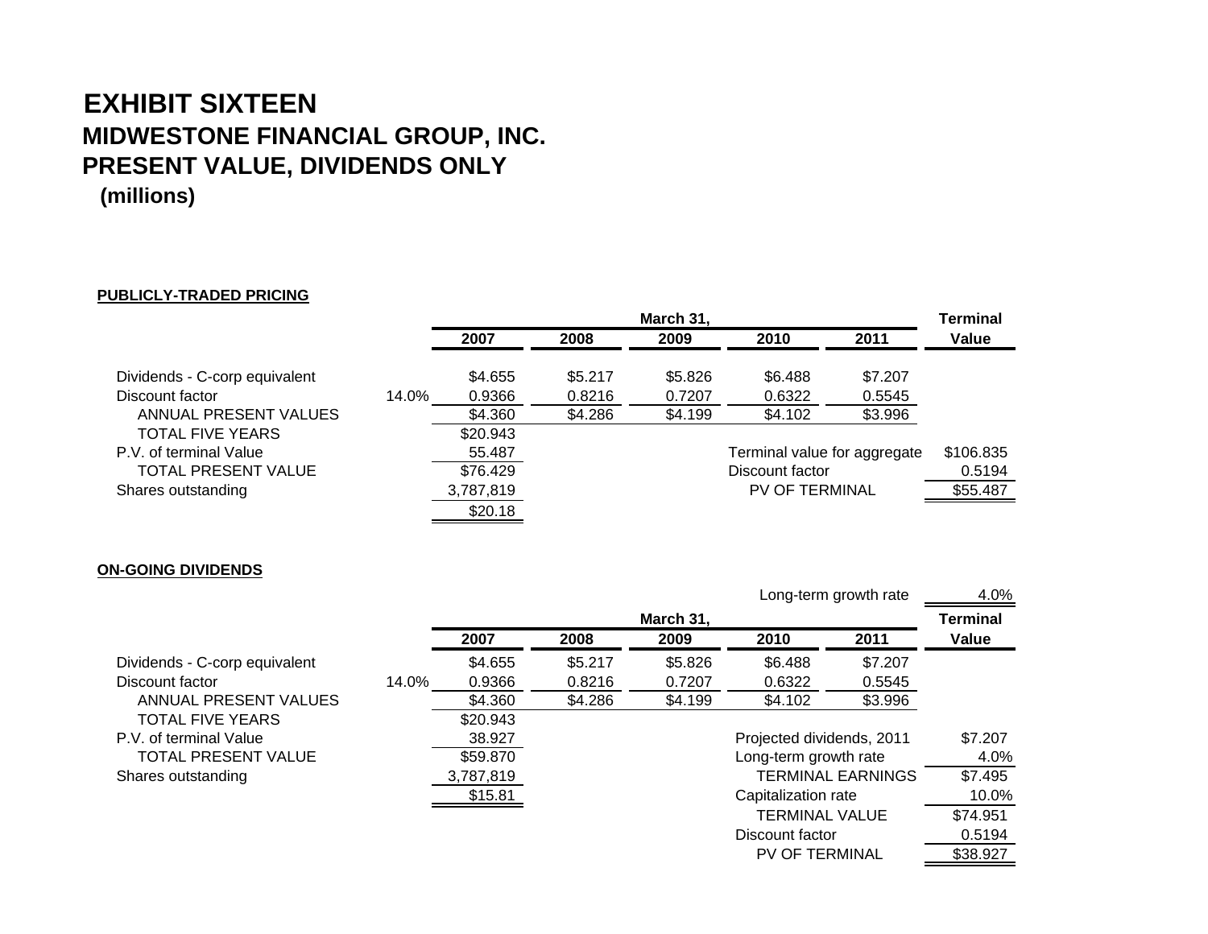# EXHIBIT SIXTEEN

## MIDWESTONE FINANCIAL GROUP, INC.

## PRESENT VALUE, DIVIDENDS ONLY

**(millions)**

**PUBLICLY-TRADED PRICING**

| | | March 31, | | | | | Terminal |
|---|---|---|---|---|---|---|---|
| | | **2007** | **2008** | **2009** | **2010** | **2011** | **Value** |
| Dividends - C-corp equivalent | | $4.655 | $5.217 | $5.826 | $6.488 | $7.207 | |
| Discount factor | 14.0% | 0.9366 | 0.8216 | 0.7207 | 0.6322 | 0.5545 | |
| ANNUAL PRESENT VALUES | | $4.360 | $4.286 | $4.199 | $4.102 | $3.996 | |
| TOTAL FIVE YEARS | | $20.943 | | | | | |
| P.V. of terminal Value | | 55.487 | | | Terminal value for aggregate | | $106.835 |
| TOTAL PRESENT VALUE | | $76.429 | | | Discount factor | | 0.5194 |
| Shares outstanding | | 3,787,819 | | | PV OF TERMINAL | | $55.487 |
| | | $20.18 | | | | | |

**ON-GOING DIVIDENDS**

Long-term growth rate 4.0%

| | | March 31, | | | | | Terminal |
|---|---|---|---|---|---|---|---|
| | | **2007** | **2008** | **2009** | **2010** | **2011** | **Value** |
| Dividends - C-corp equivalent | | $4.655 | $5.217 | $5.826 | $6.488 | $7.207 | |
| Discount factor | 14.0% | 0.9366 | 0.8216 | 0.7207 | 0.6322 | 0.5545 | |
| ANNUAL PRESENT VALUES | | $4.360 | $4.286 | $4.199 | $4.102 | $3.996 | |
| TOTAL FIVE YEARS | | $20.943 | | | | | |
| P.V. of terminal Value | | 38.927 | | | Projected dividends, 2011 | | $7.207 |
| TOTAL PRESENT VALUE | | $59.870 | | | Long-term growth rate | | 4.0% |
| Shares outstanding | | 3,787,819 | | | TERMINAL EARNINGS | | $7.495 |
| | | $15.81 | | | Capitalization rate | | 10.0% |
| | | | | | TERMINAL VALUE | | $74.951 |
| | | | | | Discount factor | | 0.5194 |
| | | | | | PV OF TERMINAL | | $38.927 |